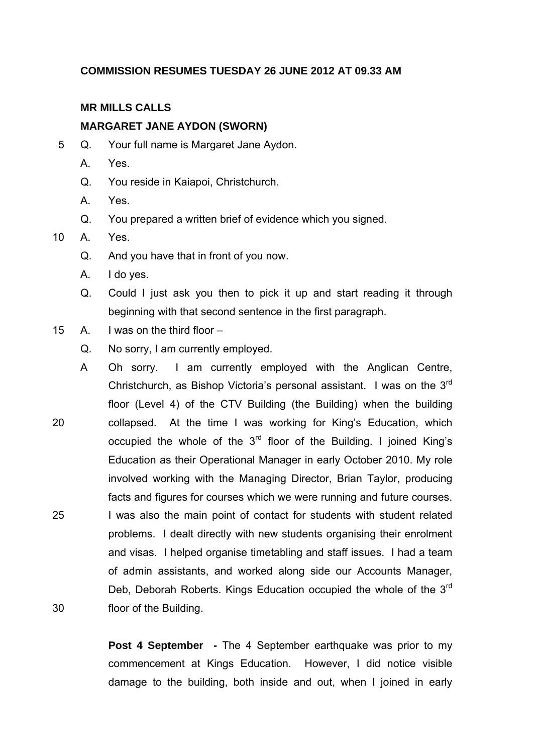**COMMISSION RESUMES TUESDAY 26 JUNE 2012 AT 09.33 AM**

**MR MILLS CALLS**

**MARGARET JANE AYDON (SWORN)**

Q. Your full name is Margaret Jane Aydon.

A. Yes.

Q. You reside in Kaiapoi, Christchurch.

A. Yes.

Q. You prepared a written brief of evidence which you signed.

A. Yes.

Q. And you have that in front of you now.

A. I do yes.

Q. Could I just ask you then to pick it up and start reading it through beginning with that second sentence in the first paragraph.

A. I was on the third floor –

Q. No sorry, I am currently employed.

A Oh sorry. I am currently employed with the Anglican Centre, Christchurch, as Bishop Victoria's personal assistant. I was on the 3rd floor (Level 4) of the CTV Building (the Building) when the building collapsed. At the time I was working for King's Education, which occupied the whole of the 3rd floor of the Building. I joined King's Education as their Operational Manager in early October 2010. My role involved working with the Managing Director, Brian Taylor, producing facts and figures for courses which we were running and future courses. I was also the main point of contact for students with student related problems. I dealt directly with new students organising their enrolment and visas. I helped organise timetabling and staff issues. I had a team of admin assistants, and worked along side our Accounts Manager, Deb, Deborah Roberts. Kings Education occupied the whole of the 3rd floor of the Building.

**Post 4 September -** The 4 September earthquake was prior to my commencement at Kings Education. However, I did notice visible damage to the building, both inside and out, when I joined in early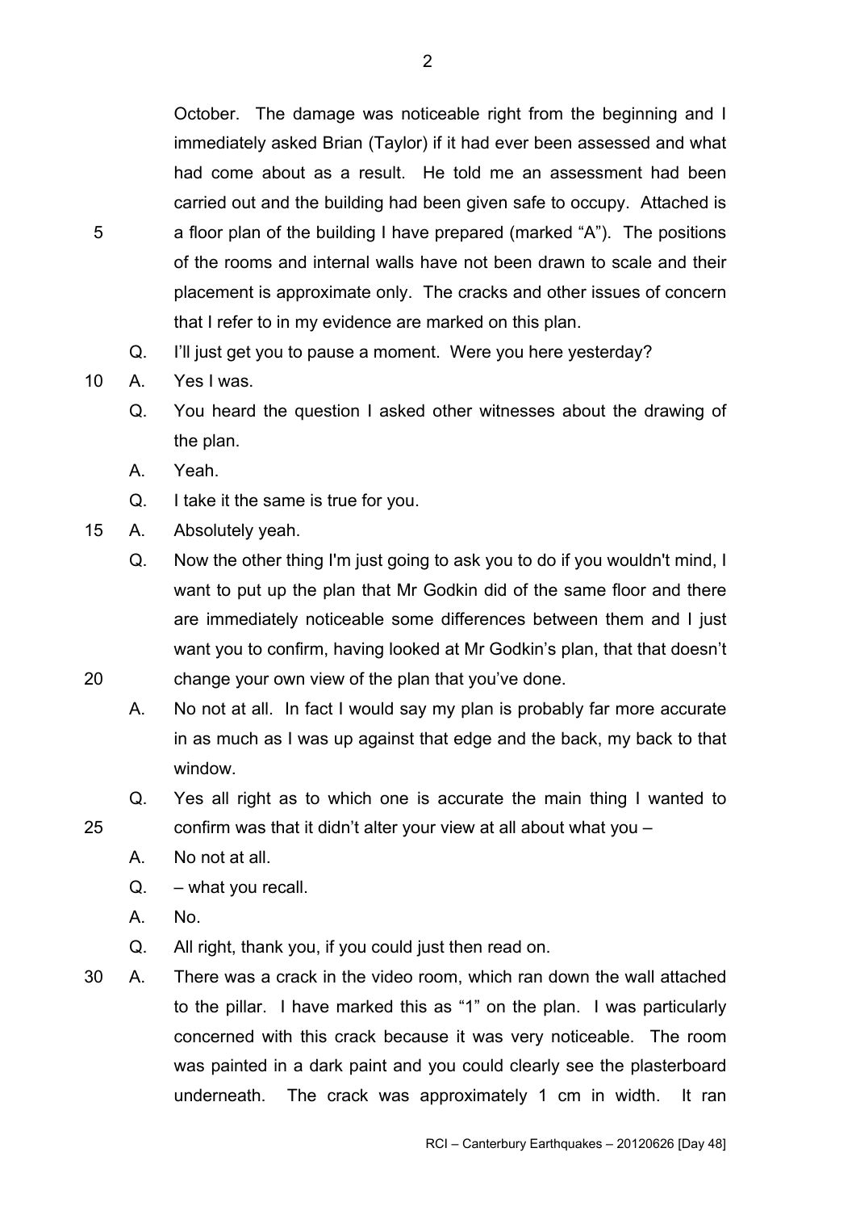October. The damage was noticeable right from the beginning and I immediately asked Brian (Taylor) if it had ever been assessed and what had come about as a result. He told me an assessment had been carried out and the building had been given safe to occupy. Attached is a floor plan of the building I have prepared (marked "A"). The positions of the rooms and internal walls have not been drawn to scale and their placement is approximate only. The cracks and other issues of concern that I refer to in my evidence are marked on this plan.

Q. I'll just get you to pause a moment. Were you here yesterday?

A. Yes I was.

Q. You heard the question I asked other witnesses about the drawing of the plan.

A. Yeah.

Q. I take it the same is true for you.

A. Absolutely yeah.

Q. Now the other thing I'm just going to ask you to do if you wouldn't mind, I want to put up the plan that Mr Godkin did of the same floor and there are immediately noticeable some differences between them and I just want you to confirm, having looked at Mr Godkin's plan, that that doesn't change your own view of the plan that you've done.

A. No not at all. In fact I would say my plan is probably far more accurate in as much as I was up against that edge and the back, my back to that window.

Q. Yes all right as to which one is accurate the main thing I wanted to confirm was that it didn't alter your view at all about what you –

A. No not at all.

Q. – what you recall.

A. No.

Q. All right, thank you, if you could just then read on.

A. There was a crack in the video room, which ran down the wall attached to the pillar. I have marked this as "1" on the plan. I was particularly concerned with this crack because it was very noticeable. The room was painted in a dark paint and you could clearly see the plasterboard underneath. The crack was approximately 1 cm in width. It ran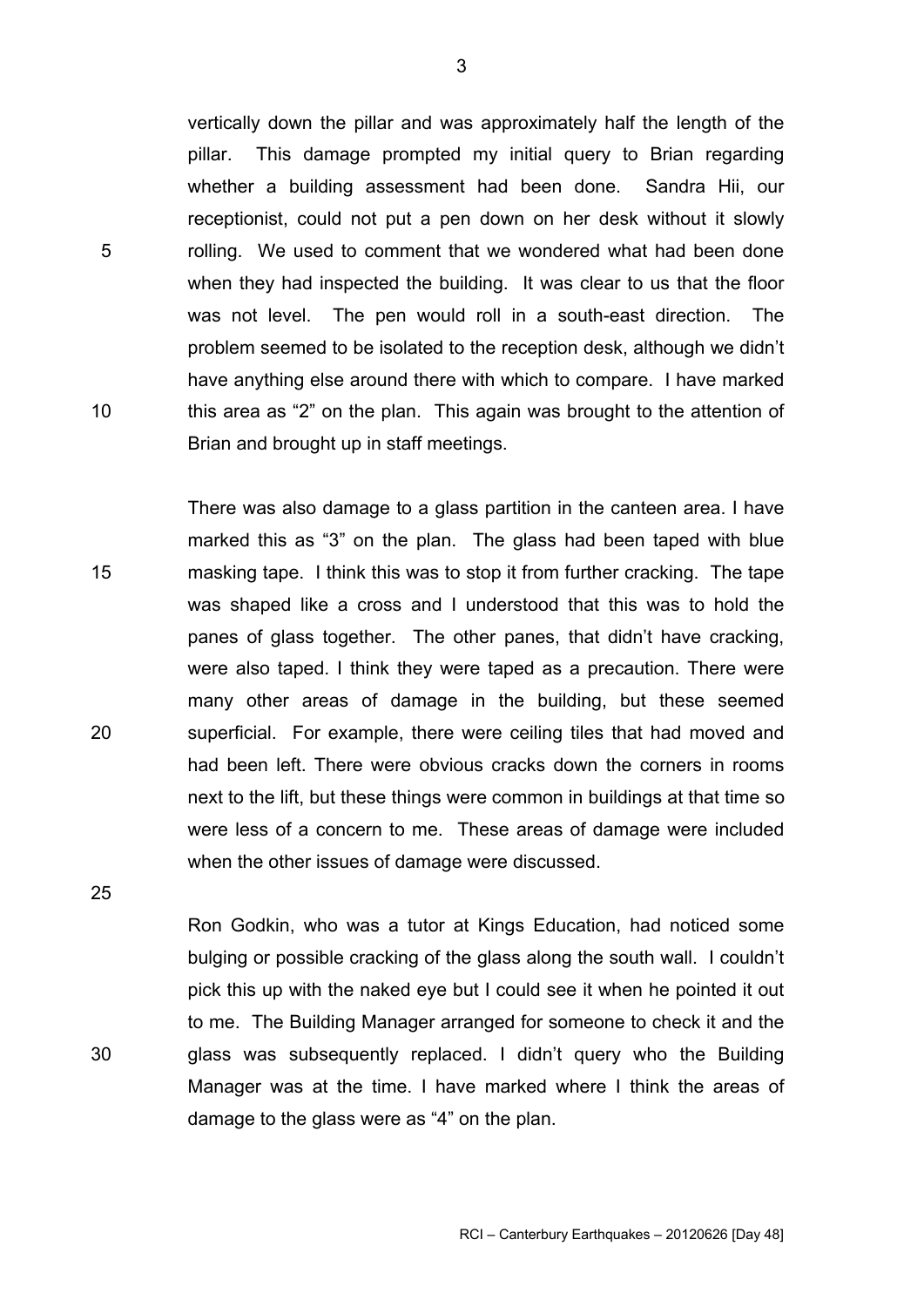vertically down the pillar and was approximately half the length of the pillar. This damage prompted my initial query to Brian regarding whether a building assessment had been done. Sandra Hii, our receptionist, could not put a pen down on her desk without it slowly rolling. We used to comment that we wondered what had been done when they had inspected the building. It was clear to us that the floor was not level. The pen would roll in a south-east direction. The problem seemed to be isolated to the reception desk, although we didn't have anything else around there with which to compare. I have marked this area as "2" on the plan. This again was brought to the attention of Brian and brought up in staff meetings.

There was also damage to a glass partition in the canteen area. I have marked this as "3" on the plan. The glass had been taped with blue masking tape. I think this was to stop it from further cracking. The tape was shaped like a cross and I understood that this was to hold the panes of glass together. The other panes, that didn't have cracking, were also taped. I think they were taped as a precaution. There were many other areas of damage in the building, but these seemed superficial. For example, there were ceiling tiles that had moved and had been left. There were obvious cracks down the corners in rooms next to the lift, but these things were common in buildings at that time so were less of a concern to me. These areas of damage were included when the other issues of damage were discussed.

Ron Godkin, who was a tutor at Kings Education, had noticed some bulging or possible cracking of the glass along the south wall. I couldn't pick this up with the naked eye but I could see it when he pointed it out to me. The Building Manager arranged for someone to check it and the glass was subsequently replaced. I didn't query who the Building Manager was at the time. I have marked where I think the areas of damage to the glass were as "4" on the plan.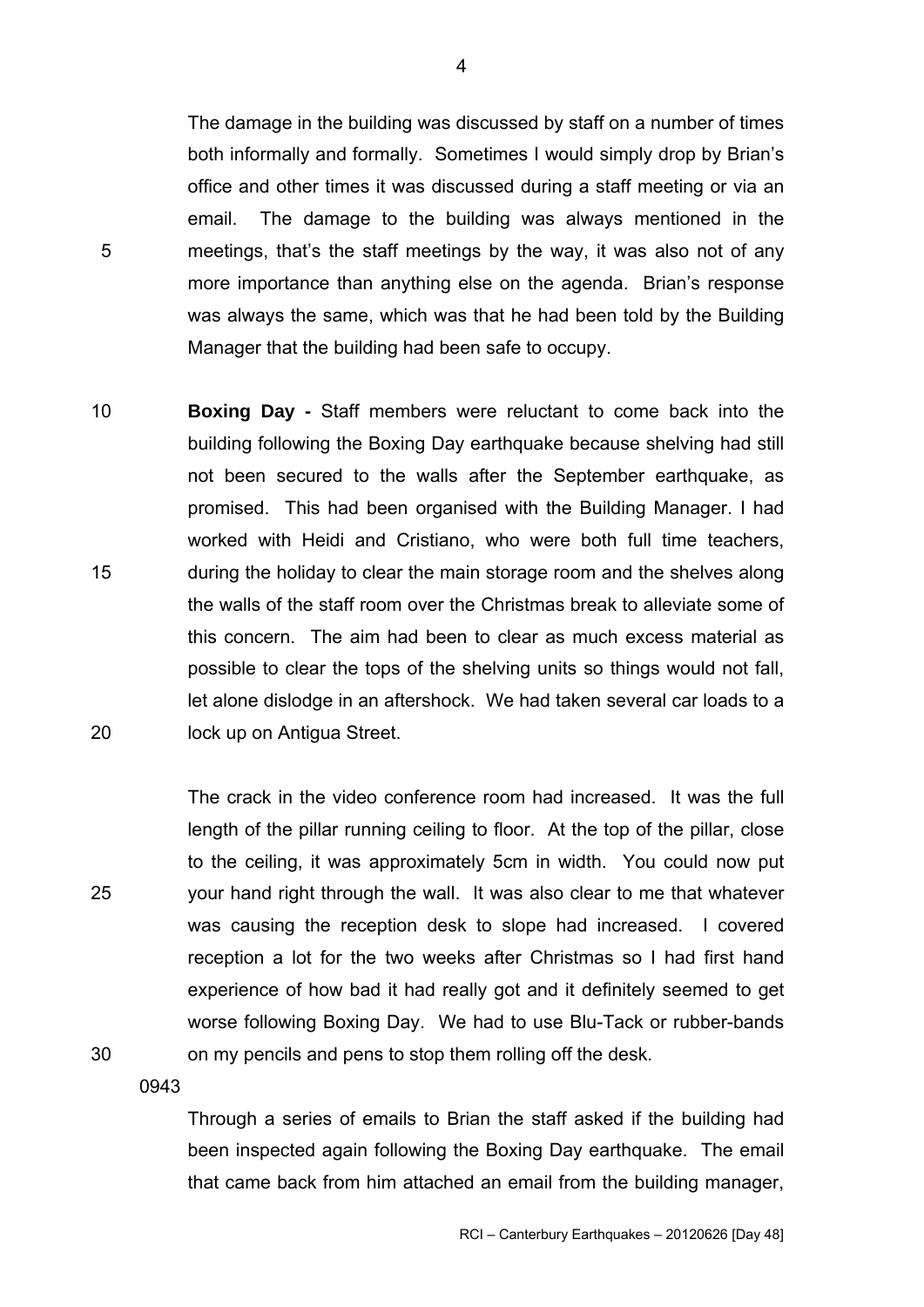The damage in the building was discussed by staff on a number of times both informally and formally. Sometimes I would simply drop by Brian's office and other times it was discussed during a staff meeting or via an email. The damage to the building was always mentioned in the meetings, that's the staff meetings by the way, it was also not of any more importance than anything else on the agenda. Brian's response was always the same, which was that he had been told by the Building Manager that the building had been safe to occupy.

**Boxing Day -** Staff members were reluctant to come back into the building following the Boxing Day earthquake because shelving had still not been secured to the walls after the September earthquake, as promised. This had been organised with the Building Manager. I had worked with Heidi and Cristiano, who were both full time teachers, during the holiday to clear the main storage room and the shelves along the walls of the staff room over the Christmas break to alleviate some of this concern. The aim had been to clear as much excess material as possible to clear the tops of the shelving units so things would not fall, let alone dislodge in an aftershock. We had taken several car loads to a lock up on Antigua Street.

The crack in the video conference room had increased. It was the full length of the pillar running ceiling to floor. At the top of the pillar, close to the ceiling, it was approximately 5cm in width. You could now put your hand right through the wall. It was also clear to me that whatever was causing the reception desk to slope had increased. I covered reception a lot for the two weeks after Christmas so I had first hand experience of how bad it had really got and it definitely seemed to get worse following Boxing Day. We had to use Blu-Tack or rubber-bands on my pencils and pens to stop them rolling off the desk.

0943

Through a series of emails to Brian the staff asked if the building had been inspected again following the Boxing Day earthquake. The email that came back from him attached an email from the building manager,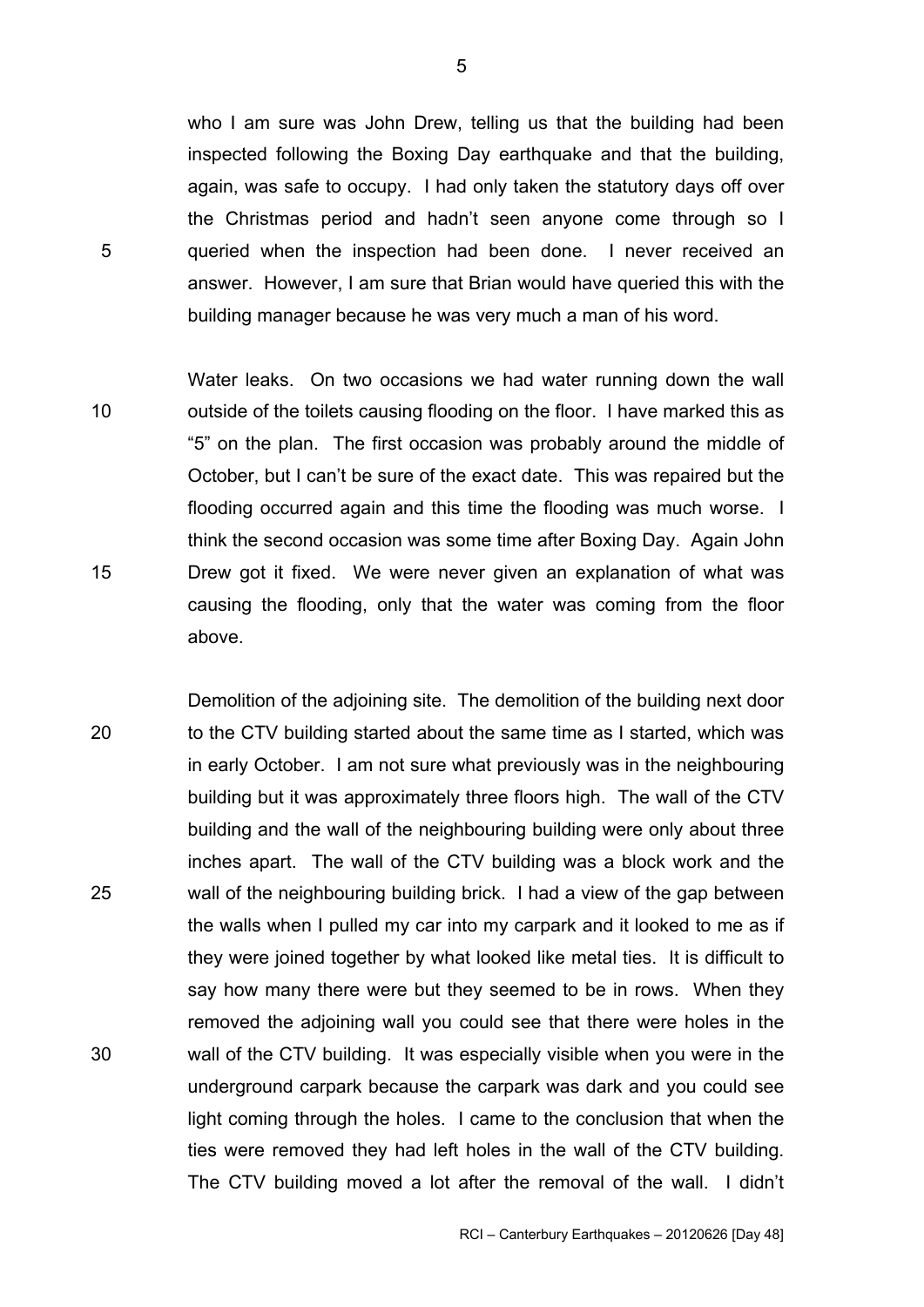who I am sure was John Drew, telling us that the building had been inspected following the Boxing Day earthquake and that the building, again, was safe to occupy. I had only taken the statutory days off over the Christmas period and hadn't seen anyone come through so I queried when the inspection had been done. I never received an answer. However, I am sure that Brian would have queried this with the building manager because he was very much a man of his word.

Water leaks. On two occasions we had water running down the wall outside of the toilets causing flooding on the floor. I have marked this as "5" on the plan. The first occasion was probably around the middle of October, but I can't be sure of the exact date. This was repaired but the flooding occurred again and this time the flooding was much worse. I think the second occasion was some time after Boxing Day. Again John Drew got it fixed. We were never given an explanation of what was causing the flooding, only that the water was coming from the floor above.

Demolition of the adjoining site. The demolition of the building next door to the CTV building started about the same time as I started, which was in early October. I am not sure what previously was in the neighbouring building but it was approximately three floors high. The wall of the CTV building and the wall of the neighbouring building were only about three inches apart. The wall of the CTV building was a block work and the wall of the neighbouring building brick. I had a view of the gap between the walls when I pulled my car into my carpark and it looked to me as if they were joined together by what looked like metal ties. It is difficult to say how many there were but they seemed to be in rows. When they removed the adjoining wall you could see that there were holes in the wall of the CTV building. It was especially visible when you were in the underground carpark because the carpark was dark and you could see light coming through the holes. I came to the conclusion that when the ties were removed they had left holes in the wall of the CTV building. The CTV building moved a lot after the removal of the wall. I didn't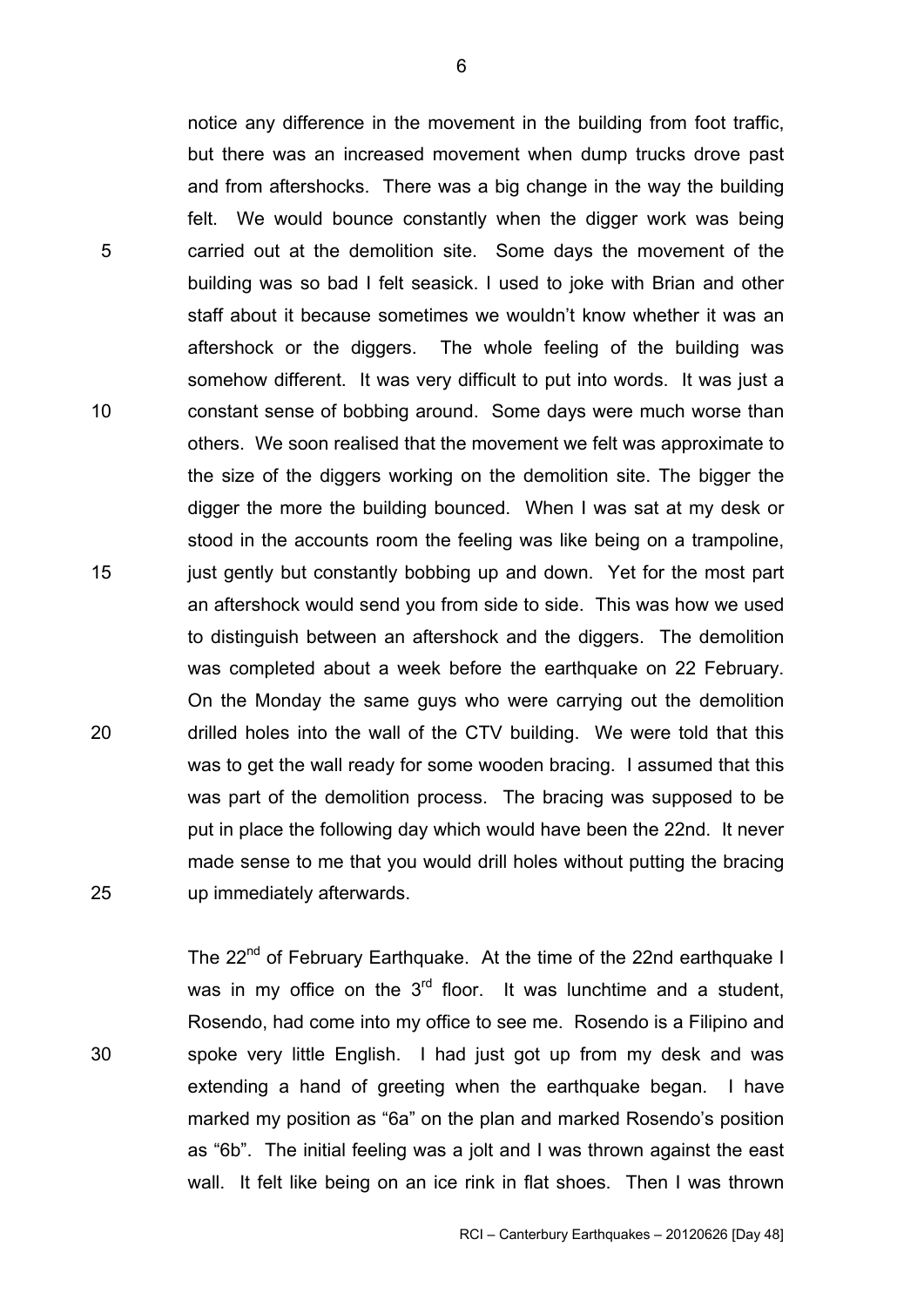notice any difference in the movement in the building from foot traffic, but there was an increased movement when dump trucks drove past and from aftershocks. There was a big change in the way the building felt. We would bounce constantly when the digger work was being carried out at the demolition site. Some days the movement of the building was so bad I felt seasick. I used to joke with Brian and other staff about it because sometimes we wouldn't know whether it was an aftershock or the diggers. The whole feeling of the building was somehow different. It was very difficult to put into words. It was just a constant sense of bobbing around. Some days were much worse than others. We soon realised that the movement we felt was approximate to the size of the diggers working on the demolition site. The bigger the digger the more the building bounced. When I was sat at my desk or stood in the accounts room the feeling was like being on a trampoline, just gently but constantly bobbing up and down. Yet for the most part an aftershock would send you from side to side. This was how we used to distinguish between an aftershock and the diggers. The demolition was completed about a week before the earthquake on 22 February. On the Monday the same guys who were carrying out the demolition drilled holes into the wall of the CTV building. We were told that this was to get the wall ready for some wooden bracing. I assumed that this was part of the demolition process. The bracing was supposed to be put in place the following day which would have been the 22nd. It never made sense to me that you would drill holes without putting the bracing up immediately afterwards.

The 22nd of February Earthquake. At the time of the 22nd earthquake I was in my office on the 3rd floor. It was lunchtime and a student, Rosendo, had come into my office to see me. Rosendo is a Filipino and spoke very little English. I had just got up from my desk and was extending a hand of greeting when the earthquake began. I have marked my position as "6a" on the plan and marked Rosendo's position as "6b". The initial feeling was a jolt and I was thrown against the east wall. It felt like being on an ice rink in flat shoes. Then I was thrown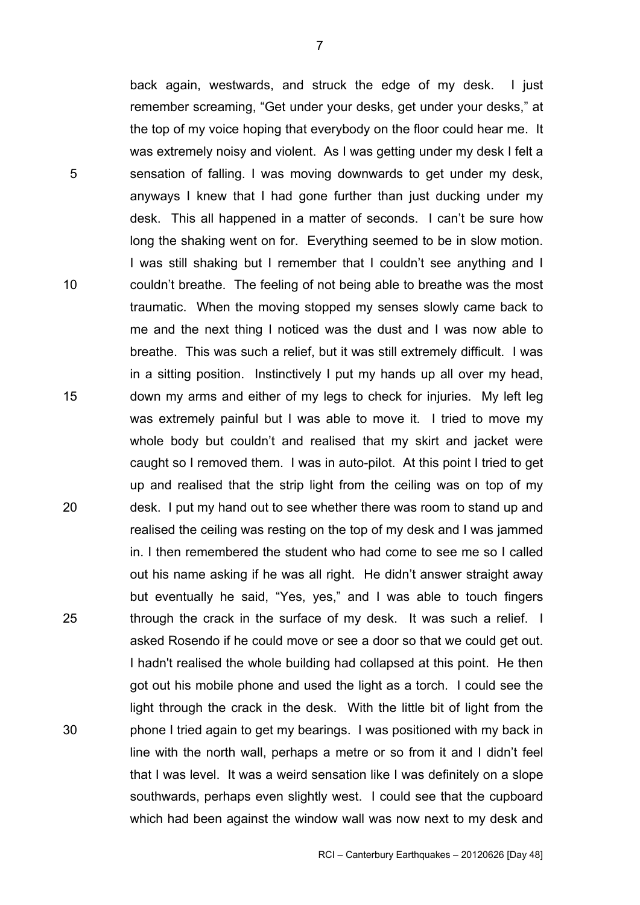back again, westwards, and struck the edge of my desk. I just remember screaming, "Get under your desks, get under your desks," at the top of my voice hoping that everybody on the floor could hear me. It was extremely noisy and violent. As I was getting under my desk I felt a sensation of falling. I was moving downwards to get under my desk, anyways I knew that I had gone further than just ducking under my desk. This all happened in a matter of seconds. I can't be sure how long the shaking went on for. Everything seemed to be in slow motion. I was still shaking but I remember that I couldn't see anything and I couldn't breathe. The feeling of not being able to breathe was the most traumatic. When the moving stopped my senses slowly came back to me and the next thing I noticed was the dust and I was now able to breathe. This was such a relief, but it was still extremely difficult. I was in a sitting position. Instinctively I put my hands up all over my head, down my arms and either of my legs to check for injuries. My left leg was extremely painful but I was able to move it. I tried to move my whole body but couldn't and realised that my skirt and jacket were caught so I removed them. I was in auto-pilot. At this point I tried to get up and realised that the strip light from the ceiling was on top of my desk. I put my hand out to see whether there was room to stand up and realised the ceiling was resting on the top of my desk and I was jammed in. I then remembered the student who had come to see me so I called out his name asking if he was all right. He didn't answer straight away but eventually he said, "Yes, yes," and I was able to touch fingers through the crack in the surface of my desk. It was such a relief. I asked Rosendo if he could move or see a door so that we could get out. I hadn't realised the whole building had collapsed at this point. He then got out his mobile phone and used the light as a torch. I could see the light through the crack in the desk. With the little bit of light from the phone I tried again to get my bearings. I was positioned with my back in line with the north wall, perhaps a metre or so from it and I didn't feel that I was level. It was a weird sensation like I was definitely on a slope southwards, perhaps even slightly west. I could see that the cupboard which had been against the window wall was now next to my desk and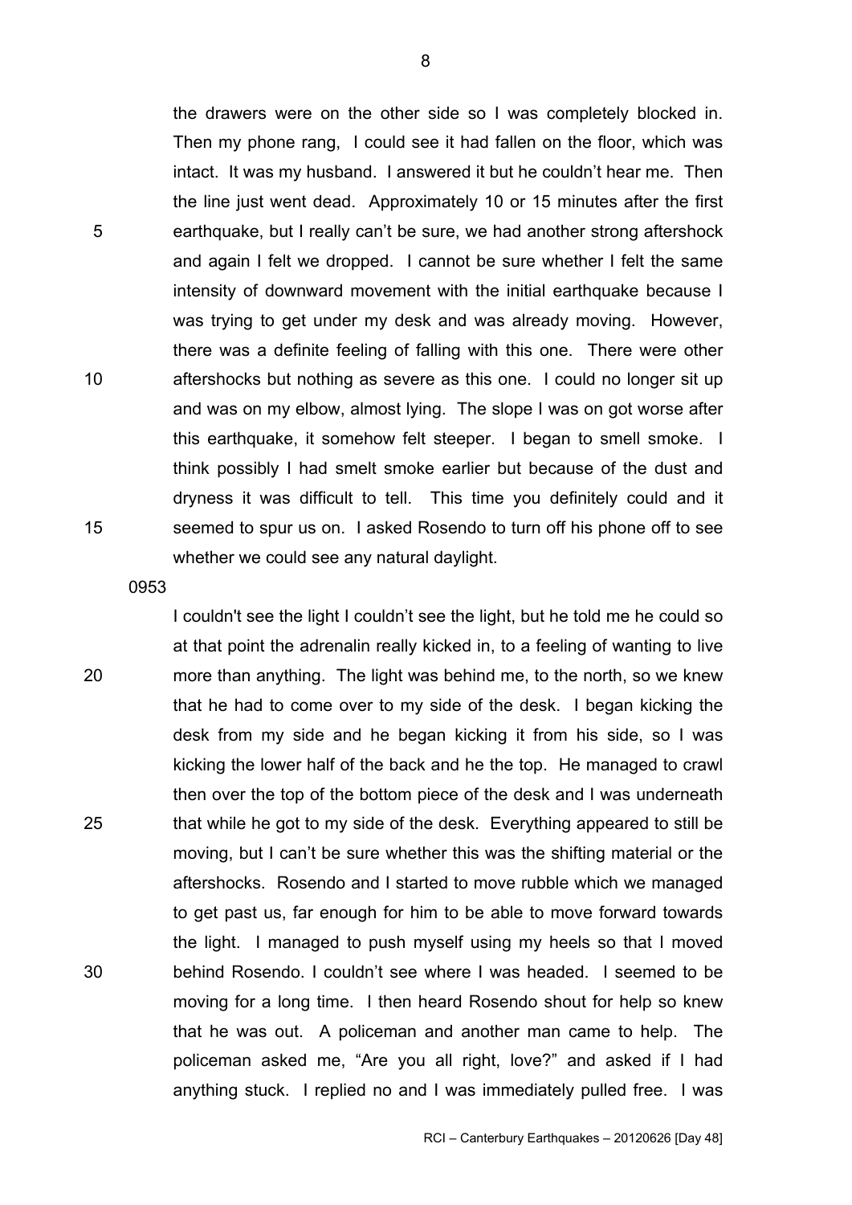the drawers were on the other side so I was completely blocked in. Then my phone rang, I could see it had fallen on the floor, which was intact. It was my husband. I answered it but he couldn't hear me. Then the line just went dead. Approximately 10 or 15 minutes after the first earthquake, but I really can't be sure, we had another strong aftershock and again I felt we dropped. I cannot be sure whether I felt the same intensity of downward movement with the initial earthquake because I was trying to get under my desk and was already moving. However, there was a definite feeling of falling with this one. There were other aftershocks but nothing as severe as this one. I could no longer sit up and was on my elbow, almost lying. The slope I was on got worse after this earthquake, it somehow felt steeper. I began to smell smoke. I think possibly I had smelt smoke earlier but because of the dust and dryness it was difficult to tell. This time you definitely could and it seemed to spur us on. I asked Rosendo to turn off his phone off to see whether we could see any natural daylight.

0953

I couldn't see the light I couldn't see the light, but he told me he could so at that point the adrenalin really kicked in, to a feeling of wanting to live more than anything. The light was behind me, to the north, so we knew that he had to come over to my side of the desk. I began kicking the desk from my side and he began kicking it from his side, so I was kicking the lower half of the back and he the top. He managed to crawl then over the top of the bottom piece of the desk and I was underneath that while he got to my side of the desk. Everything appeared to still be moving, but I can't be sure whether this was the shifting material or the aftershocks. Rosendo and I started to move rubble which we managed to get past us, far enough for him to be able to move forward towards the light. I managed to push myself using my heels so that I moved behind Rosendo. I couldn't see where I was headed. I seemed to be moving for a long time. I then heard Rosendo shout for help so knew that he was out. A policeman and another man came to help. The policeman asked me, "Are you all right, love?" and asked if I had anything stuck. I replied no and I was immediately pulled free. I was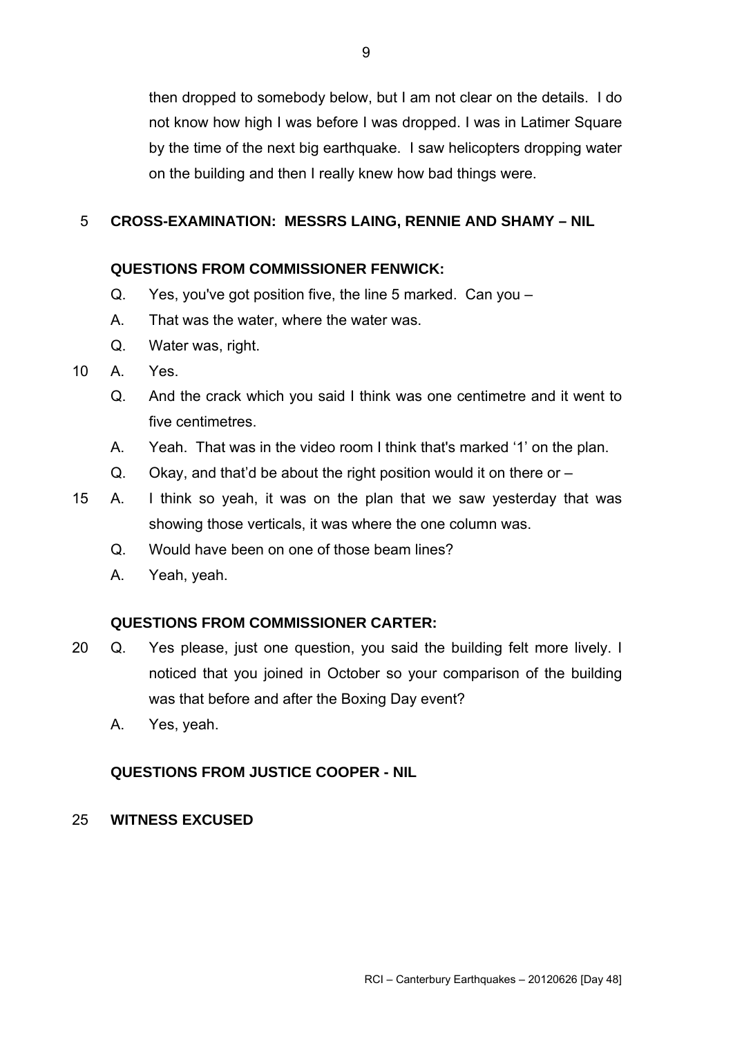then dropped to somebody below, but I am not clear on the details. I do not know how high I was before I was dropped. I was in Latimer Square by the time of the next big earthquake. I saw helicopters dropping water on the building and then I really knew how bad things were.

**CROSS-EXAMINATION: MESSRS LAING, RENNIE AND SHAMY – NIL**

**QUESTIONS FROM COMMISSIONER FENWICK:**

Q. Yes, you've got position five, the line 5 marked. Can you –

A. That was the water, where the water was.

Q. Water was, right.

A. Yes.

Q. And the crack which you said I think was one centimetre and it went to five centimetres.

A. Yeah. That was in the video room I think that's marked '1' on the plan.

Q. Okay, and that'd be about the right position would it on there or –

A. I think so yeah, it was on the plan that we saw yesterday that was showing those verticals, it was where the one column was.

Q. Would have been on one of those beam lines?

A. Yeah, yeah.

**QUESTIONS FROM COMMISSIONER CARTER:**

Q. Yes please, just one question, you said the building felt more lively. I noticed that you joined in October so your comparison of the building was that before and after the Boxing Day event?

A. Yes, yeah.

**QUESTIONS FROM JUSTICE COOPER - NIL**

**WITNESS EXCUSED**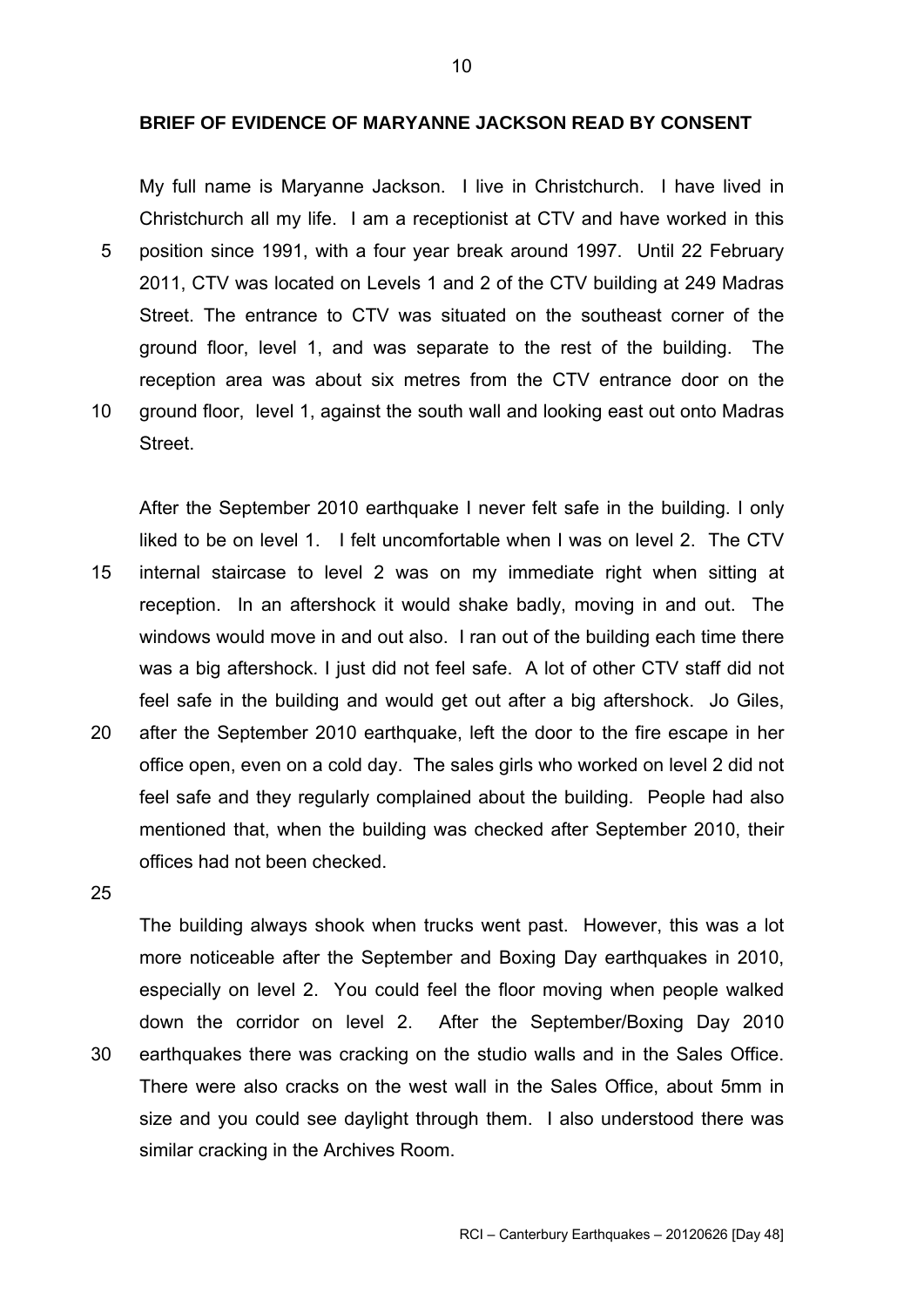**BRIEF OF EVIDENCE OF MARYANNE JACKSON READ BY CONSENT**

My full name is Maryanne Jackson. I live in Christchurch. I have lived in Christchurch all my life. I am a receptionist at CTV and have worked in this position since 1991, with a four year break around 1997. Until 22 February 2011, CTV was located on Levels 1 and 2 of the CTV building at 249 Madras Street. The entrance to CTV was situated on the southeast corner of the ground floor, level 1, and was separate to the rest of the building. The reception area was about six metres from the CTV entrance door on the ground floor, level 1, against the south wall and looking east out onto Madras Street.

After the September 2010 earthquake I never felt safe in the building. I only liked to be on level 1. I felt uncomfortable when I was on level 2. The CTV internal staircase to level 2 was on my immediate right when sitting at reception. In an aftershock it would shake badly, moving in and out. The windows would move in and out also. I ran out of the building each time there was a big aftershock. I just did not feel safe. A lot of other CTV staff did not feel safe in the building and would get out after a big aftershock. Jo Giles, after the September 2010 earthquake, left the door to the fire escape in her office open, even on a cold day. The sales girls who worked on level 2 did not feel safe and they regularly complained about the building. People had also mentioned that, when the building was checked after September 2010, their offices had not been checked.

The building always shook when trucks went past. However, this was a lot more noticeable after the September and Boxing Day earthquakes in 2010, especially on level 2. You could feel the floor moving when people walked down the corridor on level 2. After the September/Boxing Day 2010 earthquakes there was cracking on the studio walls and in the Sales Office. There were also cracks on the west wall in the Sales Office, about 5mm in size and you could see daylight through them. I also understood there was similar cracking in the Archives Room.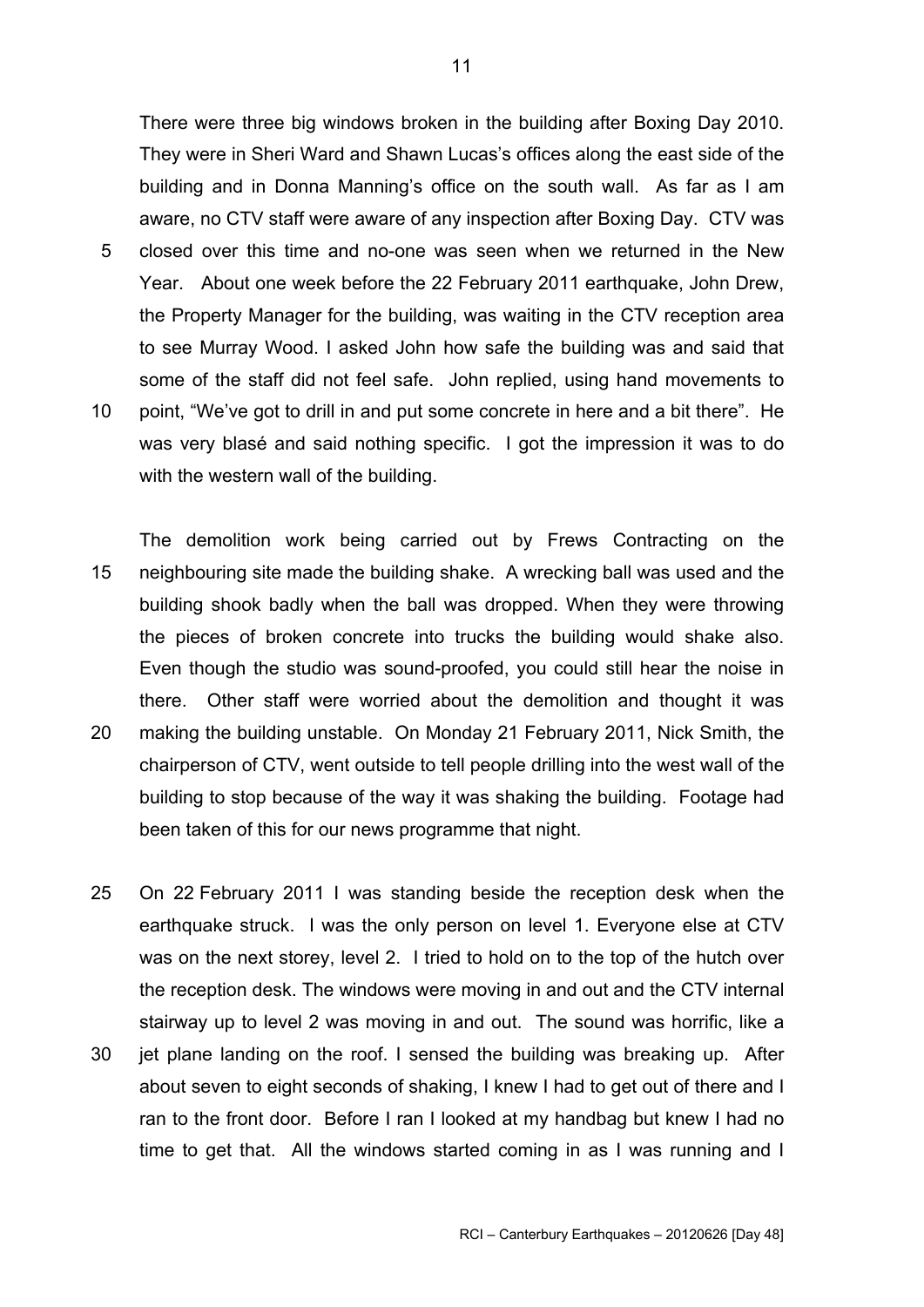There were three big windows broken in the building after Boxing Day 2010. They were in Sheri Ward and Shawn Lucas's offices along the east side of the building and in Donna Manning's office on the south wall. As far as I am aware, no CTV staff were aware of any inspection after Boxing Day. CTV was closed over this time and no-one was seen when we returned in the New Year. About one week before the 22 February 2011 earthquake, John Drew, the Property Manager for the building, was waiting in the CTV reception area to see Murray Wood. I asked John how safe the building was and said that some of the staff did not feel safe. John replied, using hand movements to point, "We've got to drill in and put some concrete in here and a bit there". He was very blasé and said nothing specific. I got the impression it was to do with the western wall of the building.

The demolition work being carried out by Frews Contracting on the neighbouring site made the building shake. A wrecking ball was used and the building shook badly when the ball was dropped. When they were throwing the pieces of broken concrete into trucks the building would shake also. Even though the studio was sound-proofed, you could still hear the noise in there. Other staff were worried about the demolition and thought it was making the building unstable. On Monday 21 February 2011, Nick Smith, the chairperson of CTV, went outside to tell people drilling into the west wall of the building to stop because of the way it was shaking the building. Footage had been taken of this for our news programme that night.

On 22 February 2011 I was standing beside the reception desk when the earthquake struck. I was the only person on level 1. Everyone else at CTV was on the next storey, level 2. I tried to hold on to the top of the hutch over the reception desk. The windows were moving in and out and the CTV internal stairway up to level 2 was moving in and out. The sound was horrific, like a jet plane landing on the roof. I sensed the building was breaking up. After about seven to eight seconds of shaking, I knew I had to get out of there and I ran to the front door. Before I ran I looked at my handbag but knew I had no time to get that. All the windows started coming in as I was running and I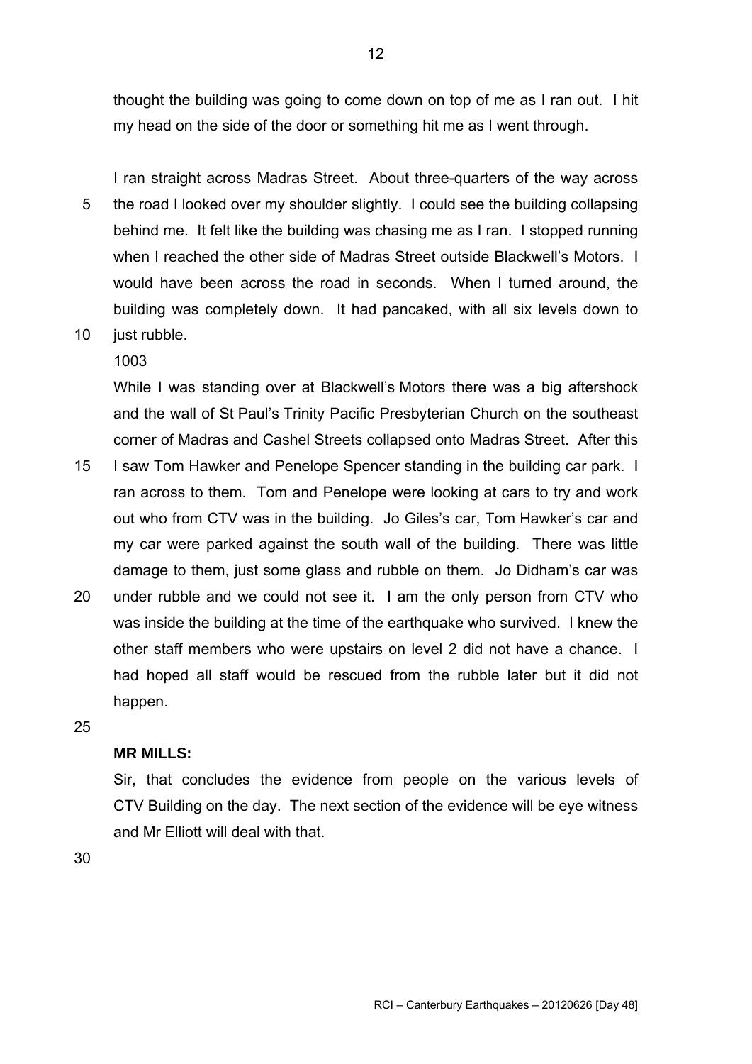thought the building was going to come down on top of me as I ran out. I hit my head on the side of the door or something hit me as I went through.

I ran straight across Madras Street. About three-quarters of the way across the road I looked over my shoulder slightly. I could see the building collapsing behind me. It felt like the building was chasing me as I ran. I stopped running when I reached the other side of Madras Street outside Blackwell's Motors. I would have been across the road in seconds. When I turned around, the building was completely down. It had pancaked, with all six levels down to just rubble.

1003

While I was standing over at Blackwell's Motors there was a big aftershock and the wall of St Paul's Trinity Pacific Presbyterian Church on the southeast corner of Madras and Cashel Streets collapsed onto Madras Street. After this I saw Tom Hawker and Penelope Spencer standing in the building car park. I ran across to them. Tom and Penelope were looking at cars to try and work out who from CTV was in the building. Jo Giles's car, Tom Hawker's car and my car were parked against the south wall of the building. There was little damage to them, just some glass and rubble on them. Jo Didham's car was under rubble and we could not see it. I am the only person from CTV who was inside the building at the time of the earthquake who survived. I knew the other staff members who were upstairs on level 2 did not have a chance. I had hoped all staff would be rescued from the rubble later but it did not happen.

**MR MILLS:**

Sir, that concludes the evidence from people on the various levels of CTV Building on the day. The next section of the evidence will be eye witness and Mr Elliott will deal with that.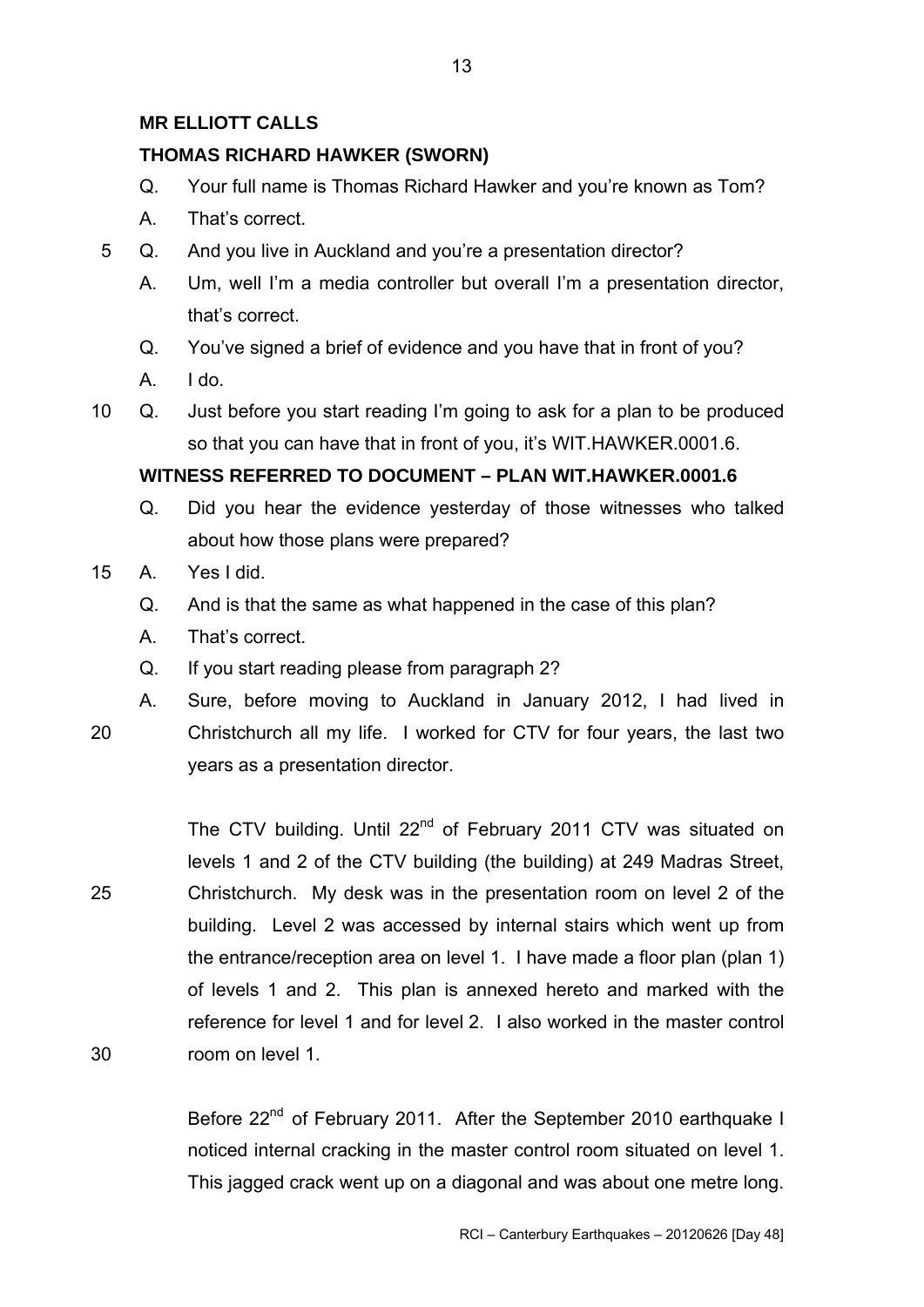**MR ELLIOTT CALLS**

**THOMAS RICHARD HAWKER (SWORN)**

Q. Your full name is Thomas Richard Hawker and you're known as Tom?

A. That's correct.

Q. And you live in Auckland and you're a presentation director?

A. Um, well I'm a media controller but overall I'm a presentation director, that's correct.

Q. You've signed a brief of evidence and you have that in front of you?

A. I do.

Q. Just before you start reading I'm going to ask for a plan to be produced so that you can have that in front of you, it's WIT.HAWKER.0001.6.

**WITNESS REFERRED TO DOCUMENT – PLAN WIT.HAWKER.0001.6**

Q. Did you hear the evidence yesterday of those witnesses who talked about how those plans were prepared?

A. Yes I did.

Q. And is that the same as what happened in the case of this plan?

A. That's correct.

Q. If you start reading please from paragraph 2?

A. Sure, before moving to Auckland in January 2012, I had lived in Christchurch all my life. I worked for CTV for four years, the last two years as a presentation director.

The CTV building. Until 22nd of February 2011 CTV was situated on levels 1 and 2 of the CTV building (the building) at 249 Madras Street, Christchurch. My desk was in the presentation room on level 2 of the building. Level 2 was accessed by internal stairs which went up from the entrance/reception area on level 1. I have made a floor plan (plan 1) of levels 1 and 2. This plan is annexed hereto and marked with the reference for level 1 and for level 2. I also worked in the master control room on level 1.

Before 22nd of February 2011. After the September 2010 earthquake I noticed internal cracking in the master control room situated on level 1. This jagged crack went up on a diagonal and was about one metre long.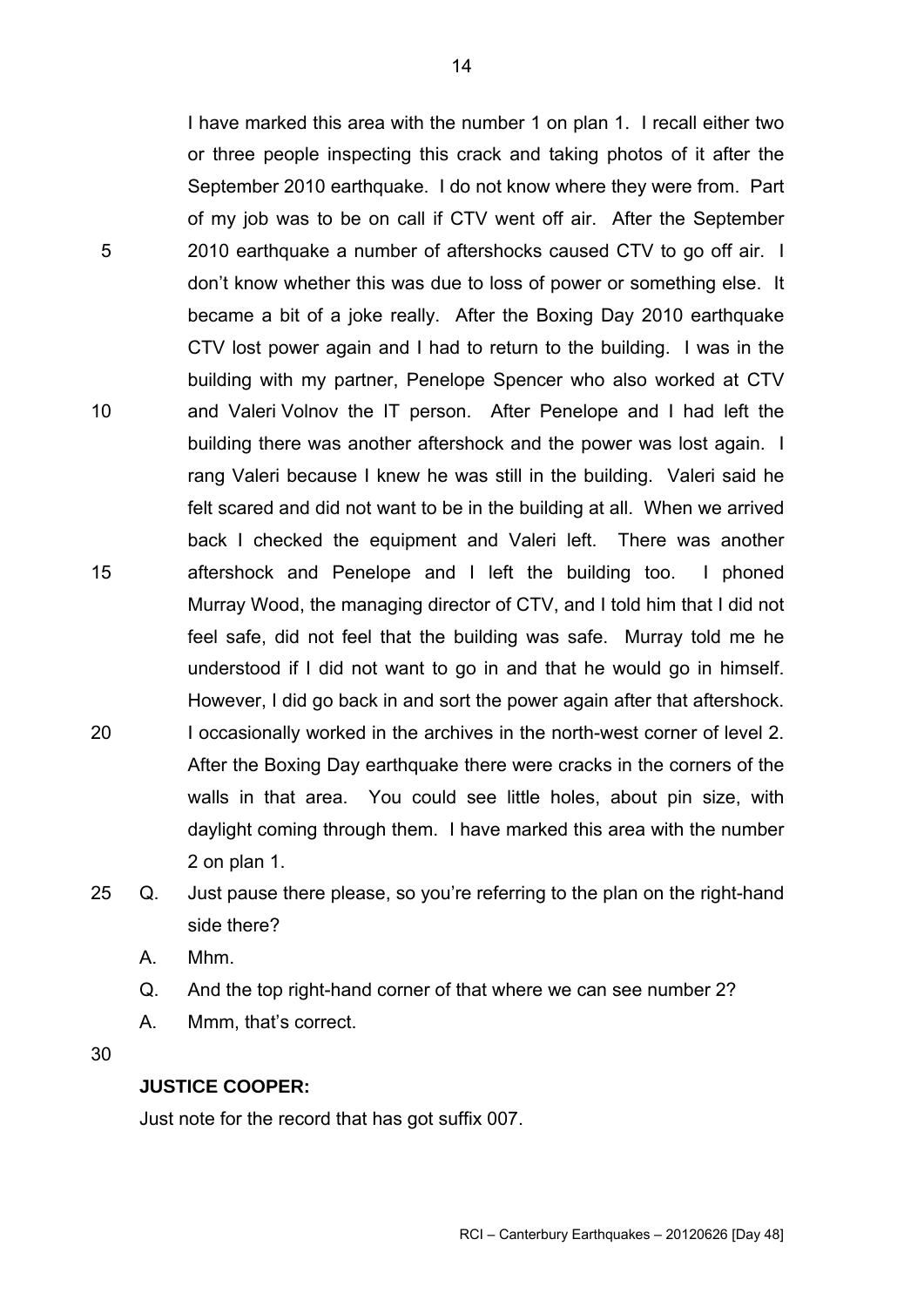I have marked this area with the number 1 on plan 1. I recall either two or three people inspecting this crack and taking photos of it after the September 2010 earthquake. I do not know where they were from. Part of my job was to be on call if CTV went off air. After the September 2010 earthquake a number of aftershocks caused CTV to go off air. I don't know whether this was due to loss of power or something else. It became a bit of a joke really. After the Boxing Day 2010 earthquake CTV lost power again and I had to return to the building. I was in the building with my partner, Penelope Spencer who also worked at CTV and Valeri Volnov the IT person. After Penelope and I had left the building there was another aftershock and the power was lost again. I rang Valeri because I knew he was still in the building. Valeri said he felt scared and did not want to be in the building at all. When we arrived back I checked the equipment and Valeri left. There was another aftershock and Penelope and I left the building too. I phoned Murray Wood, the managing director of CTV, and I told him that I did not feel safe, did not feel that the building was safe. Murray told me he understood if I did not want to go in and that he would go in himself. However, I did go back in and sort the power again after that aftershock. I occasionally worked in the archives in the north-west corner of level 2. After the Boxing Day earthquake there were cracks in the corners of the walls in that area. You could see little holes, about pin size, with daylight coming through them. I have marked this area with the number 2 on plan 1.

Q. Just pause there please, so you're referring to the plan on the right-hand side there?

A. Mhm.

Q. And the top right-hand corner of that where we can see number 2?

A. Mmm, that's correct.

**JUSTICE COOPER:**

Just note for the record that has got suffix 007.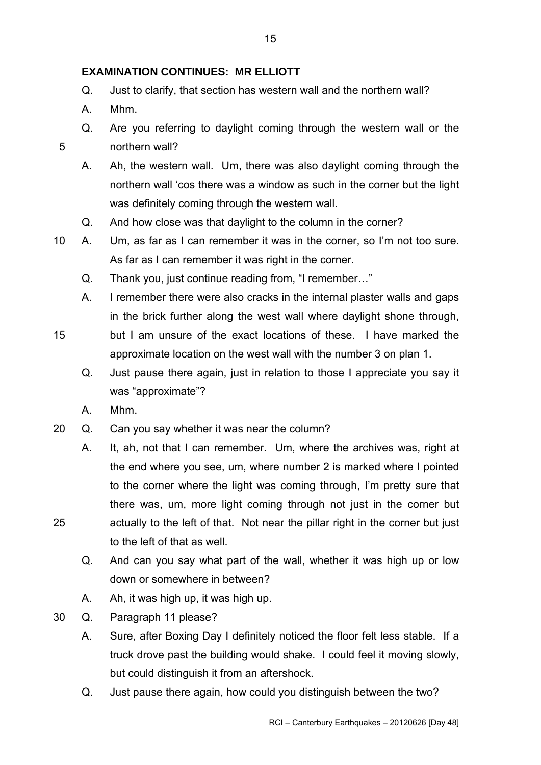**EXAMINATION CONTINUES: MR ELLIOTT**

Q. Just to clarify, that section has western wall and the northern wall?

A. Mhm.

Q. Are you referring to daylight coming through the western wall or the northern wall?

A. Ah, the western wall. Um, there was also daylight coming through the northern wall 'cos there was a window as such in the corner but the light was definitely coming through the western wall.

Q. And how close was that daylight to the column in the corner?

A. Um, as far as I can remember it was in the corner, so I'm not too sure. As far as I can remember it was right in the corner.

Q. Thank you, just continue reading from, "I remember…"

A. I remember there were also cracks in the internal plaster walls and gaps in the brick further along the west wall where daylight shone through, but I am unsure of the exact locations of these. I have marked the approximate location on the west wall with the number 3 on plan 1.

Q. Just pause there again, just in relation to those I appreciate you say it was "approximate"?

A. Mhm.

Q. Can you say whether it was near the column?

A. It, ah, not that I can remember. Um, where the archives was, right at the end where you see, um, where number 2 is marked where I pointed to the corner where the light was coming through, I'm pretty sure that there was, um, more light coming through not just in the corner but actually to the left of that. Not near the pillar right in the corner but just to the left of that as well.

Q. And can you say what part of the wall, whether it was high up or low down or somewhere in between?

A. Ah, it was high up, it was high up.

Q. Paragraph 11 please?

A. Sure, after Boxing Day I definitely noticed the floor felt less stable. If a truck drove past the building would shake. I could feel it moving slowly, but could distinguish it from an aftershock.

Q. Just pause there again, how could you distinguish between the two?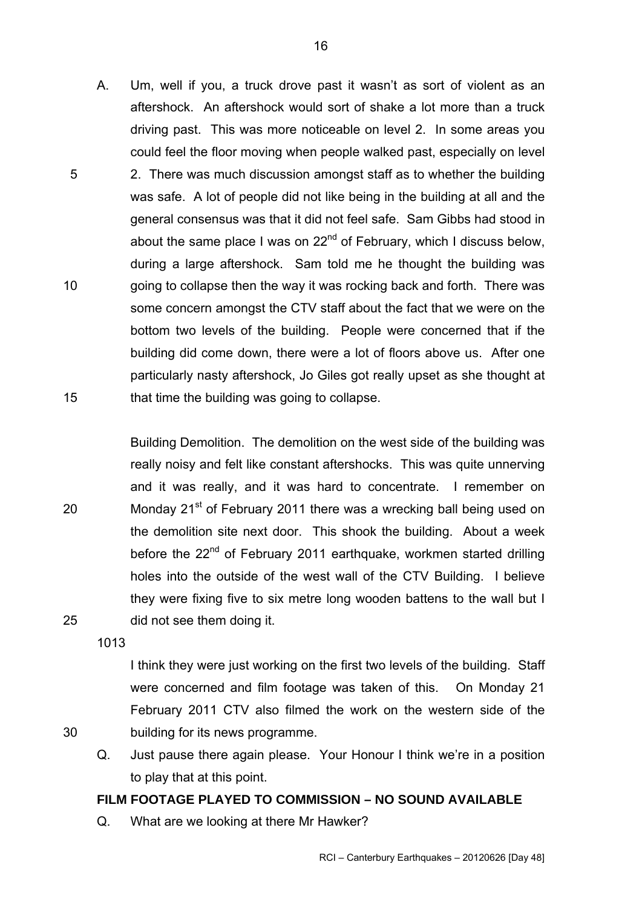A. Um, well if you, a truck drove past it wasn't as sort of violent as an aftershock. An aftershock would sort of shake a lot more than a truck driving past. This was more noticeable on level 2. In some areas you could feel the floor moving when people walked past, especially on level 2. There was much discussion amongst staff as to whether the building was safe. A lot of people did not like being in the building at all and the general consensus was that it did not feel safe. Sam Gibbs had stood in about the same place I was on 22nd of February, which I discuss below, during a large aftershock. Sam told me he thought the building was going to collapse then the way it was rocking back and forth. There was some concern amongst the CTV staff about the fact that we were on the bottom two levels of the building. People were concerned that if the building did come down, there were a lot of floors above us. After one particularly nasty aftershock, Jo Giles got really upset as she thought at that time the building was going to collapse.

Building Demolition. The demolition on the west side of the building was really noisy and felt like constant aftershocks. This was quite unnerving and it was really, and it was hard to concentrate. I remember on Monday 21st of February 2011 there was a wrecking ball being used on the demolition site next door. This shook the building. About a week before the 22nd of February 2011 earthquake, workmen started drilling holes into the outside of the west wall of the CTV Building. I believe they were fixing five to six metre long wooden battens to the wall but I did not see them doing it.

1013

I think they were just working on the first two levels of the building. Staff were concerned and film footage was taken of this. On Monday 21 February 2011 CTV also filmed the work on the western side of the building for its news programme.

Q. Just pause there again please. Your Honour I think we're in a position to play that at this point.

**FILM FOOTAGE PLAYED TO COMMISSION – NO SOUND AVAILABLE**

Q. What are we looking at there Mr Hawker?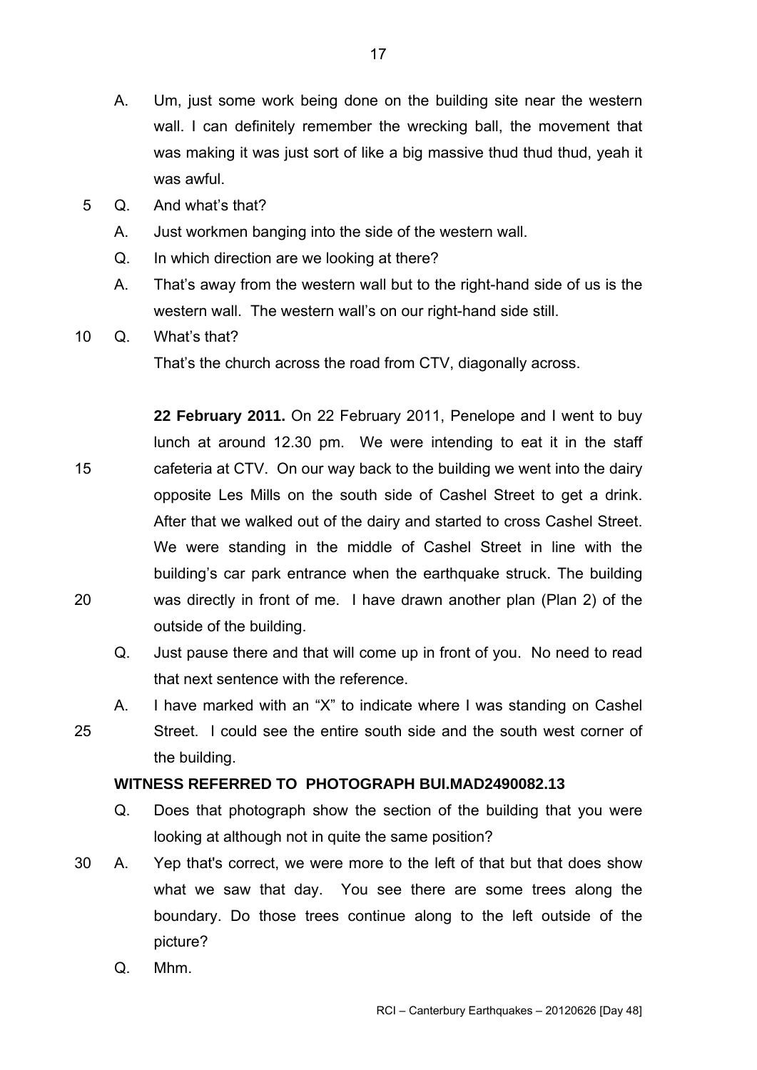A. Um, just some work being done on the building site near the western wall. I can definitely remember the wrecking ball, the movement that was making it was just sort of like a big massive thud thud thud, yeah it was awful.

Q. And what's that?

A. Just workmen banging into the side of the western wall.

Q. In which direction are we looking at there?

A. That's away from the western wall but to the right-hand side of us is the western wall. The western wall's on our right-hand side still.

Q. What's that?

That's the church across the road from CTV, diagonally across.

**22 February 2011.** On 22 February 2011, Penelope and I went to buy lunch at around 12.30 pm. We were intending to eat it in the staff cafeteria at CTV. On our way back to the building we went into the dairy opposite Les Mills on the south side of Cashel Street to get a drink. After that we walked out of the dairy and started to cross Cashel Street. We were standing in the middle of Cashel Street in line with the building's car park entrance when the earthquake struck. The building was directly in front of me. I have drawn another plan (Plan 2) of the outside of the building.

Q. Just pause there and that will come up in front of you. No need to read that next sentence with the reference.

A. I have marked with an "X" to indicate where I was standing on Cashel Street. I could see the entire south side and the south west corner of the building.

**WITNESS REFERRED TO PHOTOGRAPH BUI.MAD2490082.13**

Q. Does that photograph show the section of the building that you were looking at although not in quite the same position?

A. Yep that's correct, we were more to the left of that but that does show what we saw that day. You see there are some trees along the boundary. Do those trees continue along to the left outside of the picture?

Q. Mhm.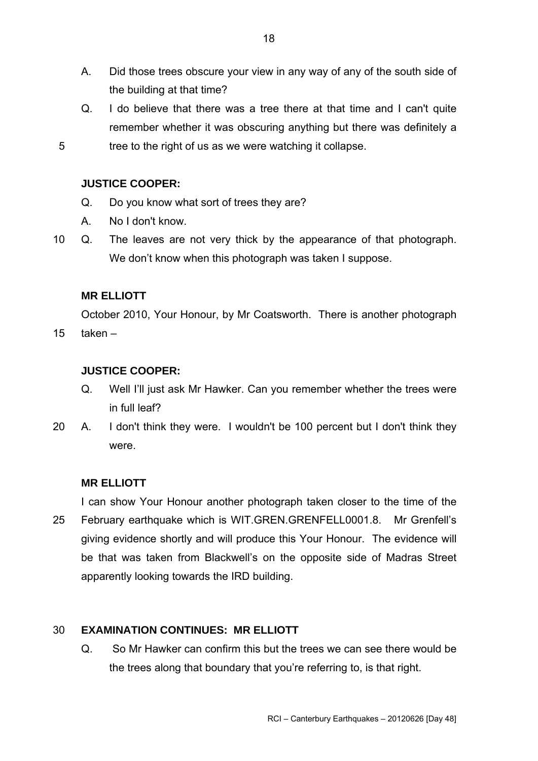A. Did those trees obscure your view in any way of any of the south side of the building at that time?

Q. I do believe that there was a tree there at that time and I can't quite remember whether it was obscuring anything but there was definitely a tree to the right of us as we were watching it collapse.

**JUSTICE COOPER:**

Q. Do you know what sort of trees they are?

A. No I don't know.

Q. The leaves are not very thick by the appearance of that photograph. We don't know when this photograph was taken I suppose.

**MR ELLIOTT**

October 2010, Your Honour, by Mr Coatsworth. There is another photograph taken –

**JUSTICE COOPER:**

Q. Well I'll just ask Mr Hawker. Can you remember whether the trees were in full leaf?

A. I don't think they were. I wouldn't be 100 percent but I don't think they were.

**MR ELLIOTT**

I can show Your Honour another photograph taken closer to the time of the February earthquake which is WIT.GREN.GRENFELL0001.8. Mr Grenfell's giving evidence shortly and will produce this Your Honour. The evidence will be that was taken from Blackwell's on the opposite side of Madras Street apparently looking towards the IRD building.

**EXAMINATION CONTINUES: MR ELLIOTT**

Q. So Mr Hawker can confirm this but the trees we can see there would be the trees along that boundary that you're referring to, is that right.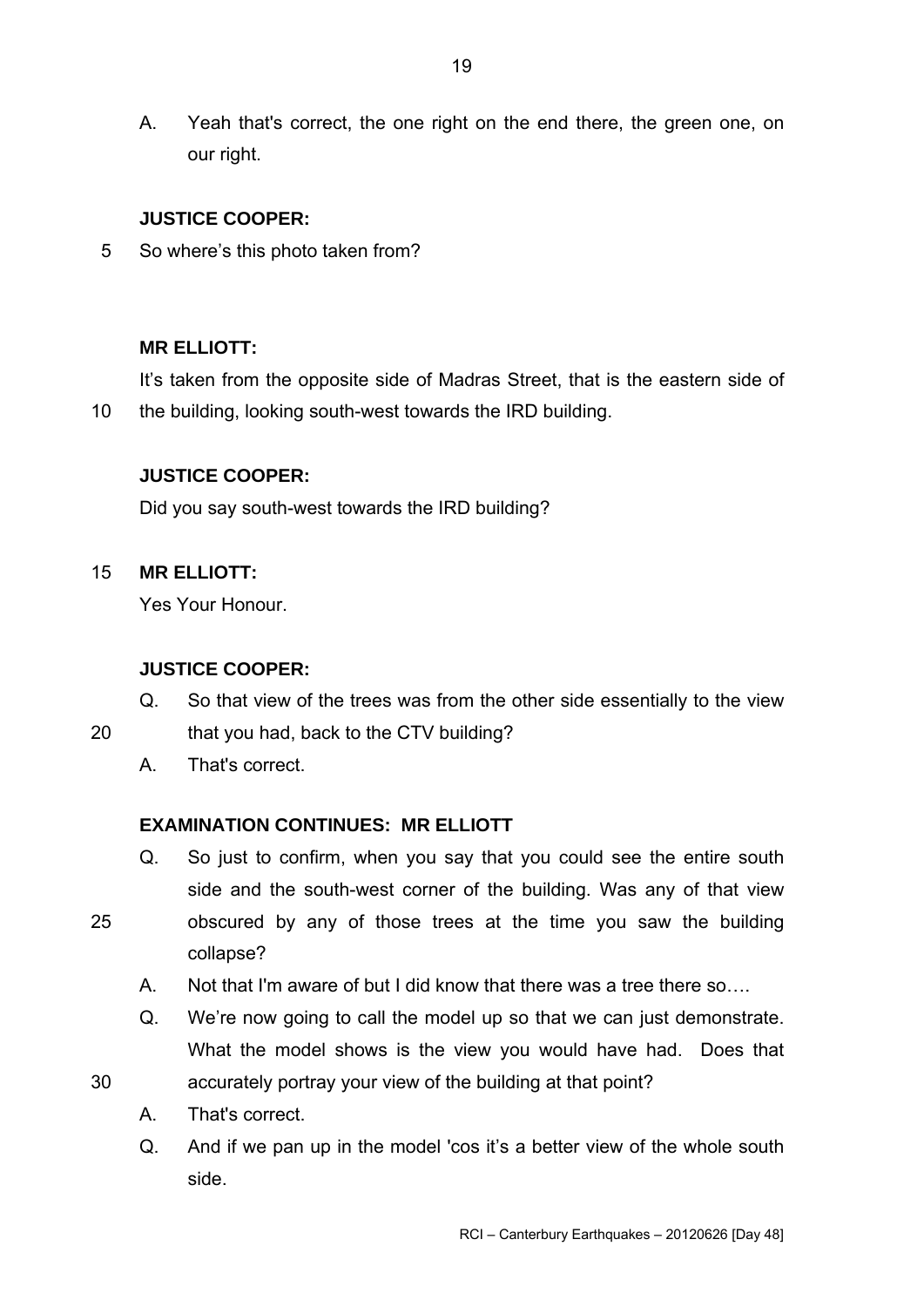A. Yeah that's correct, the one right on the end there, the green one, on our right.

**JUSTICE COOPER:**

So where's this photo taken from?

**MR ELLIOTT:**

It's taken from the opposite side of Madras Street, that is the eastern side of the building, looking south-west towards the IRD building.

**JUSTICE COOPER:**

Did you say south-west towards the IRD building?

**MR ELLIOTT:**

Yes Your Honour.

**JUSTICE COOPER:**

Q. So that view of the trees was from the other side essentially to the view that you had, back to the CTV building?

A. That's correct.

**EXAMINATION CONTINUES: MR ELLIOTT**

Q. So just to confirm, when you say that you could see the entire south side and the south-west corner of the building. Was any of that view obscured by any of those trees at the time you saw the building collapse?

A. Not that I'm aware of but I did know that there was a tree there so….

Q. We're now going to call the model up so that we can just demonstrate. What the model shows is the view you would have had. Does that accurately portray your view of the building at that point?

A. That's correct.

Q. And if we pan up in the model 'cos it's a better view of the whole south side.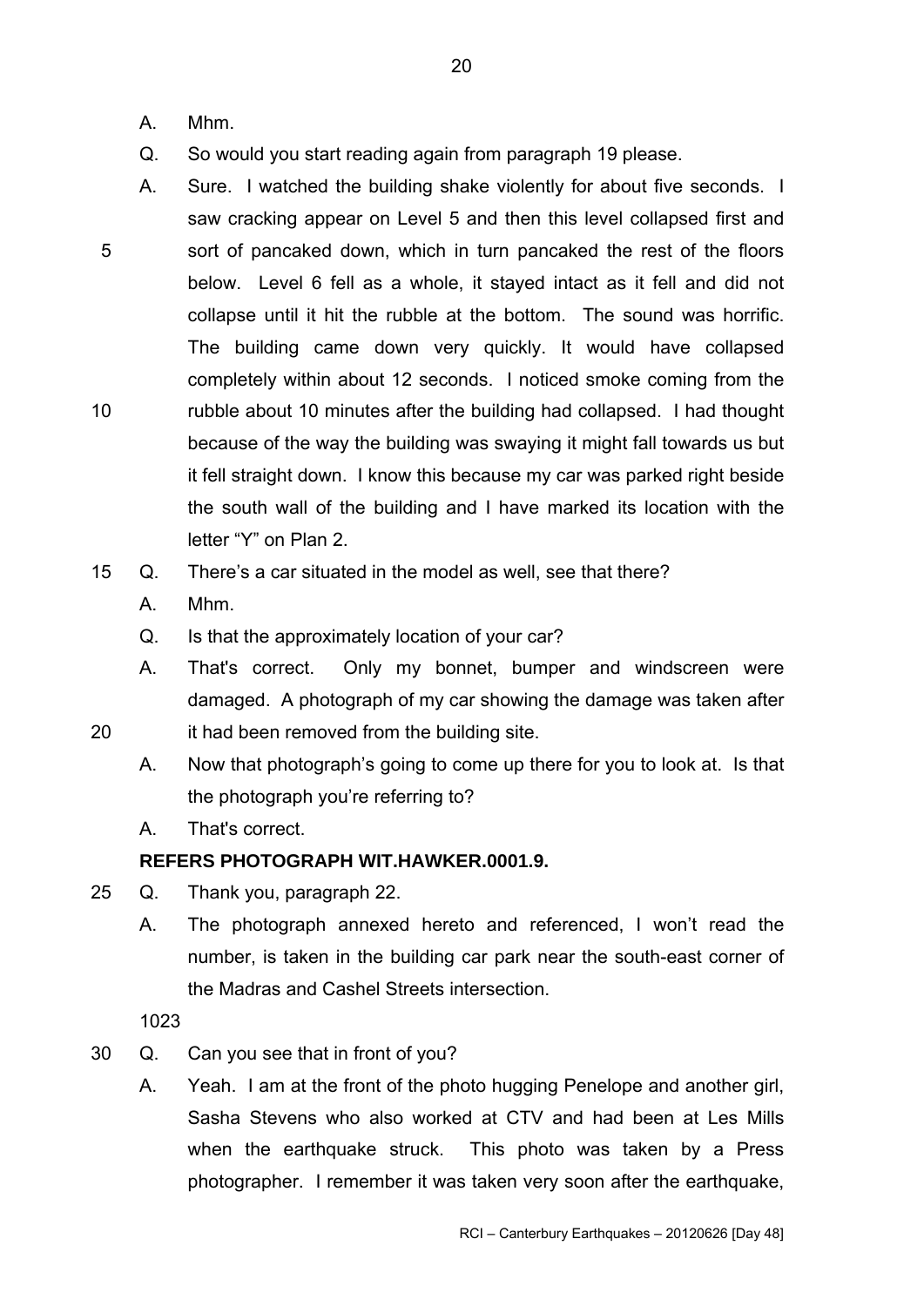A. Mhm.

Q. So would you start reading again from paragraph 19 please.

A. Sure. I watched the building shake violently for about five seconds. I saw cracking appear on Level 5 and then this level collapsed first and sort of pancaked down, which in turn pancaked the rest of the floors below. Level 6 fell as a whole, it stayed intact as it fell and did not collapse until it hit the rubble at the bottom. The sound was horrific. The building came down very quickly. It would have collapsed completely within about 12 seconds. I noticed smoke coming from the rubble about 10 minutes after the building had collapsed. I had thought because of the way the building was swaying it might fall towards us but it fell straight down. I know this because my car was parked right beside the south wall of the building and I have marked its location with the letter "Y" on Plan 2.

Q. There's a car situated in the model as well, see that there?

A. Mhm.

Q. Is that the approximately location of your car?

A. That's correct. Only my bonnet, bumper and windscreen were damaged. A photograph of my car showing the damage was taken after it had been removed from the building site.

A. Now that photograph's going to come up there for you to look at. Is that the photograph you're referring to?

A. That's correct.

**REFERS PHOTOGRAPH WIT.HAWKER.0001.9.**

Q. Thank you, paragraph 22.

A. The photograph annexed hereto and referenced, I won't read the number, is taken in the building car park near the south-east corner of the Madras and Cashel Streets intersection.

1023

Q. Can you see that in front of you?

A. Yeah. I am at the front of the photo hugging Penelope and another girl, Sasha Stevens who also worked at CTV and had been at Les Mills when the earthquake struck. This photo was taken by a Press photographer. I remember it was taken very soon after the earthquake,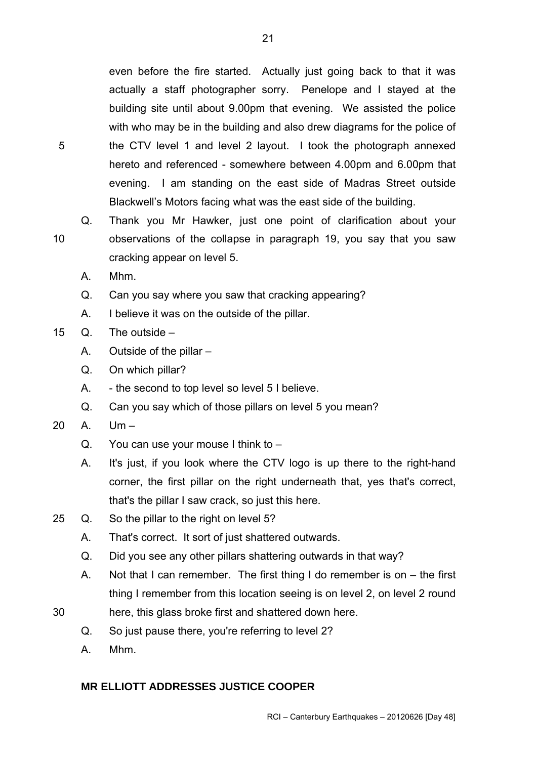even before the fire started. Actually just going back to that it was actually a staff photographer sorry. Penelope and I stayed at the building site until about 9.00pm that evening. We assisted the police with who may be in the building and also drew diagrams for the police of the CTV level 1 and level 2 layout. I took the photograph annexed hereto and referenced - somewhere between 4.00pm and 6.00pm that evening. I am standing on the east side of Madras Street outside Blackwell's Motors facing what was the east side of the building.

Q. Thank you Mr Hawker, just one point of clarification about your observations of the collapse in paragraph 19, you say that you saw cracking appear on level 5.

A. Mhm.

Q. Can you say where you saw that cracking appearing?

A. I believe it was on the outside of the pillar.

Q. The outside –

A. Outside of the pillar –

Q. On which pillar?

A. - the second to top level so level 5 I believe.

Q. Can you say which of those pillars on level 5 you mean?

A. Um –

Q. You can use your mouse I think to –

A. It's just, if you look where the CTV logo is up there to the right-hand corner, the first pillar on the right underneath that, yes that's correct, that's the pillar I saw crack, so just this here.

Q. So the pillar to the right on level 5?

A. That's correct. It sort of just shattered outwards.

Q. Did you see any other pillars shattering outwards in that way?

A. Not that I can remember. The first thing I do remember is on – the first thing I remember from this location seeing is on level 2, on level 2 round here, this glass broke first and shattered down here.

Q. So just pause there, you're referring to level 2?

A. Mhm.

**MR ELLIOTT ADDRESSES JUSTICE COOPER**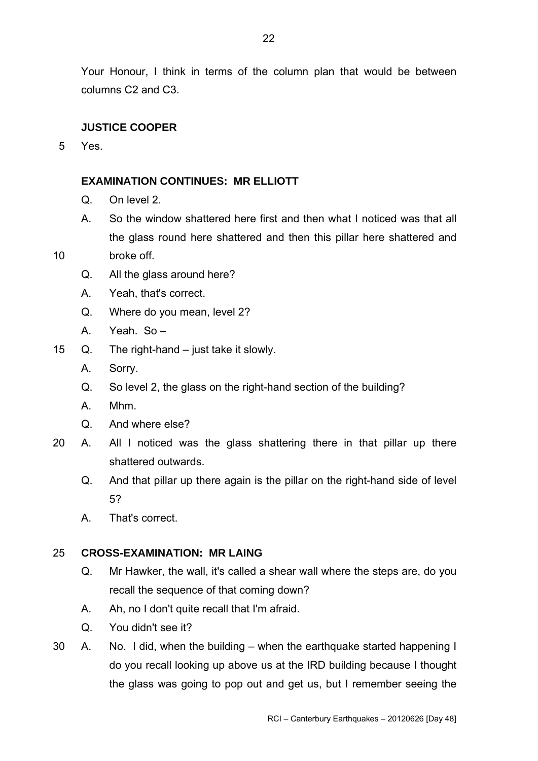Your Honour, I think in terms of the column plan that would be between columns C2 and C3.

**JUSTICE COOPER**

Yes.

**EXAMINATION CONTINUES: MR ELLIOTT**

Q. On level 2.

A. So the window shattered here first and then what I noticed was that all the glass round here shattered and then this pillar here shattered and broke off.

Q. All the glass around here?

A. Yeah, that's correct.

Q. Where do you mean, level 2?

A. Yeah. So –

Q. The right-hand – just take it slowly.

A. Sorry.

Q. So level 2, the glass on the right-hand section of the building?

A. Mhm.

Q. And where else?

A. All I noticed was the glass shattering there in that pillar up there shattered outwards.

Q. And that pillar up there again is the pillar on the right-hand side of level 5?

A. That's correct.

**CROSS-EXAMINATION: MR LAING**

Q. Mr Hawker, the wall, it's called a shear wall where the steps are, do you recall the sequence of that coming down?

A. Ah, no I don't quite recall that I'm afraid.

Q. You didn't see it?

A. No. I did, when the building – when the earthquake started happening I do you recall looking up above us at the IRD building because I thought the glass was going to pop out and get us, but I remember seeing the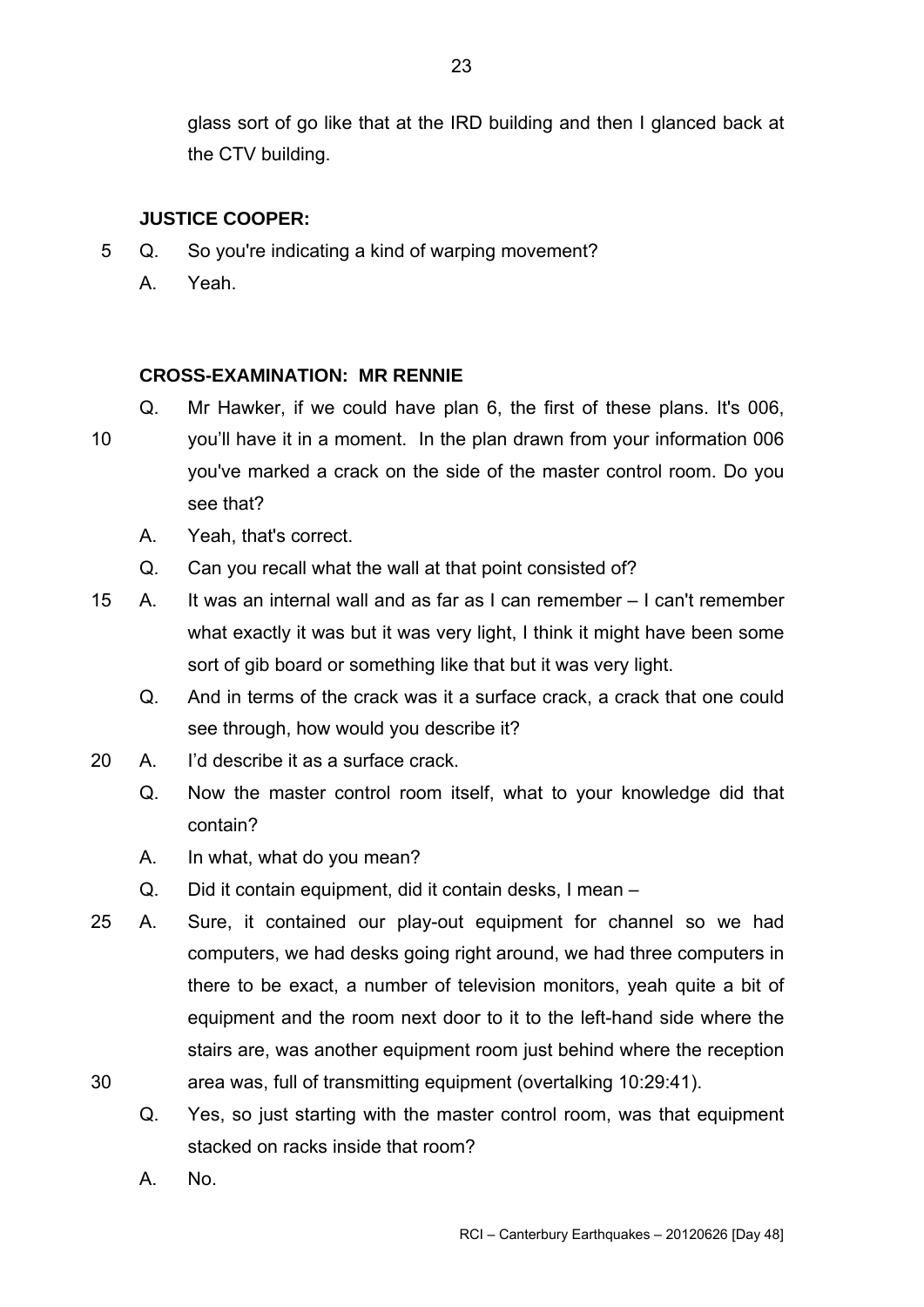glass sort of go like that at the IRD building and then I glanced back at the CTV building.

**JUSTICE COOPER:**

Q. So you're indicating a kind of warping movement?

A. Yeah.

**CROSS-EXAMINATION: MR RENNIE**

Q. Mr Hawker, if we could have plan 6, the first of these plans. It's 006, you'll have it in a moment. In the plan drawn from your information 006 you've marked a crack on the side of the master control room. Do you see that?

A. Yeah, that's correct.

Q. Can you recall what the wall at that point consisted of?

A. It was an internal wall and as far as I can remember – I can't remember what exactly it was but it was very light, I think it might have been some sort of gib board or something like that but it was very light.

Q. And in terms of the crack was it a surface crack, a crack that one could see through, how would you describe it?

A. I'd describe it as a surface crack.

Q. Now the master control room itself, what to your knowledge did that contain?

A. In what, what do you mean?

Q. Did it contain equipment, did it contain desks, I mean –

A. Sure, it contained our play-out equipment for channel so we had computers, we had desks going right around, we had three computers in there to be exact, a number of television monitors, yeah quite a bit of equipment and the room next door to it to the left-hand side where the stairs are, was another equipment room just behind where the reception area was, full of transmitting equipment (overtalking 10:29:41).

Q. Yes, so just starting with the master control room, was that equipment stacked on racks inside that room?

A. No.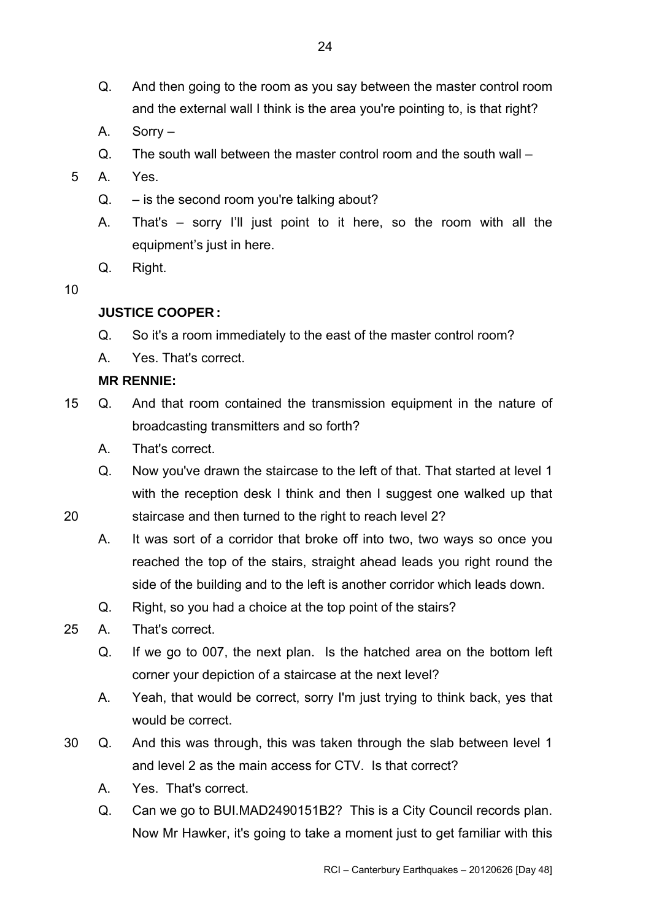Q. And then going to the room as you say between the master control room and the external wall I think is the area you're pointing to, is that right?

A. Sorry –

Q. The south wall between the master control room and the south wall –

A. Yes.

Q. – is the second room you're talking about?

A. That's – sorry I'll just point to it here, so the room with all the equipment's just in here.

Q. Right.

**JUSTICE COOPER:**

Q. So it's a room immediately to the east of the master control room?

A. Yes. That's correct.

**MR RENNIE:**

Q. And that room contained the transmission equipment in the nature of broadcasting transmitters and so forth?

A. That's correct.

Q. Now you've drawn the staircase to the left of that. That started at level 1 with the reception desk I think and then I suggest one walked up that staircase and then turned to the right to reach level 2?

A. It was sort of a corridor that broke off into two, two ways so once you reached the top of the stairs, straight ahead leads you right round the side of the building and to the left is another corridor which leads down.

Q. Right, so you had a choice at the top point of the stairs?

A. That's correct.

Q. If we go to 007, the next plan. Is the hatched area on the bottom left corner your depiction of a staircase at the next level?

A. Yeah, that would be correct, sorry I'm just trying to think back, yes that would be correct.

Q. And this was through, this was taken through the slab between level 1 and level 2 as the main access for CTV. Is that correct?

A. Yes. That's correct.

Q. Can we go to BUI.MAD2490151B2? This is a City Council records plan. Now Mr Hawker, it's going to take a moment just to get familiar with this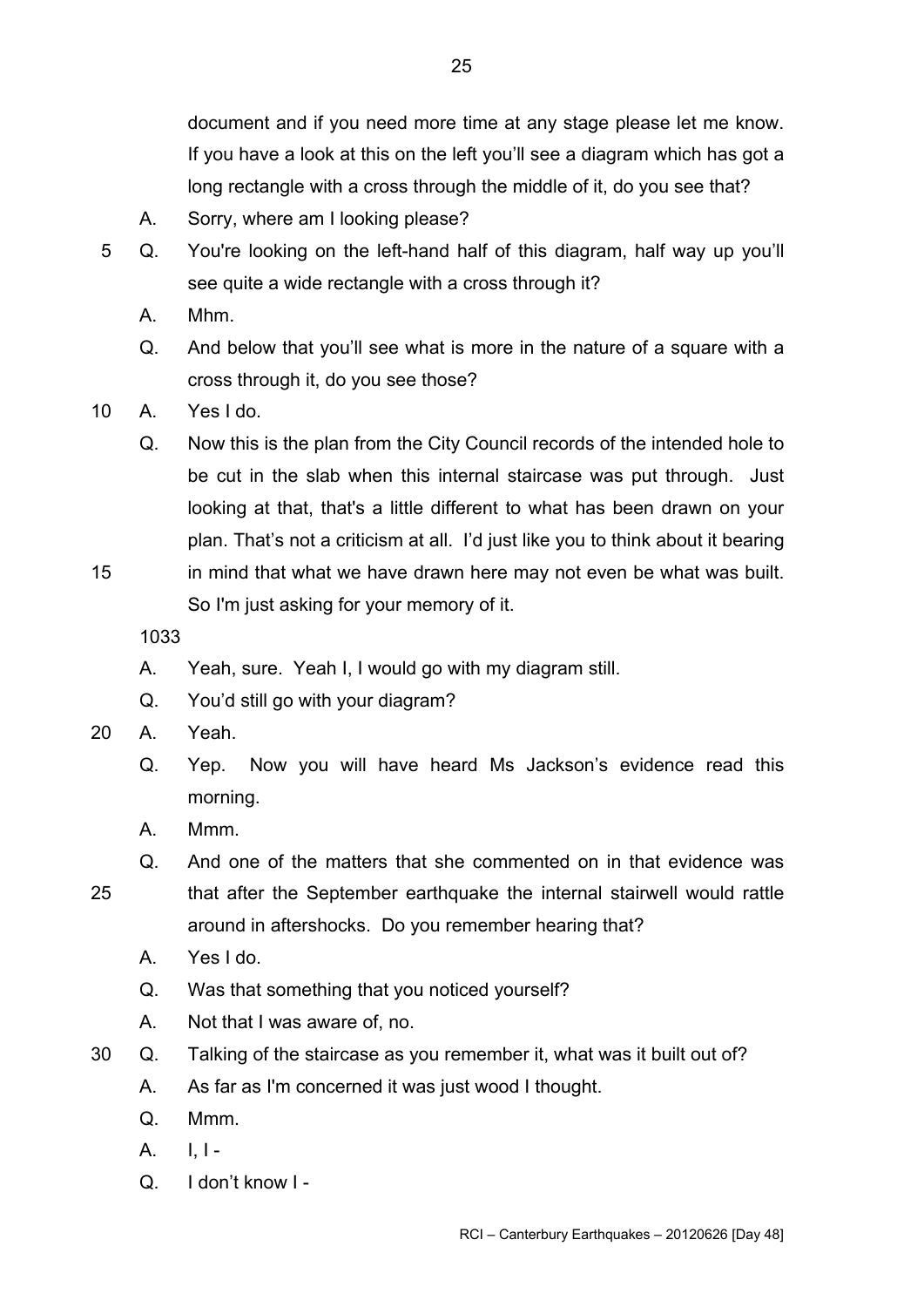document and if you need more time at any stage please let me know. If you have a look at this on the left you'll see a diagram which has got a long rectangle with a cross through the middle of it, do you see that?

A. Sorry, where am I looking please?

Q. You're looking on the left-hand half of this diagram, half way up you'll see quite a wide rectangle with a cross through it?

A. Mhm.

Q. And below that you'll see what is more in the nature of a square with a cross through it, do you see those?

A. Yes I do.

Q. Now this is the plan from the City Council records of the intended hole to be cut in the slab when this internal staircase was put through. Just looking at that, that's a little different to what has been drawn on your plan. That's not a criticism at all. I'd just like you to think about it bearing in mind that what we have drawn here may not even be what was built. So I'm just asking for your memory of it.

1033

A. Yeah, sure. Yeah I, I would go with my diagram still.

Q. You'd still go with your diagram?

A. Yeah.

Q. Yep. Now you will have heard Ms Jackson's evidence read this morning.

A. Mmm.

Q. And one of the matters that she commented on in that evidence was that after the September earthquake the internal stairwell would rattle around in aftershocks. Do you remember hearing that?

A. Yes I do.

Q. Was that something that you noticed yourself?

A. Not that I was aware of, no.

Q. Talking of the staircase as you remember it, what was it built out of?

A. As far as I'm concerned it was just wood I thought.

Q. Mmm.

A. I, I -

Q. I don't know I -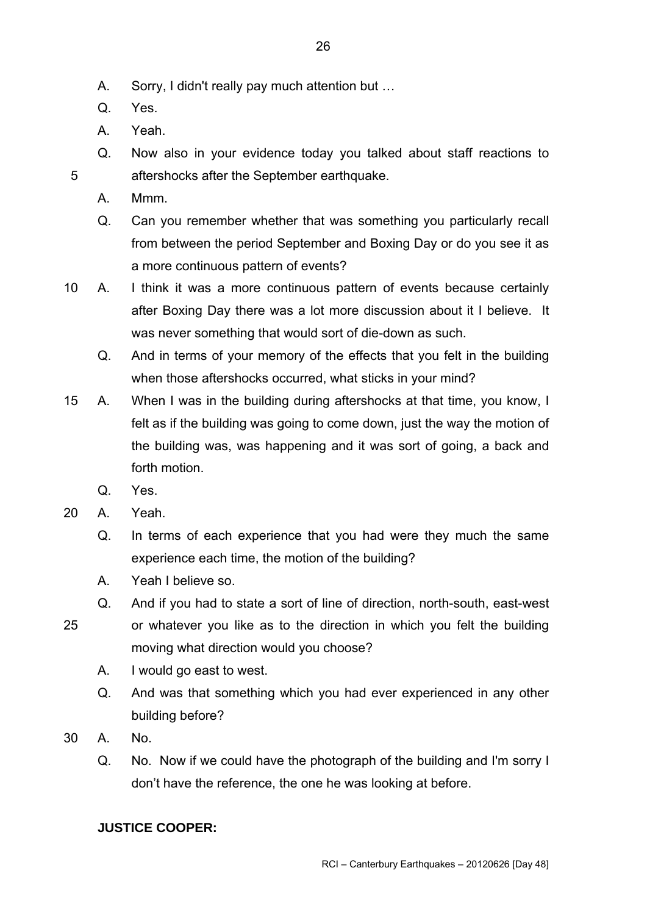A. Sorry, I didn't really pay much attention but …

Q. Yes.

A. Yeah.

Q. Now also in your evidence today you talked about staff reactions to aftershocks after the September earthquake.

A. Mmm.

Q. Can you remember whether that was something you particularly recall from between the period September and Boxing Day or do you see it as a more continuous pattern of events?

A. I think it was a more continuous pattern of events because certainly after Boxing Day there was a lot more discussion about it I believe. It was never something that would sort of die-down as such.

Q. And in terms of your memory of the effects that you felt in the building when those aftershocks occurred, what sticks in your mind?

A. When I was in the building during aftershocks at that time, you know, I felt as if the building was going to come down, just the way the motion of the building was, was happening and it was sort of going, a back and forth motion.

Q. Yes.

A. Yeah.

Q. In terms of each experience that you had were they much the same experience each time, the motion of the building?

A. Yeah I believe so.

Q. And if you had to state a sort of line of direction, north-south, east-west or whatever you like as to the direction in which you felt the building moving what direction would you choose?

A. I would go east to west.

Q. And was that something which you had ever experienced in any other building before?

A. No.

Q. No. Now if we could have the photograph of the building and I'm sorry I don't have the reference, the one he was looking at before.

**JUSTICE COOPER:**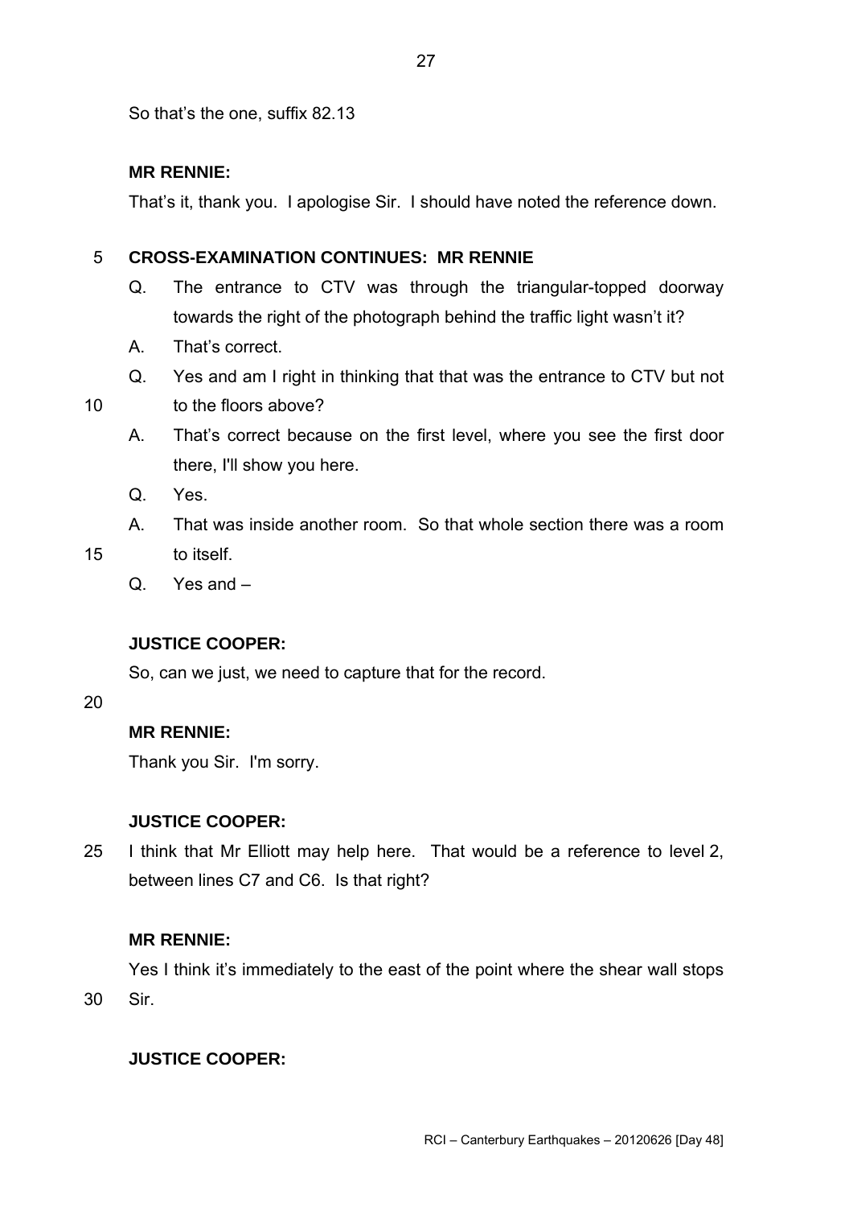So that's the one, suffix 82.13

**MR RENNIE:**

That's it, thank you. I apologise Sir. I should have noted the reference down.

**CROSS-EXAMINATION CONTINUES: MR RENNIE**

Q. The entrance to CTV was through the triangular-topped doorway towards the right of the photograph behind the traffic light wasn't it?

A. That's correct.

Q. Yes and am I right in thinking that that was the entrance to CTV but not to the floors above?

A. That's correct because on the first level, where you see the first door there, I'll show you here.

Q. Yes.

A. That was inside another room. So that whole section there was a room to itself.

Q. Yes and –

**JUSTICE COOPER:**

So, can we just, we need to capture that for the record.

**MR RENNIE:**

Thank you Sir. I'm sorry.

**JUSTICE COOPER:**

I think that Mr Elliott may help here. That would be a reference to level 2, between lines C7 and C6. Is that right?

**MR RENNIE:**

Yes I think it's immediately to the east of the point where the shear wall stops Sir.

**JUSTICE COOPER:**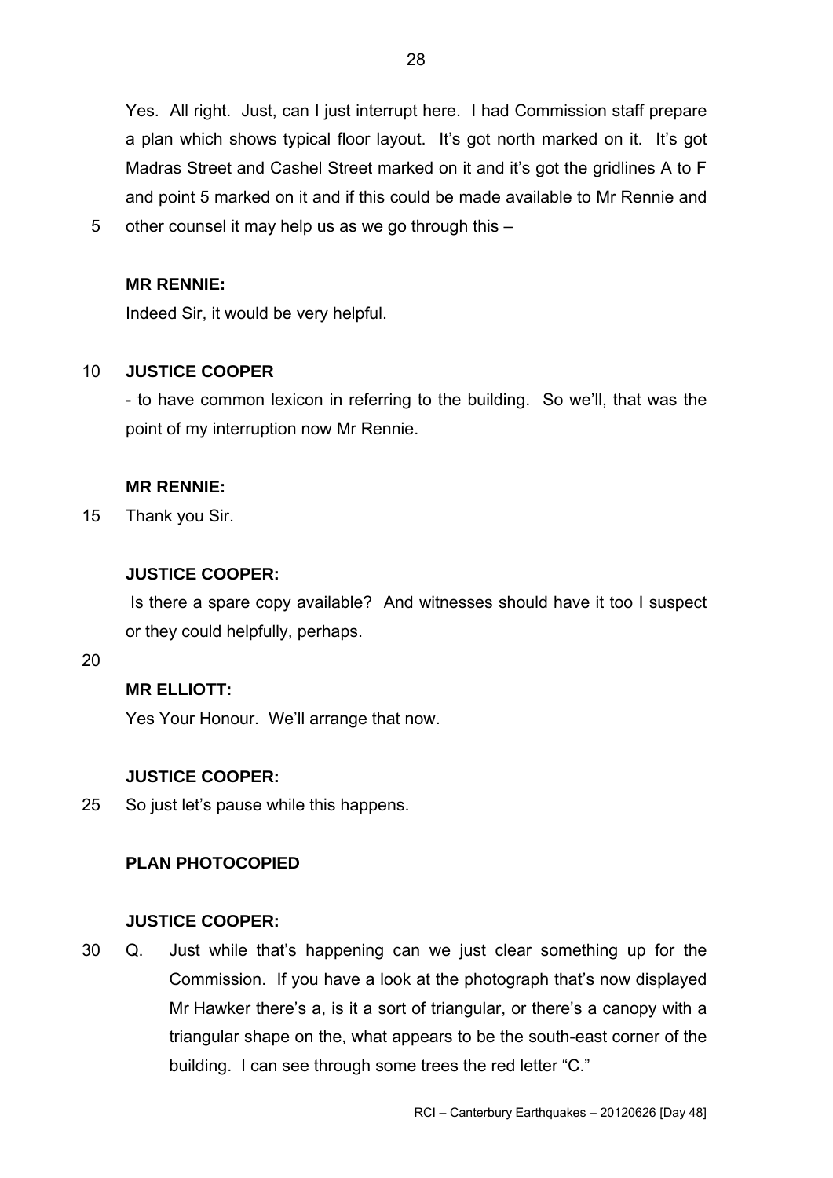Yes. All right. Just, can I just interrupt here. I had Commission staff prepare a plan which shows typical floor layout. It's got north marked on it. It's got Madras Street and Cashel Street marked on it and it's got the gridlines A to F and point 5 marked on it and if this could be made available to Mr Rennie and other counsel it may help us as we go through this –

**MR RENNIE:**

Indeed Sir, it would be very helpful.

**JUSTICE COOPER**

- to have common lexicon in referring to the building. So we'll, that was the point of my interruption now Mr Rennie.

**MR RENNIE:**

Thank you Sir.

**JUSTICE COOPER:**

Is there a spare copy available? And witnesses should have it too I suspect or they could helpfully, perhaps.

**MR ELLIOTT:**

Yes Your Honour. We'll arrange that now.

**JUSTICE COOPER:**

So just let's pause while this happens.

**PLAN PHOTOCOPIED**

**JUSTICE COOPER:**

Q. Just while that's happening can we just clear something up for the Commission. If you have a look at the photograph that's now displayed Mr Hawker there's a, is it a sort of triangular, or there's a canopy with a triangular shape on the, what appears to be the south-east corner of the building. I can see through some trees the red letter "C."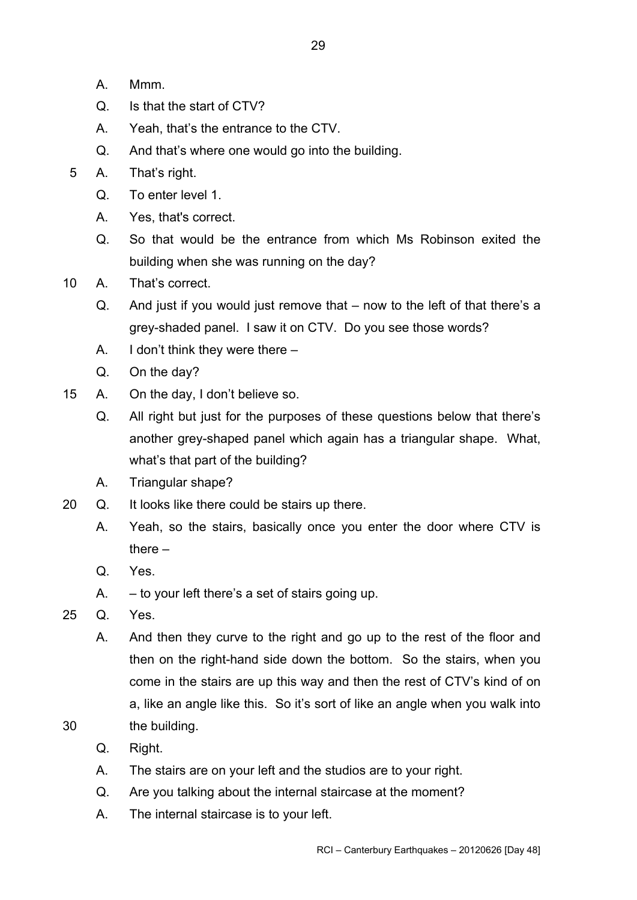A. Mmm.

Q. Is that the start of CTV?

A. Yeah, that's the entrance to the CTV.

Q. And that's where one would go into the building.

A. That's right.

Q. To enter level 1.

A. Yes, that's correct.

Q. So that would be the entrance from which Ms Robinson exited the building when she was running on the day?

A. That's correct.

Q. And just if you would just remove that – now to the left of that there's a grey-shaded panel. I saw it on CTV. Do you see those words?

A. I don't think they were there –

Q. On the day?

A. On the day, I don't believe so.

Q. All right but just for the purposes of these questions below that there's another grey-shaped panel which again has a triangular shape. What, what's that part of the building?

A. Triangular shape?

Q. It looks like there could be stairs up there.

A. Yeah, so the stairs, basically once you enter the door where CTV is there –

Q. Yes.

A. – to your left there's a set of stairs going up.

Q. Yes.

A. And then they curve to the right and go up to the rest of the floor and then on the right-hand side down the bottom. So the stairs, when you come in the stairs are up this way and then the rest of CTV's kind of on a, like an angle like this. So it's sort of like an angle when you walk into the building.

Q. Right.

A. The stairs are on your left and the studios are to your right.

Q. Are you talking about the internal staircase at the moment?

A. The internal staircase is to your left.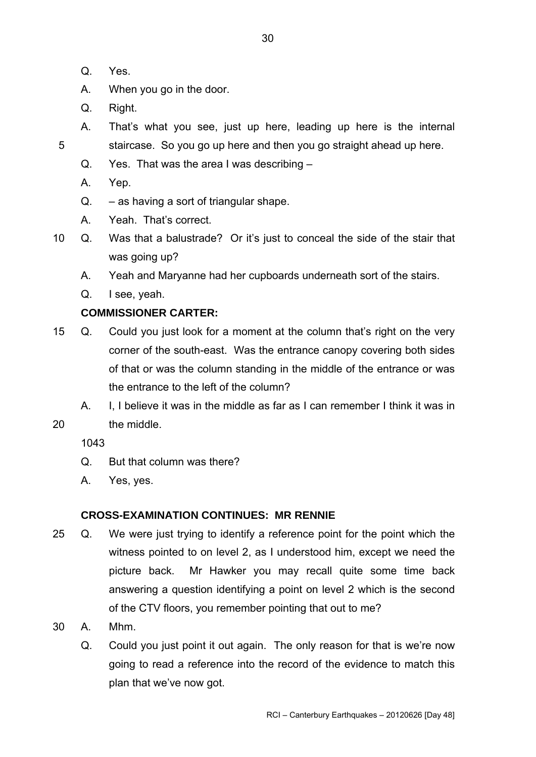Q. Yes.

A. When you go in the door.

Q. Right.

A. That's what you see, just up here, leading up here is the internal staircase. So you go up here and then you go straight ahead up here.

Q. Yes. That was the area I was describing –

A. Yep.

Q. – as having a sort of triangular shape.

A. Yeah. That's correct.

Q. Was that a balustrade? Or it's just to conceal the side of the stair that was going up?

A. Yeah and Maryanne had her cupboards underneath sort of the stairs.

Q. I see, yeah.

**COMMISSIONER CARTER:**

Q. Could you just look for a moment at the column that's right on the very corner of the south-east. Was the entrance canopy covering both sides of that or was the column standing in the middle of the entrance or was the entrance to the left of the column?

A. I, I believe it was in the middle as far as I can remember I think it was in the middle.

1043

Q. But that column was there?

A. Yes, yes.

**CROSS-EXAMINATION CONTINUES: MR RENNIE**

Q. We were just trying to identify a reference point for the point which the witness pointed to on level 2, as I understood him, except we need the picture back. Mr Hawker you may recall quite some time back answering a question identifying a point on level 2 which is the second of the CTV floors, you remember pointing that out to me?

A. Mhm.

Q. Could you just point it out again. The only reason for that is we're now going to read a reference into the record of the evidence to match this plan that we've now got.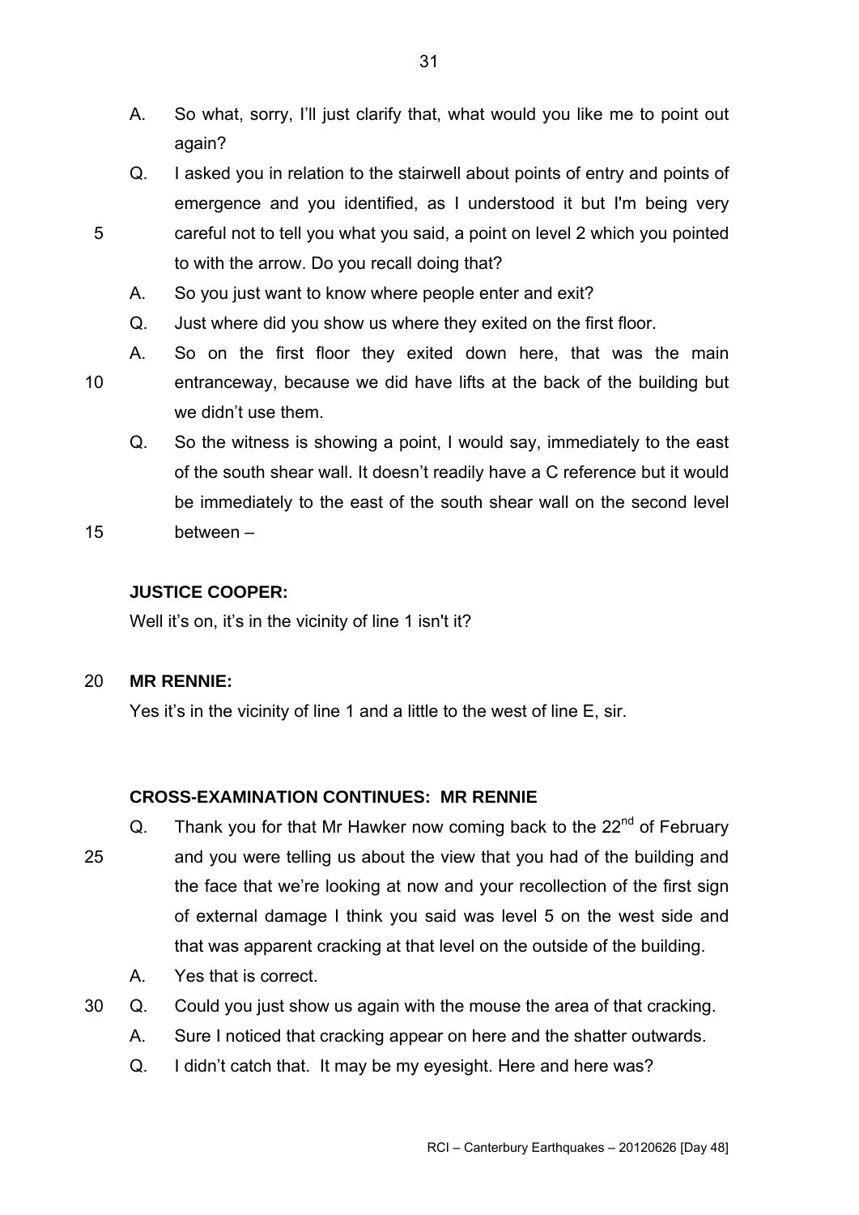A. So what, sorry, I'll just clarify that, what would you like me to point out again?

Q. I asked you in relation to the stairwell about points of entry and points of emergence and you identified, as I understood it but I'm being very careful not to tell you what you said, a point on level 2 which you pointed to with the arrow. Do you recall doing that?

A. So you just want to know where people enter and exit?

Q. Just where did you show us where they exited on the first floor.

A. So on the first floor they exited down here, that was the main entranceway, because we did have lifts at the back of the building but we didn't use them.

Q. So the witness is showing a point, I would say, immediately to the east of the south shear wall. It doesn't readily have a C reference but it would be immediately to the east of the south shear wall on the second level between –

**JUSTICE COOPER:**

Well it's on, it's in the vicinity of line 1 isn't it?

**MR RENNIE:**

Yes it's in the vicinity of line 1 and a little to the west of line E, sir.

**CROSS-EXAMINATION CONTINUES: MR RENNIE**

Q. Thank you for that Mr Hawker now coming back to the 22nd of February and you were telling us about the view that you had of the building and the face that we're looking at now and your recollection of the first sign of external damage I think you said was level 5 on the west side and that was apparent cracking at that level on the outside of the building.

A. Yes that is correct.

Q. Could you just show us again with the mouse the area of that cracking.

A. Sure I noticed that cracking appear on here and the shatter outwards.

Q. I didn't catch that. It may be my eyesight. Here and here was?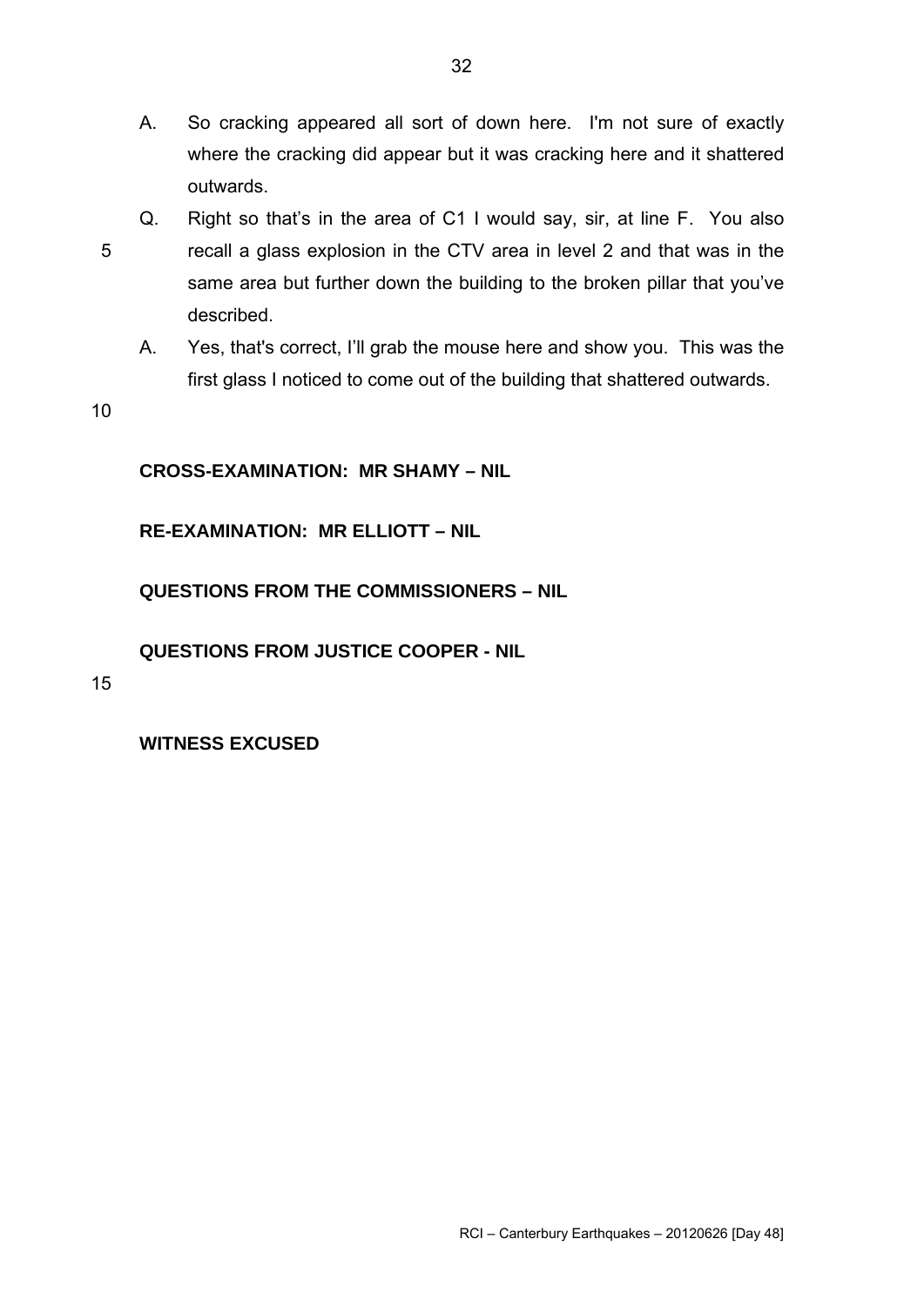A. So cracking appeared all sort of down here. I'm not sure of exactly where the cracking did appear but it was cracking here and it shattered outwards.

Q. Right so that's in the area of C1 I would say, sir, at line F. You also recall a glass explosion in the CTV area in level 2 and that was in the same area but further down the building to the broken pillar that you've described.

A. Yes, that's correct, I'll grab the mouse here and show you. This was the first glass I noticed to come out of the building that shattered outwards.

**CROSS-EXAMINATION: MR SHAMY – NIL**

**RE-EXAMINATION: MR ELLIOTT – NIL**

**QUESTIONS FROM THE COMMISSIONERS – NIL**

**QUESTIONS FROM JUSTICE COOPER - NIL**

**WITNESS EXCUSED**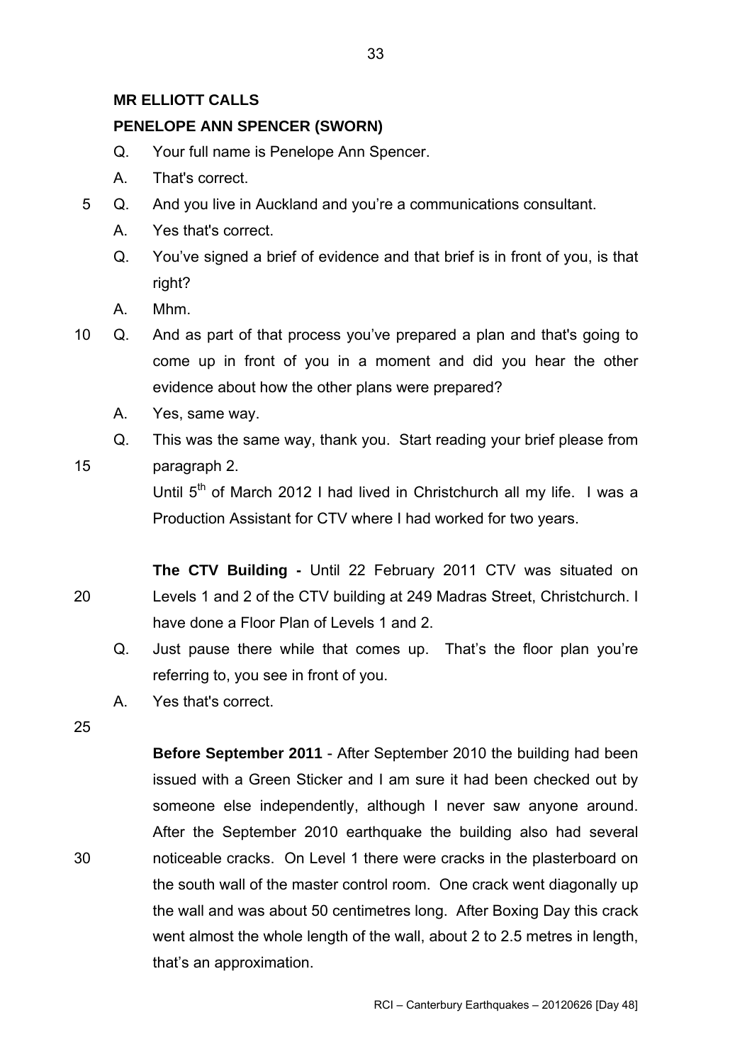**MR ELLIOTT CALLS**

**PENELOPE ANN SPENCER (SWORN)**

Q. Your full name is Penelope Ann Spencer.

A. That's correct.

Q. And you live in Auckland and you're a communications consultant.

A. Yes that's correct.

Q. You've signed a brief of evidence and that brief is in front of you, is that right?

A. Mhm.

Q. And as part of that process you've prepared a plan and that's going to come up in front of you in a moment and did you hear the other evidence about how the other plans were prepared?

A. Yes, same way.

Q. This was the same way, thank you. Start reading your brief please from paragraph 2.

Until 5th of March 2012 I had lived in Christchurch all my life. I was a Production Assistant for CTV where I had worked for two years.

**The CTV Building -** Until 22 February 2011 CTV was situated on Levels 1 and 2 of the CTV building at 249 Madras Street, Christchurch. I have done a Floor Plan of Levels 1 and 2.

Q. Just pause there while that comes up. That's the floor plan you're referring to, you see in front of you.

A. Yes that's correct.

**Before September 2011** - After September 2010 the building had been issued with a Green Sticker and I am sure it had been checked out by someone else independently, although I never saw anyone around. After the September 2010 earthquake the building also had several noticeable cracks. On Level 1 there were cracks in the plasterboard on the south wall of the master control room. One crack went diagonally up the wall and was about 50 centimetres long. After Boxing Day this crack went almost the whole length of the wall, about 2 to 2.5 metres in length, that's an approximation.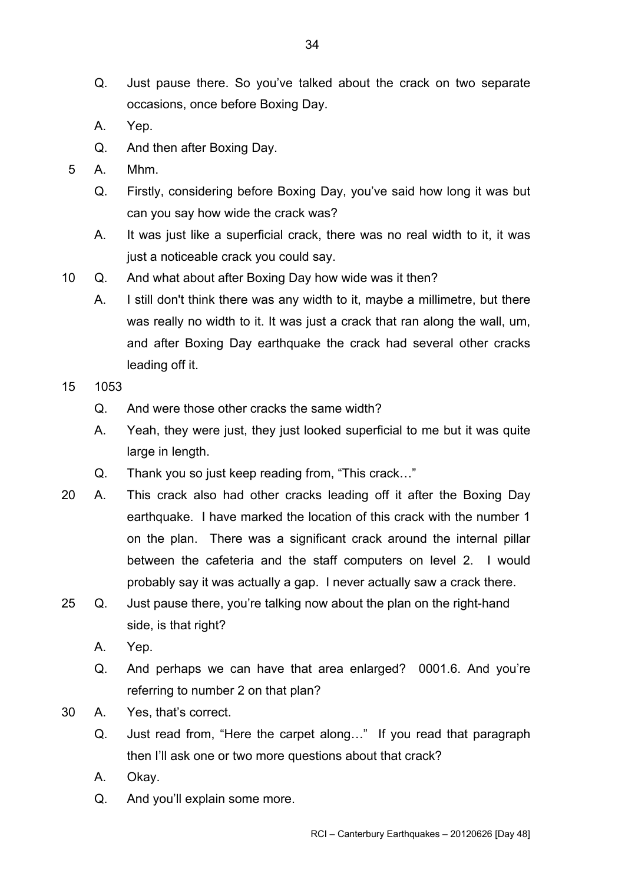Q. Just pause there. So you've talked about the crack on two separate occasions, once before Boxing Day.

A. Yep.

Q. And then after Boxing Day.

A. Mhm.

Q. Firstly, considering before Boxing Day, you've said how long it was but can you say how wide the crack was?

A. It was just like a superficial crack, there was no real width to it, it was just a noticeable crack you could say.

Q. And what about after Boxing Day how wide was it then?

A. I still don't think there was any width to it, maybe a millimetre, but there was really no width to it. It was just a crack that ran along the wall, um, and after Boxing Day earthquake the crack had several other cracks leading off it.

1053

Q. And were those other cracks the same width?

A. Yeah, they were just, they just looked superficial to me but it was quite large in length.

Q. Thank you so just keep reading from, "This crack…"

A. This crack also had other cracks leading off it after the Boxing Day earthquake. I have marked the location of this crack with the number 1 on the plan. There was a significant crack around the internal pillar between the cafeteria and the staff computers on level 2. I would probably say it was actually a gap. I never actually saw a crack there.

Q. Just pause there, you're talking now about the plan on the right-hand side, is that right?

A. Yep.

Q. And perhaps we can have that area enlarged? 0001.6. And you're referring to number 2 on that plan?

A. Yes, that's correct.

Q. Just read from, "Here the carpet along…" If you read that paragraph then I'll ask one or two more questions about that crack?

A. Okay.

Q. And you'll explain some more.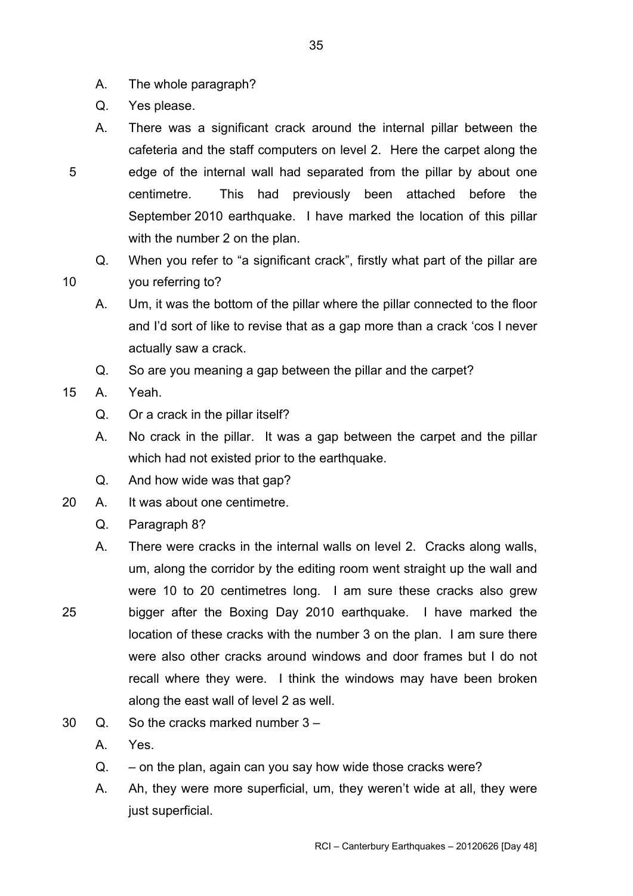A. The whole paragraph?

Q. Yes please.

A. There was a significant crack around the internal pillar between the cafeteria and the staff computers on level 2. Here the carpet along the edge of the internal wall had separated from the pillar by about one centimetre. This had previously been attached before the September 2010 earthquake. I have marked the location of this pillar with the number 2 on the plan.

Q. When you refer to "a significant crack", firstly what part of the pillar are you referring to?

A. Um, it was the bottom of the pillar where the pillar connected to the floor and I'd sort of like to revise that as a gap more than a crack 'cos I never actually saw a crack.

Q. So are you meaning a gap between the pillar and the carpet?

A. Yeah.

Q. Or a crack in the pillar itself?

A. No crack in the pillar. It was a gap between the carpet and the pillar which had not existed prior to the earthquake.

Q. And how wide was that gap?

A. It was about one centimetre.

Q. Paragraph 8?

A. There were cracks in the internal walls on level 2. Cracks along walls, um, along the corridor by the editing room went straight up the wall and were 10 to 20 centimetres long. I am sure these cracks also grew bigger after the Boxing Day 2010 earthquake. I have marked the location of these cracks with the number 3 on the plan. I am sure there were also other cracks around windows and door frames but I do not recall where they were. I think the windows may have been broken along the east wall of level 2 as well.

Q. So the cracks marked number 3 –

A. Yes.

Q. – on the plan, again can you say how wide those cracks were?

A. Ah, they were more superficial, um, they weren't wide at all, they were just superficial.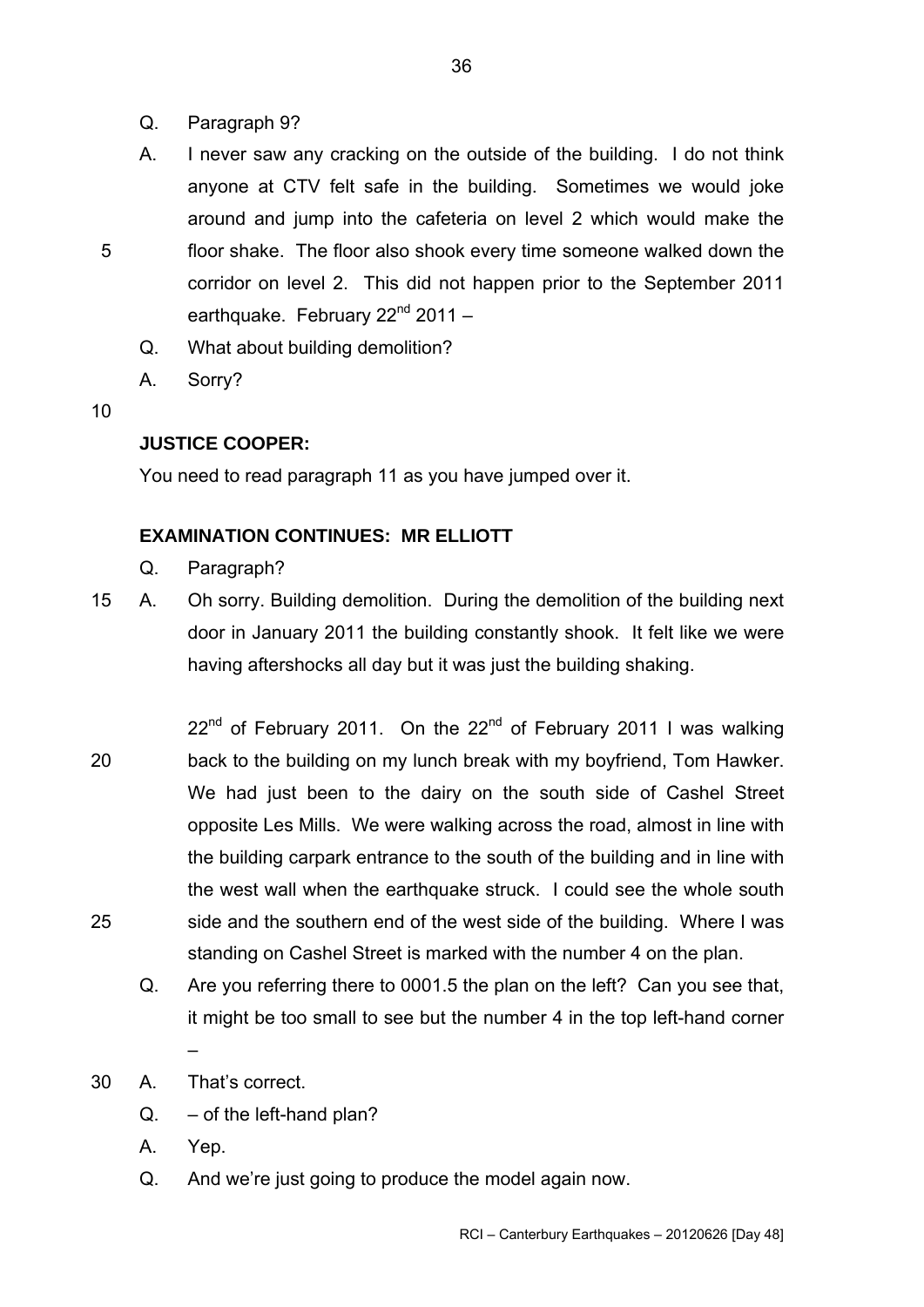Q. Paragraph 9?

A. I never saw any cracking on the outside of the building. I do not think anyone at CTV felt safe in the building. Sometimes we would joke around and jump into the cafeteria on level 2 which would make the floor shake. The floor also shook every time someone walked down the corridor on level 2. This did not happen prior to the September 2011 earthquake. February 22nd 2011 –

Q. What about building demolition?

A. Sorry?

**JUSTICE COOPER:**

You need to read paragraph 11 as you have jumped over it.

**EXAMINATION CONTINUES: MR ELLIOTT**

Q. Paragraph?

A. Oh sorry. Building demolition. During the demolition of the building next door in January 2011 the building constantly shook. It felt like we were having aftershocks all day but it was just the building shaking.

22nd of February 2011. On the 22nd of February 2011 I was walking back to the building on my lunch break with my boyfriend, Tom Hawker. We had just been to the dairy on the south side of Cashel Street opposite Les Mills. We were walking across the road, almost in line with the building carpark entrance to the south of the building and in line with the west wall when the earthquake struck. I could see the whole south side and the southern end of the west side of the building. Where I was standing on Cashel Street is marked with the number 4 on the plan.

Q. Are you referring there to 0001.5 the plan on the left? Can you see that, it might be too small to see but the number 4 in the top left-hand corner –

A. That's correct.

Q. – of the left-hand plan?

A. Yep.

Q. And we're just going to produce the model again now.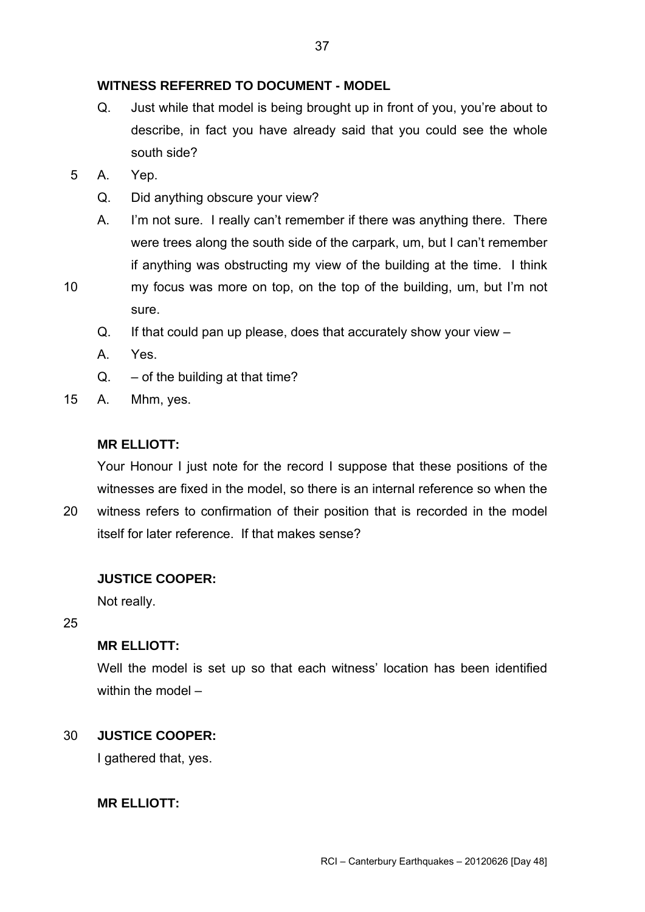**WITNESS REFERRED TO DOCUMENT - MODEL**

Q. Just while that model is being brought up in front of you, you're about to describe, in fact you have already said that you could see the whole south side?

A. Yep.

Q. Did anything obscure your view?

A. I'm not sure. I really can't remember if there was anything there. There were trees along the south side of the carpark, um, but I can't remember if anything was obstructing my view of the building at the time. I think my focus was more on top, on the top of the building, um, but I'm not sure.

Q. If that could pan up please, does that accurately show your view –

A. Yes.

Q. – of the building at that time?

A. Mhm, yes.

**MR ELLIOTT:**

Your Honour I just note for the record I suppose that these positions of the witnesses are fixed in the model, so there is an internal reference so when the witness refers to confirmation of their position that is recorded in the model itself for later reference. If that makes sense?

**JUSTICE COOPER:**

Not really.

**MR ELLIOTT:**

Well the model is set up so that each witness' location has been identified within the model –

**JUSTICE COOPER:**

I gathered that, yes.

**MR ELLIOTT:**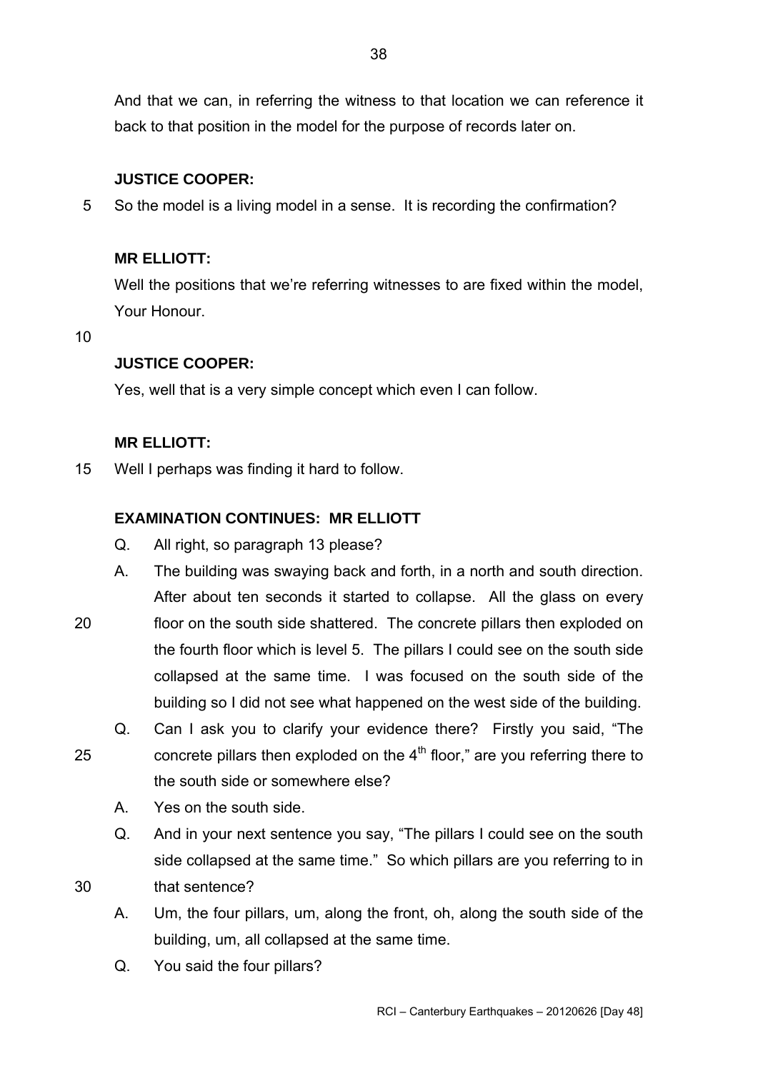And that we can, in referring the witness to that location we can reference it back to that position in the model for the purpose of records later on.

**JUSTICE COOPER:**

So the model is a living model in a sense. It is recording the confirmation?

**MR ELLIOTT:**

Well the positions that we're referring witnesses to are fixed within the model, Your Honour.

**JUSTICE COOPER:**

Yes, well that is a very simple concept which even I can follow.

**MR ELLIOTT:**

Well I perhaps was finding it hard to follow.

**EXAMINATION CONTINUES: MR ELLIOTT**

Q. All right, so paragraph 13 please?

A. The building was swaying back and forth, in a north and south direction. After about ten seconds it started to collapse. All the glass on every floor on the south side shattered. The concrete pillars then exploded on the fourth floor which is level 5. The pillars I could see on the south side collapsed at the same time. I was focused on the south side of the building so I did not see what happened on the west side of the building.

Q. Can I ask you to clarify your evidence there? Firstly you said, "The concrete pillars then exploded on the 4th floor," are you referring there to the south side or somewhere else?

A. Yes on the south side.

Q. And in your next sentence you say, "The pillars I could see on the south side collapsed at the same time." So which pillars are you referring to in that sentence?

A. Um, the four pillars, um, along the front, oh, along the south side of the building, um, all collapsed at the same time.

Q. You said the four pillars?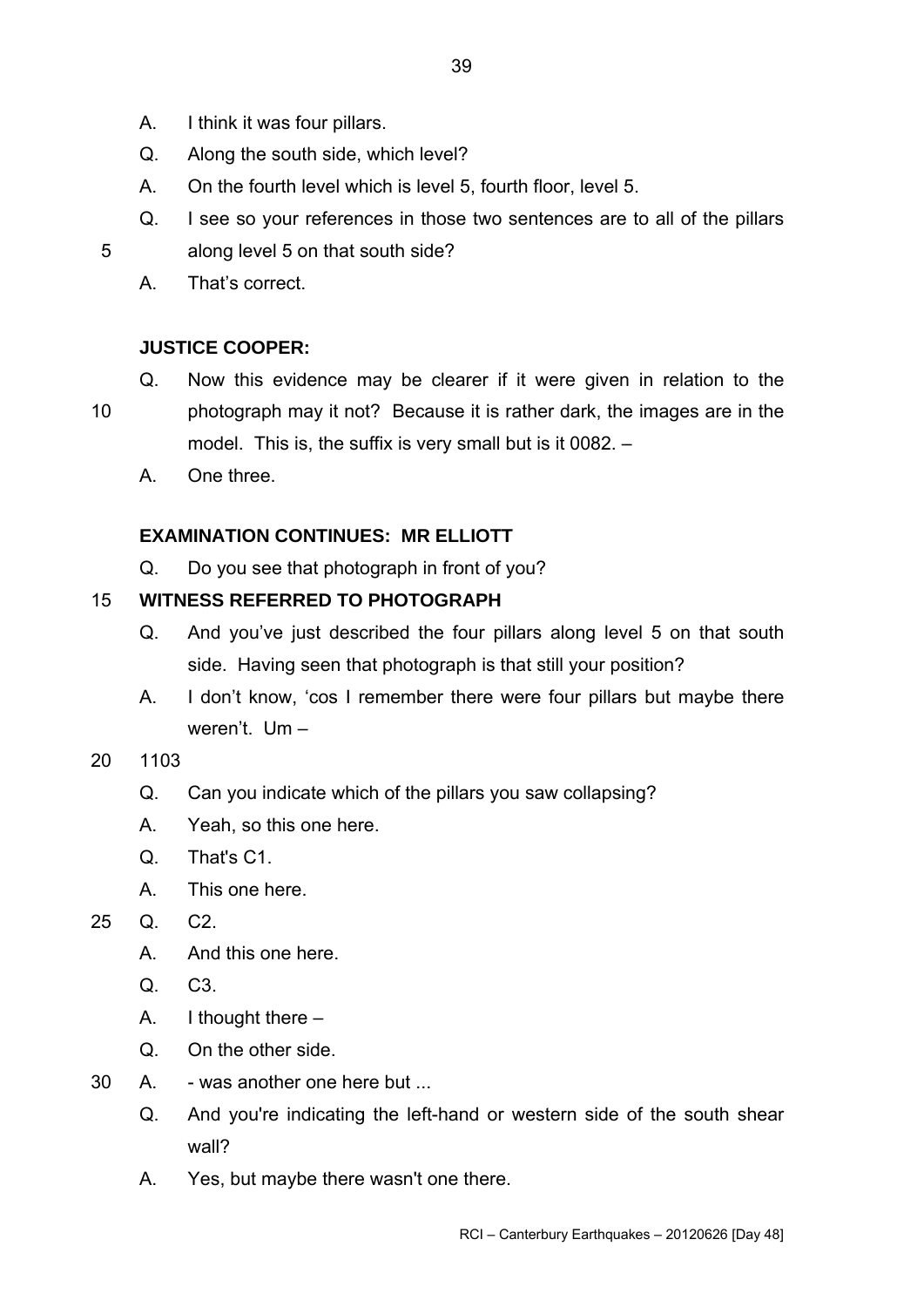A. I think it was four pillars.

Q. Along the south side, which level?

A. On the fourth level which is level 5, fourth floor, level 5.

Q. I see so your references in those two sentences are to all of the pillars along level 5 on that south side?

A. That's correct.

**JUSTICE COOPER:**

Q. Now this evidence may be clearer if it were given in relation to the photograph may it not? Because it is rather dark, the images are in the model. This is, the suffix is very small but is it 0082. –

A. One three.

**EXAMINATION CONTINUES: MR ELLIOTT**

Q. Do you see that photograph in front of you?

**WITNESS REFERRED TO PHOTOGRAPH**

Q. And you've just described the four pillars along level 5 on that south side. Having seen that photograph is that still your position?

A. I don't know, 'cos I remember there were four pillars but maybe there weren't. Um –

1103

Q. Can you indicate which of the pillars you saw collapsing?

A. Yeah, so this one here.

Q. That's C1.

A. This one here.

Q. C2.

A. And this one here.

Q. C3.

A. I thought there –

Q. On the other side.

A. - was another one here but ...

Q. And you're indicating the left-hand or western side of the south shear wall?

A. Yes, but maybe there wasn't one there.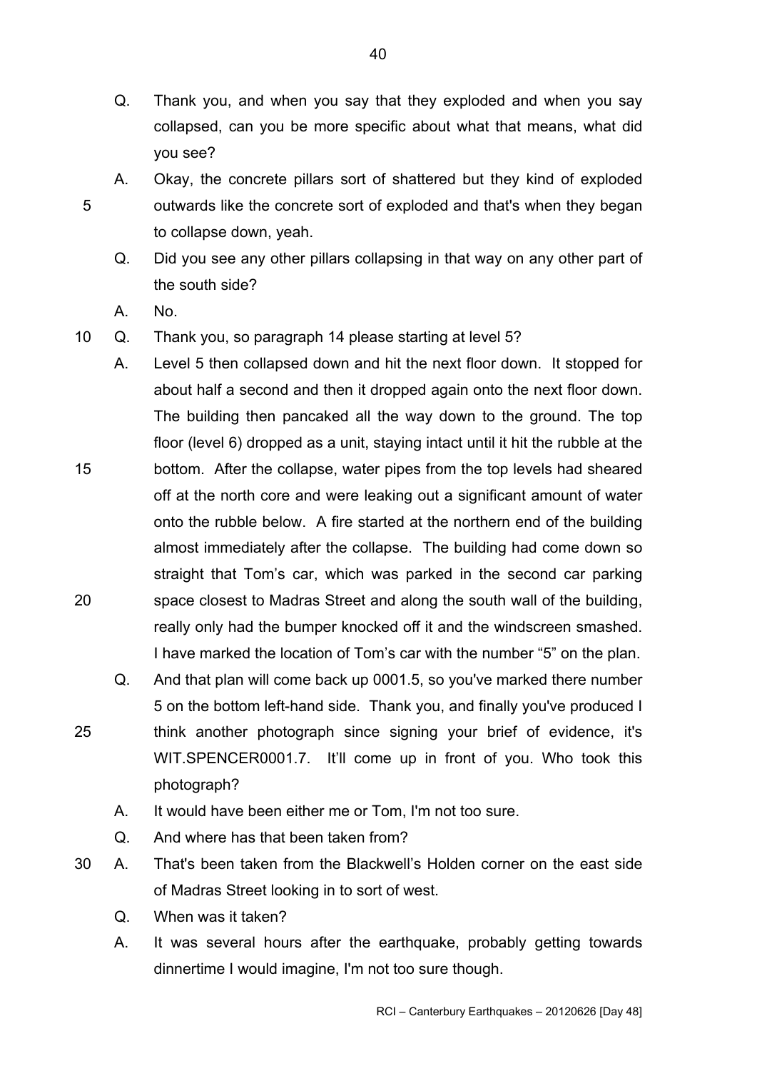Q. Thank you, and when you say that they exploded and when you say collapsed, can you be more specific about what that means, what did you see?

A. Okay, the concrete pillars sort of shattered but they kind of exploded outwards like the concrete sort of exploded and that's when they began to collapse down, yeah.

Q. Did you see any other pillars collapsing in that way on any other part of the south side?

A. No.

Q. Thank you, so paragraph 14 please starting at level 5?

A. Level 5 then collapsed down and hit the next floor down. It stopped for about half a second and then it dropped again onto the next floor down. The building then pancaked all the way down to the ground. The top floor (level 6) dropped as a unit, staying intact until it hit the rubble at the bottom. After the collapse, water pipes from the top levels had sheared off at the north core and were leaking out a significant amount of water onto the rubble below. A fire started at the northern end of the building almost immediately after the collapse. The building had come down so straight that Tom's car, which was parked in the second car parking space closest to Madras Street and along the south wall of the building, really only had the bumper knocked off it and the windscreen smashed. I have marked the location of Tom's car with the number "5" on the plan.

Q. And that plan will come back up 0001.5, so you've marked there number 5 on the bottom left-hand side. Thank you, and finally you've produced I think another photograph since signing your brief of evidence, it's WIT.SPENCER0001.7. It'll come up in front of you. Who took this photograph?

A. It would have been either me or Tom, I'm not too sure.

Q. And where has that been taken from?

A. That's been taken from the Blackwell's Holden corner on the east side of Madras Street looking in to sort of west.

Q. When was it taken?

A. It was several hours after the earthquake, probably getting towards dinnertime I would imagine, I'm not too sure though.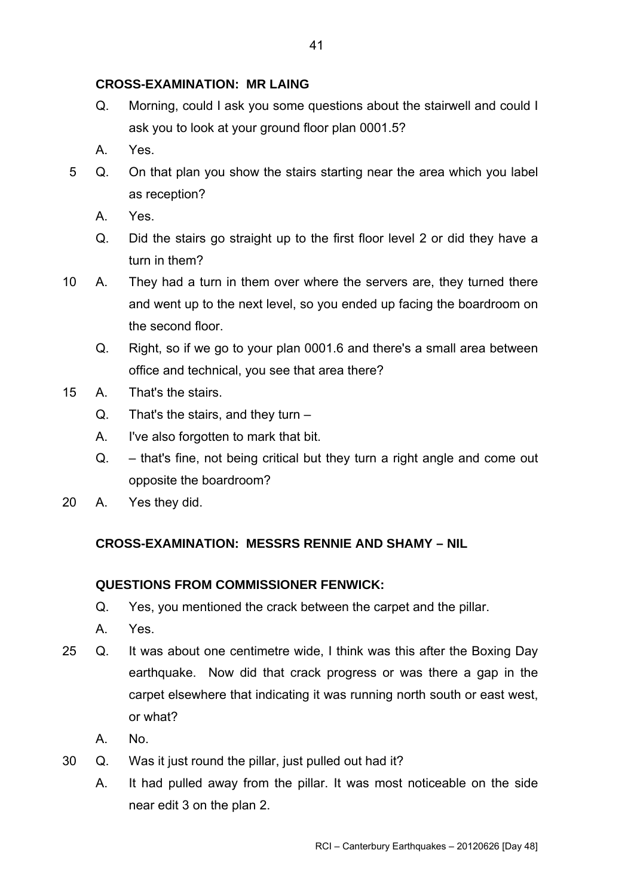**CROSS-EXAMINATION: MR LAING**

Q. Morning, could I ask you some questions about the stairwell and could I ask you to look at your ground floor plan 0001.5?

A. Yes.

Q. On that plan you show the stairs starting near the area which you label as reception?

A. Yes.

Q. Did the stairs go straight up to the first floor level 2 or did they have a turn in them?

A. They had a turn in them over where the servers are, they turned there and went up to the next level, so you ended up facing the boardroom on the second floor.

Q. Right, so if we go to your plan 0001.6 and there's a small area between office and technical, you see that area there?

A. That's the stairs.

Q. That's the stairs, and they turn –

A. I've also forgotten to mark that bit.

Q. – that's fine, not being critical but they turn a right angle and come out opposite the boardroom?

A. Yes they did.

**CROSS-EXAMINATION: MESSRS RENNIE AND SHAMY – NIL**

**QUESTIONS FROM COMMISSIONER FENWICK:**

Q. Yes, you mentioned the crack between the carpet and the pillar.

A. Yes.

Q. It was about one centimetre wide, I think was this after the Boxing Day earthquake. Now did that crack progress or was there a gap in the carpet elsewhere that indicating it was running north south or east west, or what?

A. No.

Q. Was it just round the pillar, just pulled out had it?

A. It had pulled away from the pillar. It was most noticeable on the side near edit 3 on the plan 2.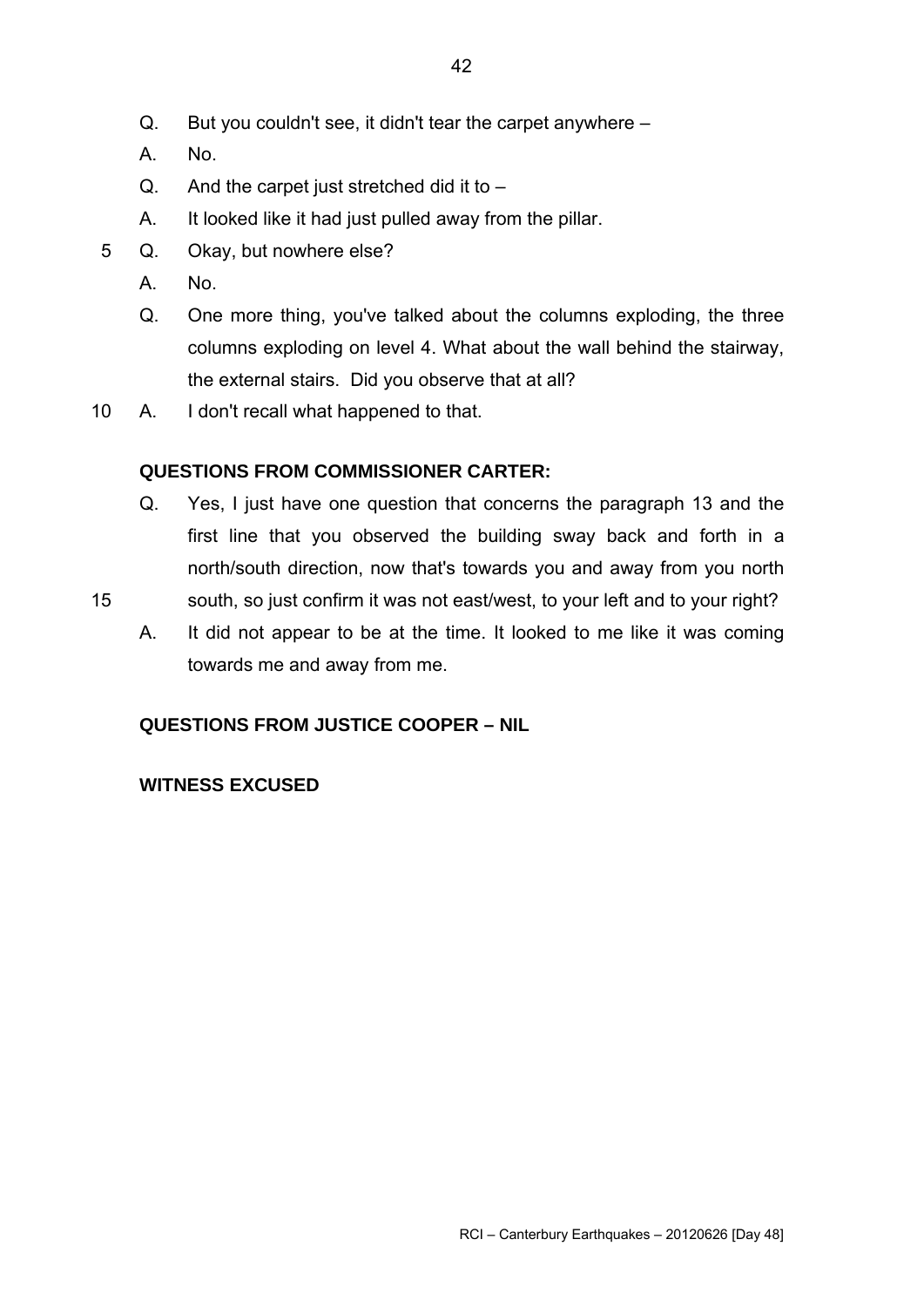Q. But you couldn't see, it didn't tear the carpet anywhere –

A. No.

Q. And the carpet just stretched did it to –

A. It looked like it had just pulled away from the pillar.

Q. Okay, but nowhere else?

A. No.

Q. One more thing, you've talked about the columns exploding, the three columns exploding on level 4. What about the wall behind the stairway, the external stairs. Did you observe that at all?

A. I don't recall what happened to that.

**QUESTIONS FROM COMMISSIONER CARTER:**

Q. Yes, I just have one question that concerns the paragraph 13 and the first line that you observed the building sway back and forth in a north/south direction, now that's towards you and away from you north south, so just confirm it was not east/west, to your left and to your right?

A. It did not appear to be at the time. It looked to me like it was coming towards me and away from me.

**QUESTIONS FROM JUSTICE COOPER – NIL**

**WITNESS EXCUSED**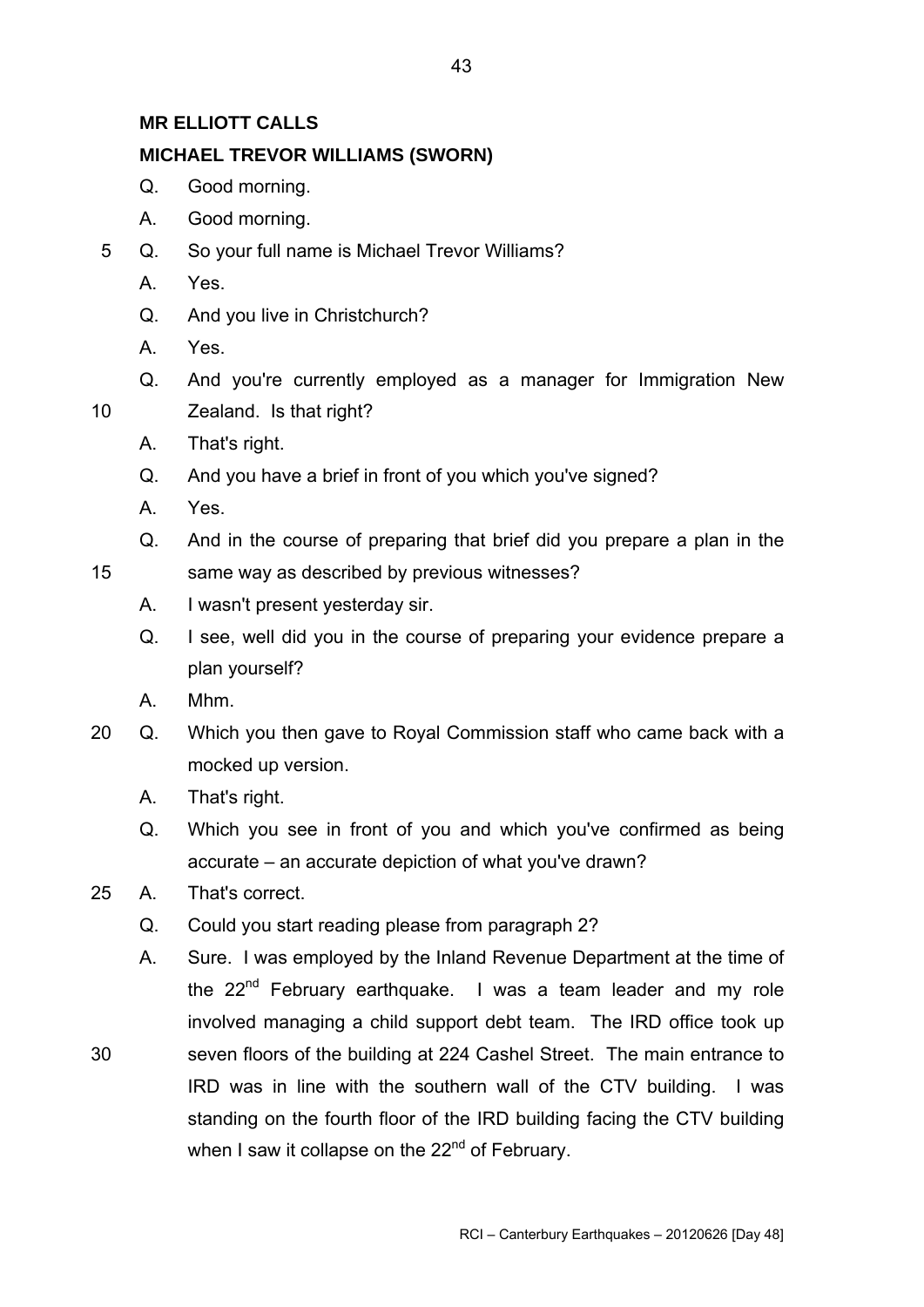**MR ELLIOTT CALLS**

**MICHAEL TREVOR WILLIAMS (SWORN)**

Q. Good morning.

A. Good morning.

Q. So your full name is Michael Trevor Williams?

A. Yes.

Q. And you live in Christchurch?

A. Yes.

Q. And you're currently employed as a manager for Immigration New Zealand. Is that right?

A. That's right.

Q. And you have a brief in front of you which you've signed?

A. Yes.

Q. And in the course of preparing that brief did you prepare a plan in the same way as described by previous witnesses?

A. I wasn't present yesterday sir.

Q. I see, well did you in the course of preparing your evidence prepare a plan yourself?

A. Mhm.

Q. Which you then gave to Royal Commission staff who came back with a mocked up version.

A. That's right.

Q. Which you see in front of you and which you've confirmed as being accurate – an accurate depiction of what you've drawn?

A. That's correct.

Q. Could you start reading please from paragraph 2?

A. Sure. I was employed by the Inland Revenue Department at the time of the 22nd February earthquake. I was a team leader and my role involved managing a child support debt team. The IRD office took up seven floors of the building at 224 Cashel Street. The main entrance to IRD was in line with the southern wall of the CTV building. I was standing on the fourth floor of the IRD building facing the CTV building when I saw it collapse on the 22nd of February.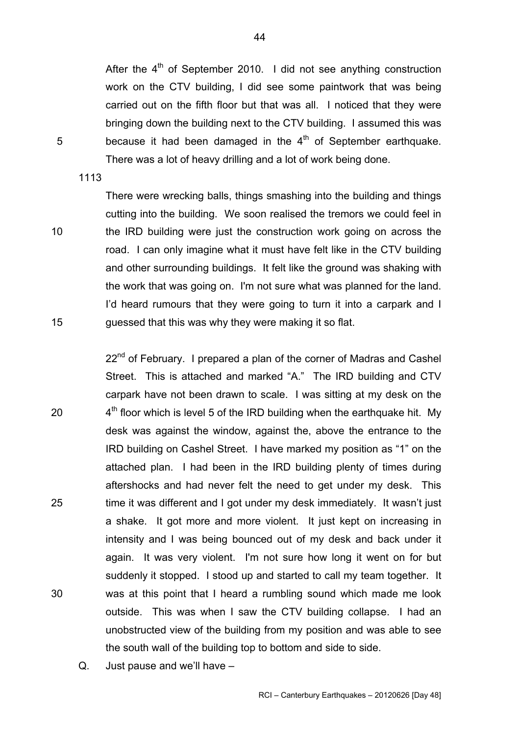After the 4th of September 2010. I did not see anything construction work on the CTV building, I did see some paintwork that was being carried out on the fifth floor but that was all. I noticed that they were bringing down the building next to the CTV building. I assumed this was because it had been damaged in the 4th of September earthquake. There was a lot of heavy drilling and a lot of work being done.

1113

There were wrecking balls, things smashing into the building and things cutting into the building. We soon realised the tremors we could feel in the IRD building were just the construction work going on across the road. I can only imagine what it must have felt like in the CTV building and other surrounding buildings. It felt like the ground was shaking with the work that was going on. I'm not sure what was planned for the land. I'd heard rumours that they were going to turn it into a carpark and I guessed that this was why they were making it so flat.

22nd of February. I prepared a plan of the corner of Madras and Cashel Street. This is attached and marked "A." The IRD building and CTV carpark have not been drawn to scale. I was sitting at my desk on the 4th floor which is level 5 of the IRD building when the earthquake hit. My desk was against the window, against the, above the entrance to the IRD building on Cashel Street. I have marked my position as "1" on the attached plan. I had been in the IRD building plenty of times during aftershocks and had never felt the need to get under my desk. This time it was different and I got under my desk immediately. It wasn't just a shake. It got more and more violent. It just kept on increasing in intensity and I was being bounced out of my desk and back under it again. It was very violent. I'm not sure how long it went on for but suddenly it stopped. I stood up and started to call my team together. It was at this point that I heard a rumbling sound which made me look outside. This was when I saw the CTV building collapse. I had an unobstructed view of the building from my position and was able to see the south wall of the building top to bottom and side to side.

Q. Just pause and we'll have –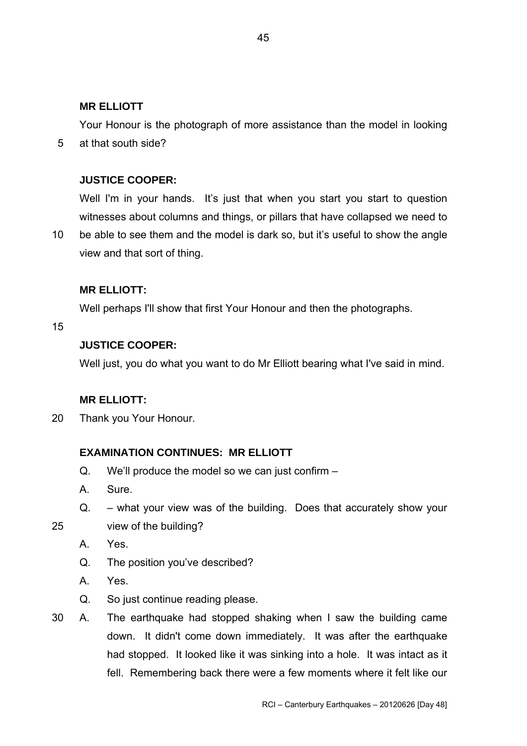**MR ELLIOTT**

Your Honour is the photograph of more assistance than the model in looking at that south side?

**JUSTICE COOPER:**

Well I'm in your hands. It's just that when you start you start to question witnesses about columns and things, or pillars that have collapsed we need to be able to see them and the model is dark so, but it's useful to show the angle view and that sort of thing.

**MR ELLIOTT:**

Well perhaps I'll show that first Your Honour and then the photographs.

**JUSTICE COOPER:**

Well just, you do what you want to do Mr Elliott bearing what I've said in mind.

**MR ELLIOTT:**

Thank you Your Honour.

**EXAMINATION CONTINUES: MR ELLIOTT**

Q. We'll produce the model so we can just confirm –

A. Sure.

Q. – what your view was of the building. Does that accurately show your view of the building?

A. Yes.

Q. The position you've described?

A. Yes.

Q. So just continue reading please.

A. The earthquake had stopped shaking when I saw the building came down. It didn't come down immediately. It was after the earthquake had stopped. It looked like it was sinking into a hole. It was intact as it fell. Remembering back there were a few moments where it felt like our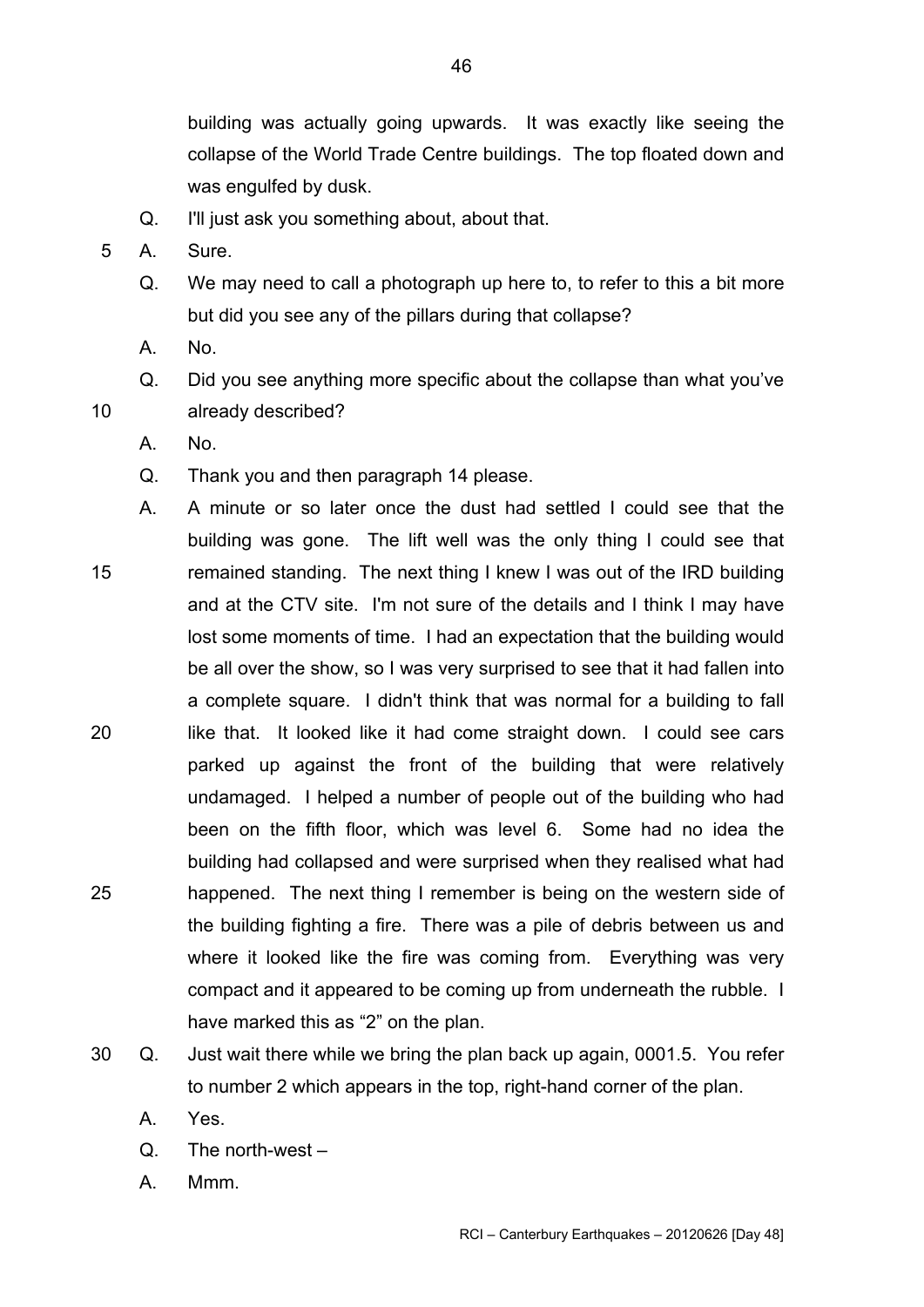building was actually going upwards. It was exactly like seeing the collapse of the World Trade Centre buildings. The top floated down and was engulfed by dusk.

Q. I'll just ask you something about, about that.

A. Sure.

Q. We may need to call a photograph up here to, to refer to this a bit more but did you see any of the pillars during that collapse?

A. No.

Q. Did you see anything more specific about the collapse than what you've already described?

A. No.

Q. Thank you and then paragraph 14 please.

A. A minute or so later once the dust had settled I could see that the building was gone. The lift well was the only thing I could see that remained standing. The next thing I knew I was out of the IRD building and at the CTV site. I'm not sure of the details and I think I may have lost some moments of time. I had an expectation that the building would be all over the show, so I was very surprised to see that it had fallen into a complete square. I didn't think that was normal for a building to fall like that. It looked like it had come straight down. I could see cars parked up against the front of the building that were relatively undamaged. I helped a number of people out of the building who had been on the fifth floor, which was level 6. Some had no idea the building had collapsed and were surprised when they realised what had happened. The next thing I remember is being on the western side of the building fighting a fire. There was a pile of debris between us and where it looked like the fire was coming from. Everything was very compact and it appeared to be coming up from underneath the rubble. I have marked this as "2" on the plan.

Q. Just wait there while we bring the plan back up again, 0001.5. You refer to number 2 which appears in the top, right-hand corner of the plan.

A. Yes.

Q. The north-west –

A. Mmm.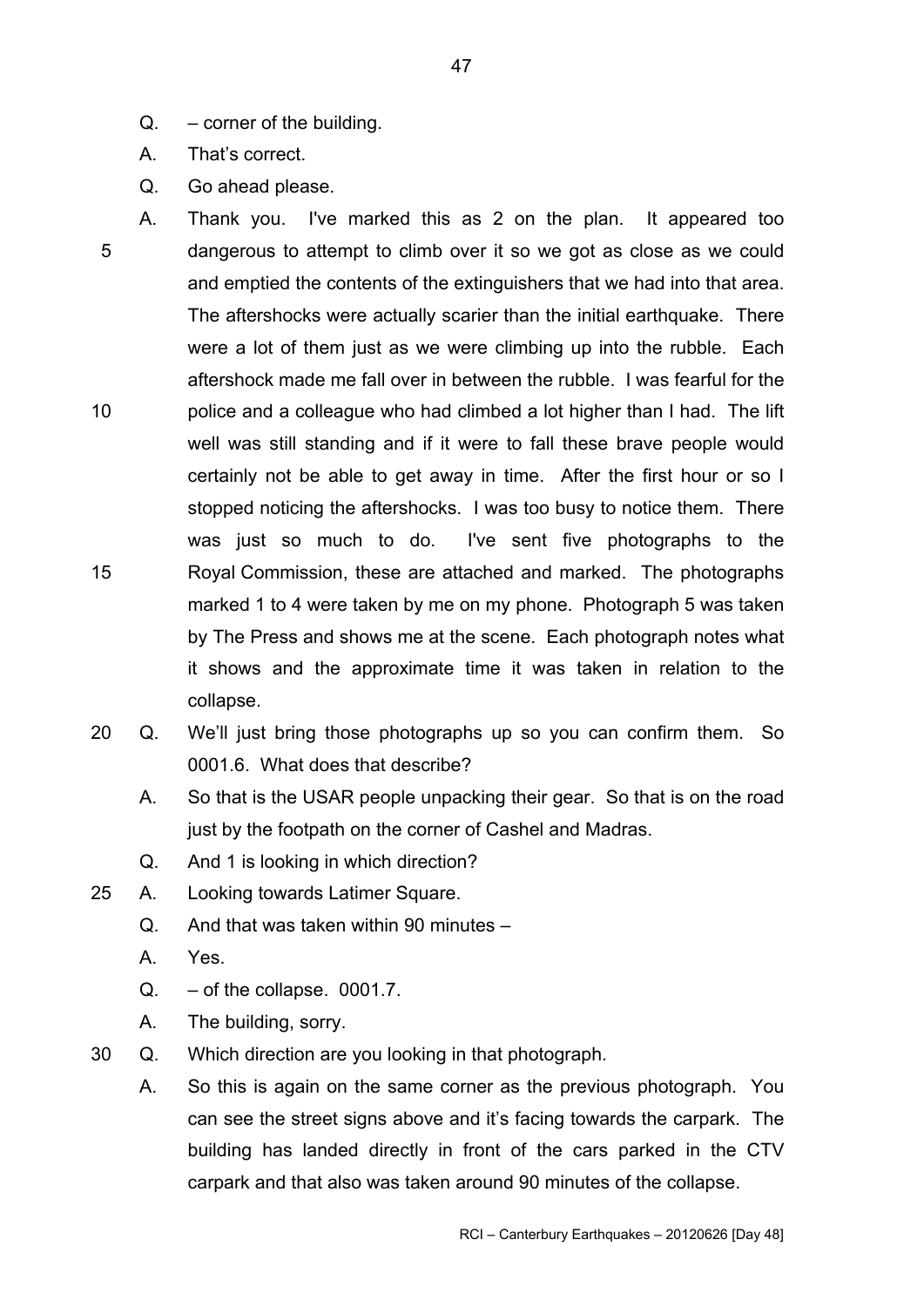Q. – corner of the building.

A. That's correct.

Q. Go ahead please.

A. Thank you. I've marked this as 2 on the plan. It appeared too dangerous to attempt to climb over it so we got as close as we could and emptied the contents of the extinguishers that we had into that area. The aftershocks were actually scarier than the initial earthquake. There were a lot of them just as we were climbing up into the rubble. Each aftershock made me fall over in between the rubble. I was fearful for the police and a colleague who had climbed a lot higher than I had. The lift well was still standing and if it were to fall these brave people would certainly not be able to get away in time. After the first hour or so I stopped noticing the aftershocks. I was too busy to notice them. There was just so much to do. I've sent five photographs to the Royal Commission, these are attached and marked. The photographs marked 1 to 4 were taken by me on my phone. Photograph 5 was taken by The Press and shows me at the scene. Each photograph notes what it shows and the approximate time it was taken in relation to the collapse.

Q. We'll just bring those photographs up so you can confirm them. So 0001.6. What does that describe?

A. So that is the USAR people unpacking their gear. So that is on the road just by the footpath on the corner of Cashel and Madras.

Q. And 1 is looking in which direction?

A. Looking towards Latimer Square.

Q. And that was taken within 90 minutes –

A. Yes.

Q. – of the collapse. 0001.7.

A. The building, sorry.

Q. Which direction are you looking in that photograph.

A. So this is again on the same corner as the previous photograph. You can see the street signs above and it's facing towards the carpark. The building has landed directly in front of the cars parked in the CTV carpark and that also was taken around 90 minutes of the collapse.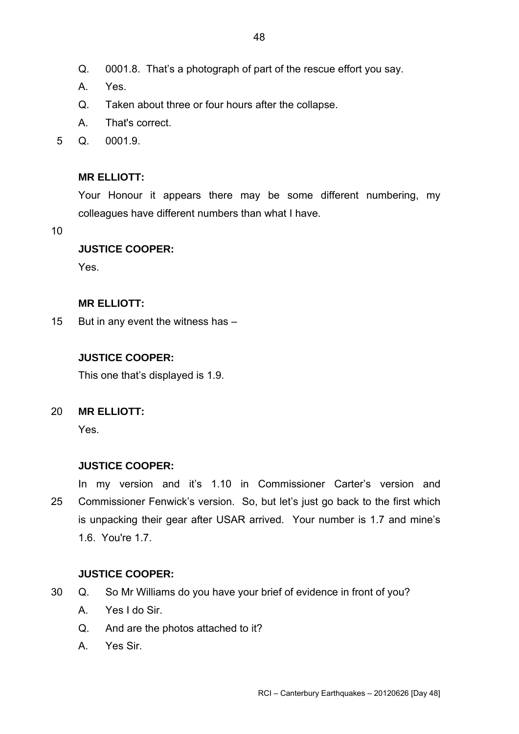Q. 0001.8. That's a photograph of part of the rescue effort you say.

A. Yes.

Q. Taken about three or four hours after the collapse.

A. That's correct.

Q. 0001.9.

**MR ELLIOTT:**

Your Honour it appears there may be some different numbering, my colleagues have different numbers than what I have.

**JUSTICE COOPER:**

Yes.

**MR ELLIOTT:**

But in any event the witness has –

**JUSTICE COOPER:**

This one that's displayed is 1.9.

**MR ELLIOTT:**

Yes.

**JUSTICE COOPER:**

In my version and it's 1.10 in Commissioner Carter's version and Commissioner Fenwick's version. So, but let's just go back to the first which is unpacking their gear after USAR arrived. Your number is 1.7 and mine's 1.6. You're 1.7.

**JUSTICE COOPER:**

Q. So Mr Williams do you have your brief of evidence in front of you?

A. Yes I do Sir.

Q. And are the photos attached to it?

A. Yes Sir.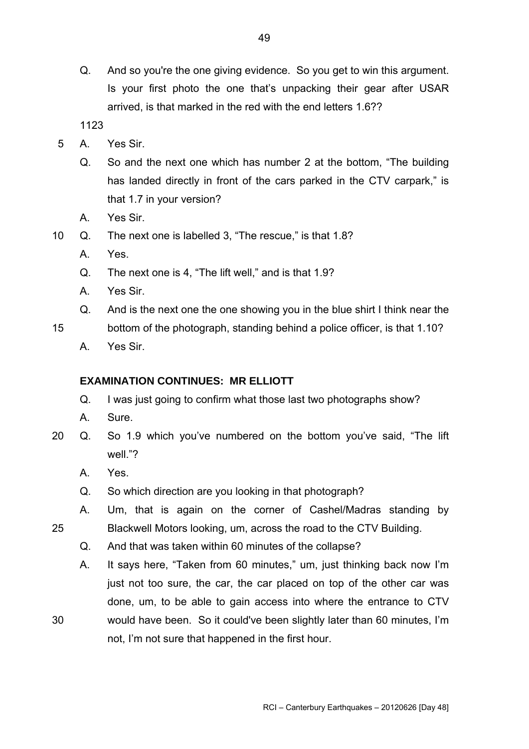Q. And so you're the one giving evidence. So you get to win this argument. Is your first photo the one that's unpacking their gear after USAR arrived, is that marked in the red with the end letters 1.6??

1123

A. Yes Sir.

Q. So and the next one which has number 2 at the bottom, "The building has landed directly in front of the cars parked in the CTV carpark," is that 1.7 in your version?

A. Yes Sir.

Q. The next one is labelled 3, "The rescue," is that 1.8?

A. Yes.

Q. The next one is 4, "The lift well," and is that 1.9?

A. Yes Sir.

Q. And is the next one the one showing you in the blue shirt I think near the bottom of the photograph, standing behind a police officer, is that 1.10?

A. Yes Sir.

**EXAMINATION CONTINUES: MR ELLIOTT**

Q. I was just going to confirm what those last two photographs show?

A. Sure.

Q. So 1.9 which you've numbered on the bottom you've said, "The lift well."?

A. Yes.

Q. So which direction are you looking in that photograph?

A. Um, that is again on the corner of Cashel/Madras standing by Blackwell Motors looking, um, across the road to the CTV Building.

Q. And that was taken within 60 minutes of the collapse?

A. It says here, "Taken from 60 minutes," um, just thinking back now I'm just not too sure, the car, the car placed on top of the other car was done, um, to be able to gain access into where the entrance to CTV would have been. So it could've been slightly later than 60 minutes, I'm not, I'm not sure that happened in the first hour.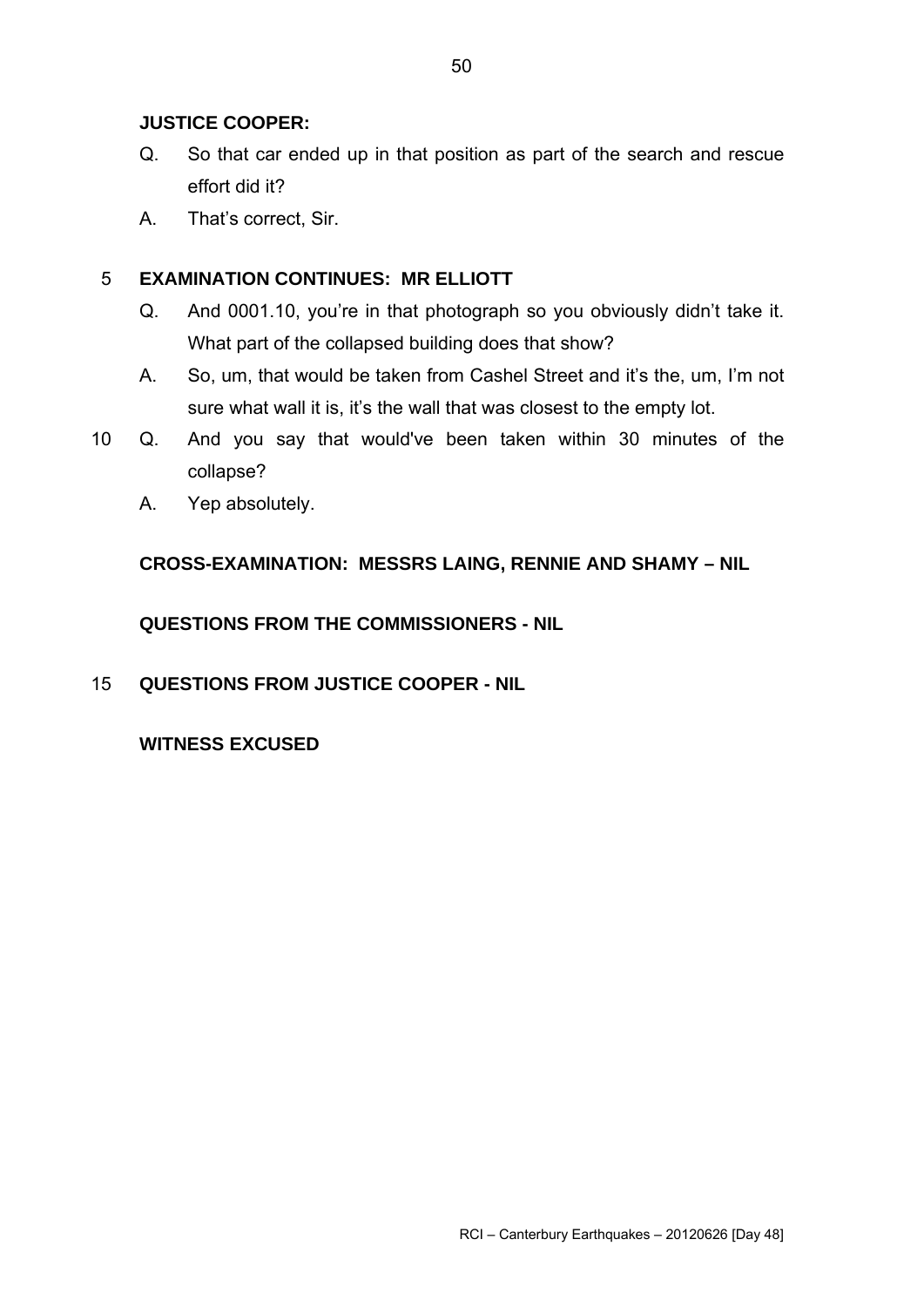**JUSTICE COOPER:**

Q. So that car ended up in that position as part of the search and rescue effort did it?

A. That's correct, Sir.

**EXAMINATION CONTINUES: MR ELLIOTT**

Q. And 0001.10, you're in that photograph so you obviously didn't take it. What part of the collapsed building does that show?

A. So, um, that would be taken from Cashel Street and it's the, um, I'm not sure what wall it is, it's the wall that was closest to the empty lot.

Q. And you say that would've been taken within 30 minutes of the collapse?

A. Yep absolutely.

**CROSS-EXAMINATION: MESSRS LAING, RENNIE AND SHAMY – NIL**

**QUESTIONS FROM THE COMMISSIONERS - NIL**

**QUESTIONS FROM JUSTICE COOPER - NIL**

**WITNESS EXCUSED**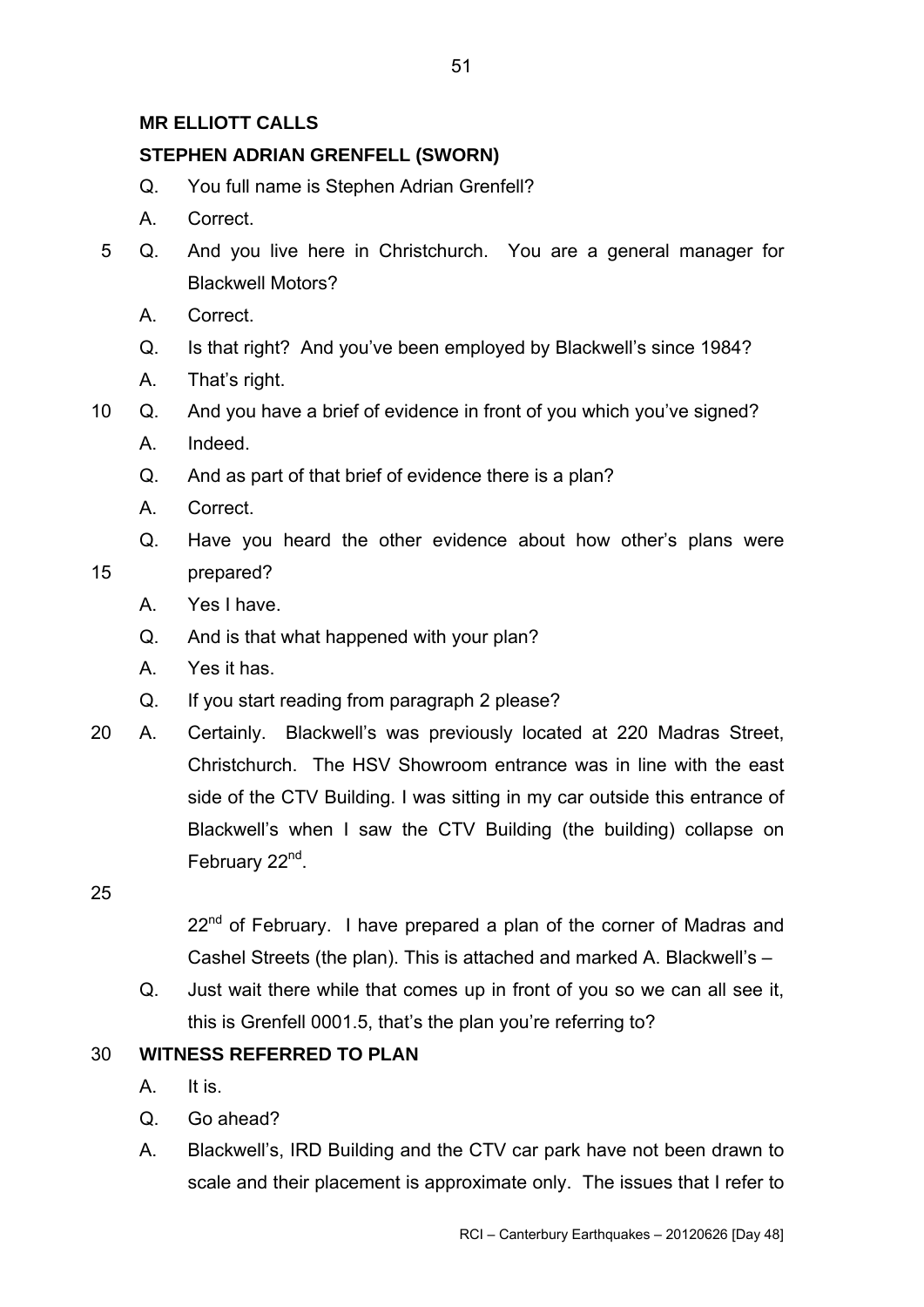**MR ELLIOTT CALLS**

**STEPHEN ADRIAN GRENFELL (SWORN)**

Q. You full name is Stephen Adrian Grenfell?

A. Correct.

Q. And you live here in Christchurch. You are a general manager for Blackwell Motors?

A. Correct.

Q. Is that right? And you've been employed by Blackwell's since 1984?

A. That's right.

Q. And you have a brief of evidence in front of you which you've signed?

A. Indeed.

Q. And as part of that brief of evidence there is a plan?

A. Correct.

Q. Have you heard the other evidence about how other's plans were prepared?

A. Yes I have.

Q. And is that what happened with your plan?

A. Yes it has.

Q. If you start reading from paragraph 2 please?

A. Certainly. Blackwell's was previously located at 220 Madras Street, Christchurch. The HSV Showroom entrance was in line with the east side of the CTV Building. I was sitting in my car outside this entrance of Blackwell's when I saw the CTV Building (the building) collapse on February 22nd.

22nd of February. I have prepared a plan of the corner of Madras and Cashel Streets (the plan). This is attached and marked A. Blackwell's –

Q. Just wait there while that comes up in front of you so we can all see it, this is Grenfell 0001.5, that's the plan you're referring to?

**WITNESS REFERRED TO PLAN**

A. It is.

Q. Go ahead?

A. Blackwell's, IRD Building and the CTV car park have not been drawn to scale and their placement is approximate only. The issues that I refer to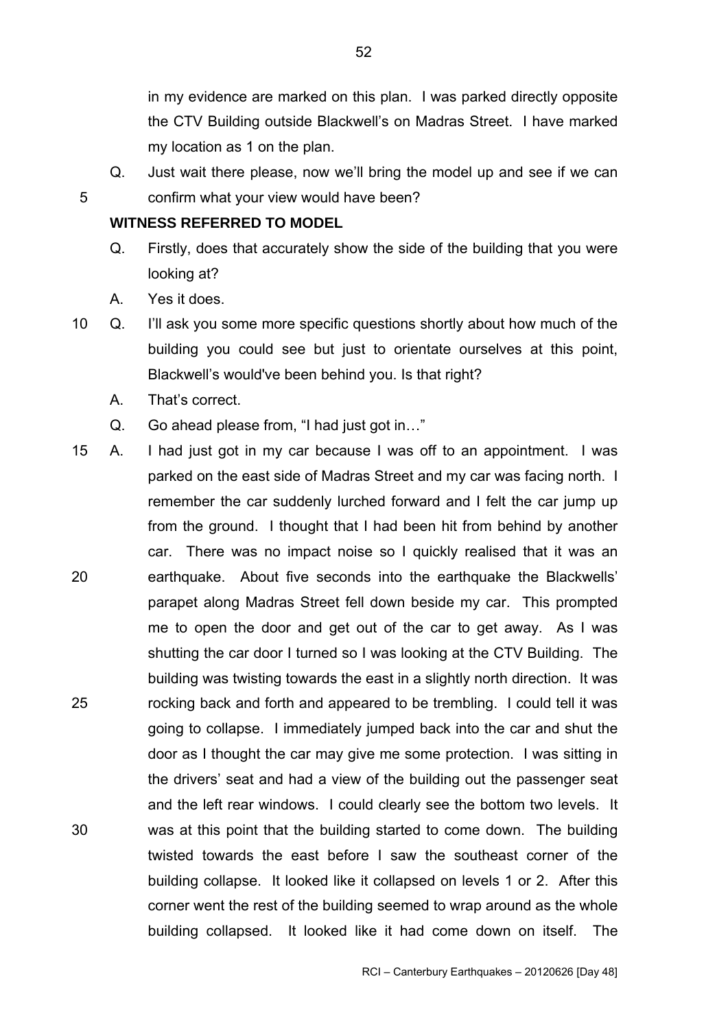in my evidence are marked on this plan. I was parked directly opposite the CTV Building outside Blackwell's on Madras Street. I have marked my location as 1 on the plan.

Q. Just wait there please, now we'll bring the model up and see if we can confirm what your view would have been?

**WITNESS REFERRED TO MODEL**

Q. Firstly, does that accurately show the side of the building that you were looking at?

A. Yes it does.

Q. I'll ask you some more specific questions shortly about how much of the building you could see but just to orientate ourselves at this point, Blackwell's would've been behind you. Is that right?

A. That's correct.

Q. Go ahead please from, "I had just got in…"

A. I had just got in my car because I was off to an appointment. I was parked on the east side of Madras Street and my car was facing north. I remember the car suddenly lurched forward and I felt the car jump up from the ground. I thought that I had been hit from behind by another car. There was no impact noise so I quickly realised that it was an earthquake. About five seconds into the earthquake the Blackwells' parapet along Madras Street fell down beside my car. This prompted me to open the door and get out of the car to get away. As I was shutting the car door I turned so I was looking at the CTV Building. The building was twisting towards the east in a slightly north direction. It was rocking back and forth and appeared to be trembling. I could tell it was going to collapse. I immediately jumped back into the car and shut the door as I thought the car may give me some protection. I was sitting in the drivers' seat and had a view of the building out the passenger seat and the left rear windows. I could clearly see the bottom two levels. It was at this point that the building started to come down. The building twisted towards the east before I saw the southeast corner of the building collapse. It looked like it collapsed on levels 1 or 2. After this corner went the rest of the building seemed to wrap around as the whole building collapsed. It looked like it had come down on itself. The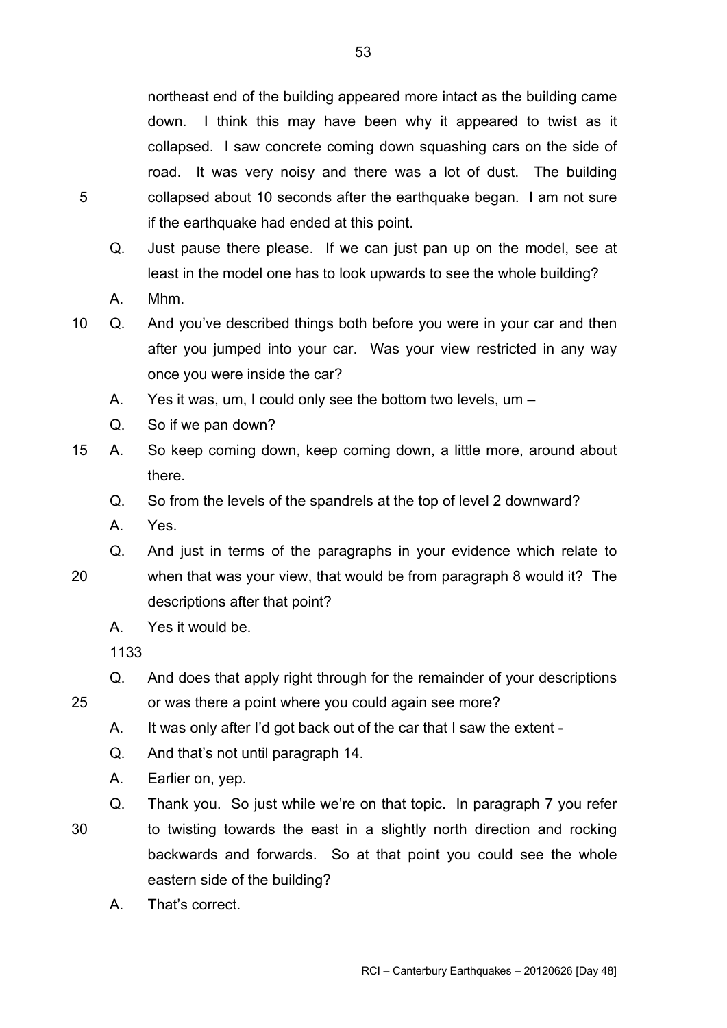northeast end of the building appeared more intact as the building came down. I think this may have been why it appeared to twist as it collapsed. I saw concrete coming down squashing cars on the side of road. It was very noisy and there was a lot of dust. The building collapsed about 10 seconds after the earthquake began. I am not sure if the earthquake had ended at this point.

Q. Just pause there please. If we can just pan up on the model, see at least in the model one has to look upwards to see the whole building?

A. Mhm.

Q. And you've described things both before you were in your car and then after you jumped into your car. Was your view restricted in any way once you were inside the car?

A. Yes it was, um, I could only see the bottom two levels, um –

Q. So if we pan down?

A. So keep coming down, keep coming down, a little more, around about there.

Q. So from the levels of the spandrels at the top of level 2 downward?

A. Yes.

Q. And just in terms of the paragraphs in your evidence which relate to when that was your view, that would be from paragraph 8 would it? The descriptions after that point?

A. Yes it would be.

1133

Q. And does that apply right through for the remainder of your descriptions or was there a point where you could again see more?

A. It was only after I'd got back out of the car that I saw the extent -

Q. And that's not until paragraph 14.

A. Earlier on, yep.

Q. Thank you. So just while we're on that topic. In paragraph 7 you refer to twisting towards the east in a slightly north direction and rocking backwards and forwards. So at that point you could see the whole eastern side of the building?

A. That's correct.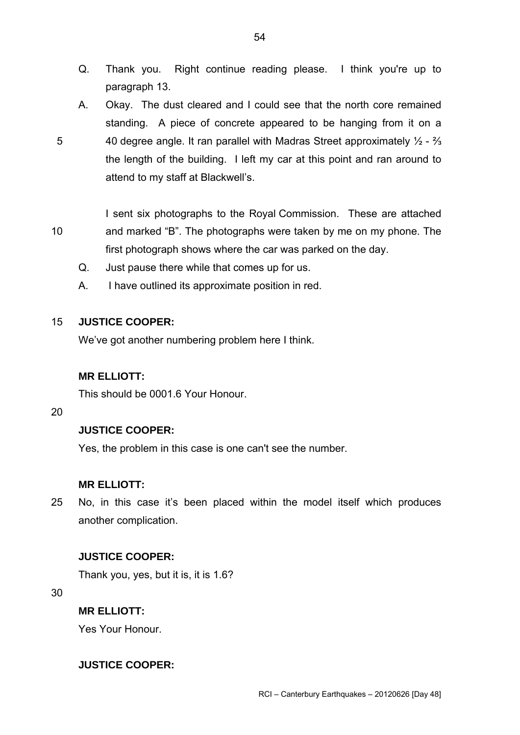Q. Thank you. Right continue reading please. I think you're up to paragraph 13.

A. Okay. The dust cleared and I could see that the north core remained standing. A piece of concrete appeared to be hanging from it on a 40 degree angle. It ran parallel with Madras Street approximately ½ - ⅔ the length of the building. I left my car at this point and ran around to attend to my staff at Blackwell's.

I sent six photographs to the Royal Commission. These are attached and marked "B". The photographs were taken by me on my phone. The first photograph shows where the car was parked on the day.

Q. Just pause there while that comes up for us.

A. I have outlined its approximate position in red.

**JUSTICE COOPER:**

We've got another numbering problem here I think.

**MR ELLIOTT:**

This should be 0001.6 Your Honour.

**JUSTICE COOPER:**

Yes, the problem in this case is one can't see the number.

**MR ELLIOTT:**

No, in this case it's been placed within the model itself which produces another complication.

**JUSTICE COOPER:**

Thank you, yes, but it is, it is 1.6?

**MR ELLIOTT:**

Yes Your Honour.

**JUSTICE COOPER:**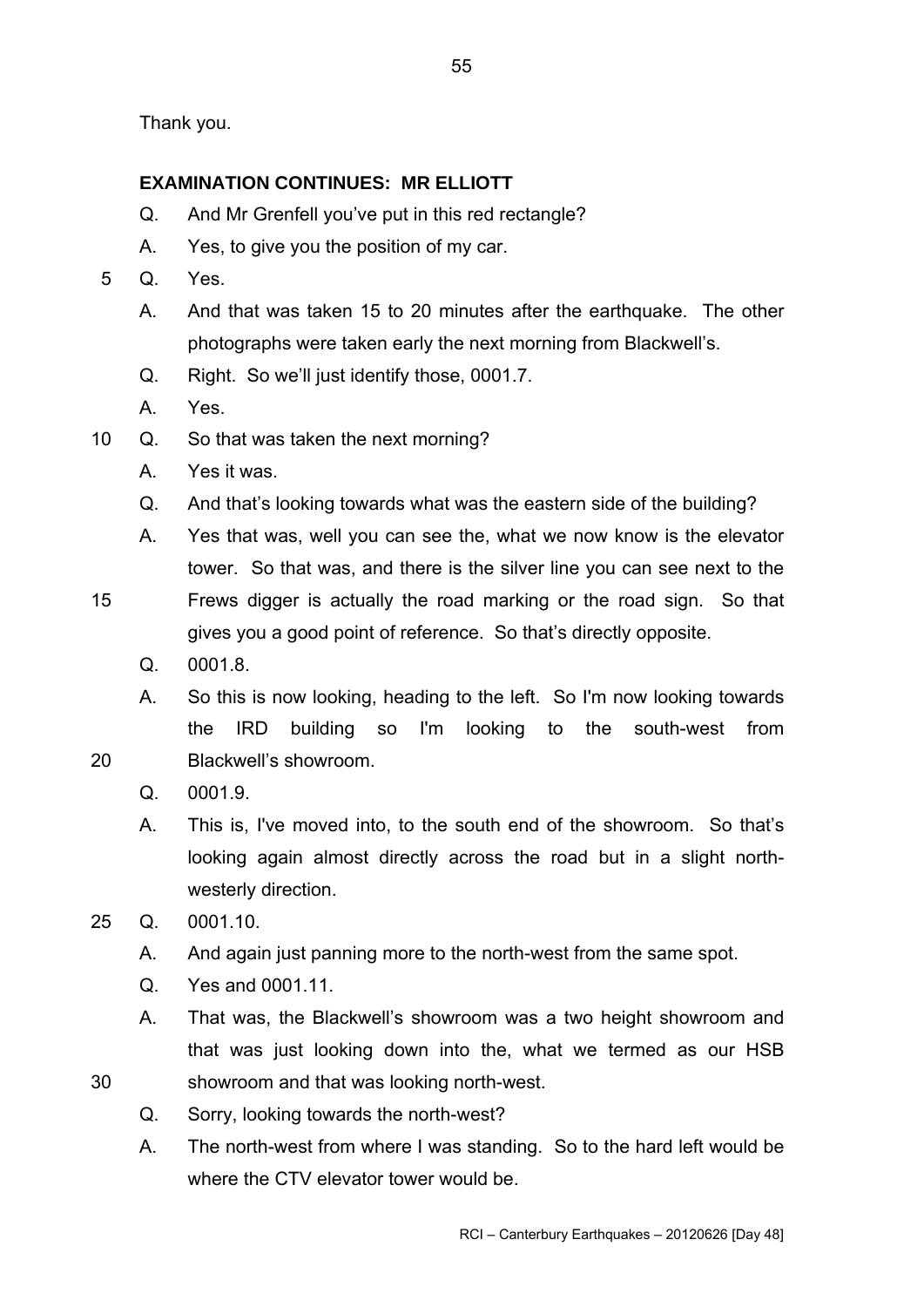Thank you.

**EXAMINATION CONTINUES: MR ELLIOTT**

Q. And Mr Grenfell you've put in this red rectangle?

A. Yes, to give you the position of my car.

Q. Yes.

A. And that was taken 15 to 20 minutes after the earthquake. The other photographs were taken early the next morning from Blackwell's.

Q. Right. So we'll just identify those, 0001.7.

A. Yes.

Q. So that was taken the next morning?

A. Yes it was.

Q. And that's looking towards what was the eastern side of the building?

A. Yes that was, well you can see the, what we now know is the elevator tower. So that was, and there is the silver line you can see next to the Frews digger is actually the road marking or the road sign. So that gives you a good point of reference. So that's directly opposite.

Q. 0001.8.

A. So this is now looking, heading to the left. So I'm now looking towards the IRD building so I'm looking to the south-west from Blackwell's showroom.

Q. 0001.9.

A. This is, I've moved into, to the south end of the showroom. So that's looking again almost directly across the road but in a slight north-westerly direction.

Q. 0001.10.

A. And again just panning more to the north-west from the same spot.

Q. Yes and 0001.11.

A. That was, the Blackwell's showroom was a two height showroom and that was just looking down into the, what we termed as our HSB showroom and that was looking north-west.

Q. Sorry, looking towards the north-west?

A. The north-west from where I was standing. So to the hard left would be where the CTV elevator tower would be.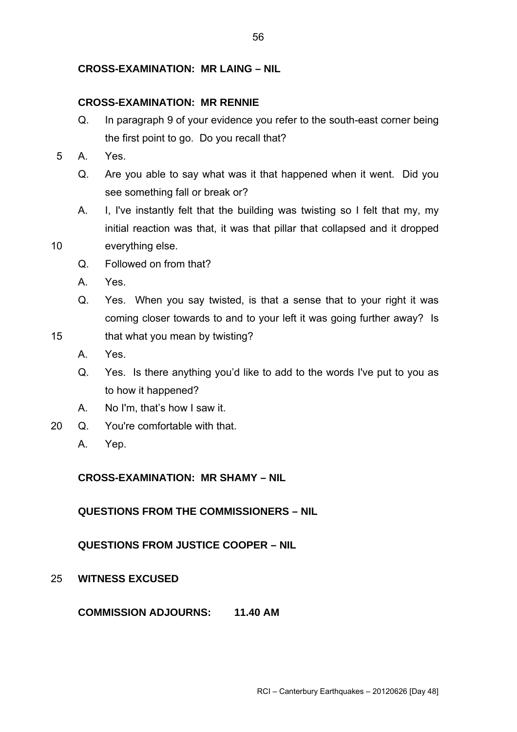**CROSS-EXAMINATION: MR LAING – NIL**

**CROSS-EXAMINATION: MR RENNIE**

Q. In paragraph 9 of your evidence you refer to the south-east corner being the first point to go. Do you recall that?

A. Yes.

Q. Are you able to say what was it that happened when it went. Did you see something fall or break or?

A. I, I've instantly felt that the building was twisting so I felt that my, my initial reaction was that, it was that pillar that collapsed and it dropped everything else.

Q. Followed on from that?

A. Yes.

Q. Yes. When you say twisted, is that a sense that to your right it was coming closer towards to and to your left it was going further away? Is that what you mean by twisting?

A. Yes.

Q. Yes. Is there anything you'd like to add to the words I've put to you as to how it happened?

A. No I'm, that's how I saw it.

Q. You're comfortable with that.

A. Yep.

**CROSS-EXAMINATION: MR SHAMY – NIL**

**QUESTIONS FROM THE COMMISSIONERS – NIL**

**QUESTIONS FROM JUSTICE COOPER – NIL**

**WITNESS EXCUSED**

**COMMISSION ADJOURNS: 11.40 AM**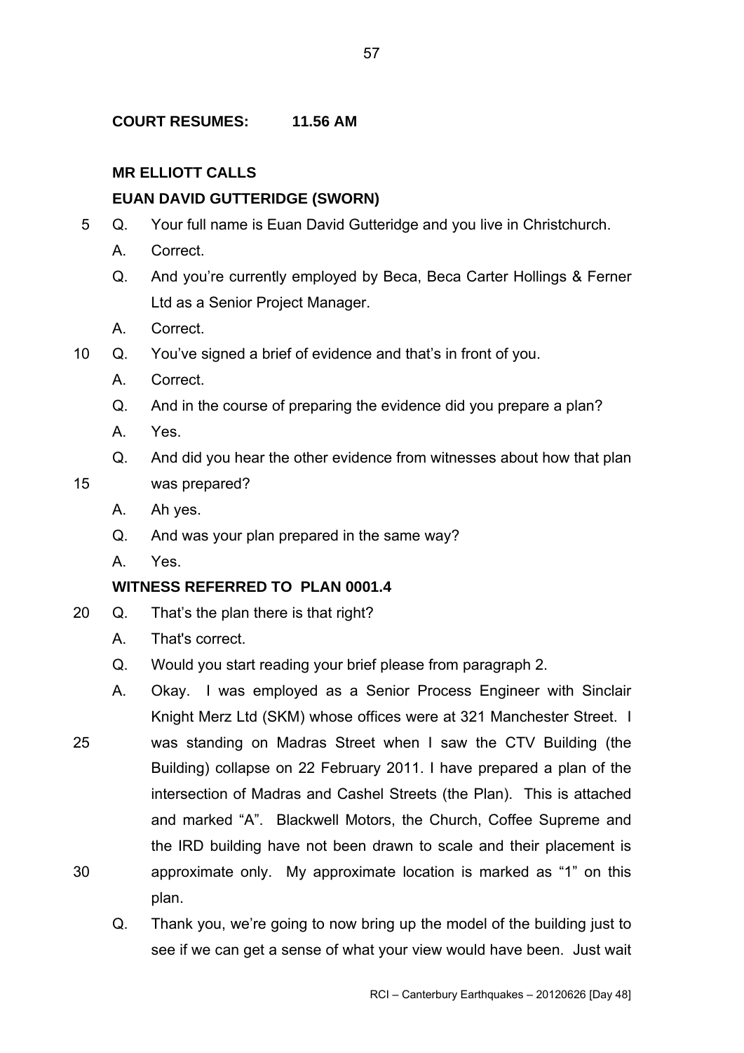**COURT RESUMES: 11.56 AM**

**MR ELLIOTT CALLS**

**EUAN DAVID GUTTERIDGE (SWORN)**

Q. Your full name is Euan David Gutteridge and you live in Christchurch.

A. Correct.

Q. And you're currently employed by Beca, Beca Carter Hollings & Ferner Ltd as a Senior Project Manager.

A. Correct.

Q. You've signed a brief of evidence and that's in front of you.

A. Correct.

Q. And in the course of preparing the evidence did you prepare a plan?

A. Yes.

Q. And did you hear the other evidence from witnesses about how that plan was prepared?

A. Ah yes.

Q. And was your plan prepared in the same way?

A. Yes.

**WITNESS REFERRED TO PLAN 0001.4**

Q. That's the plan there is that right?

A. That's correct.

Q. Would you start reading your brief please from paragraph 2.

A. Okay. I was employed as a Senior Process Engineer with Sinclair Knight Merz Ltd (SKM) whose offices were at 321 Manchester Street. I was standing on Madras Street when I saw the CTV Building (the Building) collapse on 22 February 2011. I have prepared a plan of the intersection of Madras and Cashel Streets (the Plan). This is attached and marked "A". Blackwell Motors, the Church, Coffee Supreme and the IRD building have not been drawn to scale and their placement is approximate only. My approximate location is marked as "1" on this plan.

Q. Thank you, we're going to now bring up the model of the building just to see if we can get a sense of what your view would have been. Just wait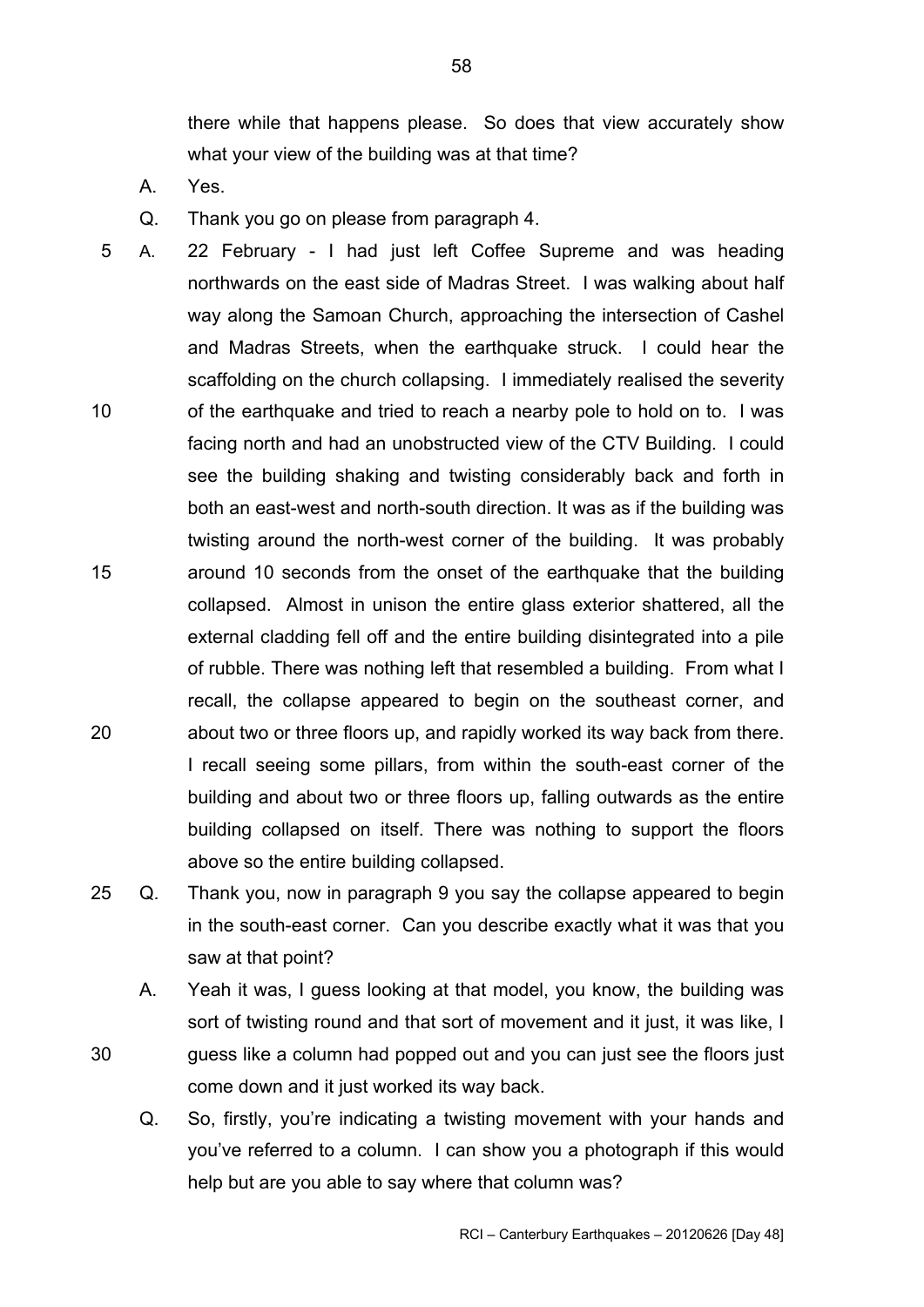there while that happens please. So does that view accurately show what your view of the building was at that time?

A. Yes.

Q. Thank you go on please from paragraph 4.

A. 22 February - I had just left Coffee Supreme and was heading northwards on the east side of Madras Street. I was walking about half way along the Samoan Church, approaching the intersection of Cashel and Madras Streets, when the earthquake struck. I could hear the scaffolding on the church collapsing. I immediately realised the severity of the earthquake and tried to reach a nearby pole to hold on to. I was facing north and had an unobstructed view of the CTV Building. I could see the building shaking and twisting considerably back and forth in both an east-west and north-south direction. It was as if the building was twisting around the north-west corner of the building. It was probably around 10 seconds from the onset of the earthquake that the building collapsed. Almost in unison the entire glass exterior shattered, all the external cladding fell off and the entire building disintegrated into a pile of rubble. There was nothing left that resembled a building. From what I recall, the collapse appeared to begin on the southeast corner, and about two or three floors up, and rapidly worked its way back from there. I recall seeing some pillars, from within the south-east corner of the building and about two or three floors up, falling outwards as the entire building collapsed on itself. There was nothing to support the floors above so the entire building collapsed.

Q. Thank you, now in paragraph 9 you say the collapse appeared to begin in the south-east corner. Can you describe exactly what it was that you saw at that point?

A. Yeah it was, I guess looking at that model, you know, the building was sort of twisting round and that sort of movement and it just, it was like, I guess like a column had popped out and you can just see the floors just come down and it just worked its way back.

Q. So, firstly, you're indicating a twisting movement with your hands and you've referred to a column. I can show you a photograph if this would help but are you able to say where that column was?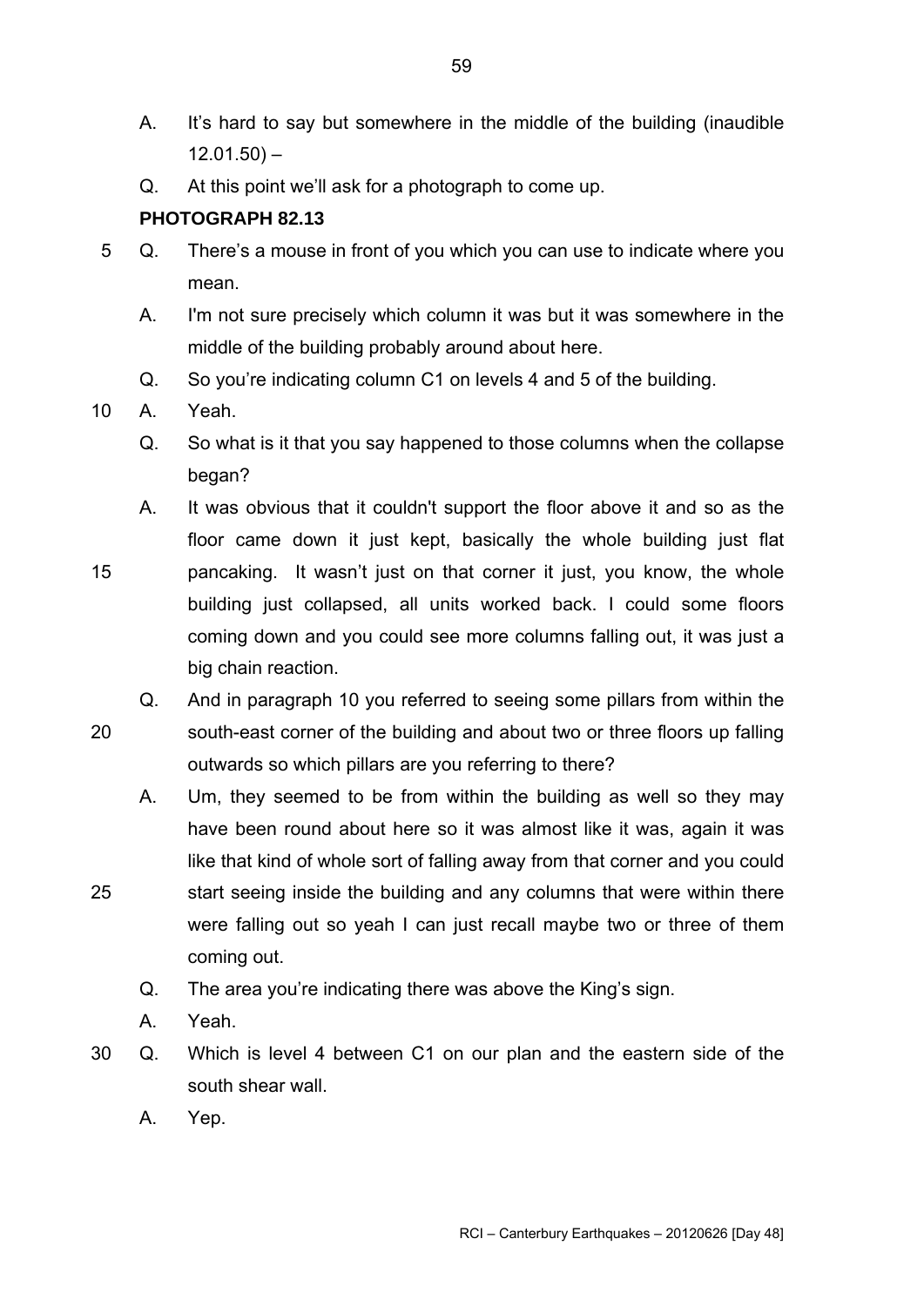A. It's hard to say but somewhere in the middle of the building (inaudible 12.01.50) –

Q. At this point we'll ask for a photograph to come up.

**PHOTOGRAPH 82.13**

Q. There's a mouse in front of you which you can use to indicate where you mean.

A. I'm not sure precisely which column it was but it was somewhere in the middle of the building probably around about here.

Q. So you're indicating column C1 on levels 4 and 5 of the building.

A. Yeah.

Q. So what is it that you say happened to those columns when the collapse began?

A. It was obvious that it couldn't support the floor above it and so as the floor came down it just kept, basically the whole building just flat pancaking. It wasn't just on that corner it just, you know, the whole building just collapsed, all units worked back. I could some floors coming down and you could see more columns falling out, it was just a big chain reaction.

Q. And in paragraph 10 you referred to seeing some pillars from within the south-east corner of the building and about two or three floors up falling outwards so which pillars are you referring to there?

A. Um, they seemed to be from within the building as well so they may have been round about here so it was almost like it was, again it was like that kind of whole sort of falling away from that corner and you could start seeing inside the building and any columns that were within there were falling out so yeah I can just recall maybe two or three of them coming out.

Q. The area you're indicating there was above the King's sign.

A. Yeah.

Q. Which is level 4 between C1 on our plan and the eastern side of the south shear wall.

A. Yep.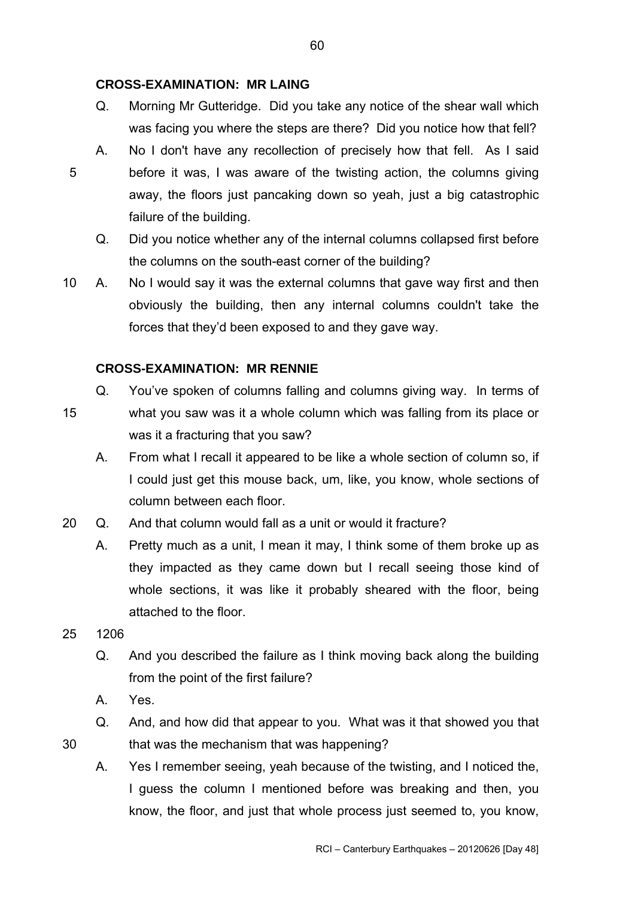**CROSS-EXAMINATION: MR LAING**

Q. Morning Mr Gutteridge. Did you take any notice of the shear wall which was facing you where the steps are there? Did you notice how that fell?

A. No I don't have any recollection of precisely how that fell. As I said before it was, I was aware of the twisting action, the columns giving away, the floors just pancaking down so yeah, just a big catastrophic failure of the building.

Q. Did you notice whether any of the internal columns collapsed first before the columns on the south-east corner of the building?

A. No I would say it was the external columns that gave way first and then obviously the building, then any internal columns couldn't take the forces that they'd been exposed to and they gave way.

**CROSS-EXAMINATION: MR RENNIE**

Q. You've spoken of columns falling and columns giving way. In terms of what you saw was it a whole column which was falling from its place or was it a fracturing that you saw?

A. From what I recall it appeared to be like a whole section of column so, if I could just get this mouse back, um, like, you know, whole sections of column between each floor.

Q. And that column would fall as a unit or would it fracture?

A. Pretty much as a unit, I mean it may, I think some of them broke up as they impacted as they came down but I recall seeing those kind of whole sections, it was like it probably sheared with the floor, being attached to the floor.

1206

Q. And you described the failure as I think moving back along the building from the point of the first failure?

A. Yes.

Q. And, and how did that appear to you. What was it that showed you that that was the mechanism that was happening?

A. Yes I remember seeing, yeah because of the twisting, and I noticed the, I guess the column I mentioned before was breaking and then, you know, the floor, and just that whole process just seemed to, you know,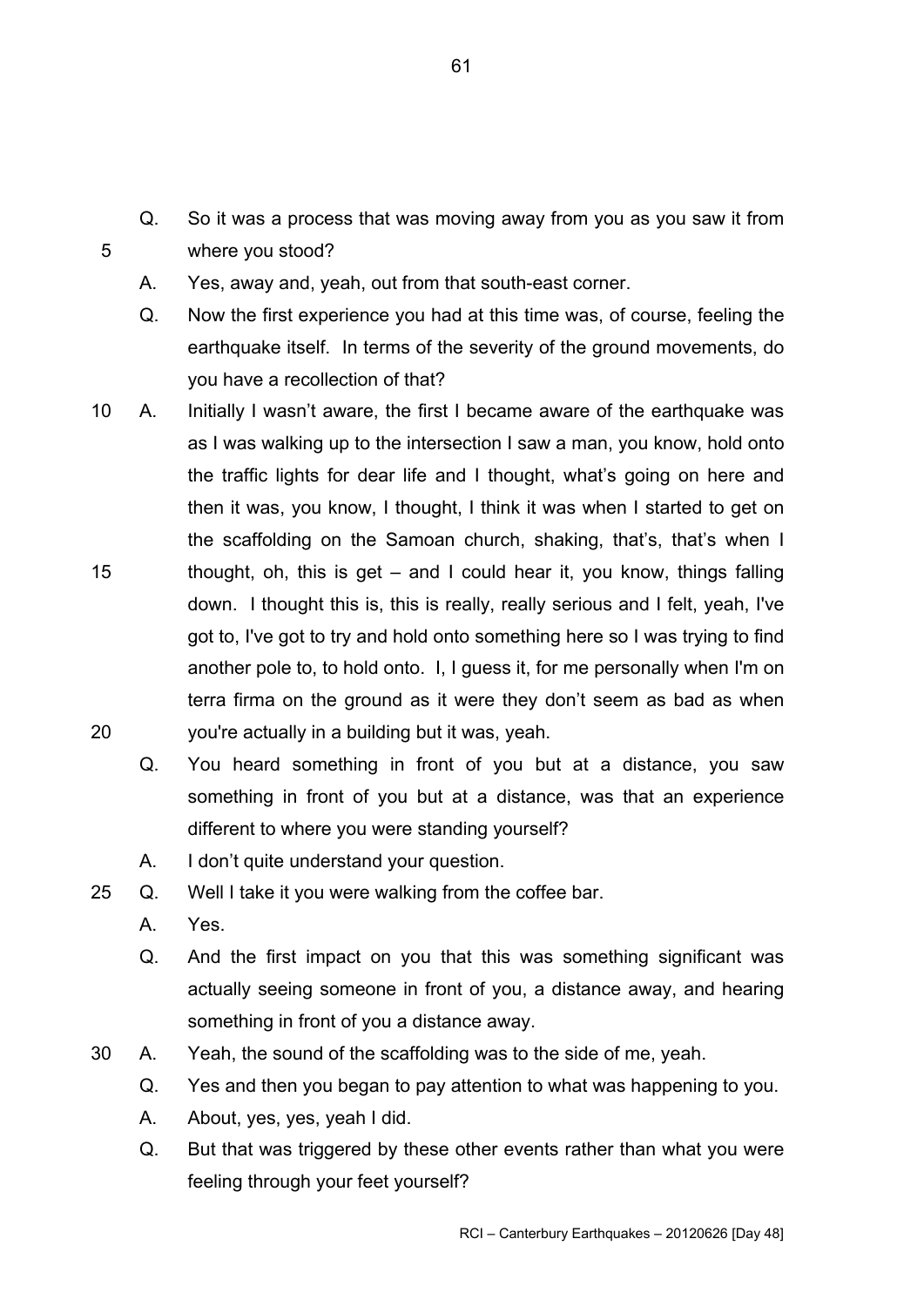Q. So it was a process that was moving away from you as you saw it from where you stood?

A. Yes, away and, yeah, out from that south-east corner.

Q. Now the first experience you had at this time was, of course, feeling the earthquake itself. In terms of the severity of the ground movements, do you have a recollection of that?

A. Initially I wasn't aware, the first I became aware of the earthquake was as I was walking up to the intersection I saw a man, you know, hold onto the traffic lights for dear life and I thought, what's going on here and then it was, you know, I thought, I think it was when I started to get on the scaffolding on the Samoan church, shaking, that's, that's when I thought, oh, this is get – and I could hear it, you know, things falling down. I thought this is, this is really, really serious and I felt, yeah, I've got to, I've got to try and hold onto something here so I was trying to find another pole to, to hold onto. I, I guess it, for me personally when I'm on terra firma on the ground as it were they don't seem as bad as when you're actually in a building but it was, yeah.

Q. You heard something in front of you but at a distance, you saw something in front of you but at a distance, was that an experience different to where you were standing yourself?

A. I don't quite understand your question.

Q. Well I take it you were walking from the coffee bar.

A. Yes.

Q. And the first impact on you that this was something significant was actually seeing someone in front of you, a distance away, and hearing something in front of you a distance away.

A. Yeah, the sound of the scaffolding was to the side of me, yeah.

Q. Yes and then you began to pay attention to what was happening to you.

A. About, yes, yes, yeah I did.

Q. But that was triggered by these other events rather than what you were feeling through your feet yourself?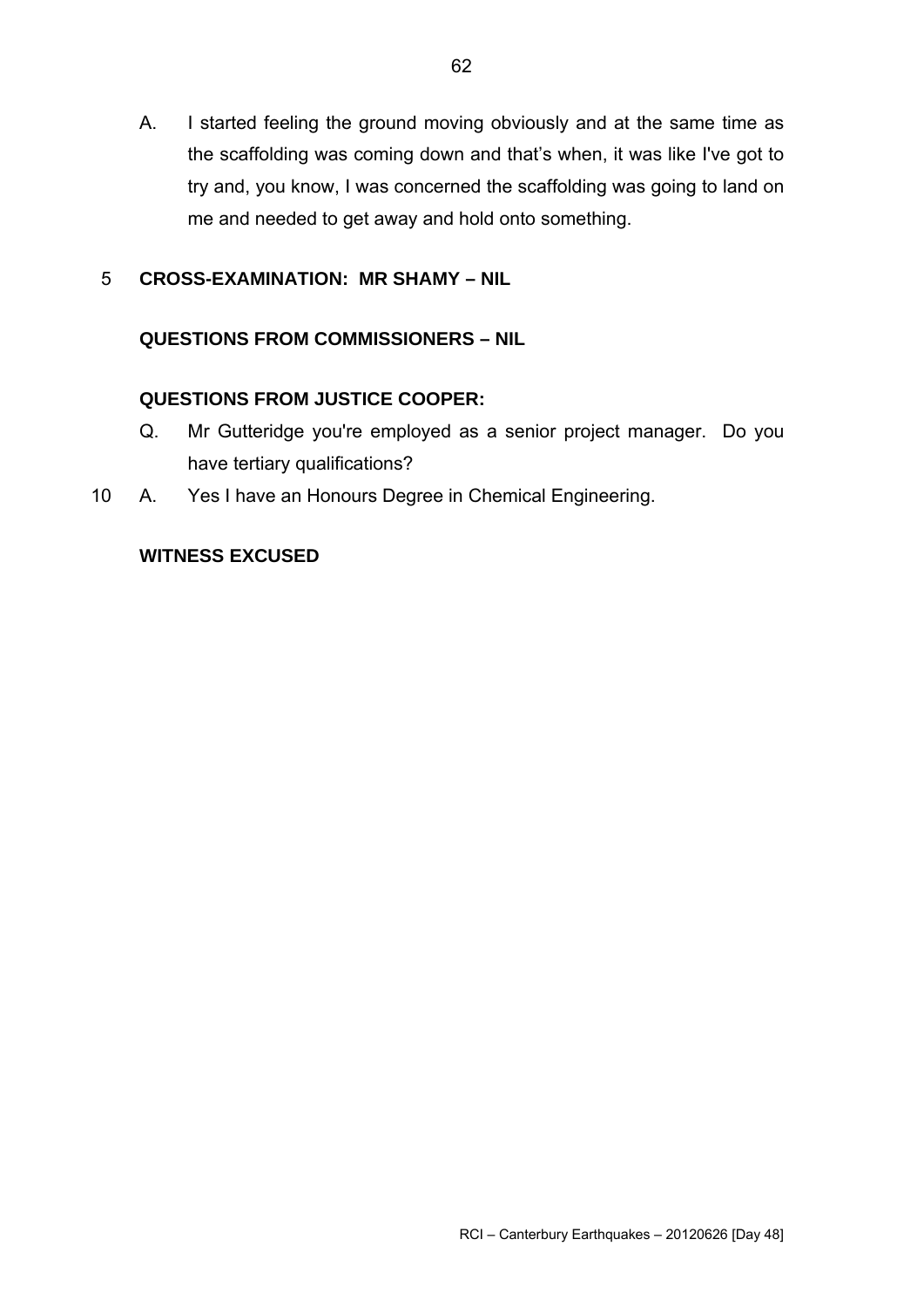A. I started feeling the ground moving obviously and at the same time as the scaffolding was coming down and that's when, it was like I've got to try and, you know, I was concerned the scaffolding was going to land on me and needed to get away and hold onto something.

**CROSS-EXAMINATION: MR SHAMY – NIL**

**QUESTIONS FROM COMMISSIONERS – NIL**

**QUESTIONS FROM JUSTICE COOPER:**

Q. Mr Gutteridge you're employed as a senior project manager. Do you have tertiary qualifications?

A. Yes I have an Honours Degree in Chemical Engineering.

**WITNESS EXCUSED**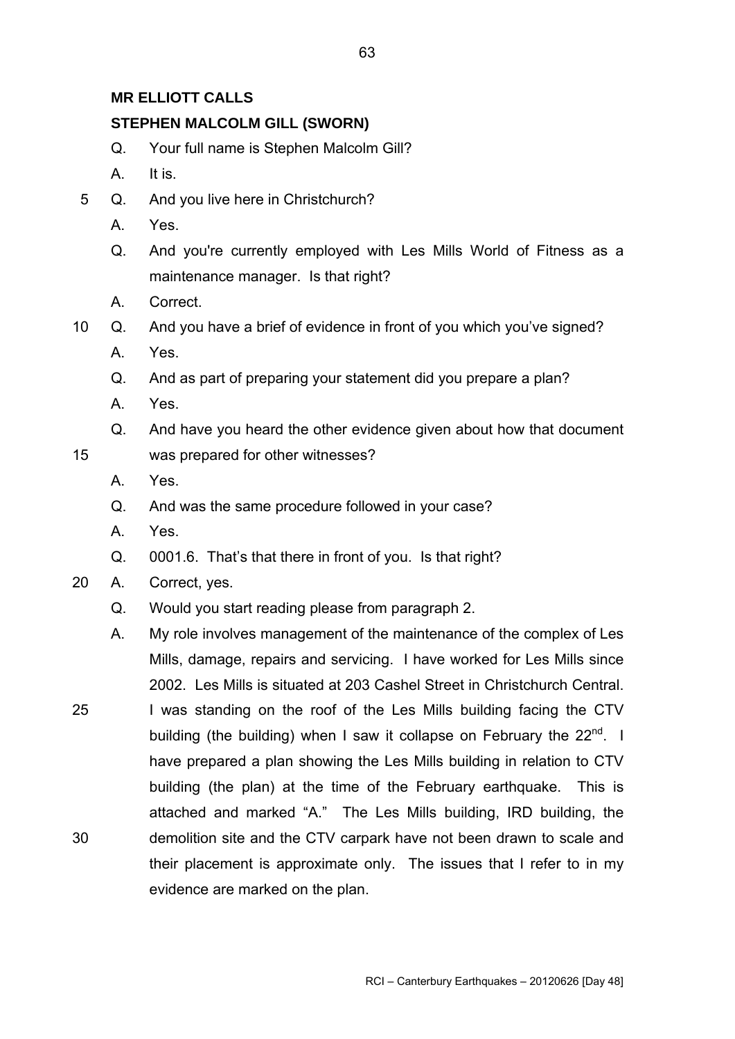**MR ELLIOTT CALLS**

**STEPHEN MALCOLM GILL (SWORN)**

Q. Your full name is Stephen Malcolm Gill?

A. It is.

Q. And you live here in Christchurch?

A. Yes.

Q. And you're currently employed with Les Mills World of Fitness as a maintenance manager. Is that right?

A. Correct.

Q. And you have a brief of evidence in front of you which you've signed?

A. Yes.

Q. And as part of preparing your statement did you prepare a plan?

A. Yes.

Q. And have you heard the other evidence given about how that document was prepared for other witnesses?

A. Yes.

Q. And was the same procedure followed in your case?

A. Yes.

Q. 0001.6. That's that there in front of you. Is that right?

A. Correct, yes.

Q. Would you start reading please from paragraph 2.

A. My role involves management of the maintenance of the complex of Les Mills, damage, repairs and servicing. I have worked for Les Mills since 2002. Les Mills is situated at 203 Cashel Street in Christchurch Central. I was standing on the roof of the Les Mills building facing the CTV building (the building) when I saw it collapse on February the 22nd. I have prepared a plan showing the Les Mills building in relation to CTV building (the plan) at the time of the February earthquake. This is attached and marked "A." The Les Mills building, IRD building, the demolition site and the CTV carpark have not been drawn to scale and their placement is approximate only. The issues that I refer to in my evidence are marked on the plan.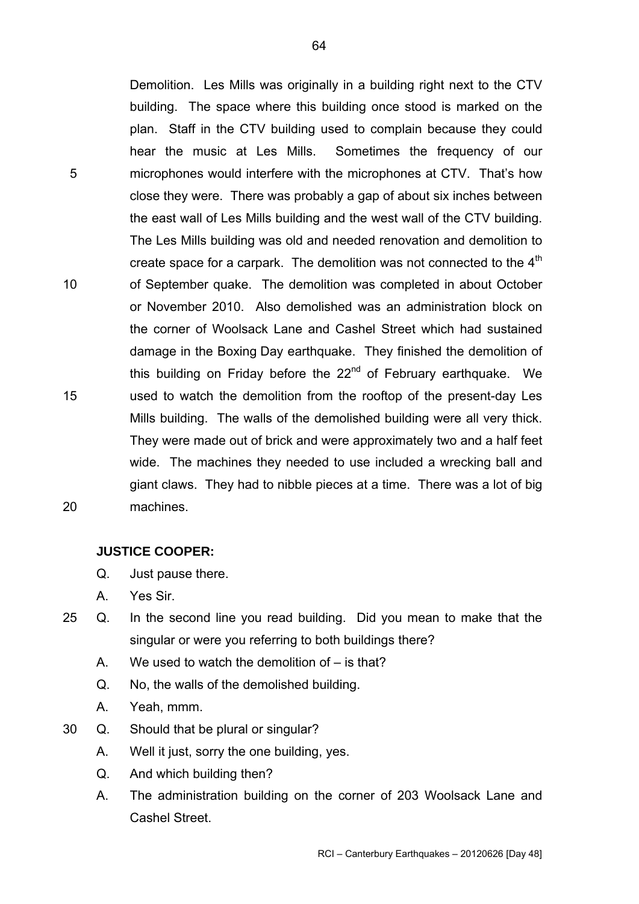Demolition. Les Mills was originally in a building right next to the CTV building. The space where this building once stood is marked on the plan. Staff in the CTV building used to complain because they could hear the music at Les Mills. Sometimes the frequency of our microphones would interfere with the microphones at CTV. That's how close they were. There was probably a gap of about six inches between the east wall of Les Mills building and the west wall of the CTV building. The Les Mills building was old and needed renovation and demolition to create space for a carpark. The demolition was not connected to the 4th of September quake. The demolition was completed in about October or November 2010. Also demolished was an administration block on the corner of Woolsack Lane and Cashel Street which had sustained damage in the Boxing Day earthquake. They finished the demolition of this building on Friday before the 22nd of February earthquake. We used to watch the demolition from the rooftop of the present-day Les Mills building. The walls of the demolished building were all very thick. They were made out of brick and were approximately two and a half feet wide. The machines they needed to use included a wrecking ball and giant claws. They had to nibble pieces at a time. There was a lot of big machines.

**JUSTICE COOPER:**

Q. Just pause there.

A. Yes Sir.

Q. In the second line you read building. Did you mean to make that the singular or were you referring to both buildings there?

A. We used to watch the demolition of – is that?

Q. No, the walls of the demolished building.

A. Yeah, mmm.

Q. Should that be plural or singular?

A. Well it just, sorry the one building, yes.

Q. And which building then?

A. The administration building on the corner of 203 Woolsack Lane and Cashel Street.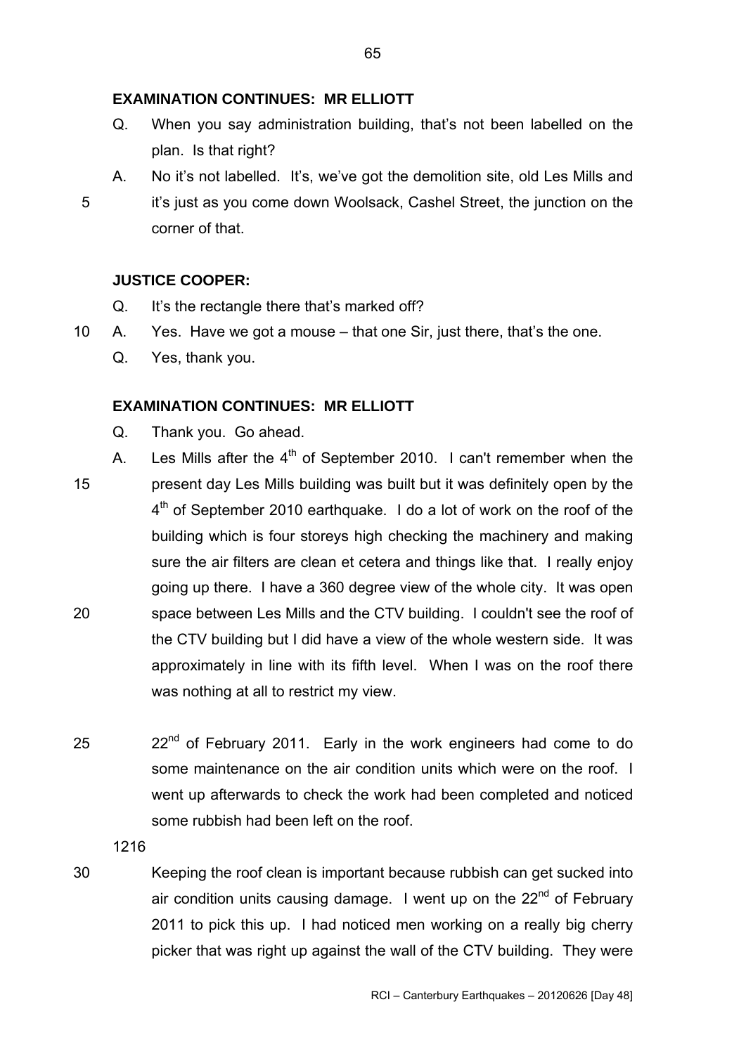**EXAMINATION CONTINUES: MR ELLIOTT**

Q. When you say administration building, that's not been labelled on the plan. Is that right?

A. No it's not labelled. It's, we've got the demolition site, old Les Mills and it's just as you come down Woolsack, Cashel Street, the junction on the corner of that.

**JUSTICE COOPER:**

Q. It's the rectangle there that's marked off?

A. Yes. Have we got a mouse – that one Sir, just there, that's the one.

Q. Yes, thank you.

**EXAMINATION CONTINUES: MR ELLIOTT**

Q. Thank you. Go ahead.

A. Les Mills after the 4th of September 2010. I can't remember when the present day Les Mills building was built but it was definitely open by the 4th of September 2010 earthquake. I do a lot of work on the roof of the building which is four storeys high checking the machinery and making sure the air filters are clean et cetera and things like that. I really enjoy going up there. I have a 360 degree view of the whole city. It was open space between Les Mills and the CTV building. I couldn't see the roof of the CTV building but I did have a view of the whole western side. It was approximately in line with its fifth level. When I was on the roof there was nothing at all to restrict my view.

22nd of February 2011. Early in the work engineers had come to do some maintenance on the air condition units which were on the roof. I went up afterwards to check the work had been completed and noticed some rubbish had been left on the roof.

1216

Keeping the roof clean is important because rubbish can get sucked into air condition units causing damage. I went up on the 22nd of February 2011 to pick this up. I had noticed men working on a really big cherry picker that was right up against the wall of the CTV building. They were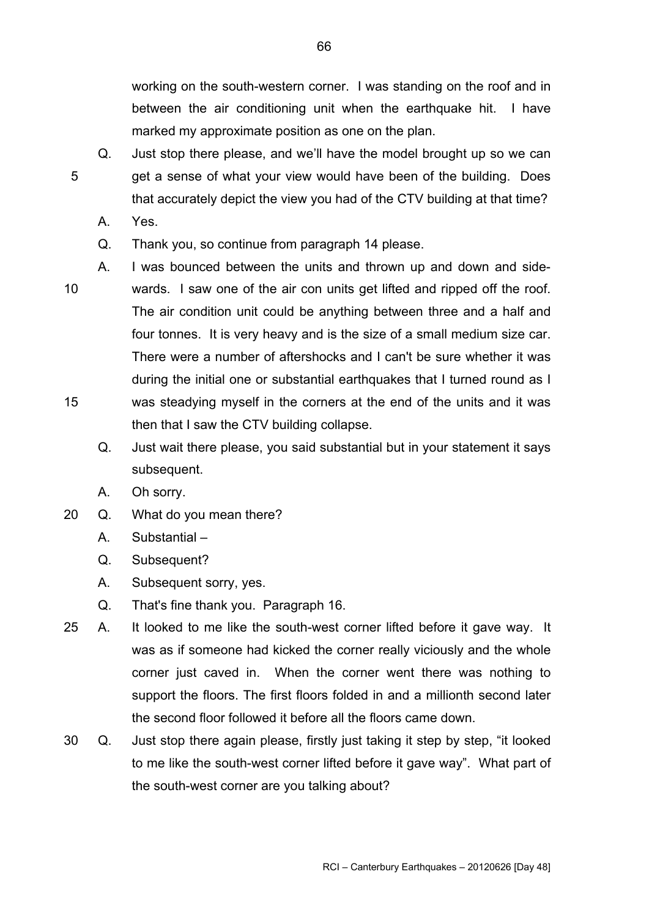working on the south-western corner. I was standing on the roof and in between the air conditioning unit when the earthquake hit. I have marked my approximate position as one on the plan.

Q. Just stop there please, and we'll have the model brought up so we can get a sense of what your view would have been of the building. Does that accurately depict the view you had of the CTV building at that time?

A. Yes.

Q. Thank you, so continue from paragraph 14 please.

A. I was bounced between the units and thrown up and down and side-wards. I saw one of the air con units get lifted and ripped off the roof. The air condition unit could be anything between three and a half and four tonnes. It is very heavy and is the size of a small medium size car. There were a number of aftershocks and I can't be sure whether it was during the initial one or substantial earthquakes that I turned round as I was steadying myself in the corners at the end of the units and it was then that I saw the CTV building collapse.

Q. Just wait there please, you said substantial but in your statement it says subsequent.

A. Oh sorry.

Q. What do you mean there?

A. Substantial –

Q. Subsequent?

A. Subsequent sorry, yes.

Q. That's fine thank you. Paragraph 16.

A. It looked to me like the south-west corner lifted before it gave way. It was as if someone had kicked the corner really viciously and the whole corner just caved in. When the corner went there was nothing to support the floors. The first floors folded in and a millionth second later the second floor followed it before all the floors came down.

Q. Just stop there again please, firstly just taking it step by step, "it looked to me like the south-west corner lifted before it gave way". What part of the south-west corner are you talking about?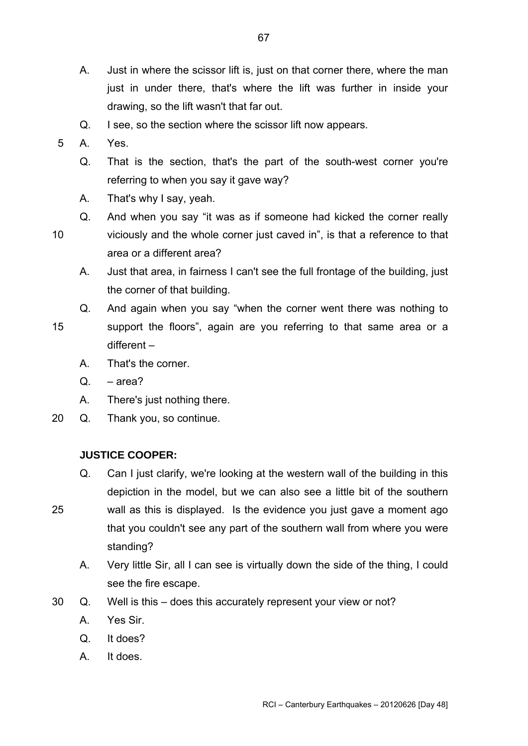A. Just in where the scissor lift is, just on that corner there, where the man just in under there, that's where the lift was further in inside your drawing, so the lift wasn't that far out.

Q. I see, so the section where the scissor lift now appears.

A. Yes.

Q. That is the section, that's the part of the south-west corner you're referring to when you say it gave way?

A. That's why I say, yeah.

Q. And when you say "it was as if someone had kicked the corner really viciously and the whole corner just caved in", is that a reference to that area or a different area?

A. Just that area, in fairness I can't see the full frontage of the building, just the corner of that building.

Q. And again when you say "when the corner went there was nothing to support the floors", again are you referring to that same area or a different –

A. That's the corner.

Q. – area?

A. There's just nothing there.

Q. Thank you, so continue.

**JUSTICE COOPER:**

Q. Can I just clarify, we're looking at the western wall of the building in this depiction in the model, but we can also see a little bit of the southern wall as this is displayed. Is the evidence you just gave a moment ago that you couldn't see any part of the southern wall from where you were standing?

A. Very little Sir, all I can see is virtually down the side of the thing, I could see the fire escape.

Q. Well is this – does this accurately represent your view or not?

A. Yes Sir.

Q. It does?

A. It does.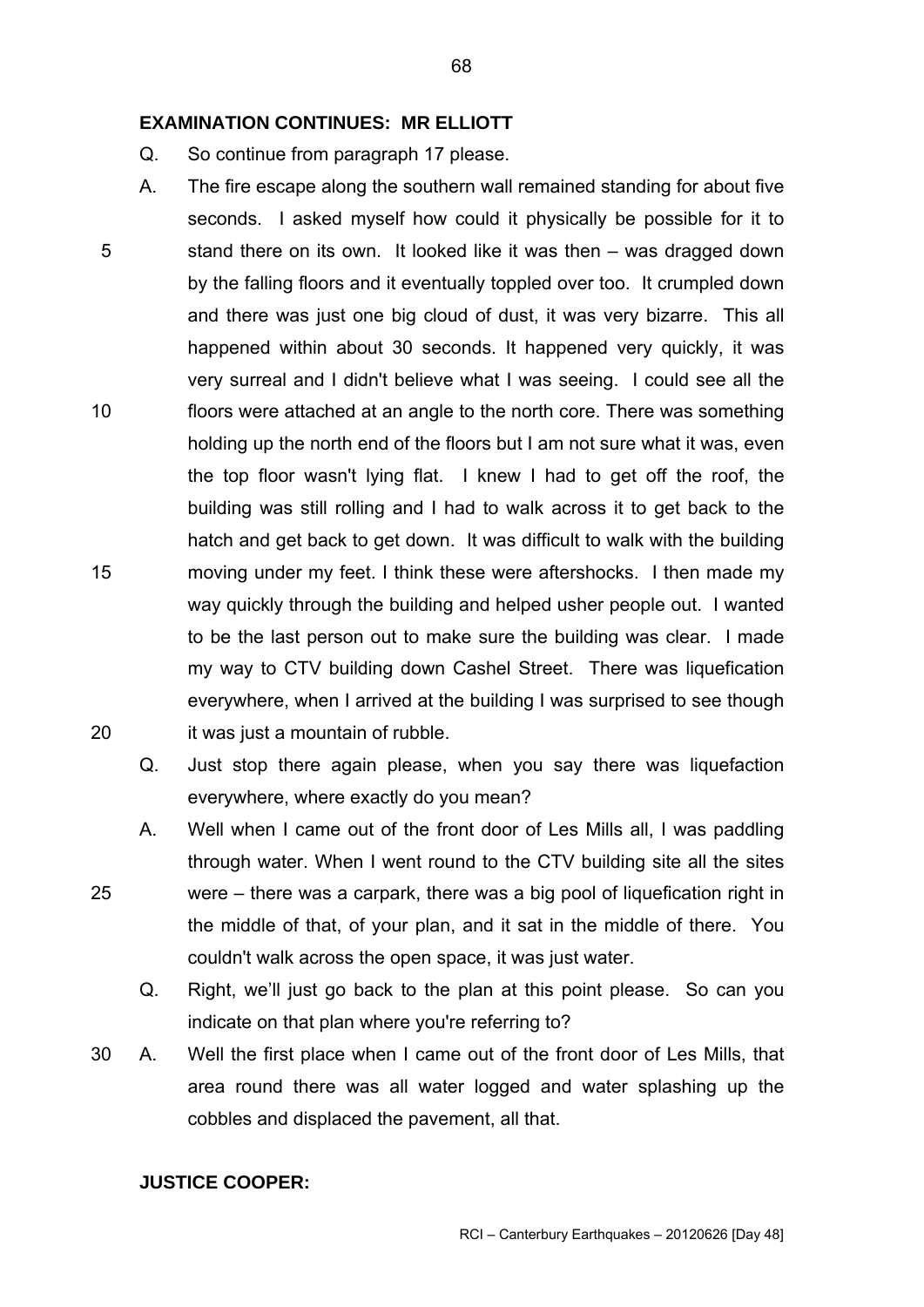**EXAMINATION CONTINUES: MR ELLIOTT**

Q. So continue from paragraph 17 please.

A. The fire escape along the southern wall remained standing for about five seconds. I asked myself how could it physically be possible for it to stand there on its own. It looked like it was then – was dragged down by the falling floors and it eventually toppled over too. It crumpled down and there was just one big cloud of dust, it was very bizarre. This all happened within about 30 seconds. It happened very quickly, it was very surreal and I didn't believe what I was seeing. I could see all the floors were attached at an angle to the north core. There was something holding up the north end of the floors but I am not sure what it was, even the top floor wasn't lying flat. I knew I had to get off the roof, the building was still rolling and I had to walk across it to get back to the hatch and get back to get down. It was difficult to walk with the building moving under my feet. I think these were aftershocks. I then made my way quickly through the building and helped usher people out. I wanted to be the last person out to make sure the building was clear. I made my way to CTV building down Cashel Street. There was liquefication everywhere, when I arrived at the building I was surprised to see though it was just a mountain of rubble.

Q. Just stop there again please, when you say there was liquefaction everywhere, where exactly do you mean?

A. Well when I came out of the front door of Les Mills all, I was paddling through water. When I went round to the CTV building site all the sites were – there was a carpark, there was a big pool of liquefication right in the middle of that, of your plan, and it sat in the middle of there. You couldn't walk across the open space, it was just water.

Q. Right, we'll just go back to the plan at this point please. So can you indicate on that plan where you're referring to?

A. Well the first place when I came out of the front door of Les Mills, that area round there was all water logged and water splashing up the cobbles and displaced the pavement, all that.

**JUSTICE COOPER:**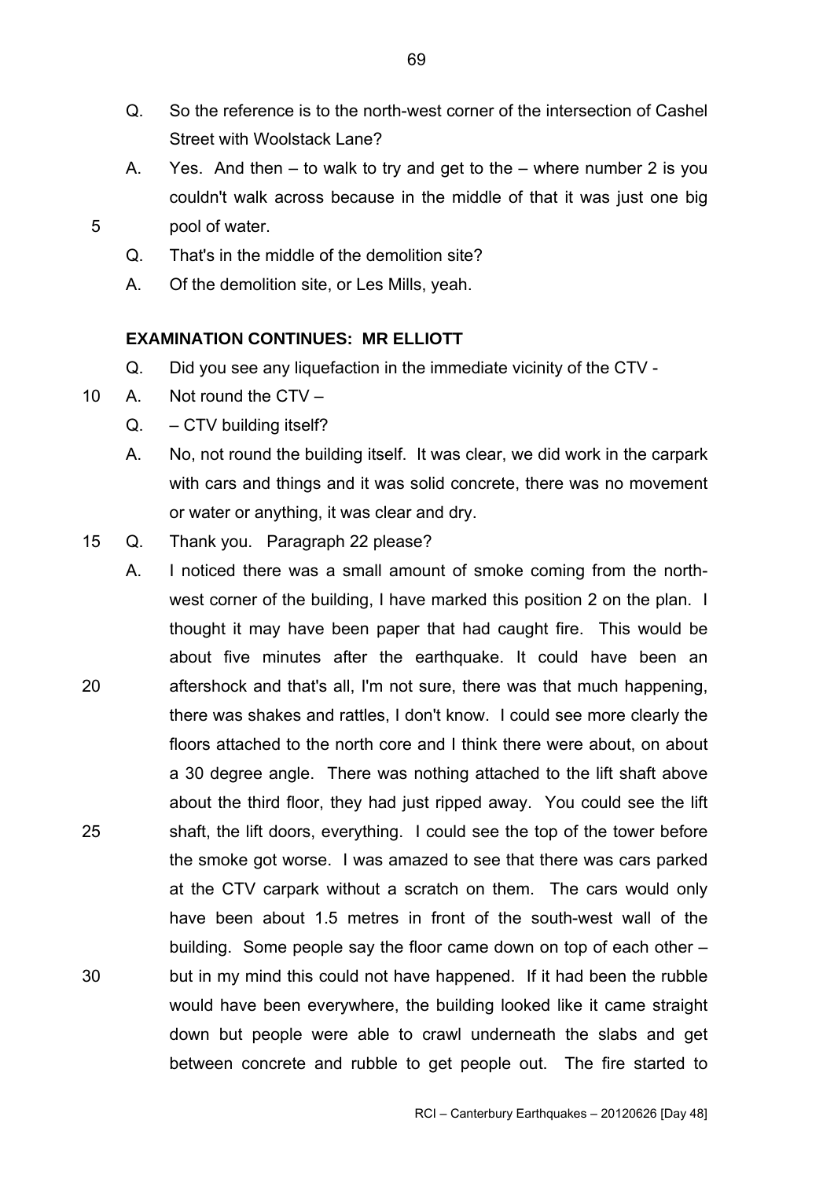Q. So the reference is to the north-west corner of the intersection of Cashel Street with Woolstack Lane?

A. Yes. And then – to walk to try and get to the – where number 2 is you couldn't walk across because in the middle of that it was just one big pool of water.

Q. That's in the middle of the demolition site?

A. Of the demolition site, or Les Mills, yeah.

**EXAMINATION CONTINUES: MR ELLIOTT**

Q. Did you see any liquefaction in the immediate vicinity of the CTV -

A. Not round the CTV –

Q. – CTV building itself?

A. No, not round the building itself. It was clear, we did work in the carpark with cars and things and it was solid concrete, there was no movement or water or anything, it was clear and dry.

Q. Thank you. Paragraph 22 please?

A. I noticed there was a small amount of smoke coming from the north-west corner of the building, I have marked this position 2 on the plan. I thought it may have been paper that had caught fire. This would be about five minutes after the earthquake. It could have been an aftershock and that's all, I'm not sure, there was that much happening, there was shakes and rattles, I don't know. I could see more clearly the floors attached to the north core and I think there were about, on about a 30 degree angle. There was nothing attached to the lift shaft above about the third floor, they had just ripped away. You could see the lift shaft, the lift doors, everything. I could see the top of the tower before the smoke got worse. I was amazed to see that there was cars parked at the CTV carpark without a scratch on them. The cars would only have been about 1.5 metres in front of the south-west wall of the building. Some people say the floor came down on top of each other – but in my mind this could not have happened. If it had been the rubble would have been everywhere, the building looked like it came straight down but people were able to crawl underneath the slabs and get between concrete and rubble to get people out. The fire started to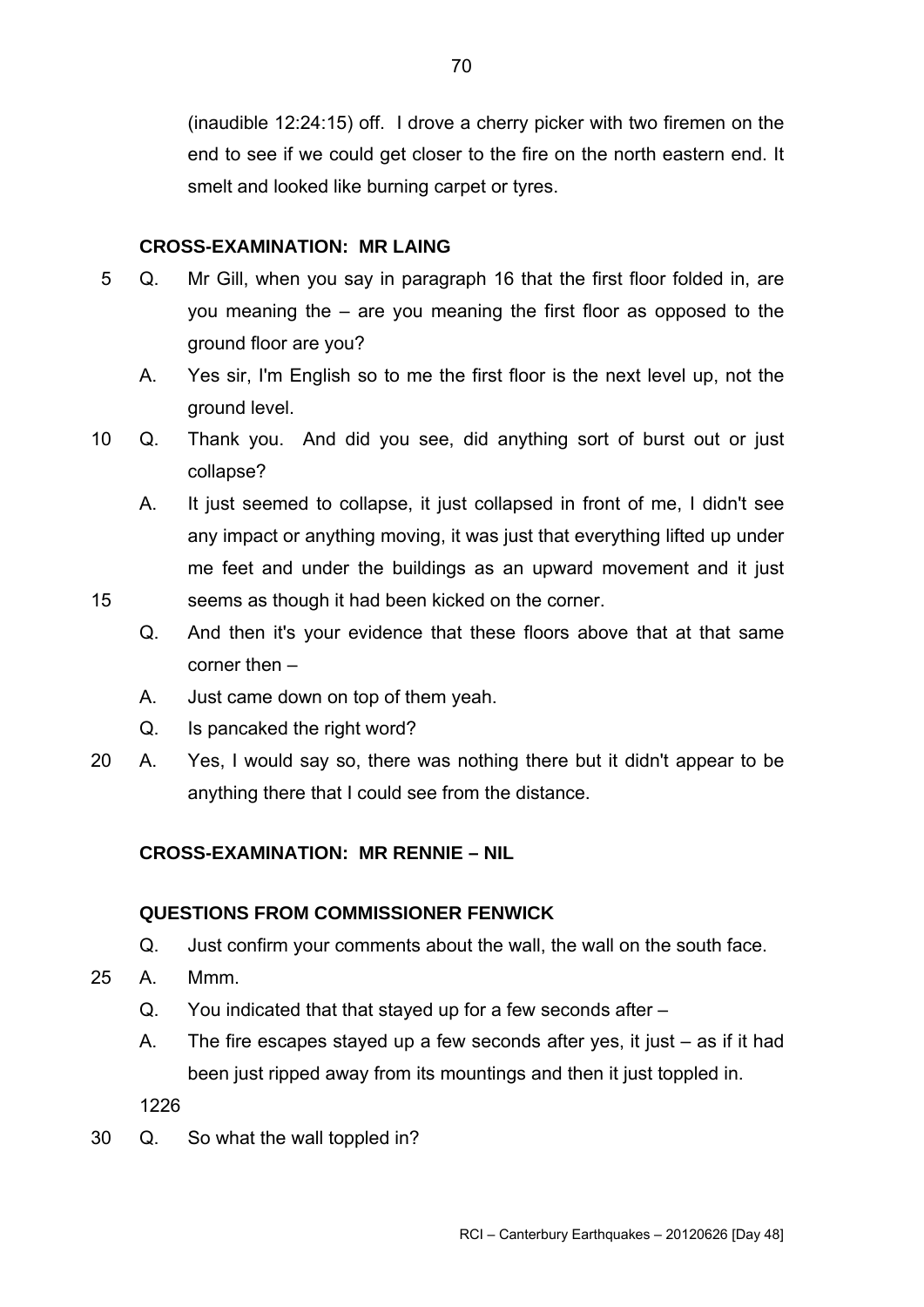(inaudible 12:24:15) off. I drove a cherry picker with two firemen on the end to see if we could get closer to the fire on the north eastern end. It smelt and looked like burning carpet or tyres.

**CROSS-EXAMINATION: MR LAING**

Q. Mr Gill, when you say in paragraph 16 that the first floor folded in, are you meaning the – are you meaning the first floor as opposed to the ground floor are you?

A. Yes sir, I'm English so to me the first floor is the next level up, not the ground level.

Q. Thank you. And did you see, did anything sort of burst out or just collapse?

A. It just seemed to collapse, it just collapsed in front of me, I didn't see any impact or anything moving, it was just that everything lifted up under me feet and under the buildings as an upward movement and it just seems as though it had been kicked on the corner.

Q. And then it's your evidence that these floors above that at that same corner then –

A. Just came down on top of them yeah.

Q. Is pancaked the right word?

A. Yes, I would say so, there was nothing there but it didn't appear to be anything there that I could see from the distance.

**CROSS-EXAMINATION: MR RENNIE – NIL**

**QUESTIONS FROM COMMISSIONER FENWICK**

Q. Just confirm your comments about the wall, the wall on the south face.

A. Mmm.

Q. You indicated that that stayed up for a few seconds after –

A. The fire escapes stayed up a few seconds after yes, it just – as if it had been just ripped away from its mountings and then it just toppled in.

1226

Q. So what the wall toppled in?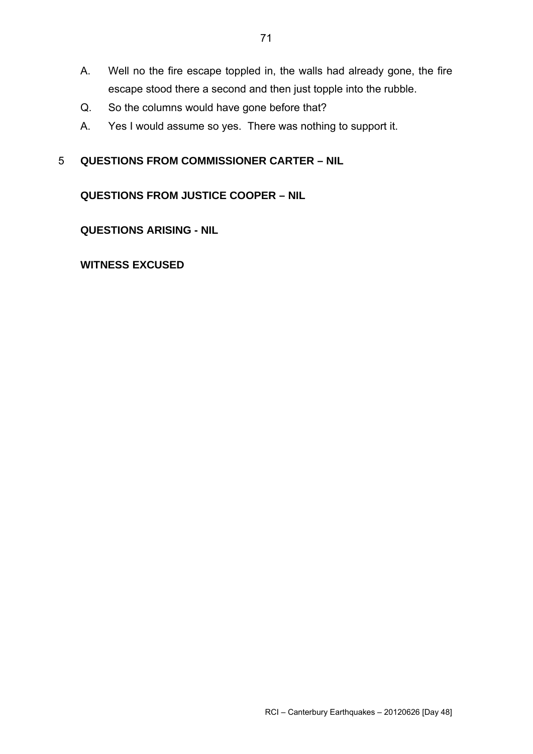A. Well no the fire escape toppled in, the walls had already gone, the fire escape stood there a second and then just topple into the rubble.

Q. So the columns would have gone before that?

A. Yes I would assume so yes. There was nothing to support it.

**QUESTIONS FROM COMMISSIONER CARTER – NIL**

**QUESTIONS FROM JUSTICE COOPER – NIL**

**QUESTIONS ARISING - NIL**

**WITNESS EXCUSED**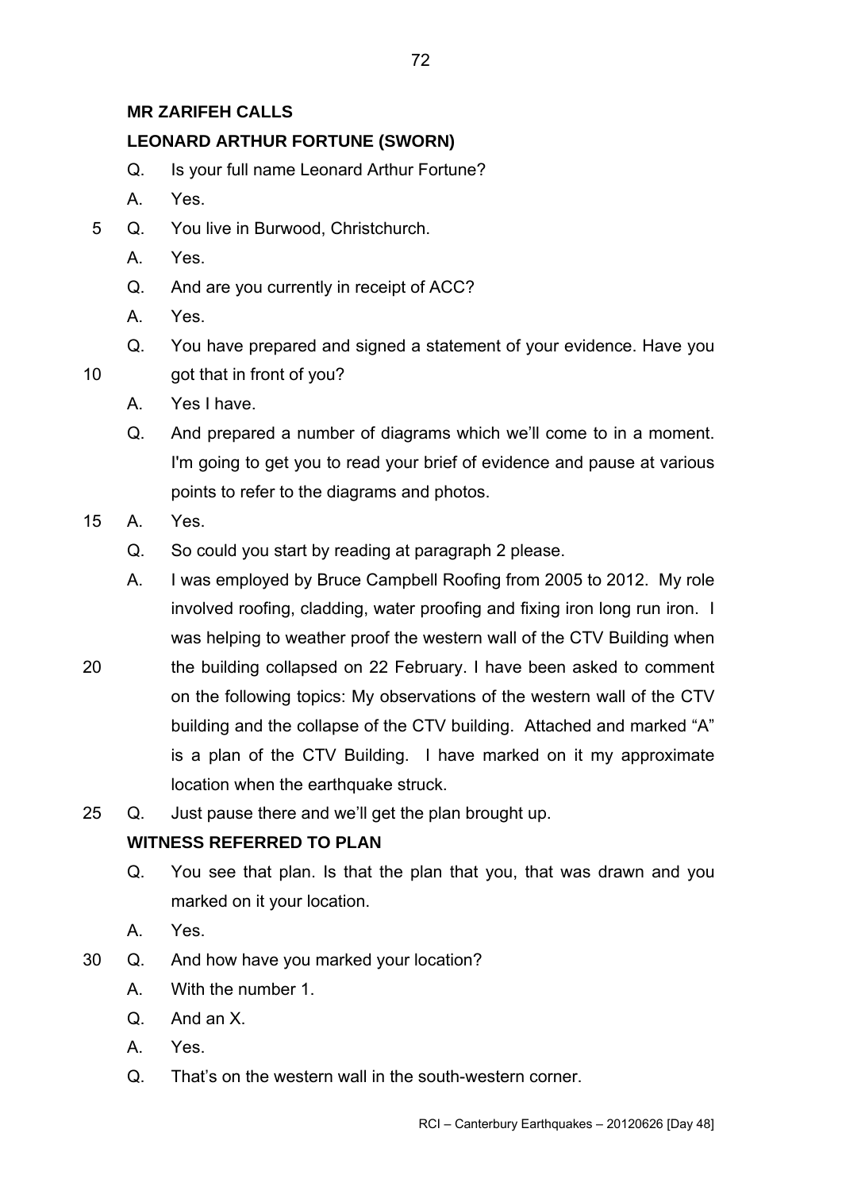**MR ZARIFEH CALLS**

**LEONARD ARTHUR FORTUNE (SWORN)**

Q. Is your full name Leonard Arthur Fortune?

A. Yes.

Q. You live in Burwood, Christchurch.

A. Yes.

Q. And are you currently in receipt of ACC?

A. Yes.

Q. You have prepared and signed a statement of your evidence. Have you got that in front of you?

A. Yes I have.

Q. And prepared a number of diagrams which we'll come to in a moment. I'm going to get you to read your brief of evidence and pause at various points to refer to the diagrams and photos.

A. Yes.

Q. So could you start by reading at paragraph 2 please.

A. I was employed by Bruce Campbell Roofing from 2005 to 2012. My role involved roofing, cladding, water proofing and fixing iron long run iron. I was helping to weather proof the western wall of the CTV Building when the building collapsed on 22 February. I have been asked to comment on the following topics: My observations of the western wall of the CTV building and the collapse of the CTV building. Attached and marked "A" is a plan of the CTV Building. I have marked on it my approximate location when the earthquake struck.

Q. Just pause there and we'll get the plan brought up.

**WITNESS REFERRED TO PLAN**

Q. You see that plan. Is that the plan that you, that was drawn and you marked on it your location.

A. Yes.

Q. And how have you marked your location?

A. With the number 1.

Q. And an X.

A. Yes.

Q. That's on the western wall in the south-western corner.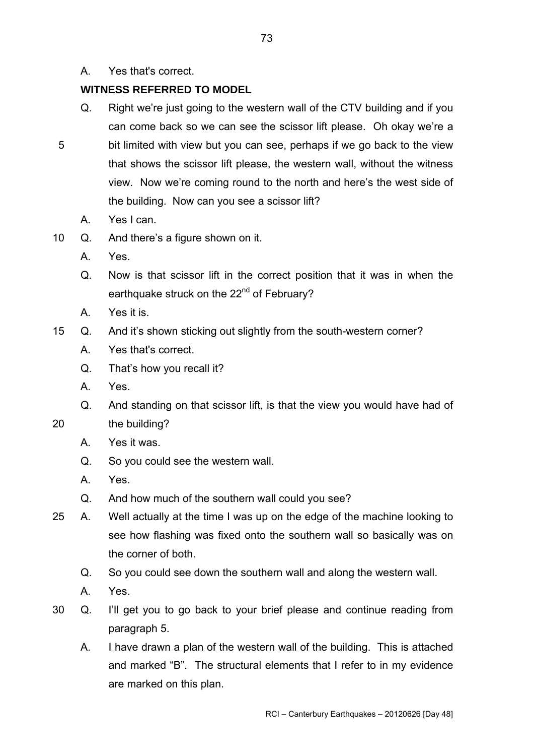A. Yes that's correct.

**WITNESS REFERRED TO MODEL**

Q. Right we're just going to the western wall of the CTV building and if you can come back so we can see the scissor lift please. Oh okay we're a bit limited with view but you can see, perhaps if we go back to the view that shows the scissor lift please, the western wall, without the witness view. Now we're coming round to the north and here's the west side of the building. Now can you see a scissor lift?

A. Yes I can.

Q. And there's a figure shown on it.

A. Yes.

Q. Now is that scissor lift in the correct position that it was in when the earthquake struck on the 22nd of February?

A. Yes it is.

Q. And it's shown sticking out slightly from the south-western corner?

A. Yes that's correct.

Q. That's how you recall it?

A. Yes.

Q. And standing on that scissor lift, is that the view you would have had of the building?

A. Yes it was.

Q. So you could see the western wall.

A. Yes.

Q. And how much of the southern wall could you see?

A. Well actually at the time I was up on the edge of the machine looking to see how flashing was fixed onto the southern wall so basically was on the corner of both.

Q. So you could see down the southern wall and along the western wall.

A. Yes.

Q. I'll get you to go back to your brief please and continue reading from paragraph 5.

A. I have drawn a plan of the western wall of the building. This is attached and marked "B". The structural elements that I refer to in my evidence are marked on this plan.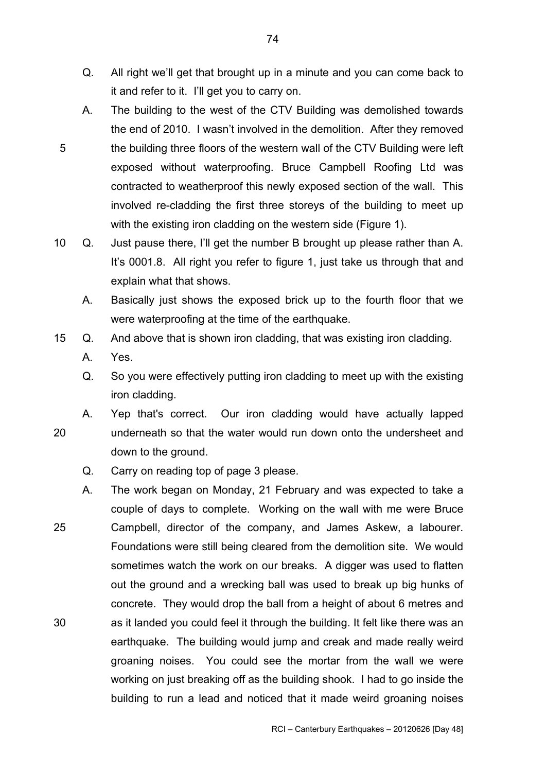Q. All right we'll get that brought up in a minute and you can come back to it and refer to it. I'll get you to carry on.

A. The building to the west of the CTV Building was demolished towards the end of 2010. I wasn't involved in the demolition. After they removed the building three floors of the western wall of the CTV Building were left exposed without waterproofing. Bruce Campbell Roofing Ltd was contracted to weatherproof this newly exposed section of the wall. This involved re-cladding the first three storeys of the building to meet up with the existing iron cladding on the western side (Figure 1).

Q. Just pause there, I'll get the number B brought up please rather than A. It's 0001.8. All right you refer to figure 1, just take us through that and explain what that shows.

A. Basically just shows the exposed brick up to the fourth floor that we were waterproofing at the time of the earthquake.

Q. And above that is shown iron cladding, that was existing iron cladding.

A. Yes.

Q. So you were effectively putting iron cladding to meet up with the existing iron cladding.

A. Yep that's correct. Our iron cladding would have actually lapped underneath so that the water would run down onto the undersheet and down to the ground.

Q. Carry on reading top of page 3 please.

A. The work began on Monday, 21 February and was expected to take a couple of days to complete. Working on the wall with me were Bruce Campbell, director of the company, and James Askew, a labourer. Foundations were still being cleared from the demolition site. We would sometimes watch the work on our breaks. A digger was used to flatten out the ground and a wrecking ball was used to break up big hunks of concrete. They would drop the ball from a height of about 6 metres and as it landed you could feel it through the building. It felt like there was an earthquake. The building would jump and creak and made really weird groaning noises. You could see the mortar from the wall we were working on just breaking off as the building shook. I had to go inside the building to run a lead and noticed that it made weird groaning noises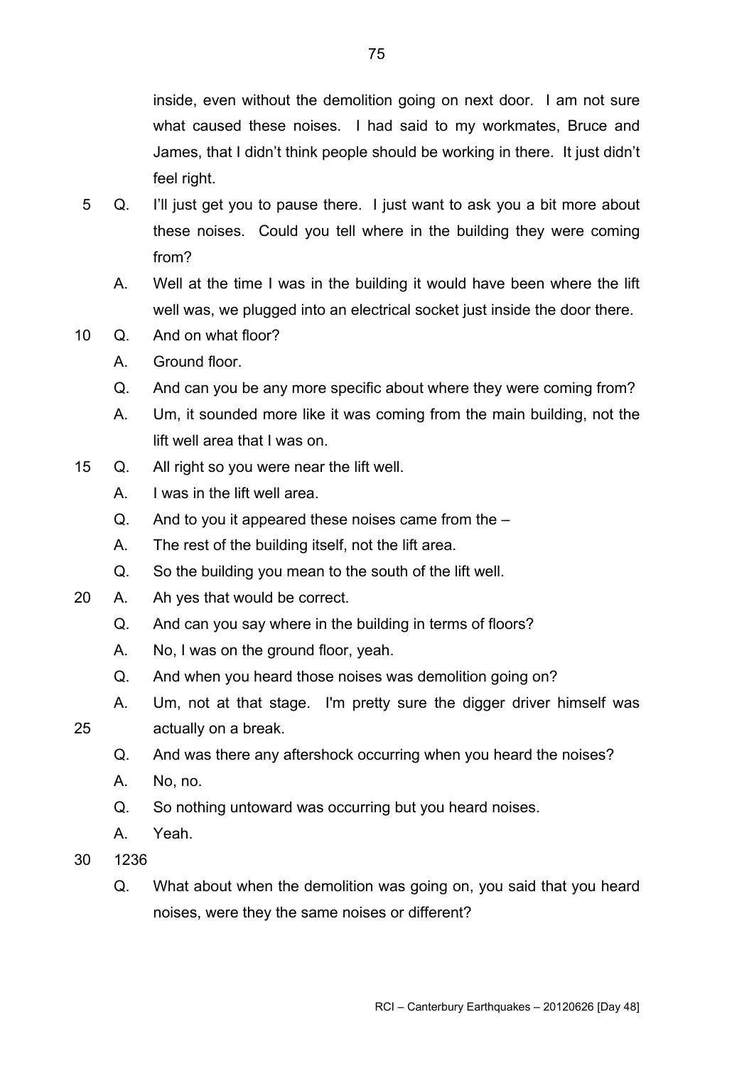inside, even without the demolition going on next door. I am not sure what caused these noises. I had said to my workmates, Bruce and James, that I didn't think people should be working in there. It just didn't feel right.

Q. I'll just get you to pause there. I just want to ask you a bit more about these noises. Could you tell where in the building they were coming from?

A. Well at the time I was in the building it would have been where the lift well was, we plugged into an electrical socket just inside the door there.

Q. And on what floor?

A. Ground floor.

Q. And can you be any more specific about where they were coming from?

A. Um, it sounded more like it was coming from the main building, not the lift well area that I was on.

Q. All right so you were near the lift well.

A. I was in the lift well area.

Q. And to you it appeared these noises came from the –

A. The rest of the building itself, not the lift area.

Q. So the building you mean to the south of the lift well.

A. Ah yes that would be correct.

Q. And can you say where in the building in terms of floors?

A. No, I was on the ground floor, yeah.

Q. And when you heard those noises was demolition going on?

A. Um, not at that stage. I'm pretty sure the digger driver himself was actually on a break.

Q. And was there any aftershock occurring when you heard the noises?

A. No, no.

Q. So nothing untoward was occurring but you heard noises.

A. Yeah.

1236

Q. What about when the demolition was going on, you said that you heard noises, were they the same noises or different?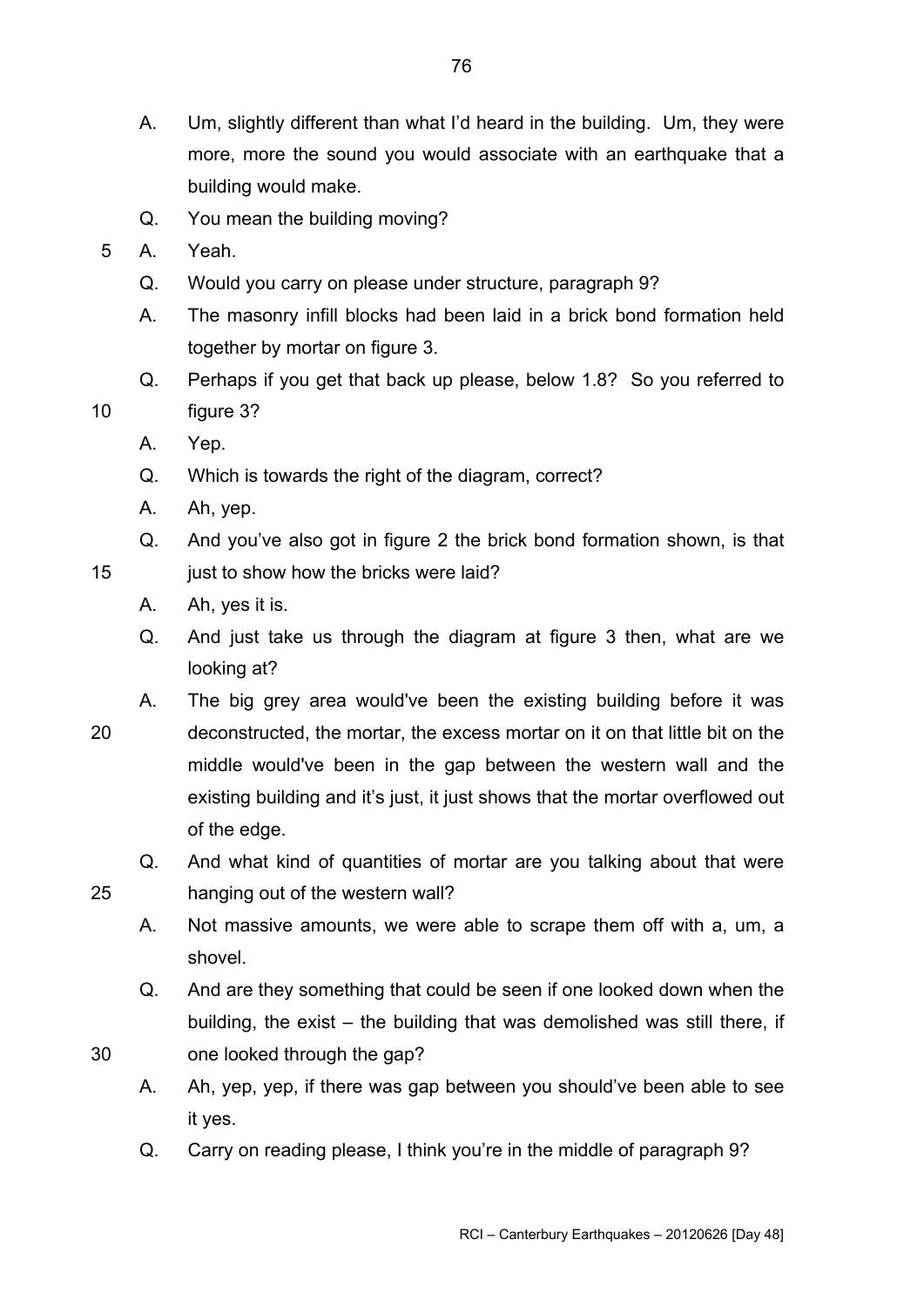A. Um, slightly different than what I'd heard in the building. Um, they were more, more the sound you would associate with an earthquake that a building would make.

Q. You mean the building moving?

A. Yeah.

Q. Would you carry on please under structure, paragraph 9?

A. The masonry infill blocks had been laid in a brick bond formation held together by mortar on figure 3.

Q. Perhaps if you get that back up please, below 1.8? So you referred to figure 3?

A. Yep.

Q. Which is towards the right of the diagram, correct?

A. Ah, yep.

Q. And you've also got in figure 2 the brick bond formation shown, is that just to show how the bricks were laid?

A. Ah, yes it is.

Q. And just take us through the diagram at figure 3 then, what are we looking at?

A. The big grey area would've been the existing building before it was deconstructed, the mortar, the excess mortar on it on that little bit on the middle would've been in the gap between the western wall and the existing building and it's just, it just shows that the mortar overflowed out of the edge.

Q. And what kind of quantities of mortar are you talking about that were hanging out of the western wall?

A. Not massive amounts, we were able to scrape them off with a, um, a shovel.

Q. And are they something that could be seen if one looked down when the building, the exist – the building that was demolished was still there, if one looked through the gap?

A. Ah, yep, yep, if there was gap between you should've been able to see it yes.

Q. Carry on reading please, I think you're in the middle of paragraph 9?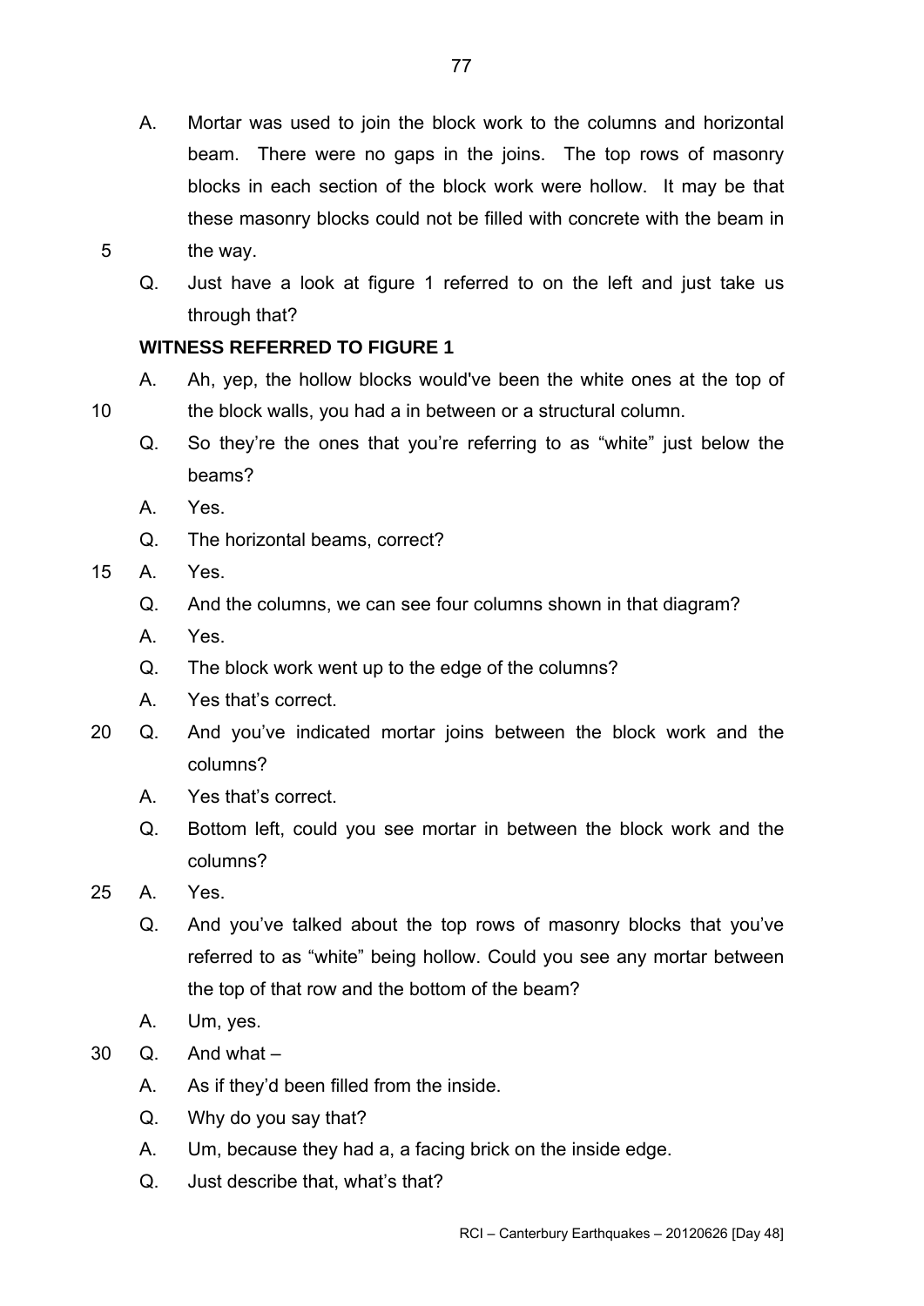A. Mortar was used to join the block work to the columns and horizontal beam. There were no gaps in the joins. The top rows of masonry blocks in each section of the block work were hollow. It may be that these masonry blocks could not be filled with concrete with the beam in the way.

Q. Just have a look at figure 1 referred to on the left and just take us through that?

**WITNESS REFERRED TO FIGURE 1**

A. Ah, yep, the hollow blocks would've been the white ones at the top of the block walls, you had a in between or a structural column.

Q. So they're the ones that you're referring to as "white" just below the beams?

A. Yes.

Q. The horizontal beams, correct?

A. Yes.

Q. And the columns, we can see four columns shown in that diagram?

A. Yes.

Q. The block work went up to the edge of the columns?

A. Yes that's correct.

Q. And you've indicated mortar joins between the block work and the columns?

A. Yes that's correct.

Q. Bottom left, could you see mortar in between the block work and the columns?

A. Yes.

Q. And you've talked about the top rows of masonry blocks that you've referred to as "white" being hollow. Could you see any mortar between the top of that row and the bottom of the beam?

A. Um, yes.

Q. And what –

A. As if they'd been filled from the inside.

Q. Why do you say that?

A. Um, because they had a, a facing brick on the inside edge.

Q. Just describe that, what's that?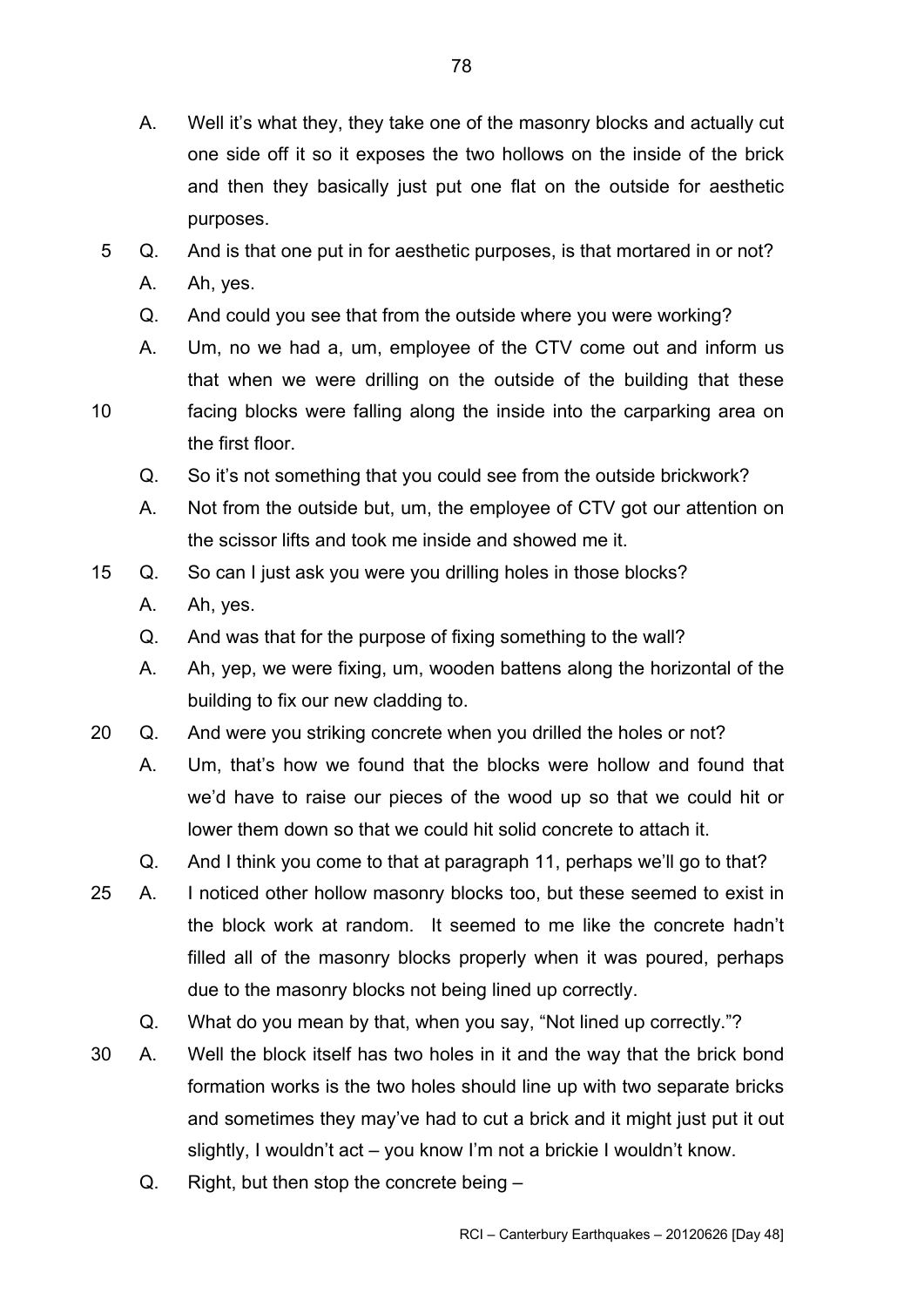A. Well it's what they, they take one of the masonry blocks and actually cut one side off it so it exposes the two hollows on the inside of the brick and then they basically just put one flat on the outside for aesthetic purposes.

Q. And is that one put in for aesthetic purposes, is that mortared in or not?

A. Ah, yes.

Q. And could you see that from the outside where you were working?

A. Um, no we had a, um, employee of the CTV come out and inform us that when we were drilling on the outside of the building that these facing blocks were falling along the inside into the carparking area on the first floor.

Q. So it's not something that you could see from the outside brickwork?

A. Not from the outside but, um, the employee of CTV got our attention on the scissor lifts and took me inside and showed me it.

Q. So can I just ask you were you drilling holes in those blocks?

A. Ah, yes.

Q. And was that for the purpose of fixing something to the wall?

A. Ah, yep, we were fixing, um, wooden battens along the horizontal of the building to fix our new cladding to.

Q. And were you striking concrete when you drilled the holes or not?

A. Um, that's how we found that the blocks were hollow and found that we'd have to raise our pieces of the wood up so that we could hit or lower them down so that we could hit solid concrete to attach it.

Q. And I think you come to that at paragraph 11, perhaps we'll go to that?

A. I noticed other hollow masonry blocks too, but these seemed to exist in the block work at random. It seemed to me like the concrete hadn't filled all of the masonry blocks properly when it was poured, perhaps due to the masonry blocks not being lined up correctly.

Q. What do you mean by that, when you say, "Not lined up correctly."?

A. Well the block itself has two holes in it and the way that the brick bond formation works is the two holes should line up with two separate bricks and sometimes they may've had to cut a brick and it might just put it out slightly, I wouldn't act – you know I'm not a brickie I wouldn't know.

Q. Right, but then stop the concrete being –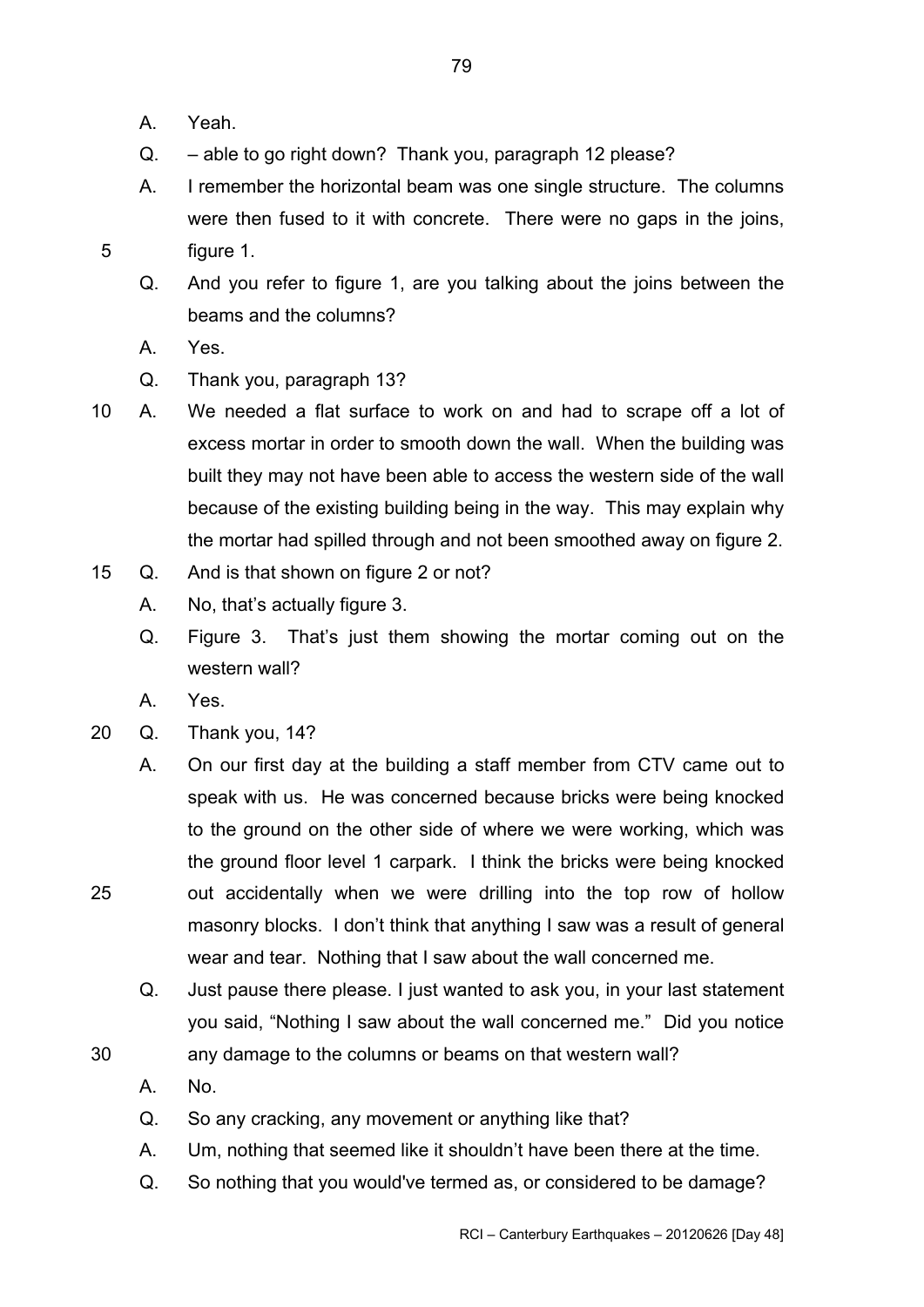A. Yeah.

Q. – able to go right down? Thank you, paragraph 12 please?

A. I remember the horizontal beam was one single structure. The columns were then fused to it with concrete. There were no gaps in the joins, figure 1.

Q. And you refer to figure 1, are you talking about the joins between the beams and the columns?

A. Yes.

Q. Thank you, paragraph 13?

A. We needed a flat surface to work on and had to scrape off a lot of excess mortar in order to smooth down the wall. When the building was built they may not have been able to access the western side of the wall because of the existing building being in the way. This may explain why the mortar had spilled through and not been smoothed away on figure 2.

Q. And is that shown on figure 2 or not?

A. No, that's actually figure 3.

Q. Figure 3. That's just them showing the mortar coming out on the western wall?

A. Yes.

Q. Thank you, 14?

A. On our first day at the building a staff member from CTV came out to speak with us. He was concerned because bricks were being knocked to the ground on the other side of where we were working, which was the ground floor level 1 carpark. I think the bricks were being knocked out accidentally when we were drilling into the top row of hollow masonry blocks. I don't think that anything I saw was a result of general wear and tear. Nothing that I saw about the wall concerned me.

Q. Just pause there please. I just wanted to ask you, in your last statement you said, "Nothing I saw about the wall concerned me." Did you notice any damage to the columns or beams on that western wall?

A. No.

Q. So any cracking, any movement or anything like that?

A. Um, nothing that seemed like it shouldn't have been there at the time.

Q. So nothing that you would've termed as, or considered to be damage?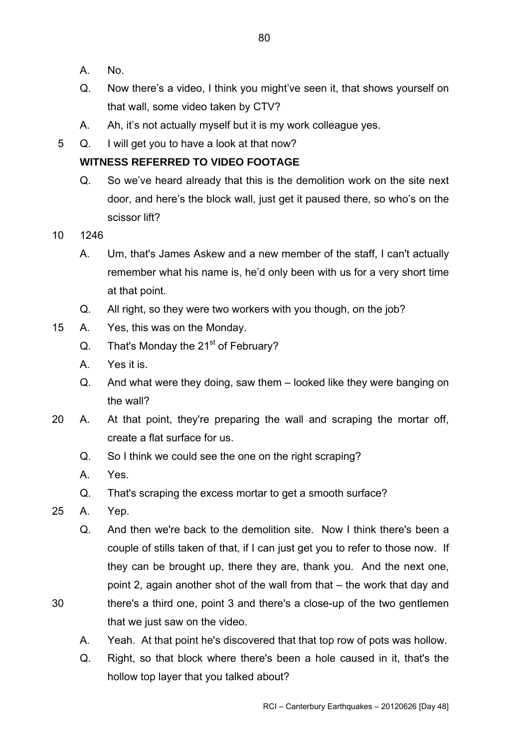A. No.

Q. Now there's a video, I think you might've seen it, that shows yourself on that wall, some video taken by CTV?

A. Ah, it's not actually myself but it is my work colleague yes.

Q. I will get you to have a look at that now?

**WITNESS REFERRED TO VIDEO FOOTAGE**

Q. So we've heard already that this is the demolition work on the site next door, and here's the block wall, just get it paused there, so who's on the scissor lift?

1246

A. Um, that's James Askew and a new member of the staff, I can't actually remember what his name is, he'd only been with us for a very short time at that point.

Q. All right, so they were two workers with you though, on the job?

A. Yes, this was on the Monday.

Q. That's Monday the 21st of February?

A. Yes it is.

Q. And what were they doing, saw them – looked like they were banging on the wall?

A. At that point, they're preparing the wall and scraping the mortar off, create a flat surface for us.

Q. So I think we could see the one on the right scraping?

A. Yes.

Q. That's scraping the excess mortar to get a smooth surface?

A. Yep.

Q. And then we're back to the demolition site. Now I think there's been a couple of stills taken of that, if I can just get you to refer to those now. If they can be brought up, there they are, thank you. And the next one, point 2, again another shot of the wall from that – the work that day and there's a third one, point 3 and there's a close-up of the two gentlemen that we just saw on the video.

A. Yeah. At that point he's discovered that that top row of pots was hollow.

Q. Right, so that block where there's been a hole caused in it, that's the hollow top layer that you talked about?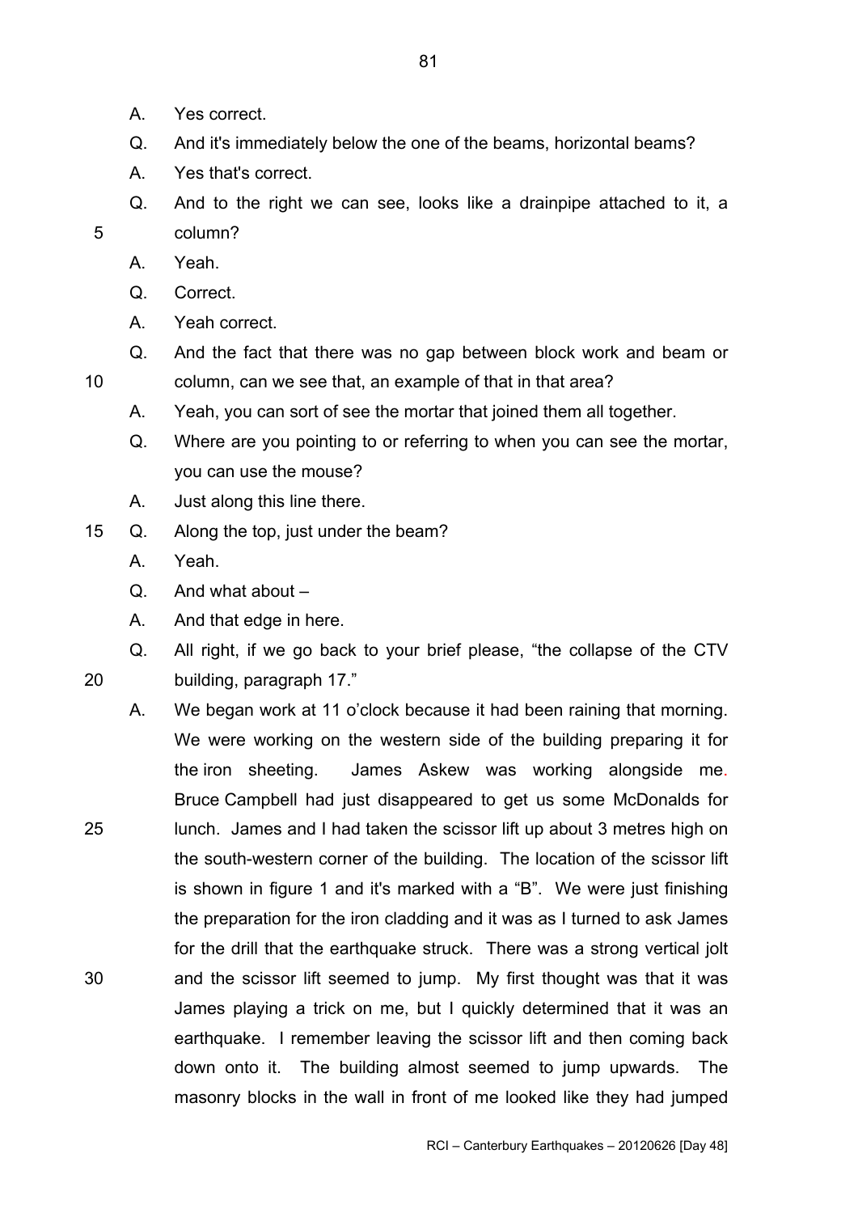A. Yes correct.

Q. And it's immediately below the one of the beams, horizontal beams?

A. Yes that's correct.

Q. And to the right we can see, looks like a drainpipe attached to it, a column?

A. Yeah.

Q. Correct.

A. Yeah correct.

Q. And the fact that there was no gap between block work and beam or column, can we see that, an example of that in that area?

A. Yeah, you can sort of see the mortar that joined them all together.

Q. Where are you pointing to or referring to when you can see the mortar, you can use the mouse?

A. Just along this line there.

Q. Along the top, just under the beam?

A. Yeah.

Q. And what about –

A. And that edge in here.

Q. All right, if we go back to your brief please, "the collapse of the CTV building, paragraph 17."

A. We began work at 11 o'clock because it had been raining that morning. We were working on the western side of the building preparing it for the iron sheeting. James Askew was working alongside me. Bruce Campbell had just disappeared to get us some McDonalds for lunch. James and I had taken the scissor lift up about 3 metres high on the south-western corner of the building. The location of the scissor lift is shown in figure 1 and it's marked with a "B". We were just finishing the preparation for the iron cladding and it was as I turned to ask James for the drill that the earthquake struck. There was a strong vertical jolt and the scissor lift seemed to jump. My first thought was that it was James playing a trick on me, but I quickly determined that it was an earthquake. I remember leaving the scissor lift and then coming back down onto it. The building almost seemed to jump upwards. The masonry blocks in the wall in front of me looked like they had jumped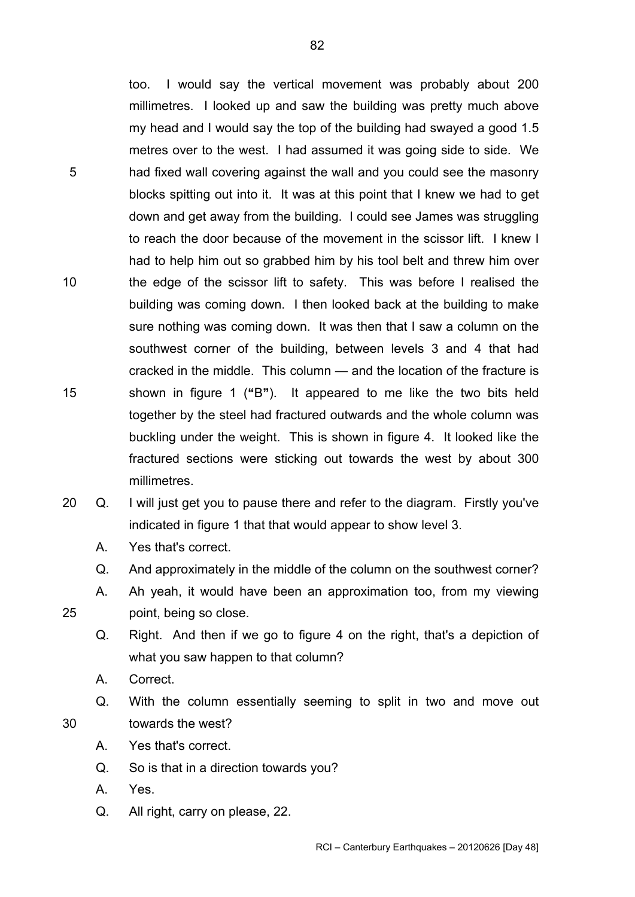too. I would say the vertical movement was probably about 200 millimetres. I looked up and saw the building was pretty much above my head and I would say the top of the building had swayed a good 1.5 metres over to the west. I had assumed it was going side to side. We had fixed wall covering against the wall and you could see the masonry blocks spitting out into it. It was at this point that I knew we had to get down and get away from the building. I could see James was struggling to reach the door because of the movement in the scissor lift. I knew I had to help him out so grabbed him by his tool belt and threw him over the edge of the scissor lift to safety. This was before I realised the building was coming down. I then looked back at the building to make sure nothing was coming down. It was then that I saw a column on the southwest corner of the building, between levels 3 and 4 that had cracked in the middle. This column — and the location of the fracture is shown in figure 1 (**"**B**"**). It appeared to me like the two bits held together by the steel had fractured outwards and the whole column was buckling under the weight. This is shown in figure 4. It looked like the fractured sections were sticking out towards the west by about 300 millimetres.

Q. I will just get you to pause there and refer to the diagram. Firstly you've indicated in figure 1 that that would appear to show level 3.

A. Yes that's correct.

Q. And approximately in the middle of the column on the southwest corner?

A. Ah yeah, it would have been an approximation too, from my viewing point, being so close.

Q. Right. And then if we go to figure 4 on the right, that's a depiction of what you saw happen to that column?

A. Correct.

Q. With the column essentially seeming to split in two and move out towards the west?

A. Yes that's correct.

Q. So is that in a direction towards you?

A. Yes.

Q. All right, carry on please, 22.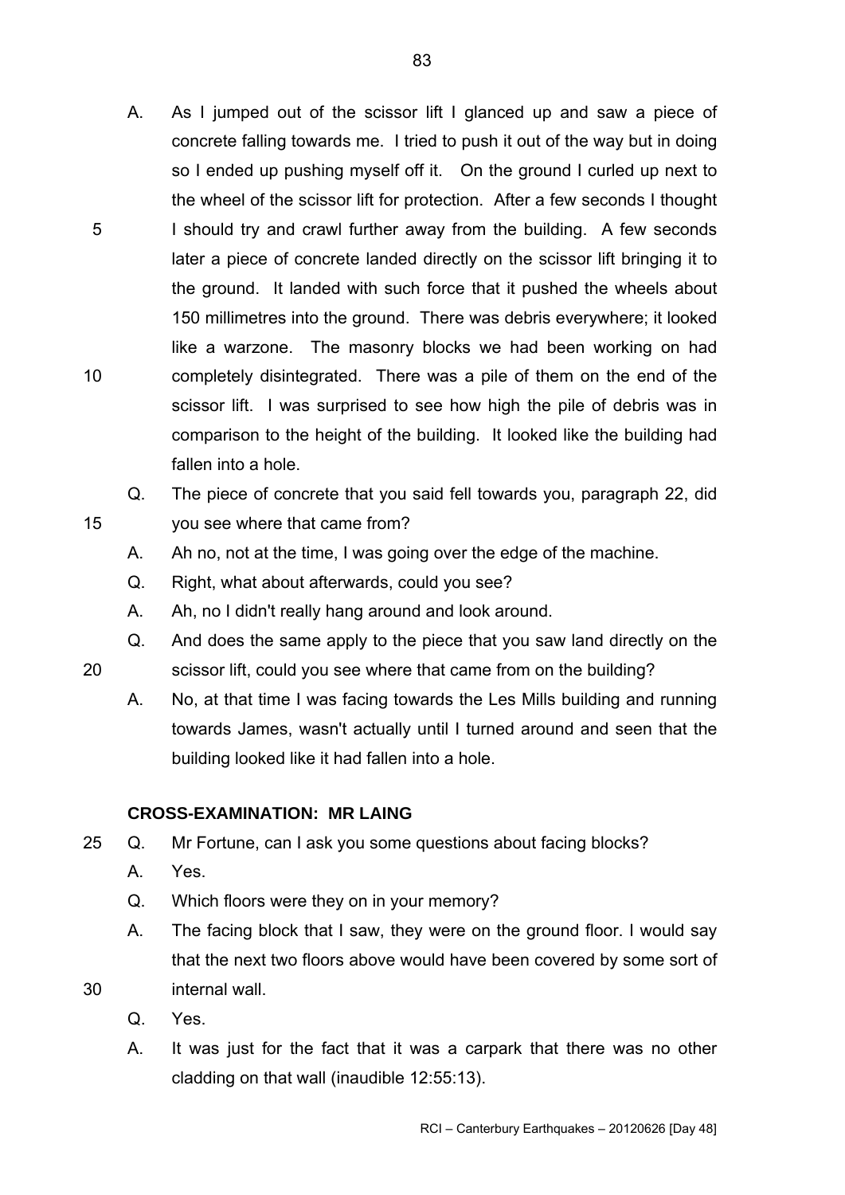A. As I jumped out of the scissor lift I glanced up and saw a piece of concrete falling towards me. I tried to push it out of the way but in doing so I ended up pushing myself off it. On the ground I curled up next to the wheel of the scissor lift for protection. After a few seconds I thought I should try and crawl further away from the building. A few seconds later a piece of concrete landed directly on the scissor lift bringing it to the ground. It landed with such force that it pushed the wheels about 150 millimetres into the ground. There was debris everywhere; it looked like a warzone. The masonry blocks we had been working on had completely disintegrated. There was a pile of them on the end of the scissor lift. I was surprised to see how high the pile of debris was in comparison to the height of the building. It looked like the building had fallen into a hole.

Q. The piece of concrete that you said fell towards you, paragraph 22, did you see where that came from?

A. Ah no, not at the time, I was going over the edge of the machine.

Q. Right, what about afterwards, could you see?

A. Ah, no I didn't really hang around and look around.

Q. And does the same apply to the piece that you saw land directly on the scissor lift, could you see where that came from on the building?

A. No, at that time I was facing towards the Les Mills building and running towards James, wasn't actually until I turned around and seen that the building looked like it had fallen into a hole.

**CROSS-EXAMINATION: MR LAING**

Q. Mr Fortune, can I ask you some questions about facing blocks?

A. Yes.

Q. Which floors were they on in your memory?

A. The facing block that I saw, they were on the ground floor. I would say that the next two floors above would have been covered by some sort of internal wall.

Q. Yes.

A. It was just for the fact that it was a carpark that there was no other cladding on that wall (inaudible 12:55:13).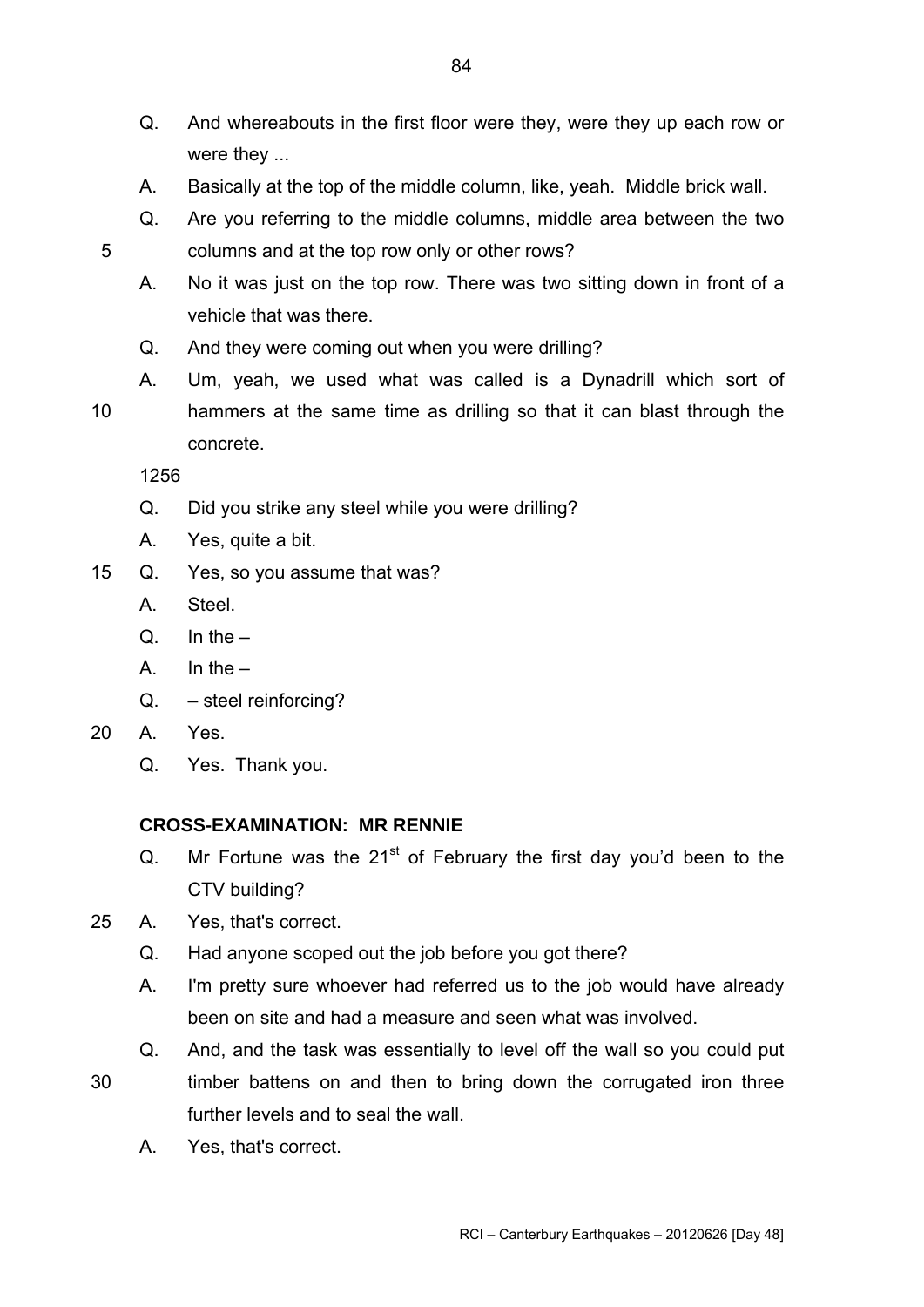Q. And whereabouts in the first floor were they, were they up each row or were they ...

A. Basically at the top of the middle column, like, yeah. Middle brick wall.

Q. Are you referring to the middle columns, middle area between the two columns and at the top row only or other rows?

A. No it was just on the top row. There was two sitting down in front of a vehicle that was there.

Q. And they were coming out when you were drilling?

A. Um, yeah, we used what was called is a Dynadrill which sort of hammers at the same time as drilling so that it can blast through the concrete.

1256

Q. Did you strike any steel while you were drilling?

A. Yes, quite a bit.

Q. Yes, so you assume that was?

A. Steel.

Q. In the –

A. In the –

Q. – steel reinforcing?

A. Yes.

Q. Yes. Thank you.

**CROSS-EXAMINATION: MR RENNIE**

Q. Mr Fortune was the 21st of February the first day you'd been to the CTV building?

A. Yes, that's correct.

Q. Had anyone scoped out the job before you got there?

A. I'm pretty sure whoever had referred us to the job would have already been on site and had a measure and seen what was involved.

Q. And, and the task was essentially to level off the wall so you could put timber battens on and then to bring down the corrugated iron three further levels and to seal the wall.

A. Yes, that's correct.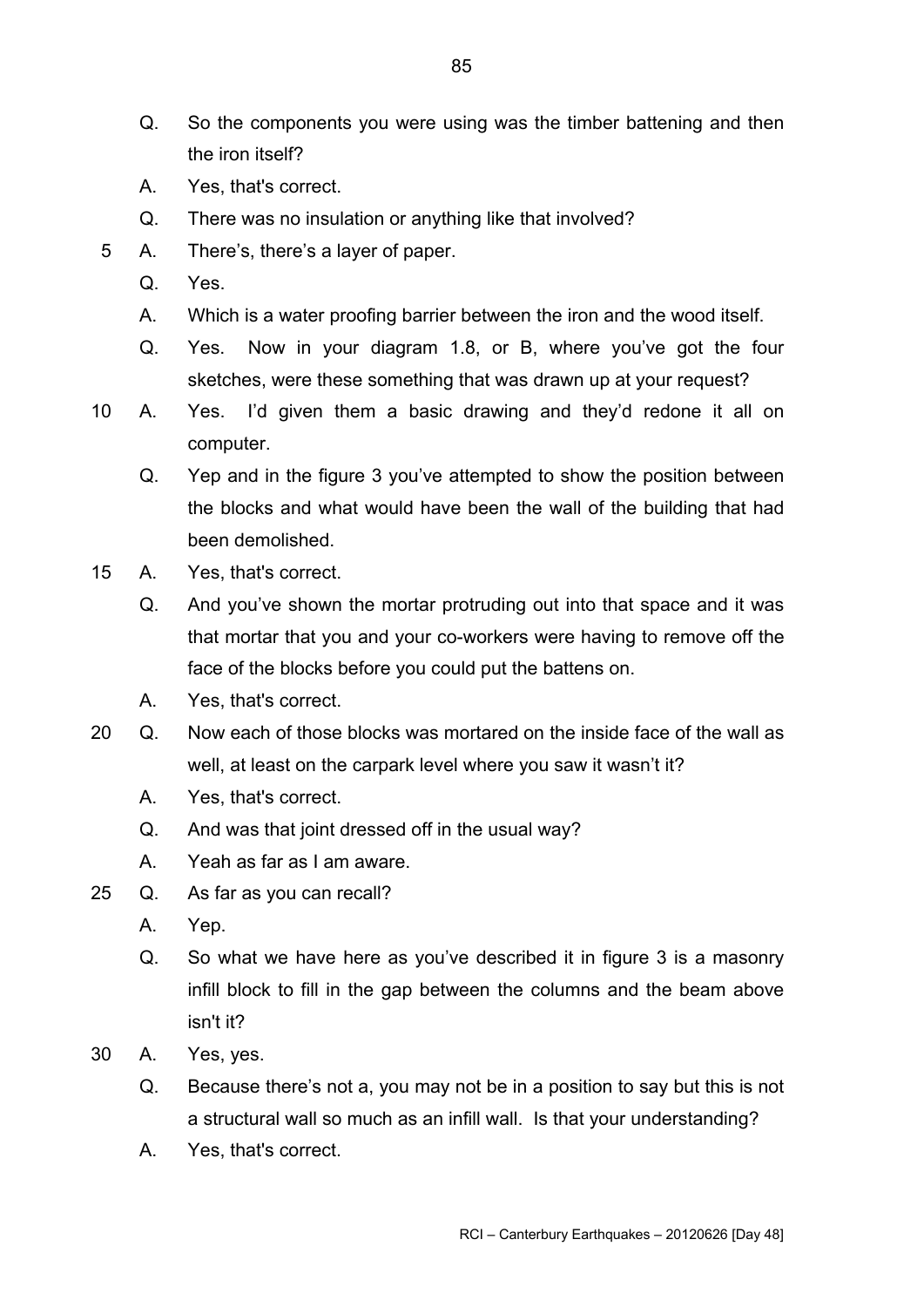Q. So the components you were using was the timber battening and then the iron itself?

A. Yes, that's correct.

Q. There was no insulation or anything like that involved?

A. There's, there's a layer of paper.

Q. Yes.

A. Which is a water proofing barrier between the iron and the wood itself.

Q. Yes. Now in your diagram 1.8, or B, where you've got the four sketches, were these something that was drawn up at your request?

A. Yes. I'd given them a basic drawing and they'd redone it all on computer.

Q. Yep and in the figure 3 you've attempted to show the position between the blocks and what would have been the wall of the building that had been demolished.

A. Yes, that's correct.

Q. And you've shown the mortar protruding out into that space and it was that mortar that you and your co-workers were having to remove off the face of the blocks before you could put the battens on.

A. Yes, that's correct.

Q. Now each of those blocks was mortared on the inside face of the wall as well, at least on the carpark level where you saw it wasn't it?

A. Yes, that's correct.

Q. And was that joint dressed off in the usual way?

A. Yeah as far as I am aware.

Q. As far as you can recall?

A. Yep.

Q. So what we have here as you've described it in figure 3 is a masonry infill block to fill in the gap between the columns and the beam above isn't it?

A. Yes, yes.

Q. Because there's not a, you may not be in a position to say but this is not a structural wall so much as an infill wall. Is that your understanding?

A. Yes, that's correct.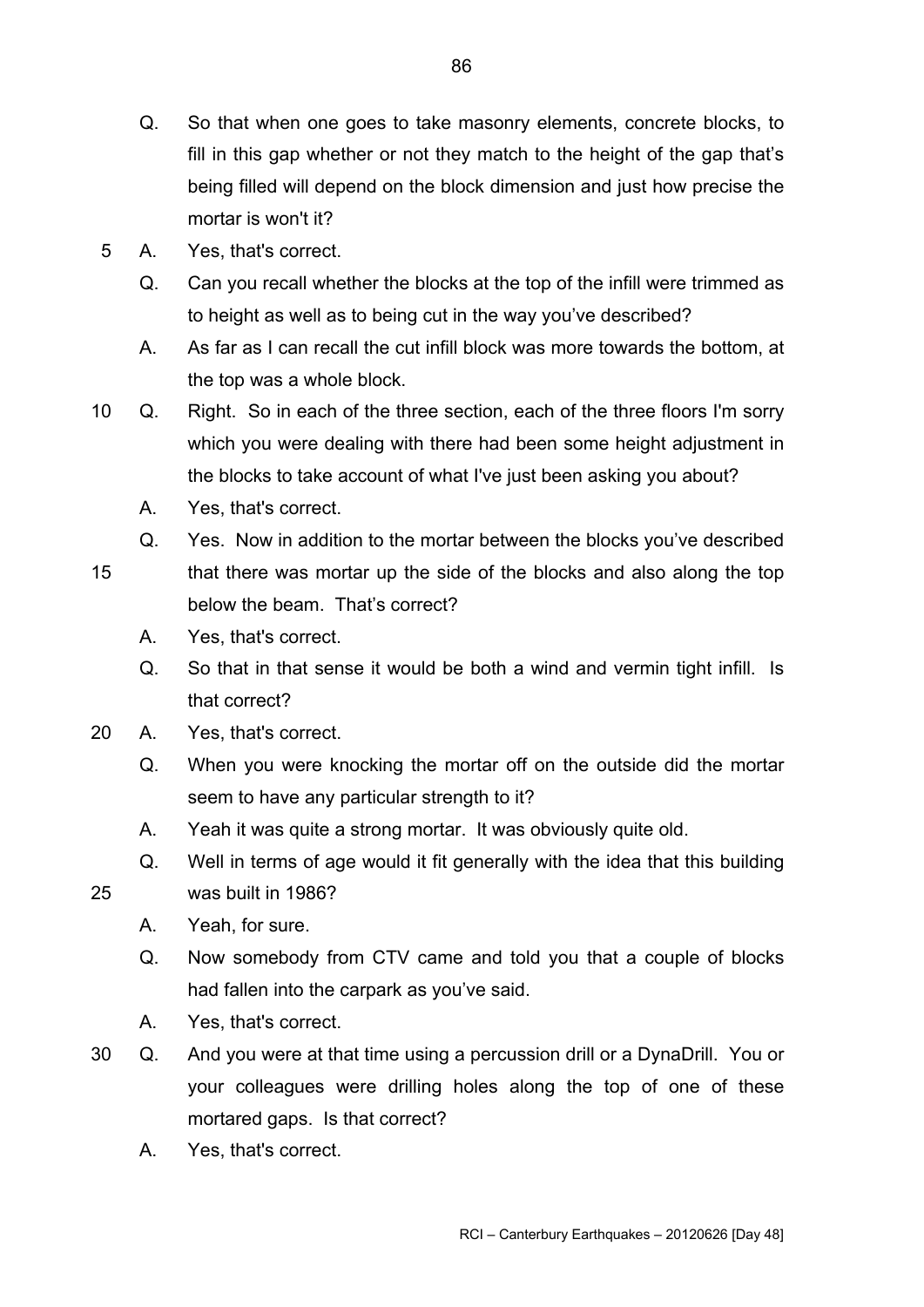Q. So that when one goes to take masonry elements, concrete blocks, to fill in this gap whether or not they match to the height of the gap that's being filled will depend on the block dimension and just how precise the mortar is won't it?

A. Yes, that's correct.

Q. Can you recall whether the blocks at the top of the infill were trimmed as to height as well as to being cut in the way you've described?

A. As far as I can recall the cut infill block was more towards the bottom, at the top was a whole block.

Q. Right. So in each of the three section, each of the three floors I'm sorry which you were dealing with there had been some height adjustment in the blocks to take account of what I've just been asking you about?

A. Yes, that's correct.

Q. Yes. Now in addition to the mortar between the blocks you've described that there was mortar up the side of the blocks and also along the top below the beam. That's correct?

A. Yes, that's correct.

Q. So that in that sense it would be both a wind and vermin tight infill. Is that correct?

A. Yes, that's correct.

Q. When you were knocking the mortar off on the outside did the mortar seem to have any particular strength to it?

A. Yeah it was quite a strong mortar. It was obviously quite old.

Q. Well in terms of age would it fit generally with the idea that this building was built in 1986?

A. Yeah, for sure.

Q. Now somebody from CTV came and told you that a couple of blocks had fallen into the carpark as you've said.

A. Yes, that's correct.

Q. And you were at that time using a percussion drill or a DynaDrill. You or your colleagues were drilling holes along the top of one of these mortared gaps. Is that correct?

A. Yes, that's correct.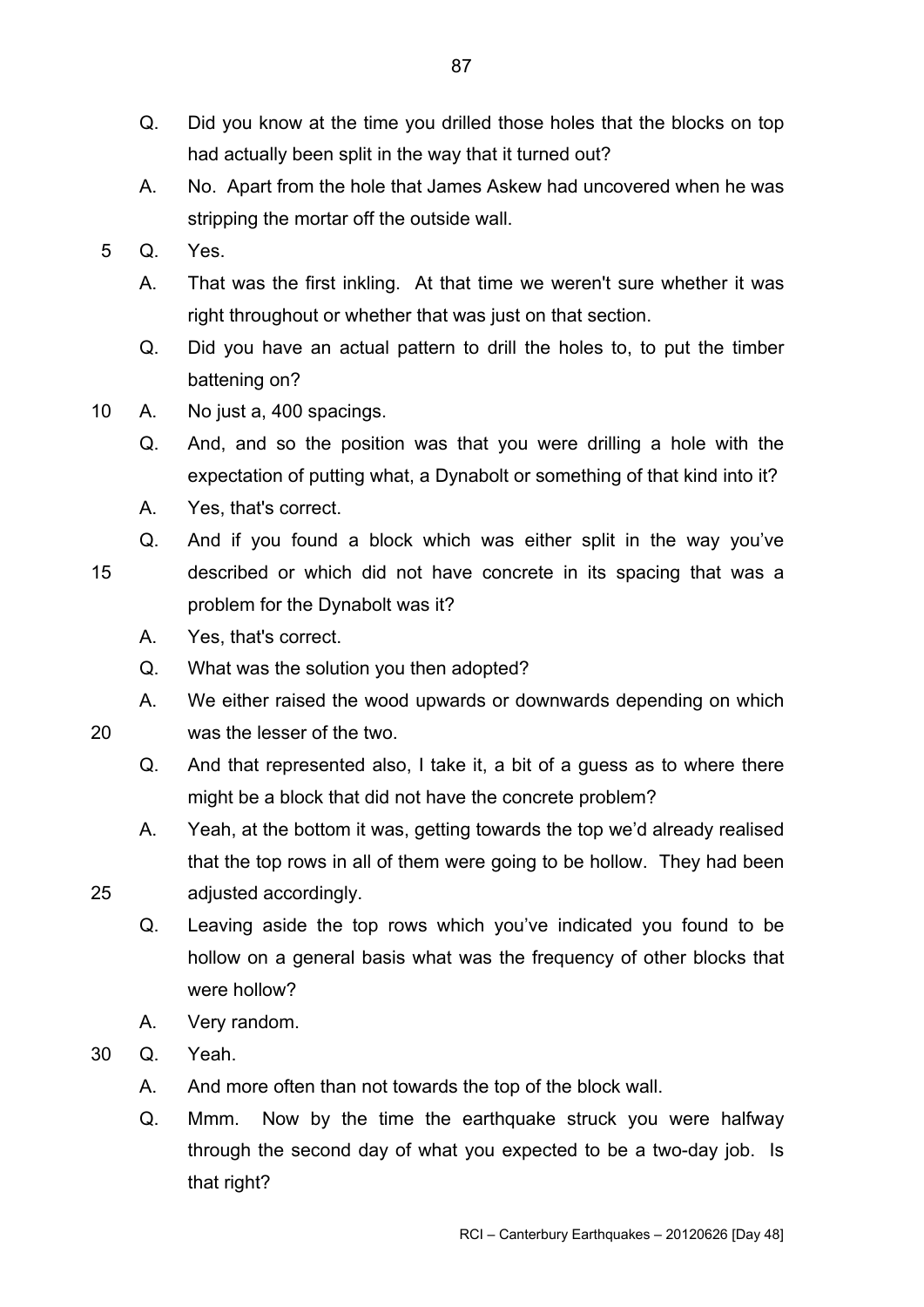Q. Did you know at the time you drilled those holes that the blocks on top had actually been split in the way that it turned out?

A. No. Apart from the hole that James Askew had uncovered when he was stripping the mortar off the outside wall.

Q. Yes.

A. That was the first inkling. At that time we weren't sure whether it was right throughout or whether that was just on that section.

Q. Did you have an actual pattern to drill the holes to, to put the timber battening on?

A. No just a, 400 spacings.

Q. And, and so the position was that you were drilling a hole with the expectation of putting what, a Dynabolt or something of that kind into it?

A. Yes, that's correct.

Q. And if you found a block which was either split in the way you've described or which did not have concrete in its spacing that was a problem for the Dynabolt was it?

A. Yes, that's correct.

Q. What was the solution you then adopted?

A. We either raised the wood upwards or downwards depending on which was the lesser of the two.

Q. And that represented also, I take it, a bit of a guess as to where there might be a block that did not have the concrete problem?

A. Yeah, at the bottom it was, getting towards the top we'd already realised that the top rows in all of them were going to be hollow. They had been adjusted accordingly.

Q. Leaving aside the top rows which you've indicated you found to be hollow on a general basis what was the frequency of other blocks that were hollow?

A. Very random.

Q. Yeah.

A. And more often than not towards the top of the block wall.

Q. Mmm. Now by the time the earthquake struck you were halfway through the second day of what you expected to be a two-day job. Is that right?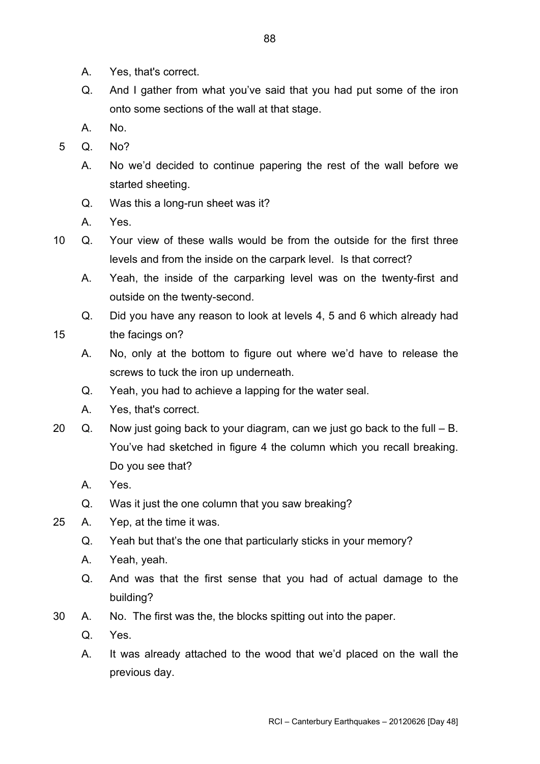A. Yes, that's correct.

Q. And I gather from what you've said that you had put some of the iron onto some sections of the wall at that stage.

A. No.

Q. No?

A. No we'd decided to continue papering the rest of the wall before we started sheeting.

Q. Was this a long-run sheet was it?

A. Yes.

Q. Your view of these walls would be from the outside for the first three levels and from the inside on the carpark level. Is that correct?

A. Yeah, the inside of the carparking level was on the twenty-first and outside on the twenty-second.

Q. Did you have any reason to look at levels 4, 5 and 6 which already had the facings on?

A. No, only at the bottom to figure out where we'd have to release the screws to tuck the iron up underneath.

Q. Yeah, you had to achieve a lapping for the water seal.

A. Yes, that's correct.

Q. Now just going back to your diagram, can we just go back to the full – B. You've had sketched in figure 4 the column which you recall breaking. Do you see that?

A. Yes.

Q. Was it just the one column that you saw breaking?

A. Yep, at the time it was.

Q. Yeah but that's the one that particularly sticks in your memory?

A. Yeah, yeah.

Q. And was that the first sense that you had of actual damage to the building?

A. No. The first was the, the blocks spitting out into the paper.

Q. Yes.

A. It was already attached to the wood that we'd placed on the wall the previous day.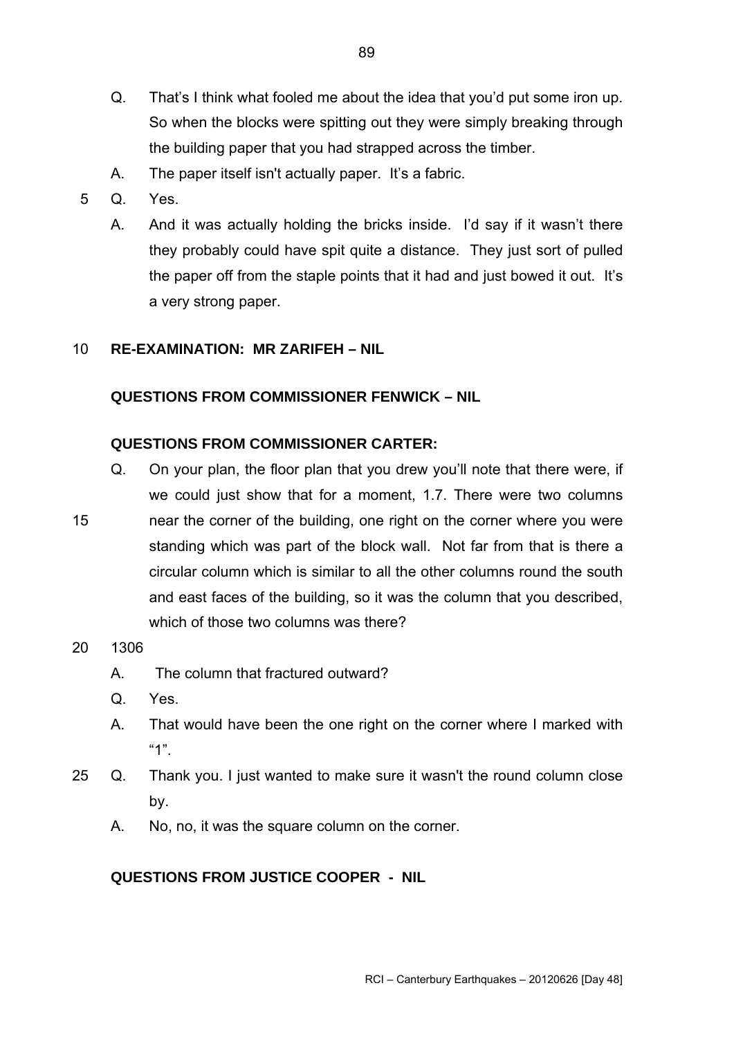Q. That's I think what fooled me about the idea that you'd put some iron up. So when the blocks were spitting out they were simply breaking through the building paper that you had strapped across the timber.

A. The paper itself isn't actually paper. It's a fabric.

Q. Yes.

A. And it was actually holding the bricks inside. I'd say if it wasn't there they probably could have spit quite a distance. They just sort of pulled the paper off from the staple points that it had and just bowed it out. It's a very strong paper.

**RE-EXAMINATION: MR ZARIFEH – NIL**

**QUESTIONS FROM COMMISSIONER FENWICK – NIL**

**QUESTIONS FROM COMMISSIONER CARTER:**

Q. On your plan, the floor plan that you drew you'll note that there were, if we could just show that for a moment, 1.7. There were two columns near the corner of the building, one right on the corner where you were standing which was part of the block wall. Not far from that is there a circular column which is similar to all the other columns round the south and east faces of the building, so it was the column that you described, which of those two columns was there?

1306

A. The column that fractured outward?

Q. Yes.

A. That would have been the one right on the corner where I marked with "1".

Q. Thank you. I just wanted to make sure it wasn't the round column close by.

A. No, no, it was the square column on the corner.

**QUESTIONS FROM JUSTICE COOPER - NIL**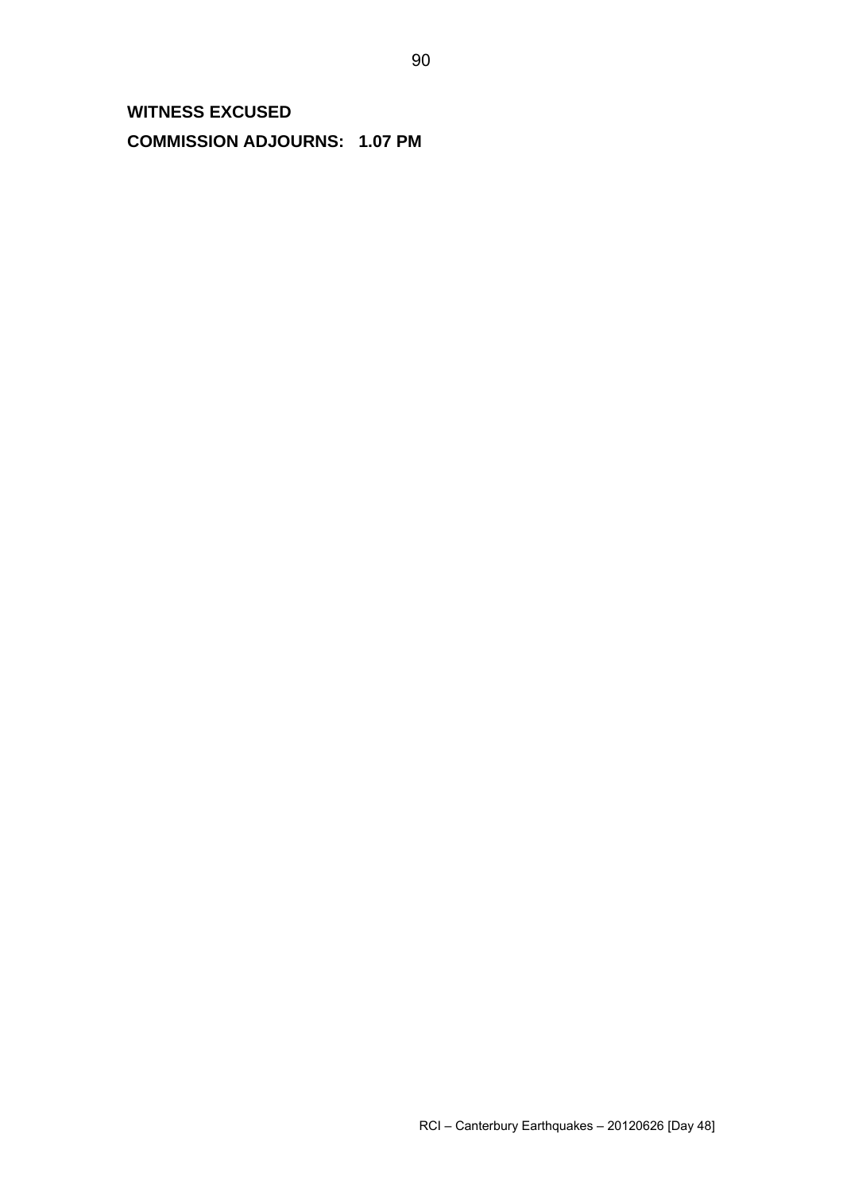**WITNESS EXCUSED**

**COMMISSION ADJOURNS: 1.07 PM**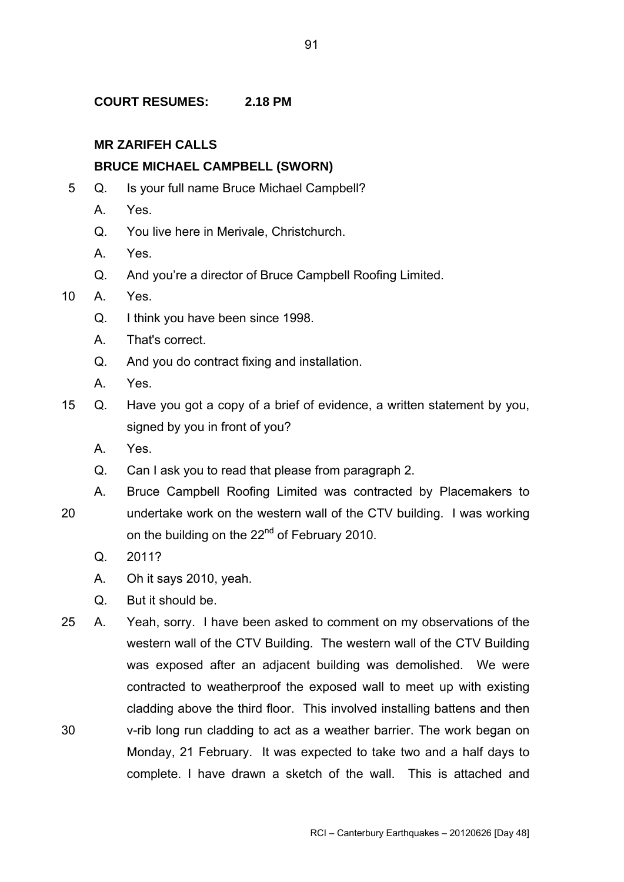**COURT RESUMES: 2.18 PM**

**MR ZARIFEH CALLS**

**BRUCE MICHAEL CAMPBELL (SWORN)**

Q. Is your full name Bruce Michael Campbell?

A. Yes.

Q. You live here in Merivale, Christchurch.

A. Yes.

Q. And you're a director of Bruce Campbell Roofing Limited.

A. Yes.

Q. I think you have been since 1998.

A. That's correct.

Q. And you do contract fixing and installation.

A. Yes.

Q. Have you got a copy of a brief of evidence, a written statement by you, signed by you in front of you?

A. Yes.

Q. Can I ask you to read that please from paragraph 2.

A. Bruce Campbell Roofing Limited was contracted by Placemakers to undertake work on the western wall of the CTV building. I was working on the building on the 22nd of February 2010.

Q. 2011?

A. Oh it says 2010, yeah.

Q. But it should be.

A. Yeah, sorry. I have been asked to comment on my observations of the western wall of the CTV Building. The western wall of the CTV Building was exposed after an adjacent building was demolished. We were contracted to weatherproof the exposed wall to meet up with existing cladding above the third floor. This involved installing battens and then v-rib long run cladding to act as a weather barrier. The work began on Monday, 21 February. It was expected to take two and a half days to complete. I have drawn a sketch of the wall. This is attached and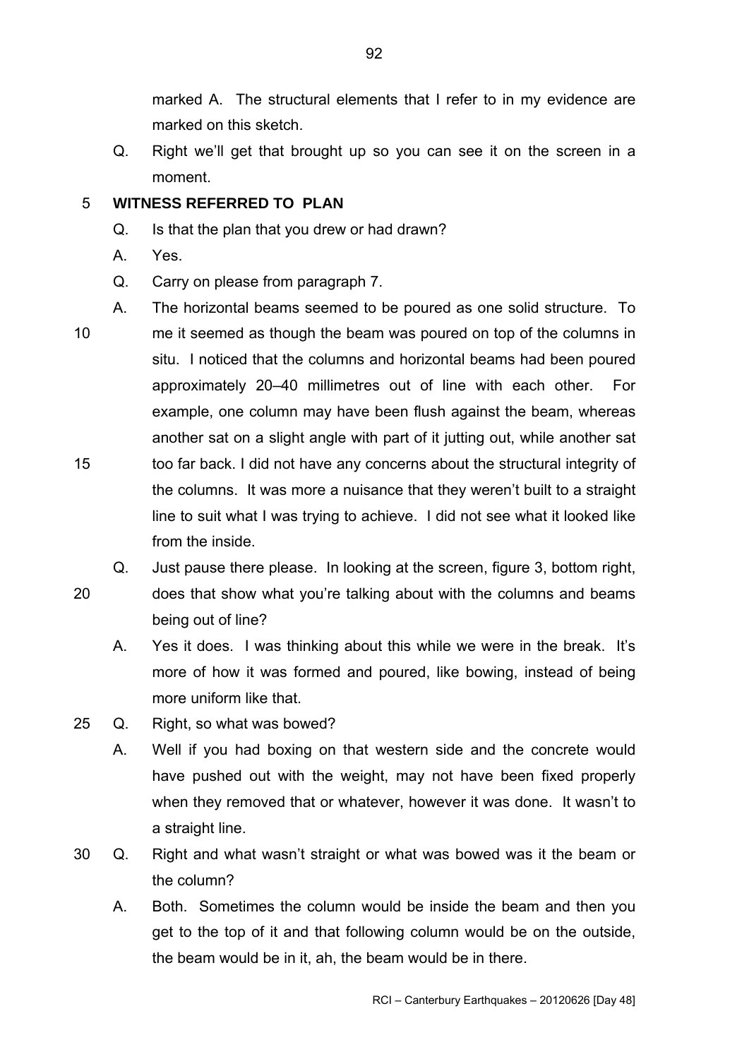marked A. The structural elements that I refer to in my evidence are marked on this sketch.

Q. Right we'll get that brought up so you can see it on the screen in a moment.

**WITNESS REFERRED TO PLAN**

Q. Is that the plan that you drew or had drawn?

A. Yes.

Q. Carry on please from paragraph 7.

A. The horizontal beams seemed to be poured as one solid structure. To me it seemed as though the beam was poured on top of the columns in situ. I noticed that the columns and horizontal beams had been poured approximately 20–40 millimetres out of line with each other. For example, one column may have been flush against the beam, whereas another sat on a slight angle with part of it jutting out, while another sat too far back. I did not have any concerns about the structural integrity of the columns. It was more a nuisance that they weren't built to a straight line to suit what I was trying to achieve. I did not see what it looked like from the inside.

Q. Just pause there please. In looking at the screen, figure 3, bottom right, does that show what you're talking about with the columns and beams being out of line?

A. Yes it does. I was thinking about this while we were in the break. It's more of how it was formed and poured, like bowing, instead of being more uniform like that.

Q. Right, so what was bowed?

A. Well if you had boxing on that western side and the concrete would have pushed out with the weight, may not have been fixed properly when they removed that or whatever, however it was done. It wasn't to a straight line.

Q. Right and what wasn't straight or what was bowed was it the beam or the column?

A. Both. Sometimes the column would be inside the beam and then you get to the top of it and that following column would be on the outside, the beam would be in it, ah, the beam would be in there.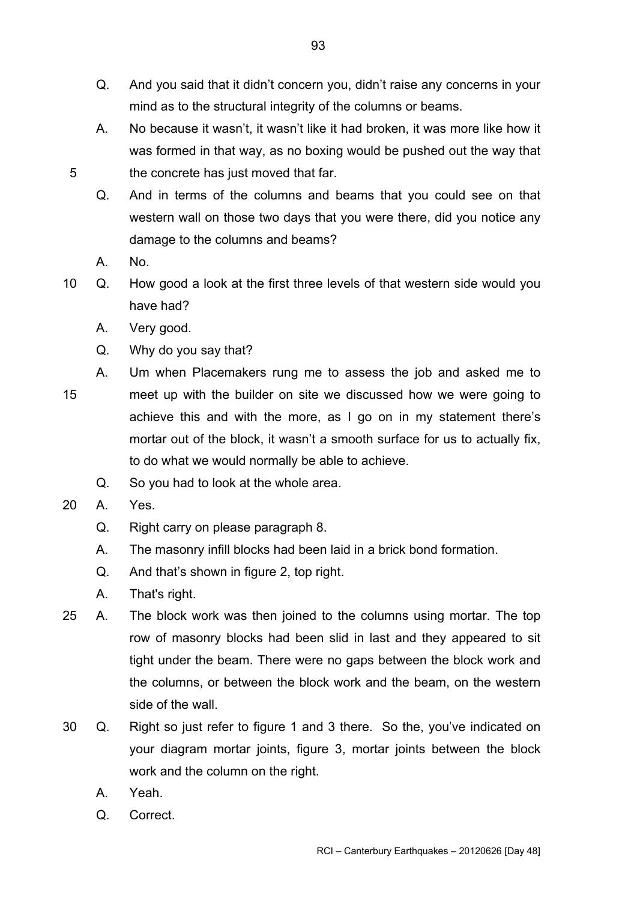Q. And you said that it didn't concern you, didn't raise any concerns in your mind as to the structural integrity of the columns or beams.

A. No because it wasn't, it wasn't like it had broken, it was more like how it was formed in that way, as no boxing would be pushed out the way that the concrete has just moved that far.

Q. And in terms of the columns and beams that you could see on that western wall on those two days that you were there, did you notice any damage to the columns and beams?

A. No.

Q. How good a look at the first three levels of that western side would you have had?

A. Very good.

Q. Why do you say that?

A. Um when Placemakers rung me to assess the job and asked me to meet up with the builder on site we discussed how we were going to achieve this and with the more, as I go on in my statement there's mortar out of the block, it wasn't a smooth surface for us to actually fix, to do what we would normally be able to achieve.

Q. So you had to look at the whole area.

A. Yes.

Q. Right carry on please paragraph 8.

A. The masonry infill blocks had been laid in a brick bond formation.

Q. And that's shown in figure 2, top right.

A. That's right.

A. The block work was then joined to the columns using mortar. The top row of masonry blocks had been slid in last and they appeared to sit tight under the beam. There were no gaps between the block work and the columns, or between the block work and the beam, on the western side of the wall.

Q. Right so just refer to figure 1 and 3 there. So the, you've indicated on your diagram mortar joints, figure 3, mortar joints between the block work and the column on the right.

A. Yeah.

Q. Correct.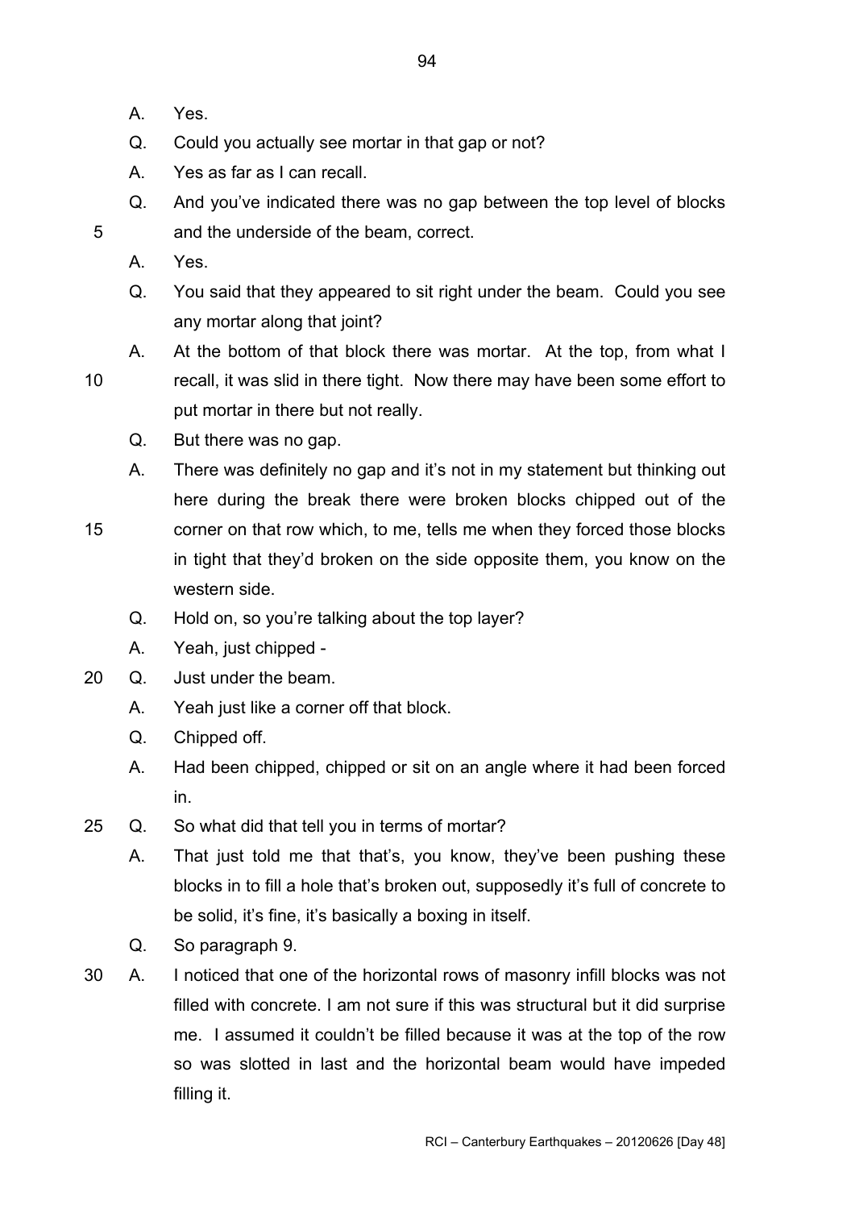A. Yes.

Q. Could you actually see mortar in that gap or not?

A. Yes as far as I can recall.

Q. And you've indicated there was no gap between the top level of blocks and the underside of the beam, correct.

A. Yes.

Q. You said that they appeared to sit right under the beam. Could you see any mortar along that joint?

A. At the bottom of that block there was mortar. At the top, from what I recall, it was slid in there tight. Now there may have been some effort to put mortar in there but not really.

Q. But there was no gap.

A. There was definitely no gap and it's not in my statement but thinking out here during the break there were broken blocks chipped out of the corner on that row which, to me, tells me when they forced those blocks in tight that they'd broken on the side opposite them, you know on the western side.

Q. Hold on, so you're talking about the top layer?

A. Yeah, just chipped -

Q. Just under the beam.

A. Yeah just like a corner off that block.

Q. Chipped off.

A. Had been chipped, chipped or sit on an angle where it had been forced in.

Q. So what did that tell you in terms of mortar?

A. That just told me that that's, you know, they've been pushing these blocks in to fill a hole that's broken out, supposedly it's full of concrete to be solid, it's fine, it's basically a boxing in itself.

Q. So paragraph 9.

A. I noticed that one of the horizontal rows of masonry infill blocks was not filled with concrete. I am not sure if this was structural but it did surprise me. I assumed it couldn't be filled because it was at the top of the row so was slotted in last and the horizontal beam would have impeded filling it.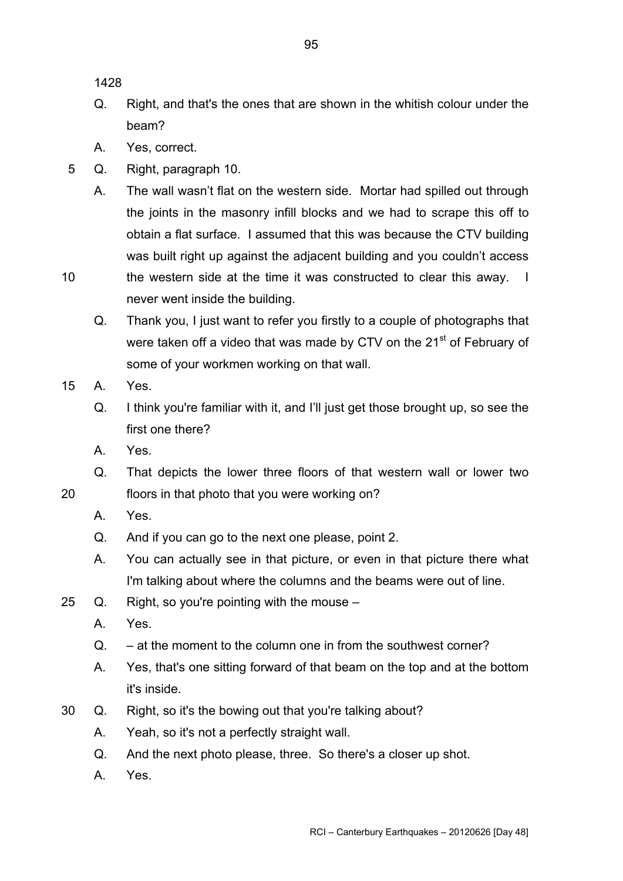1428

Q. Right, and that's the ones that are shown in the whitish colour under the beam?

A. Yes, correct.

Q. Right, paragraph 10.

A. The wall wasn't flat on the western side. Mortar had spilled out through the joints in the masonry infill blocks and we had to scrape this off to obtain a flat surface. I assumed that this was because the CTV building was built right up against the adjacent building and you couldn't access the western side at the time it was constructed to clear this away. I never went inside the building.

Q. Thank you, I just want to refer you firstly to a couple of photographs that were taken off a video that was made by CTV on the 21st of February of some of your workmen working on that wall.

A. Yes.

Q. I think you're familiar with it, and I'll just get those brought up, so see the first one there?

A. Yes.

Q. That depicts the lower three floors of that western wall or lower two floors in that photo that you were working on?

A. Yes.

Q. And if you can go to the next one please, point 2.

A. You can actually see in that picture, or even in that picture there what I'm talking about where the columns and the beams were out of line.

Q. Right, so you're pointing with the mouse –

A. Yes.

Q. – at the moment to the column one in from the southwest corner?

A. Yes, that's one sitting forward of that beam on the top and at the bottom it's inside.

Q. Right, so it's the bowing out that you're talking about?

A. Yeah, so it's not a perfectly straight wall.

Q. And the next photo please, three. So there's a closer up shot.

A. Yes.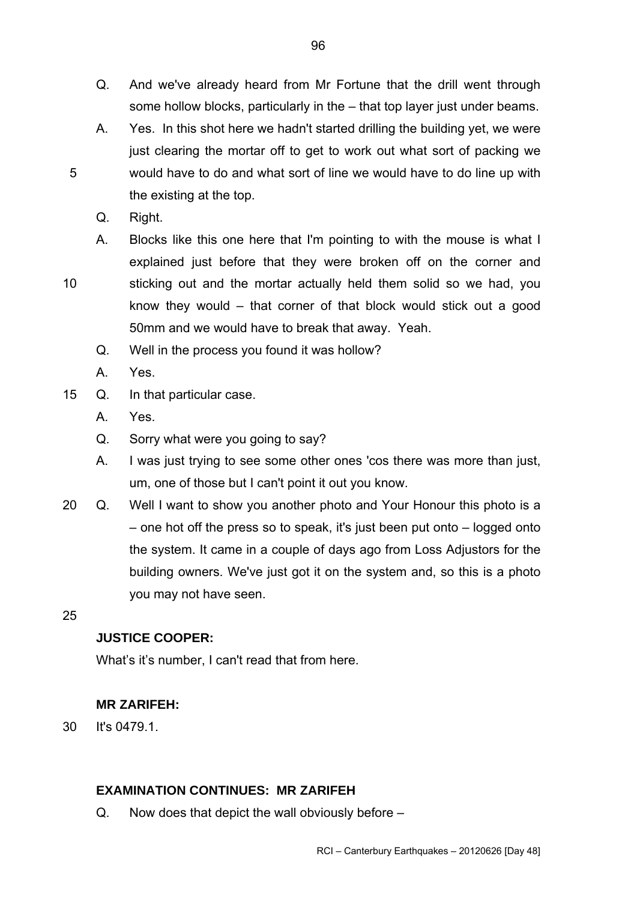Q. And we've already heard from Mr Fortune that the drill went through some hollow blocks, particularly in the – that top layer just under beams.

A. Yes. In this shot here we hadn't started drilling the building yet, we were just clearing the mortar off to get to work out what sort of packing we would have to do and what sort of line we would have to do line up with the existing at the top.

Q. Right.

A. Blocks like this one here that I'm pointing to with the mouse is what I explained just before that they were broken off on the corner and sticking out and the mortar actually held them solid so we had, you know they would – that corner of that block would stick out a good 50mm and we would have to break that away. Yeah.

Q. Well in the process you found it was hollow?

A. Yes.

Q. In that particular case.

A. Yes.

Q. Sorry what were you going to say?

A. I was just trying to see some other ones 'cos there was more than just, um, one of those but I can't point it out you know.

Q. Well I want to show you another photo and Your Honour this photo is a – one hot off the press so to speak, it's just been put onto – logged onto the system. It came in a couple of days ago from Loss Adjustors for the building owners. We've just got it on the system and, so this is a photo you may not have seen.

**JUSTICE COOPER:**

What's it's number, I can't read that from here.

**MR ZARIFEH:**

It's 0479.1.

**EXAMINATION CONTINUES: MR ZARIFEH**

Q. Now does that depict the wall obviously before –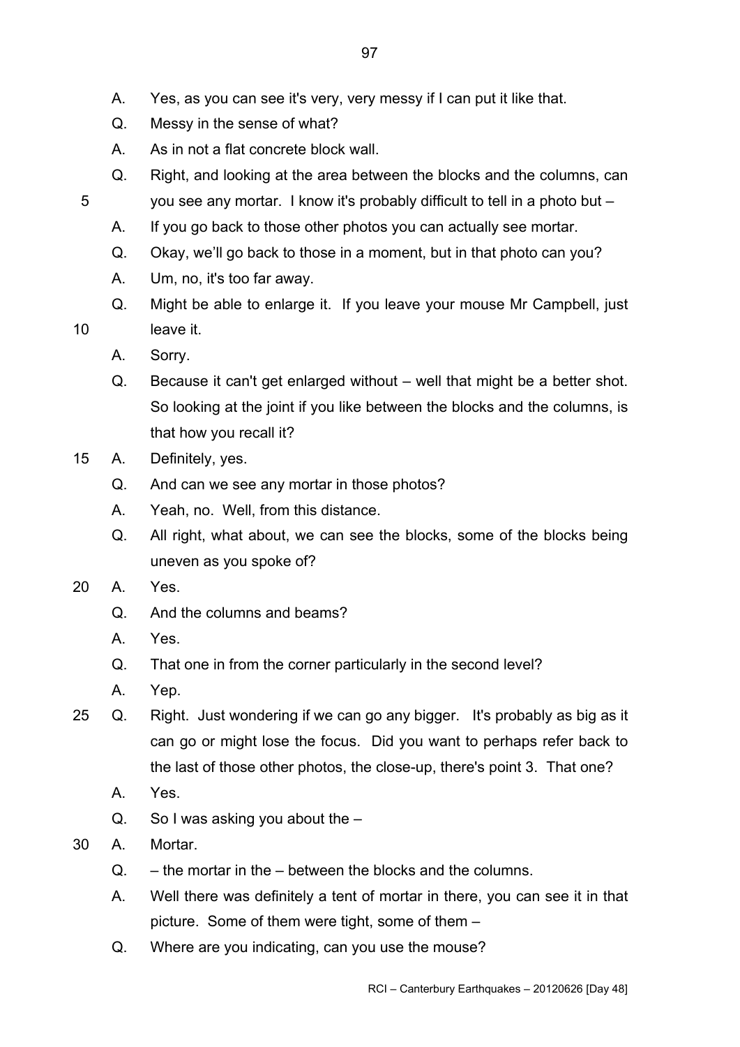A. Yes, as you can see it's very, very messy if I can put it like that.

Q. Messy in the sense of what?

A. As in not a flat concrete block wall.

Q. Right, and looking at the area between the blocks and the columns, can you see any mortar. I know it's probably difficult to tell in a photo but –

A. If you go back to those other photos you can actually see mortar.

Q. Okay, we'll go back to those in a moment, but in that photo can you?

A. Um, no, it's too far away.

Q. Might be able to enlarge it. If you leave your mouse Mr Campbell, just leave it.

A. Sorry.

Q. Because it can't get enlarged without – well that might be a better shot. So looking at the joint if you like between the blocks and the columns, is that how you recall it?

A. Definitely, yes.

Q. And can we see any mortar in those photos?

A. Yeah, no. Well, from this distance.

Q. All right, what about, we can see the blocks, some of the blocks being uneven as you spoke of?

A. Yes.

Q. And the columns and beams?

A. Yes.

Q. That one in from the corner particularly in the second level?

A. Yep.

Q. Right. Just wondering if we can go any bigger. It's probably as big as it can go or might lose the focus. Did you want to perhaps refer back to the last of those other photos, the close-up, there's point 3. That one?

A. Yes.

Q. So I was asking you about the –

A. Mortar.

Q. – the mortar in the – between the blocks and the columns.

A. Well there was definitely a tent of mortar in there, you can see it in that picture. Some of them were tight, some of them –

Q. Where are you indicating, can you use the mouse?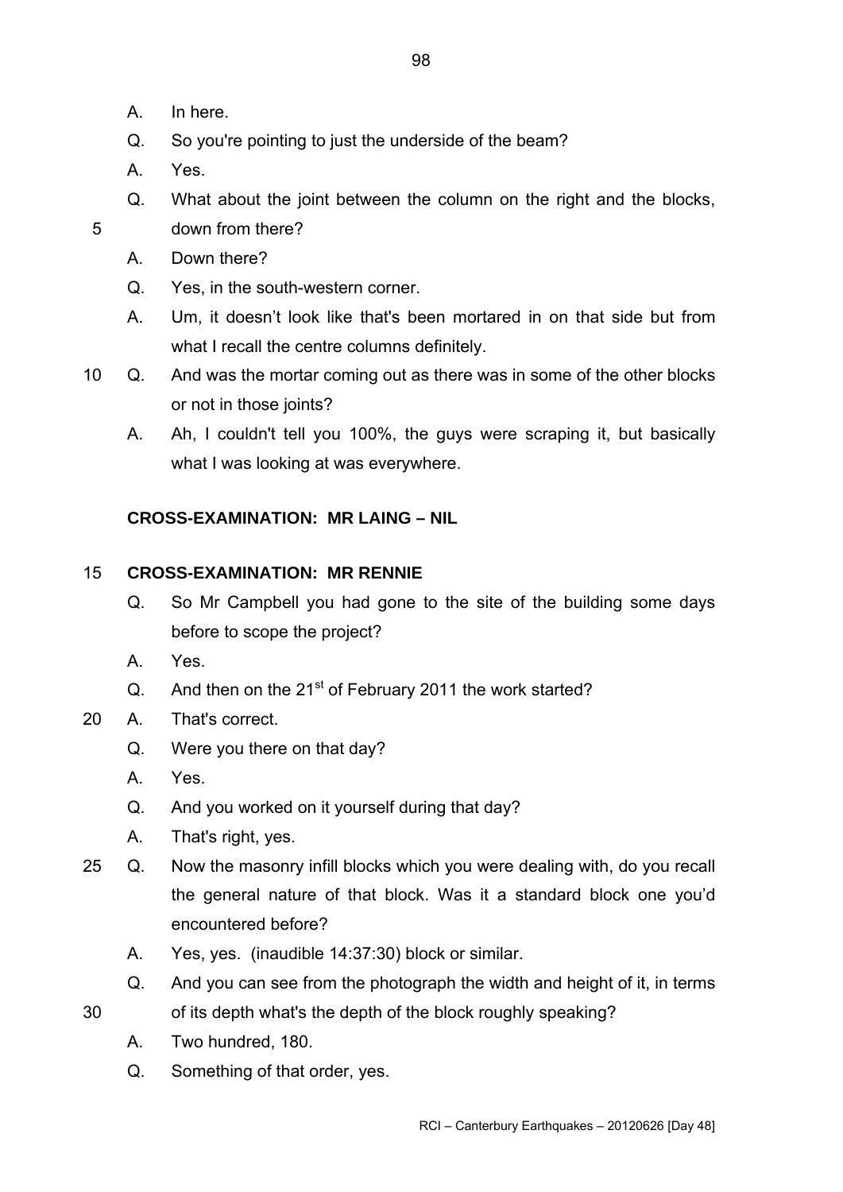A. In here.

Q. So you're pointing to just the underside of the beam?

A. Yes.

Q. What about the joint between the column on the right and the blocks, down from there?

A. Down there?

Q. Yes, in the south-western corner.

A. Um, it doesn't look like that's been mortared in on that side but from what I recall the centre columns definitely.

Q. And was the mortar coming out as there was in some of the other blocks or not in those joints?

A. Ah, I couldn't tell you 100%, the guys were scraping it, but basically what I was looking at was everywhere.

**CROSS-EXAMINATION: MR LAING – NIL**

**CROSS-EXAMINATION: MR RENNIE**

Q. So Mr Campbell you had gone to the site of the building some days before to scope the project?

A. Yes.

Q. And then on the 21st of February 2011 the work started?

A. That's correct.

Q. Were you there on that day?

A. Yes.

Q. And you worked on it yourself during that day?

A. That's right, yes.

Q. Now the masonry infill blocks which you were dealing with, do you recall the general nature of that block. Was it a standard block one you'd encountered before?

A. Yes, yes. (inaudible 14:37:30) block or similar.

Q. And you can see from the photograph the width and height of it, in terms of its depth what's the depth of the block roughly speaking?

A. Two hundred, 180.

Q. Something of that order, yes.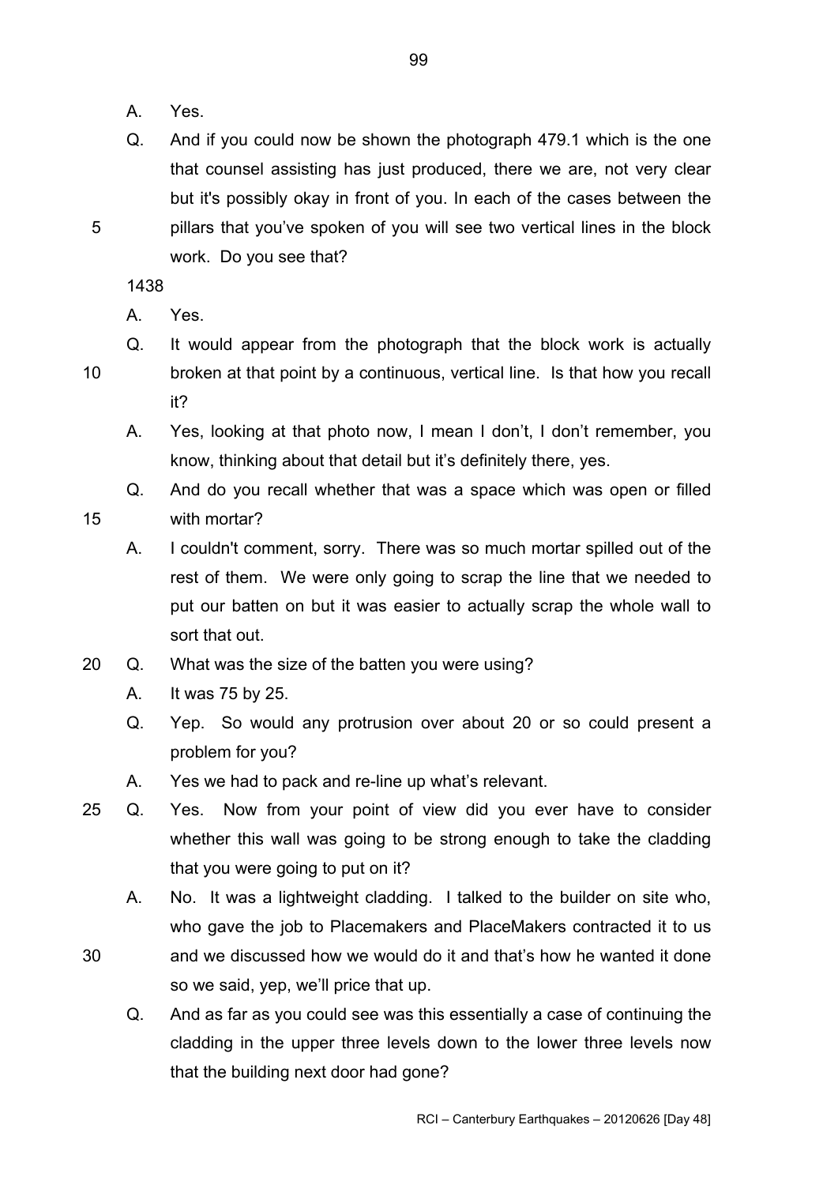A. Yes.

Q. And if you could now be shown the photograph 479.1 which is the one that counsel assisting has just produced, there we are, not very clear but it's possibly okay in front of you. In each of the cases between the pillars that you've spoken of you will see two vertical lines in the block work. Do you see that?

1438

A. Yes.

Q. It would appear from the photograph that the block work is actually broken at that point by a continuous, vertical line. Is that how you recall it?

A. Yes, looking at that photo now, I mean I don't, I don't remember, you know, thinking about that detail but it's definitely there, yes.

Q. And do you recall whether that was a space which was open or filled with mortar?

A. I couldn't comment, sorry. There was so much mortar spilled out of the rest of them. We were only going to scrap the line that we needed to put our batten on but it was easier to actually scrap the whole wall to sort that out.

Q. What was the size of the batten you were using?

A. It was 75 by 25.

Q. Yep. So would any protrusion over about 20 or so could present a problem for you?

A. Yes we had to pack and re-line up what's relevant.

Q. Yes. Now from your point of view did you ever have to consider whether this wall was going to be strong enough to take the cladding that you were going to put on it?

A. No. It was a lightweight cladding. I talked to the builder on site who, who gave the job to Placemakers and PlaceMakers contracted it to us and we discussed how we would do it and that's how he wanted it done so we said, yep, we'll price that up.

Q. And as far as you could see was this essentially a case of continuing the cladding in the upper three levels down to the lower three levels now that the building next door had gone?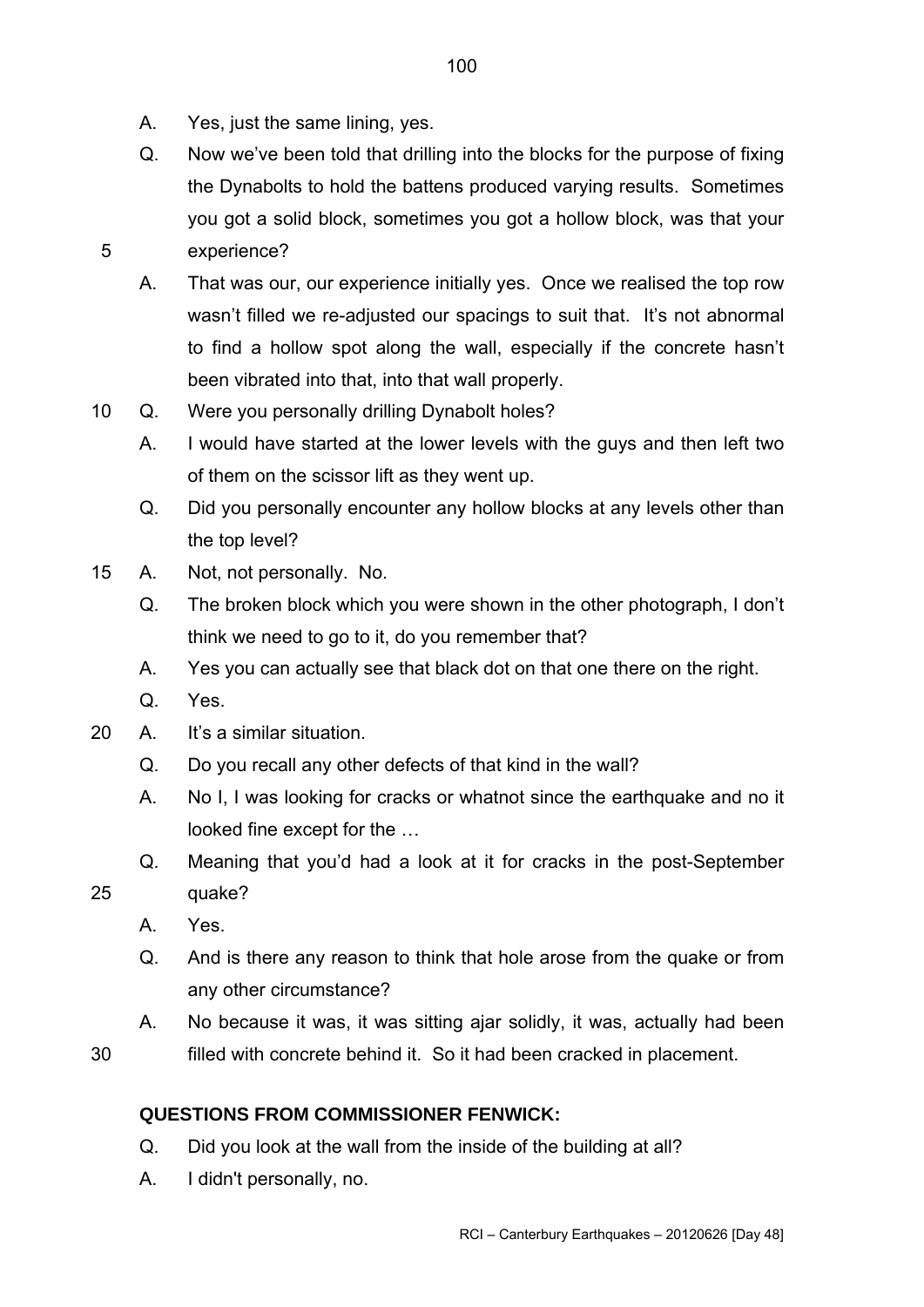A. Yes, just the same lining, yes.

Q. Now we've been told that drilling into the blocks for the purpose of fixing the Dynabolts to hold the battens produced varying results. Sometimes you got a solid block, sometimes you got a hollow block, was that your experience?

A. That was our, our experience initially yes. Once we realised the top row wasn't filled we re-adjusted our spacings to suit that. It's not abnormal to find a hollow spot along the wall, especially if the concrete hasn't been vibrated into that, into that wall properly.

Q. Were you personally drilling Dynabolt holes?

A. I would have started at the lower levels with the guys and then left two of them on the scissor lift as they went up.

Q. Did you personally encounter any hollow blocks at any levels other than the top level?

A. Not, not personally. No.

Q. The broken block which you were shown in the other photograph, I don't think we need to go to it, do you remember that?

A. Yes you can actually see that black dot on that one there on the right.

Q. Yes.

A. It's a similar situation.

Q. Do you recall any other defects of that kind in the wall?

A. No I, I was looking for cracks or whatnot since the earthquake and no it looked fine except for the …

Q. Meaning that you'd had a look at it for cracks in the post-September quake?

A. Yes.

Q. And is there any reason to think that hole arose from the quake or from any other circumstance?

A. No because it was, it was sitting ajar solidly, it was, actually had been filled with concrete behind it. So it had been cracked in placement.

**QUESTIONS FROM COMMISSIONER FENWICK:**

Q. Did you look at the wall from the inside of the building at all?

A. I didn't personally, no.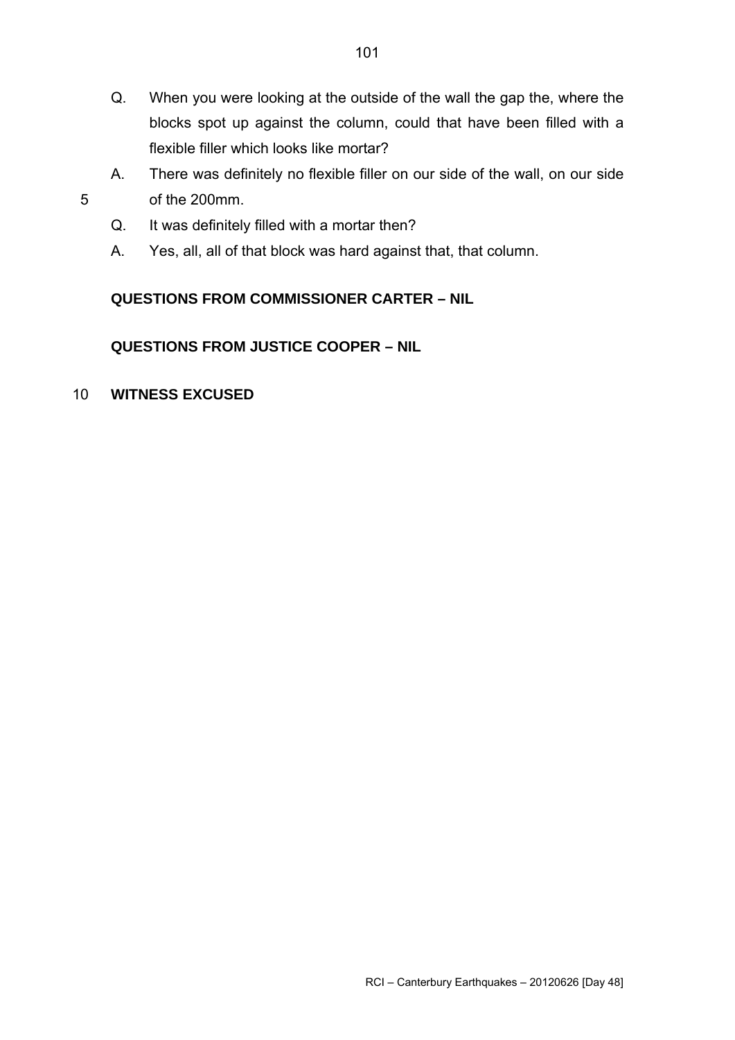Q. When you were looking at the outside of the wall the gap the, where the blocks spot up against the column, could that have been filled with a flexible filler which looks like mortar?

A. There was definitely no flexible filler on our side of the wall, on our side of the 200mm.

Q. It was definitely filled with a mortar then?

A. Yes, all, all of that block was hard against that, that column.

**QUESTIONS FROM COMMISSIONER CARTER – NIL**

**QUESTIONS FROM JUSTICE COOPER – NIL**

**WITNESS EXCUSED**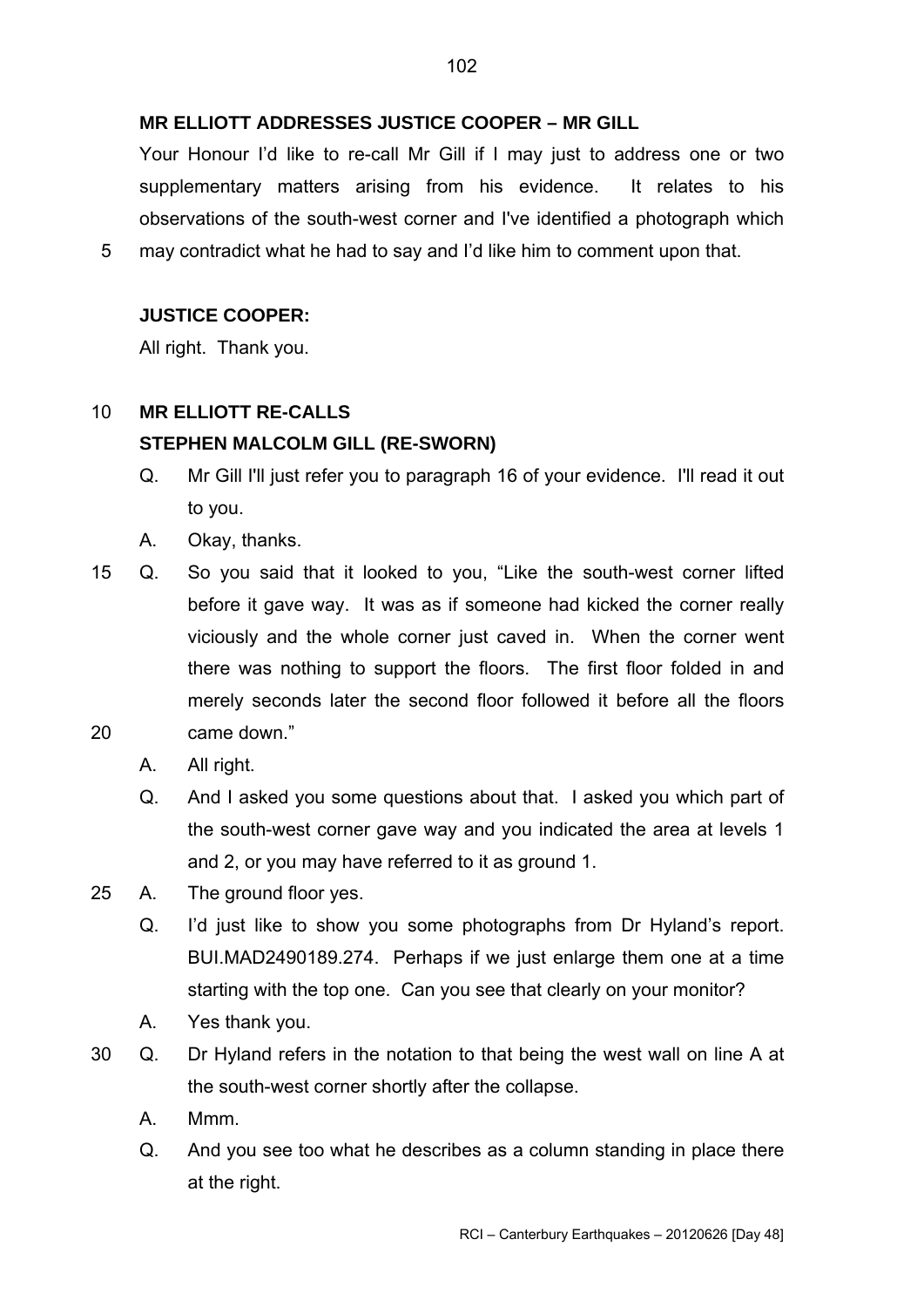**MR ELLIOTT ADDRESSES JUSTICE COOPER – MR GILL**

Your Honour I'd like to re-call Mr Gill if I may just to address one or two supplementary matters arising from his evidence. It relates to his observations of the south-west corner and I've identified a photograph which may contradict what he had to say and I'd like him to comment upon that.

**JUSTICE COOPER:**

All right. Thank you.

**MR ELLIOTT RE-CALLS**

**STEPHEN MALCOLM GILL (RE-SWORN)**

Q. Mr Gill I'll just refer you to paragraph 16 of your evidence. I'll read it out to you.

A. Okay, thanks.

Q. So you said that it looked to you, "Like the south-west corner lifted before it gave way. It was as if someone had kicked the corner really viciously and the whole corner just caved in. When the corner went there was nothing to support the floors. The first floor folded in and merely seconds later the second floor followed it before all the floors came down."

A. All right.

Q. And I asked you some questions about that. I asked you which part of the south-west corner gave way and you indicated the area at levels 1 and 2, or you may have referred to it as ground 1.

A. The ground floor yes.

Q. I'd just like to show you some photographs from Dr Hyland's report. BUI.MAD2490189.274. Perhaps if we just enlarge them one at a time starting with the top one. Can you see that clearly on your monitor?

A. Yes thank you.

Q. Dr Hyland refers in the notation to that being the west wall on line A at the south-west corner shortly after the collapse.

A. Mmm.

Q. And you see too what he describes as a column standing in place there at the right.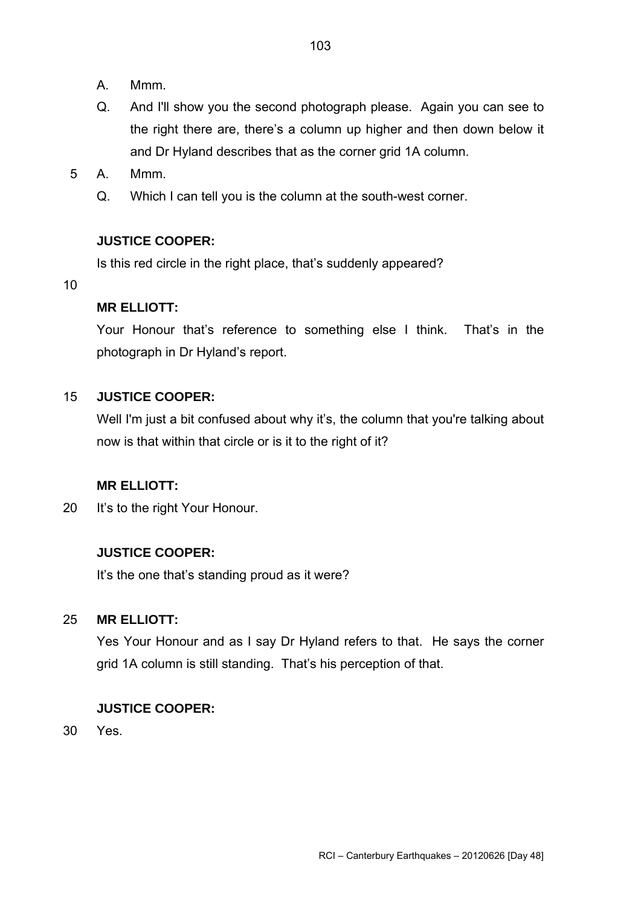A. Mmm.

Q. And I'll show you the second photograph please. Again you can see to the right there are, there's a column up higher and then down below it and Dr Hyland describes that as the corner grid 1A column.

A. Mmm.

Q. Which I can tell you is the column at the south-west corner.

**JUSTICE COOPER:**

Is this red circle in the right place, that's suddenly appeared?

**MR ELLIOTT:**

Your Honour that's reference to something else I think. That's in the photograph in Dr Hyland's report.

**JUSTICE COOPER:**

Well I'm just a bit confused about why it's, the column that you're talking about now is that within that circle or is it to the right of it?

**MR ELLIOTT:**

It's to the right Your Honour.

**JUSTICE COOPER:**

It's the one that's standing proud as it were?

**MR ELLIOTT:**

Yes Your Honour and as I say Dr Hyland refers to that. He says the corner grid 1A column is still standing. That's his perception of that.

**JUSTICE COOPER:**

Yes.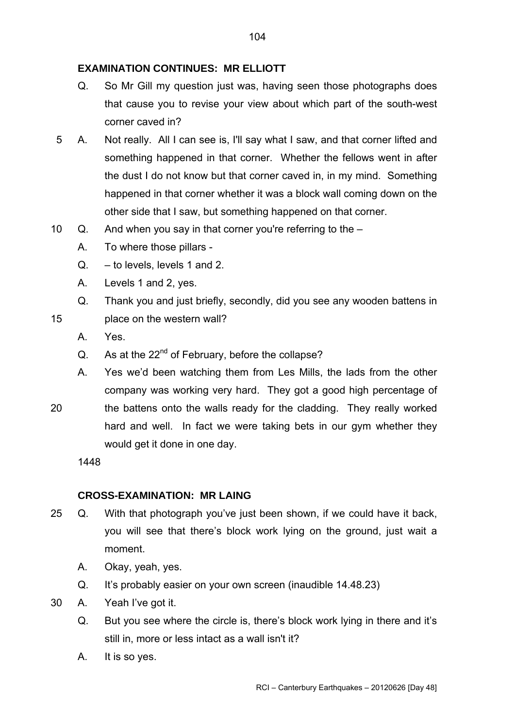**EXAMINATION CONTINUES: MR ELLIOTT**

Q. So Mr Gill my question just was, having seen those photographs does that cause you to revise your view about which part of the south-west corner caved in?

A. Not really. All I can see is, I'll say what I saw, and that corner lifted and something happened in that corner. Whether the fellows went in after the dust I do not know but that corner caved in, in my mind. Something happened in that corner whether it was a block wall coming down on the other side that I saw, but something happened on that corner.

Q. And when you say in that corner you're referring to the –

A. To where those pillars -

Q. – to levels, levels 1 and 2.

A. Levels 1 and 2, yes.

Q. Thank you and just briefly, secondly, did you see any wooden battens in place on the western wall?

A. Yes.

Q. As at the 22nd of February, before the collapse?

A. Yes we'd been watching them from Les Mills, the lads from the other company was working very hard. They got a good high percentage of the battens onto the walls ready for the cladding. They really worked hard and well. In fact we were taking bets in our gym whether they would get it done in one day.

1448

**CROSS-EXAMINATION: MR LAING**

Q. With that photograph you've just been shown, if we could have it back, you will see that there's block work lying on the ground, just wait a moment.

A. Okay, yeah, yes.

Q. It's probably easier on your own screen (inaudible 14.48.23)

A. Yeah I've got it.

Q. But you see where the circle is, there's block work lying in there and it's still in, more or less intact as a wall isn't it?

A. It is so yes.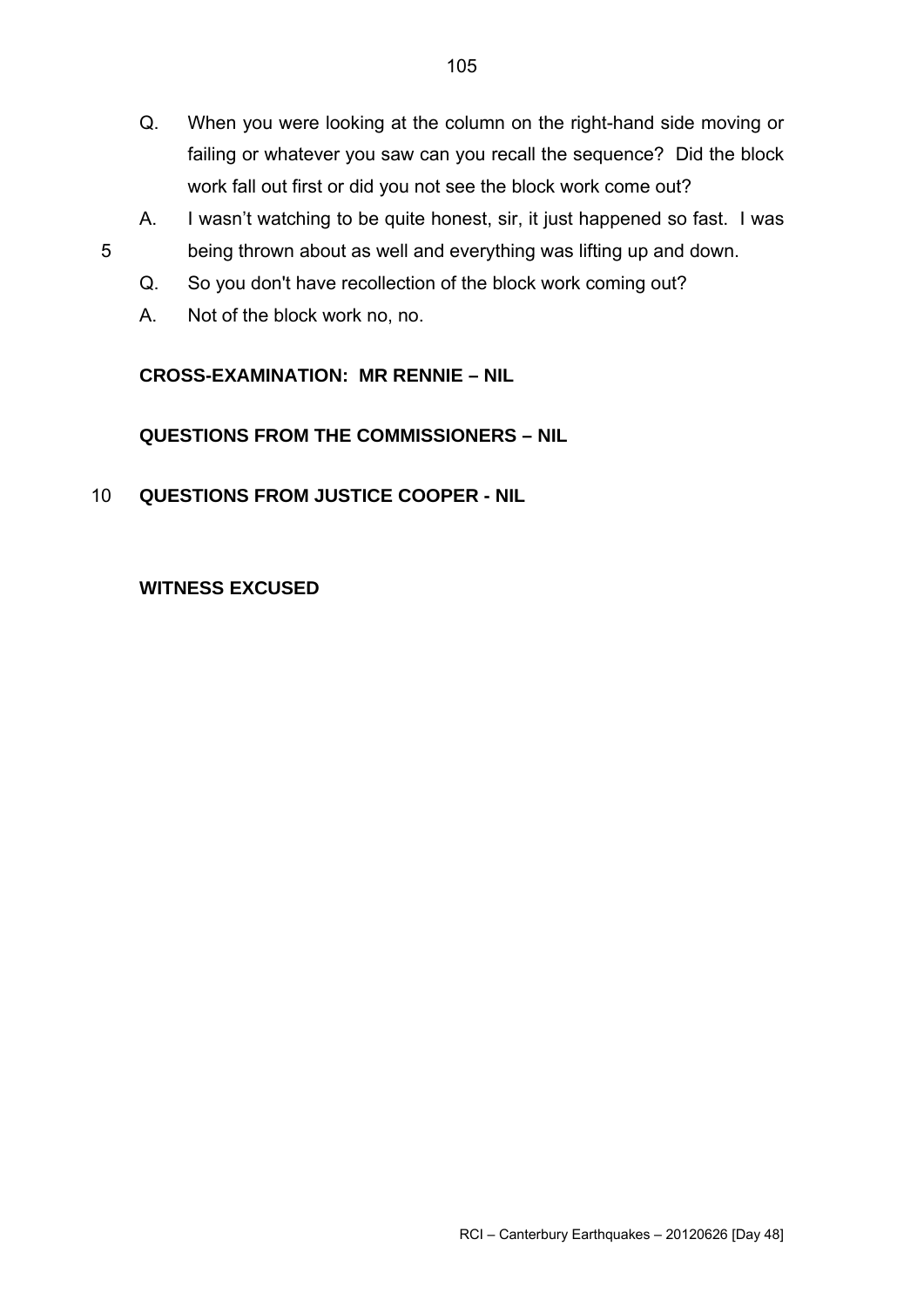Q. When you were looking at the column on the right-hand side moving or failing or whatever you saw can you recall the sequence? Did the block work fall out first or did you not see the block work come out?

A. I wasn't watching to be quite honest, sir, it just happened so fast. I was being thrown about as well and everything was lifting up and down.

Q. So you don't have recollection of the block work coming out?

A. Not of the block work no, no.

**CROSS-EXAMINATION: MR RENNIE – NIL**

**QUESTIONS FROM THE COMMISSIONERS – NIL**

**QUESTIONS FROM JUSTICE COOPER - NIL**

**WITNESS EXCUSED**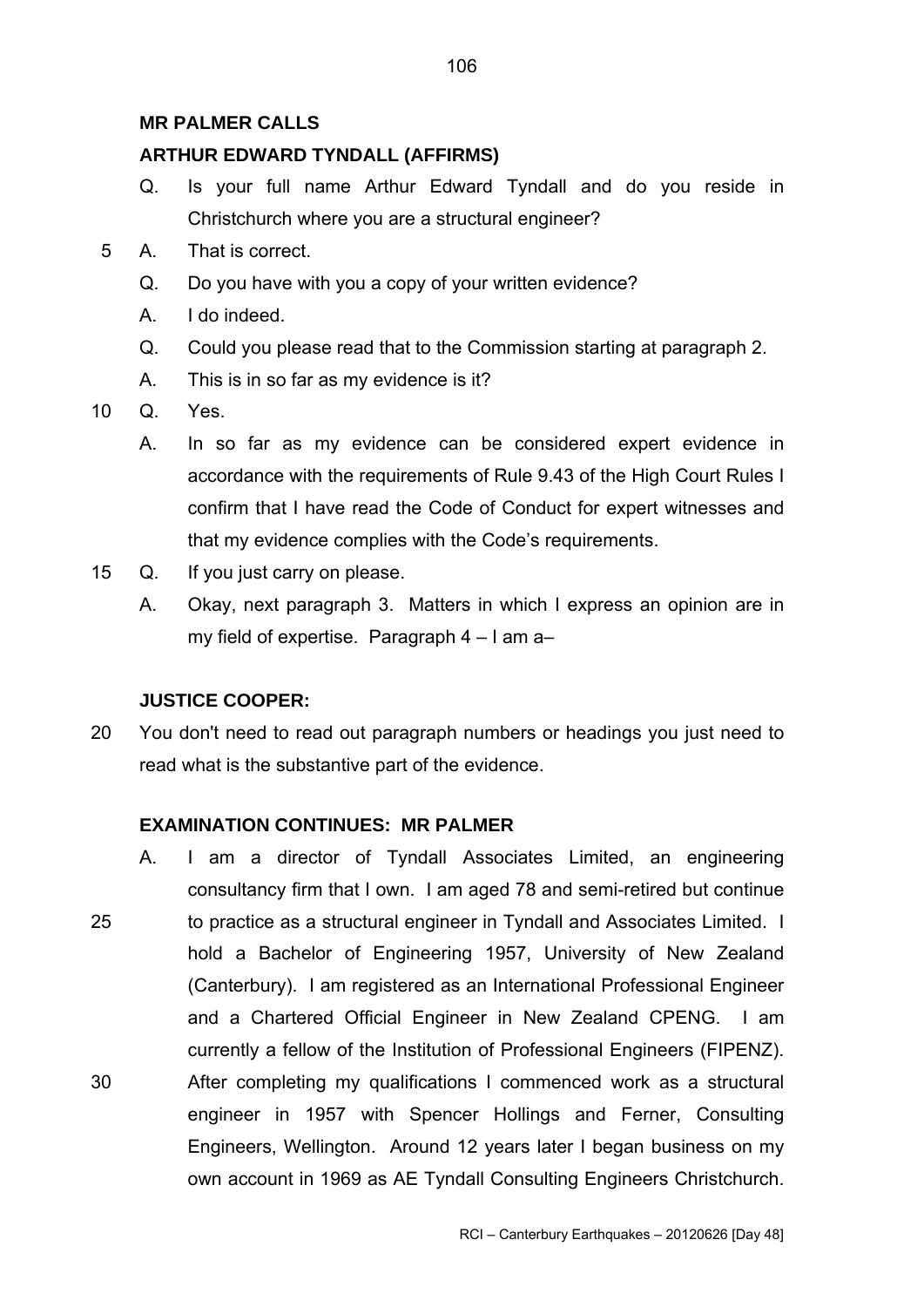**MR PALMER CALLS**

**ARTHUR EDWARD TYNDALL (AFFIRMS)**

Q. Is your full name Arthur Edward Tyndall and do you reside in Christchurch where you are a structural engineer?

A. That is correct.

Q. Do you have with you a copy of your written evidence?

A. I do indeed.

Q. Could you please read that to the Commission starting at paragraph 2.

A. This is in so far as my evidence is it?

Q. Yes.

A. In so far as my evidence can be considered expert evidence in accordance with the requirements of Rule 9.43 of the High Court Rules I confirm that I have read the Code of Conduct for expert witnesses and that my evidence complies with the Code's requirements.

Q. If you just carry on please.

A. Okay, next paragraph 3. Matters in which I express an opinion are in my field of expertise. Paragraph 4 – I am a–

**JUSTICE COOPER:**

You don't need to read out paragraph numbers or headings you just need to read what is the substantive part of the evidence.

**EXAMINATION CONTINUES: MR PALMER**

A. I am a director of Tyndall Associates Limited, an engineering consultancy firm that I own. I am aged 78 and semi-retired but continue to practice as a structural engineer in Tyndall and Associates Limited. I hold a Bachelor of Engineering 1957, University of New Zealand (Canterbury). I am registered as an International Professional Engineer and a Chartered Official Engineer in New Zealand CPENG. I am currently a fellow of the Institution of Professional Engineers (FIPENZ). After completing my qualifications I commenced work as a structural engineer in 1957 with Spencer Hollings and Ferner, Consulting Engineers, Wellington. Around 12 years later I began business on my own account in 1969 as AE Tyndall Consulting Engineers Christchurch.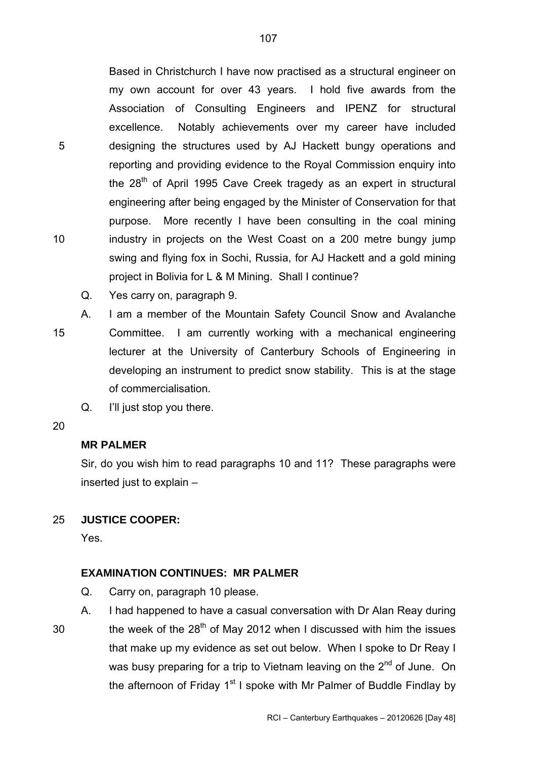Based in Christchurch I have now practised as a structural engineer on my own account for over 43 years. I hold five awards from the Association of Consulting Engineers and IPENZ for structural excellence. Notably achievements over my career have included designing the structures used by AJ Hackett bungy operations and reporting and providing evidence to the Royal Commission enquiry into the 28th of April 1995 Cave Creek tragedy as an expert in structural engineering after being engaged by the Minister of Conservation for that purpose. More recently I have been consulting in the coal mining industry in projects on the West Coast on a 200 metre bungy jump swing and flying fox in Sochi, Russia, for AJ Hackett and a gold mining project in Bolivia for L & M Mining. Shall I continue?

Q. Yes carry on, paragraph 9.

A. I am a member of the Mountain Safety Council Snow and Avalanche Committee. I am currently working with a mechanical engineering lecturer at the University of Canterbury Schools of Engineering in developing an instrument to predict snow stability. This is at the stage of commercialisation.

Q. I'll just stop you there.

**MR PALMER**

Sir, do you wish him to read paragraphs 10 and 11? These paragraphs were inserted just to explain –

**JUSTICE COOPER:**

Yes.

**EXAMINATION CONTINUES: MR PALMER**

Q. Carry on, paragraph 10 please.

A. I had happened to have a casual conversation with Dr Alan Reay during the week of the 28th of May 2012 when I discussed with him the issues that make up my evidence as set out below. When I spoke to Dr Reay I was busy preparing for a trip to Vietnam leaving on the 2nd of June. On the afternoon of Friday 1st I spoke with Mr Palmer of Buddle Findlay by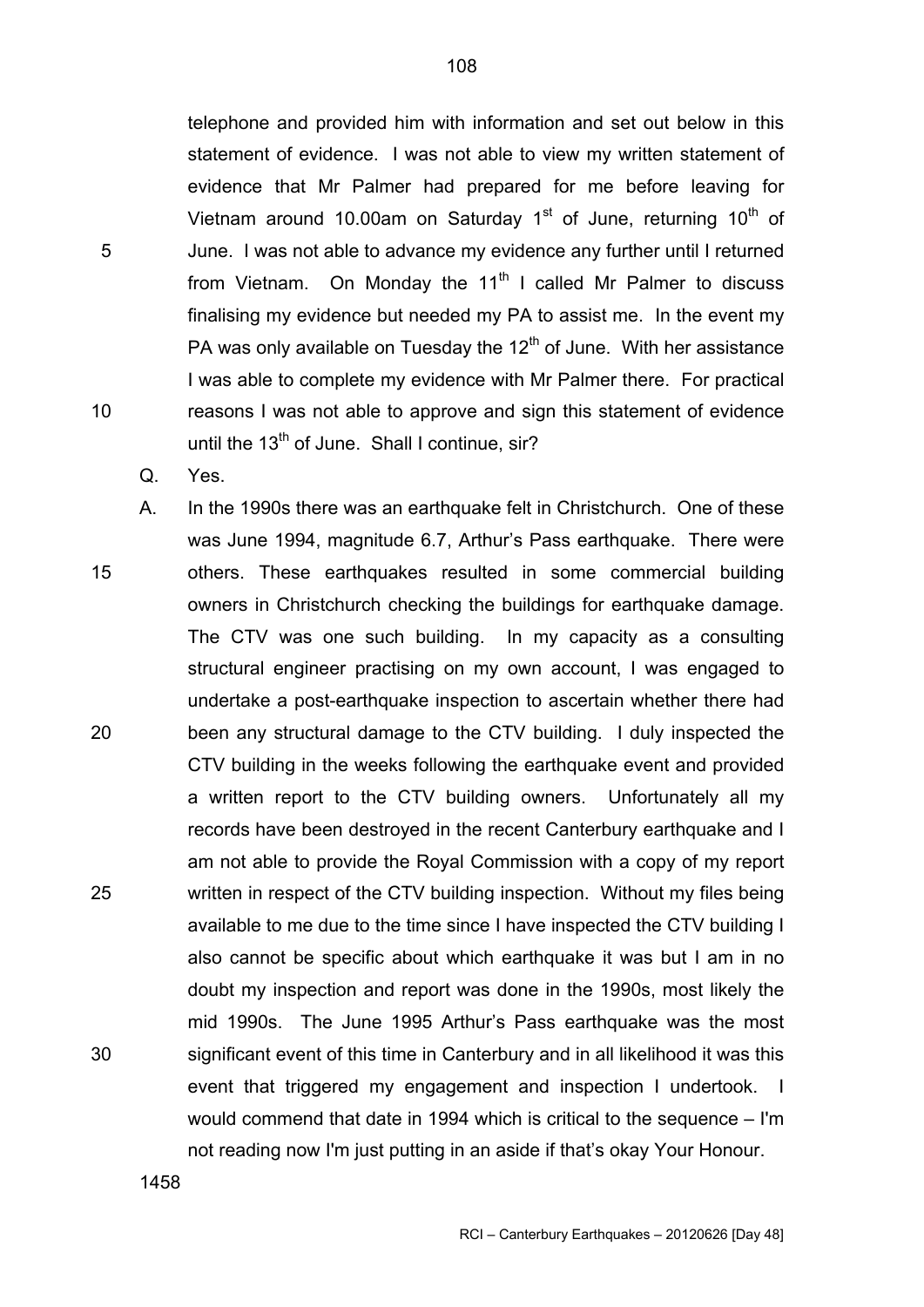telephone and provided him with information and set out below in this statement of evidence. I was not able to view my written statement of evidence that Mr Palmer had prepared for me before leaving for Vietnam around 10.00am on Saturday 1st of June, returning 10th of June. I was not able to advance my evidence any further until I returned from Vietnam. On Monday the 11th I called Mr Palmer to discuss finalising my evidence but needed my PA to assist me. In the event my PA was only available on Tuesday the 12th of June. With her assistance I was able to complete my evidence with Mr Palmer there. For practical reasons I was not able to approve and sign this statement of evidence until the 13th of June. Shall I continue, sir?

Q. Yes.

A. In the 1990s there was an earthquake felt in Christchurch. One of these was June 1994, magnitude 6.7, Arthur's Pass earthquake. There were others. These earthquakes resulted in some commercial building owners in Christchurch checking the buildings for earthquake damage. The CTV was one such building. In my capacity as a consulting structural engineer practising on my own account, I was engaged to undertake a post-earthquake inspection to ascertain whether there had been any structural damage to the CTV building. I duly inspected the CTV building in the weeks following the earthquake event and provided a written report to the CTV building owners. Unfortunately all my records have been destroyed in the recent Canterbury earthquake and I am not able to provide the Royal Commission with a copy of my report written in respect of the CTV building inspection. Without my files being available to me due to the time since I have inspected the CTV building I also cannot be specific about which earthquake it was but I am in no doubt my inspection and report was done in the 1990s, most likely the mid 1990s. The June 1995 Arthur's Pass earthquake was the most significant event of this time in Canterbury and in all likelihood it was this event that triggered my engagement and inspection I undertook. I would commend that date in 1994 which is critical to the sequence – I'm not reading now I'm just putting in an aside if that's okay Your Honour.

1458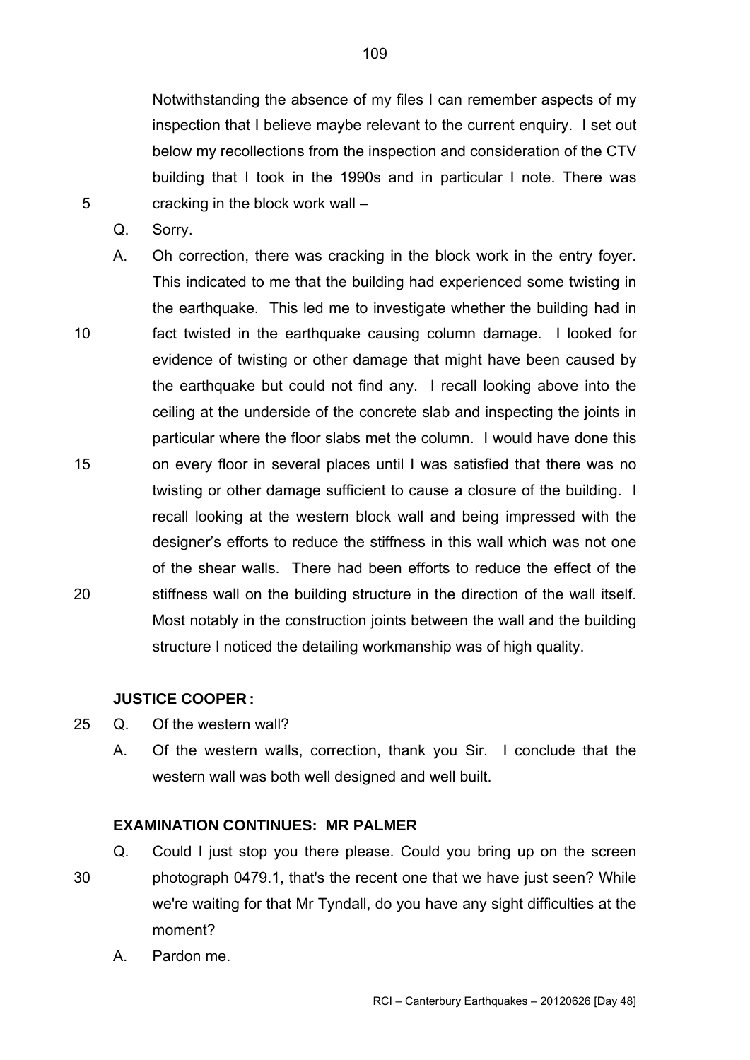Notwithstanding the absence of my files I can remember aspects of my inspection that I believe maybe relevant to the current enquiry. I set out below my recollections from the inspection and consideration of the CTV building that I took in the 1990s and in particular I note. There was cracking in the block work wall –

Q. Sorry.

A. Oh correction, there was cracking in the block work in the entry foyer. This indicated to me that the building had experienced some twisting in the earthquake. This led me to investigate whether the building had in fact twisted in the earthquake causing column damage. I looked for evidence of twisting or other damage that might have been caused by the earthquake but could not find any. I recall looking above into the ceiling at the underside of the concrete slab and inspecting the joints in particular where the floor slabs met the column. I would have done this on every floor in several places until I was satisfied that there was no twisting or other damage sufficient to cause a closure of the building. I recall looking at the western block wall and being impressed with the designer's efforts to reduce the stiffness in this wall which was not one of the shear walls. There had been efforts to reduce the effect of the stiffness wall on the building structure in the direction of the wall itself. Most notably in the construction joints between the wall and the building structure I noticed the detailing workmanship was of high quality.

**JUSTICE COOPER:**

Q. Of the western wall?

A. Of the western walls, correction, thank you Sir. I conclude that the western wall was both well designed and well built.

**EXAMINATION CONTINUES: MR PALMER**

Q. Could I just stop you there please. Could you bring up on the screen photograph 0479.1, that's the recent one that we have just seen? While we're waiting for that Mr Tyndall, do you have any sight difficulties at the moment?

A. Pardon me.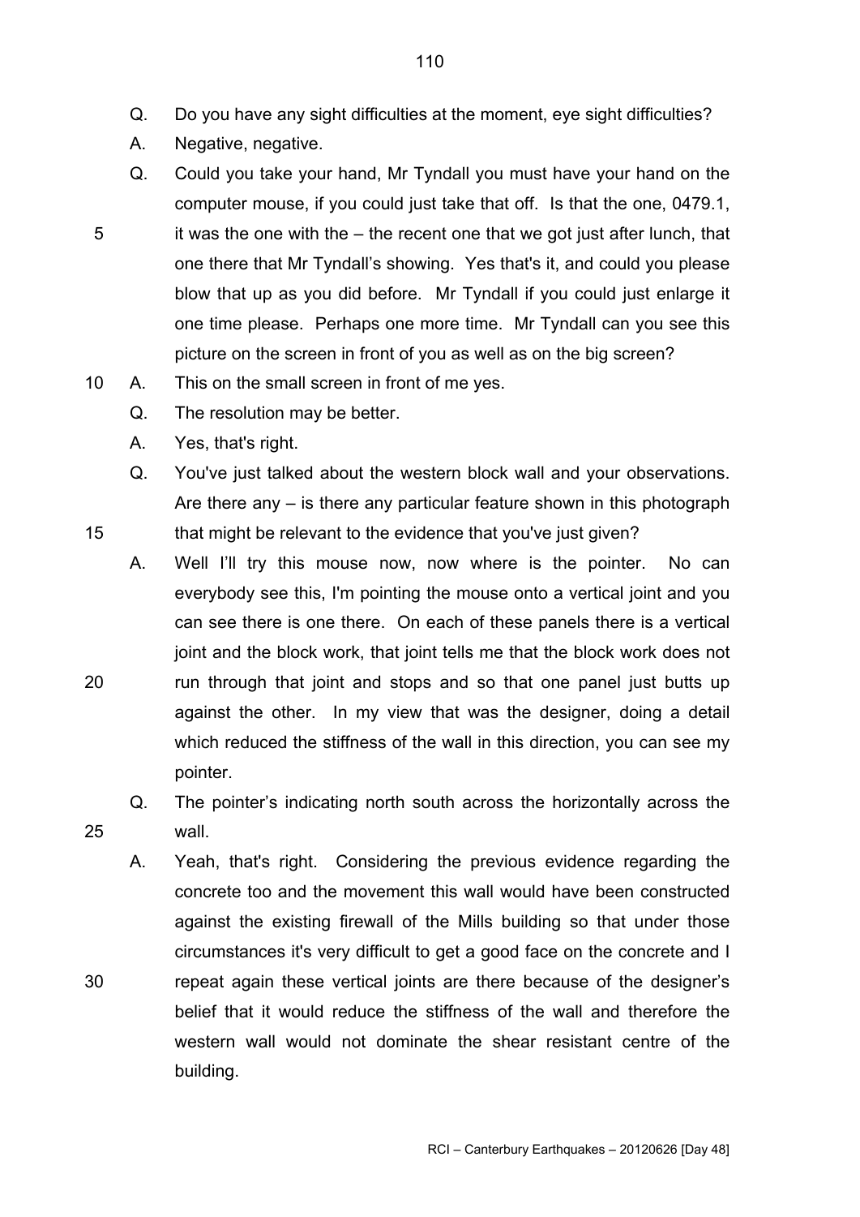Q. Do you have any sight difficulties at the moment, eye sight difficulties?

A. Negative, negative.

Q. Could you take your hand, Mr Tyndall you must have your hand on the computer mouse, if you could just take that off. Is that the one, 0479.1, it was the one with the – the recent one that we got just after lunch, that one there that Mr Tyndall's showing. Yes that's it, and could you please blow that up as you did before. Mr Tyndall if you could just enlarge it one time please. Perhaps one more time. Mr Tyndall can you see this picture on the screen in front of you as well as on the big screen?

A. This on the small screen in front of me yes.

Q. The resolution may be better.

A. Yes, that's right.

Q. You've just talked about the western block wall and your observations. Are there any – is there any particular feature shown in this photograph that might be relevant to the evidence that you've just given?

A. Well I'll try this mouse now, now where is the pointer. No can everybody see this, I'm pointing the mouse onto a vertical joint and you can see there is one there. On each of these panels there is a vertical joint and the block work, that joint tells me that the block work does not run through that joint and stops and so that one panel just butts up against the other. In my view that was the designer, doing a detail which reduced the stiffness of the wall in this direction, you can see my pointer.

Q. The pointer's indicating north south across the horizontally across the wall.

A. Yeah, that's right. Considering the previous evidence regarding the concrete too and the movement this wall would have been constructed against the existing firewall of the Mills building so that under those circumstances it's very difficult to get a good face on the concrete and I repeat again these vertical joints are there because of the designer's belief that it would reduce the stiffness of the wall and therefore the western wall would not dominate the shear resistant centre of the building.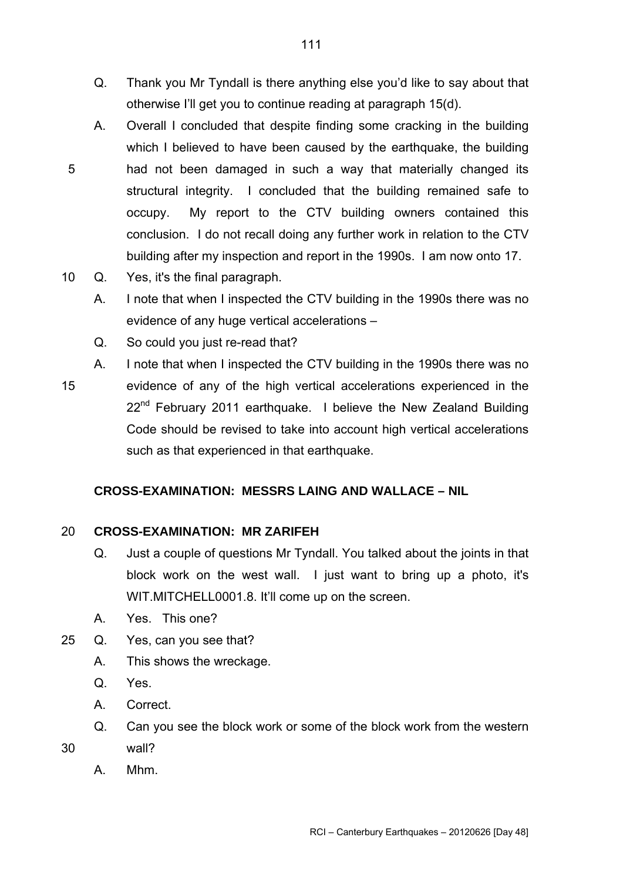Q. Thank you Mr Tyndall is there anything else you'd like to say about that otherwise I'll get you to continue reading at paragraph 15(d).

A. Overall I concluded that despite finding some cracking in the building which I believed to have been caused by the earthquake, the building had not been damaged in such a way that materially changed its structural integrity. I concluded that the building remained safe to occupy. My report to the CTV building owners contained this conclusion. I do not recall doing any further work in relation to the CTV building after my inspection and report in the 1990s. I am now onto 17.

Q. Yes, it's the final paragraph.

A. I note that when I inspected the CTV building in the 1990s there was no evidence of any huge vertical accelerations –

Q. So could you just re-read that?

A. I note that when I inspected the CTV building in the 1990s there was no evidence of any of the high vertical accelerations experienced in the 22nd February 2011 earthquake. I believe the New Zealand Building Code should be revised to take into account high vertical accelerations such as that experienced in that earthquake.

**CROSS-EXAMINATION: MESSRS LAING AND WALLACE – NIL**

**CROSS-EXAMINATION: MR ZARIFEH**

Q. Just a couple of questions Mr Tyndall. You talked about the joints in that block work on the west wall. I just want to bring up a photo, it's WIT.MITCHELL0001.8. It'll come up on the screen.

A. Yes. This one?

Q. Yes, can you see that?

A. This shows the wreckage.

Q. Yes.

A. Correct.

Q. Can you see the block work or some of the block work from the western wall?

A. Mhm.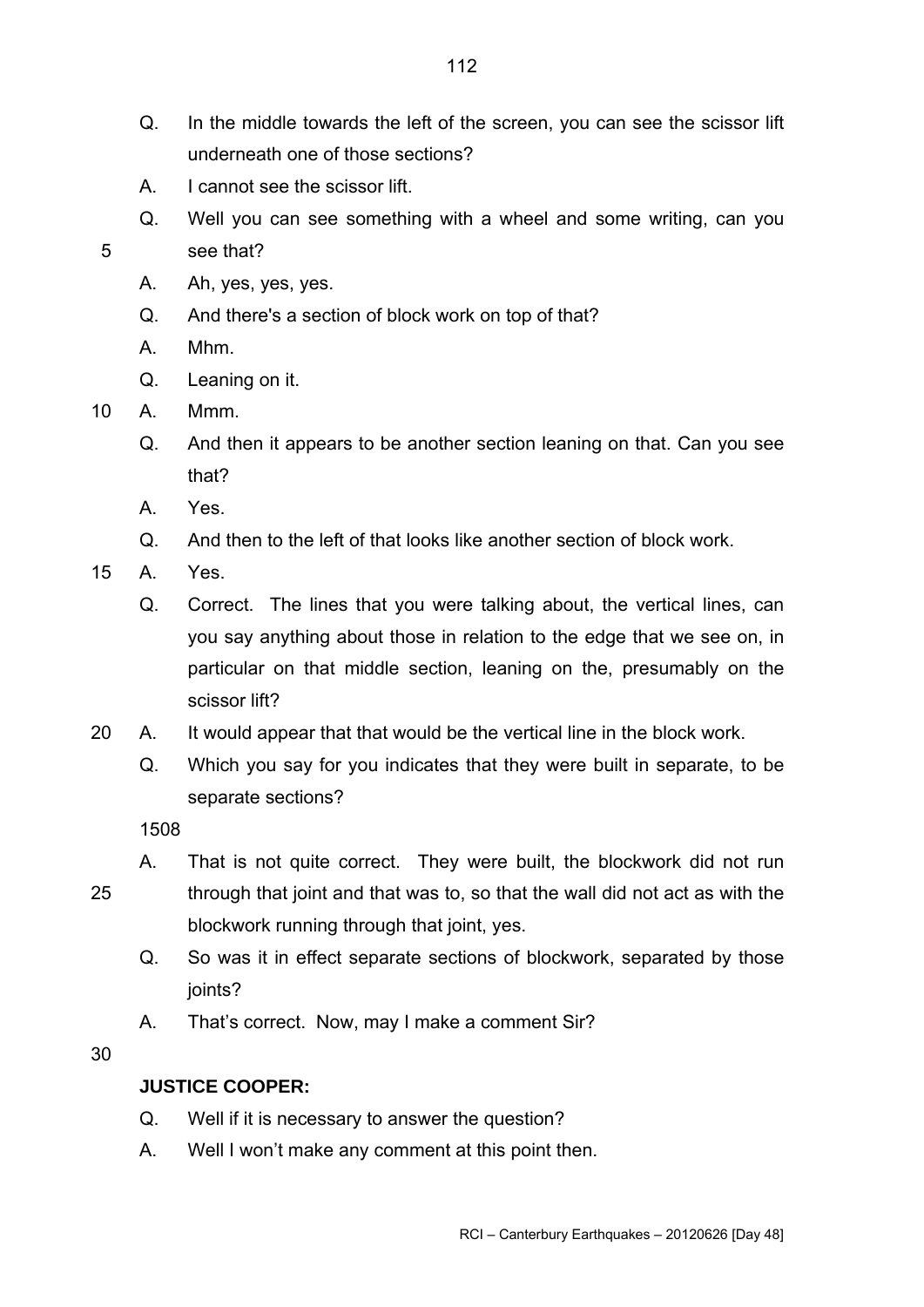Q. In the middle towards the left of the screen, you can see the scissor lift underneath one of those sections?

A. I cannot see the scissor lift.

Q. Well you can see something with a wheel and some writing, can you see that?

A. Ah, yes, yes, yes.

Q. And there's a section of block work on top of that?

A. Mhm.

Q. Leaning on it.

A. Mmm.

Q. And then it appears to be another section leaning on that. Can you see that?

A. Yes.

Q. And then to the left of that looks like another section of block work.

A. Yes.

Q. Correct. The lines that you were talking about, the vertical lines, can you say anything about those in relation to the edge that we see on, in particular on that middle section, leaning on the, presumably on the scissor lift?

A. It would appear that that would be the vertical line in the block work.

Q. Which you say for you indicates that they were built in separate, to be separate sections?

1508

A. That is not quite correct. They were built, the blockwork did not run through that joint and that was to, so that the wall did not act as with the blockwork running through that joint, yes.

Q. So was it in effect separate sections of blockwork, separated by those joints?

A. That's correct. Now, may I make a comment Sir?

**JUSTICE COOPER:**

Q. Well if it is necessary to answer the question?

A. Well I won't make any comment at this point then.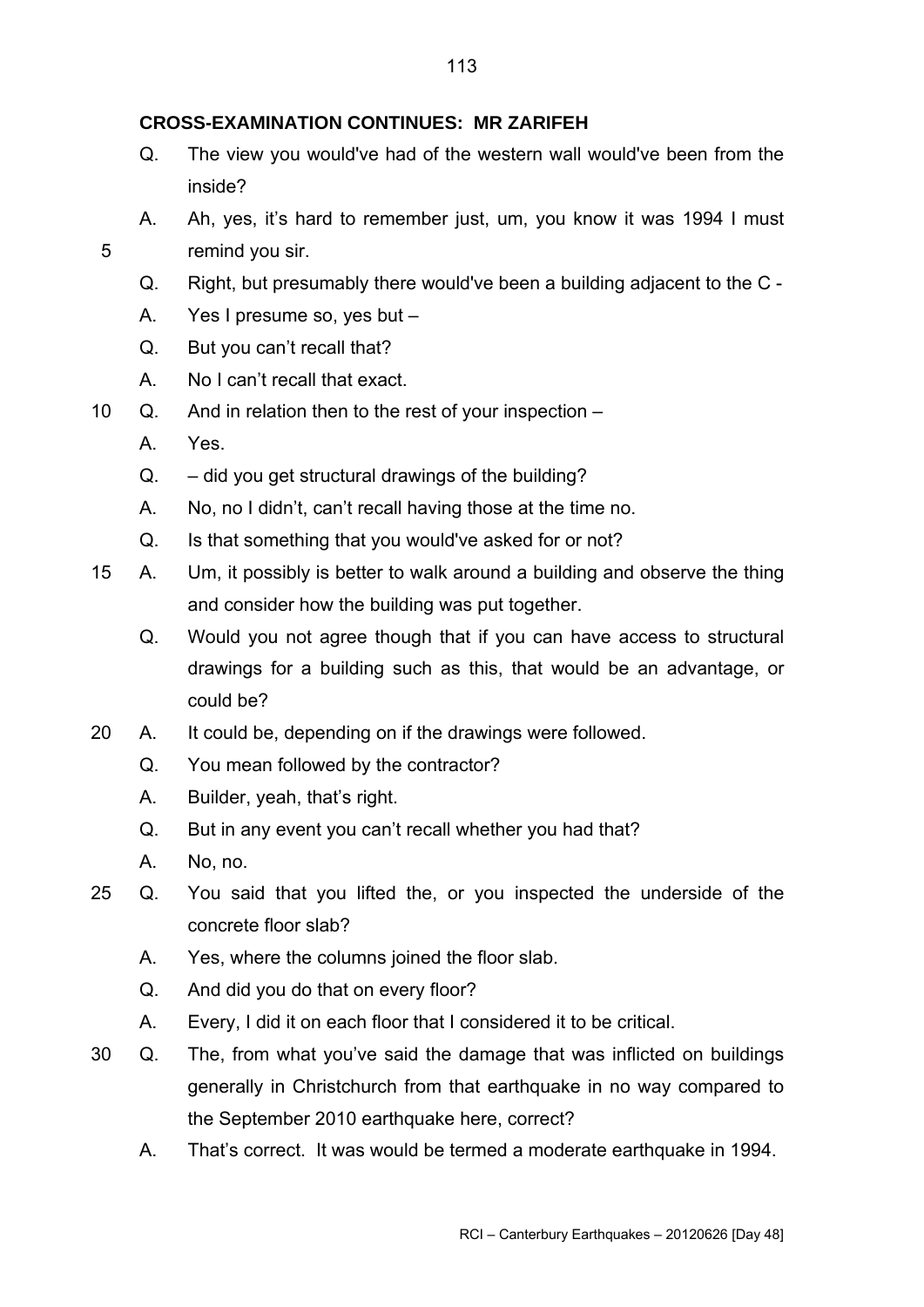**CROSS-EXAMINATION CONTINUES: MR ZARIFEH**

Q. The view you would've had of the western wall would've been from the inside?

A. Ah, yes, it's hard to remember just, um, you know it was 1994 I must remind you sir.

Q. Right, but presumably there would've been a building adjacent to the C -

A. Yes I presume so, yes but –

Q. But you can't recall that?

A. No I can't recall that exact.

Q. And in relation then to the rest of your inspection –

A. Yes.

Q. – did you get structural drawings of the building?

A. No, no I didn't, can't recall having those at the time no.

Q. Is that something that you would've asked for or not?

A. Um, it possibly is better to walk around a building and observe the thing and consider how the building was put together.

Q. Would you not agree though that if you can have access to structural drawings for a building such as this, that would be an advantage, or could be?

A. It could be, depending on if the drawings were followed.

Q. You mean followed by the contractor?

A. Builder, yeah, that's right.

Q. But in any event you can't recall whether you had that?

A. No, no.

Q. You said that you lifted the, or you inspected the underside of the concrete floor slab?

A. Yes, where the columns joined the floor slab.

Q. And did you do that on every floor?

A. Every, I did it on each floor that I considered it to be critical.

Q. The, from what you've said the damage that was inflicted on buildings generally in Christchurch from that earthquake in no way compared to the September 2010 earthquake here, correct?

A. That's correct. It was would be termed a moderate earthquake in 1994.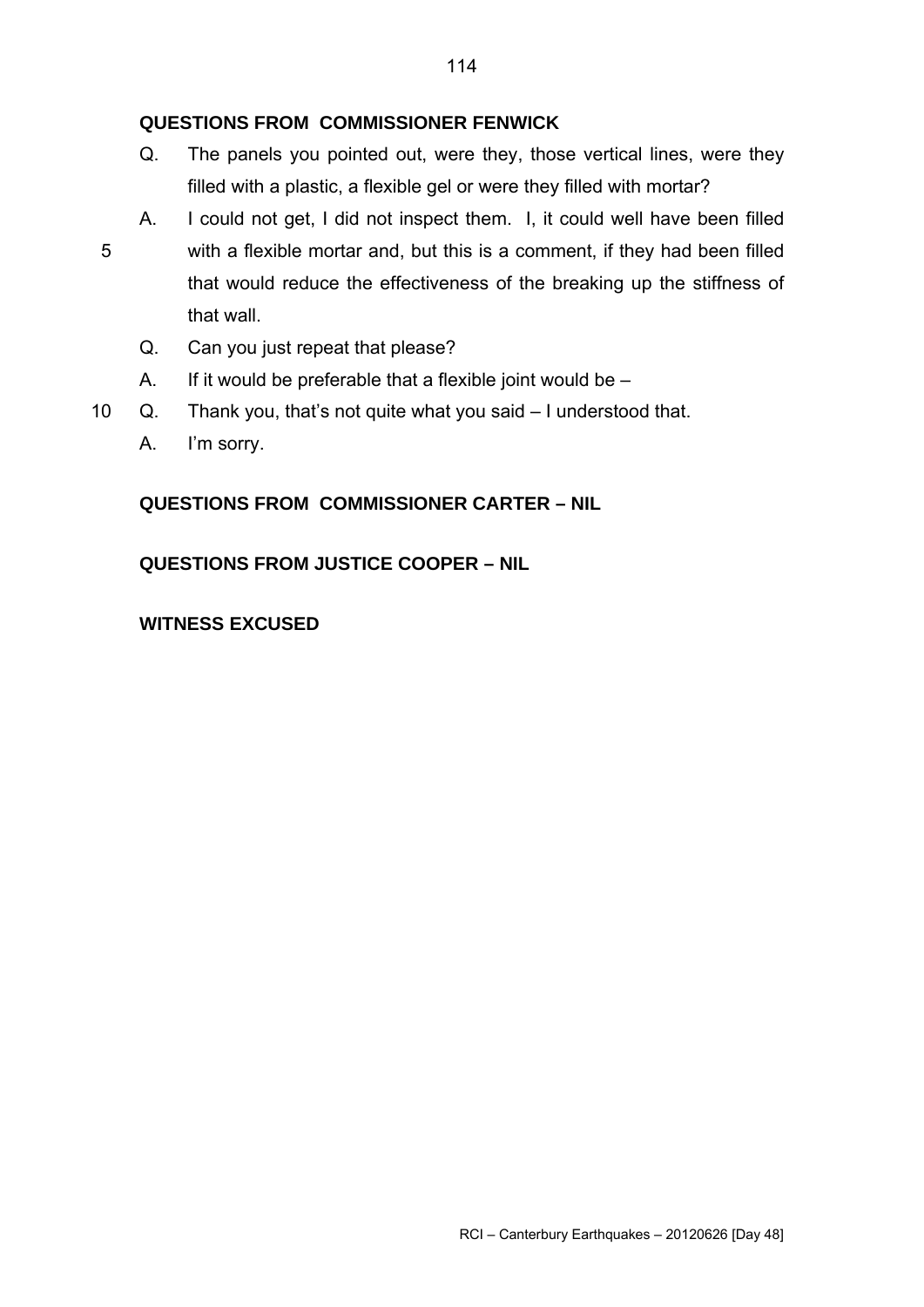**QUESTIONS FROM COMMISSIONER FENWICK**

Q. The panels you pointed out, were they, those vertical lines, were they filled with a plastic, a flexible gel or were they filled with mortar?

A. I could not get, I did not inspect them. I, it could well have been filled with a flexible mortar and, but this is a comment, if they had been filled that would reduce the effectiveness of the breaking up the stiffness of that wall.

Q. Can you just repeat that please?

A. If it would be preferable that a flexible joint would be –

Q. Thank you, that's not quite what you said – I understood that.

A. I'm sorry.

**QUESTIONS FROM COMMISSIONER CARTER – NIL**

**QUESTIONS FROM JUSTICE COOPER – NIL**

**WITNESS EXCUSED**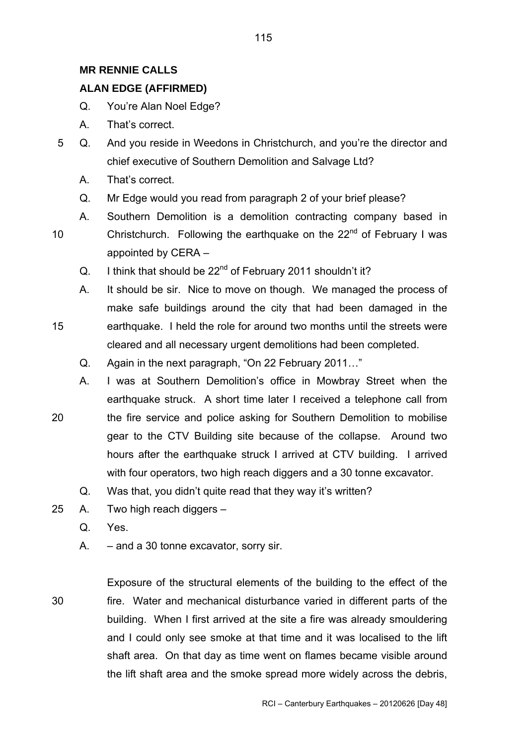**MR RENNIE CALLS**

**ALAN EDGE (AFFIRMED)**

Q. You're Alan Noel Edge?

A. That's correct.

Q. And you reside in Weedons in Christchurch, and you're the director and chief executive of Southern Demolition and Salvage Ltd?

A. That's correct.

Q. Mr Edge would you read from paragraph 2 of your brief please?

A. Southern Demolition is a demolition contracting company based in Christchurch. Following the earthquake on the 22nd of February I was appointed by CERA –

Q. I think that should be 22nd of February 2011 shouldn't it?

A. It should be sir. Nice to move on though. We managed the process of make safe buildings around the city that had been damaged in the earthquake. I held the role for around two months until the streets were cleared and all necessary urgent demolitions had been completed.

Q. Again in the next paragraph, "On 22 February 2011…"

A. I was at Southern Demolition's office in Mowbray Street when the earthquake struck. A short time later I received a telephone call from the fire service and police asking for Southern Demolition to mobilise gear to the CTV Building site because of the collapse. Around two hours after the earthquake struck I arrived at CTV building. I arrived with four operators, two high reach diggers and a 30 tonne excavator.

Q. Was that, you didn't quite read that they way it's written?

A. Two high reach diggers –

Q. Yes.

A. – and a 30 tonne excavator, sorry sir.

Exposure of the structural elements of the building to the effect of the fire. Water and mechanical disturbance varied in different parts of the building. When I first arrived at the site a fire was already smouldering and I could only see smoke at that time and it was localised to the lift shaft area. On that day as time went on flames became visible around the lift shaft area and the smoke spread more widely across the debris,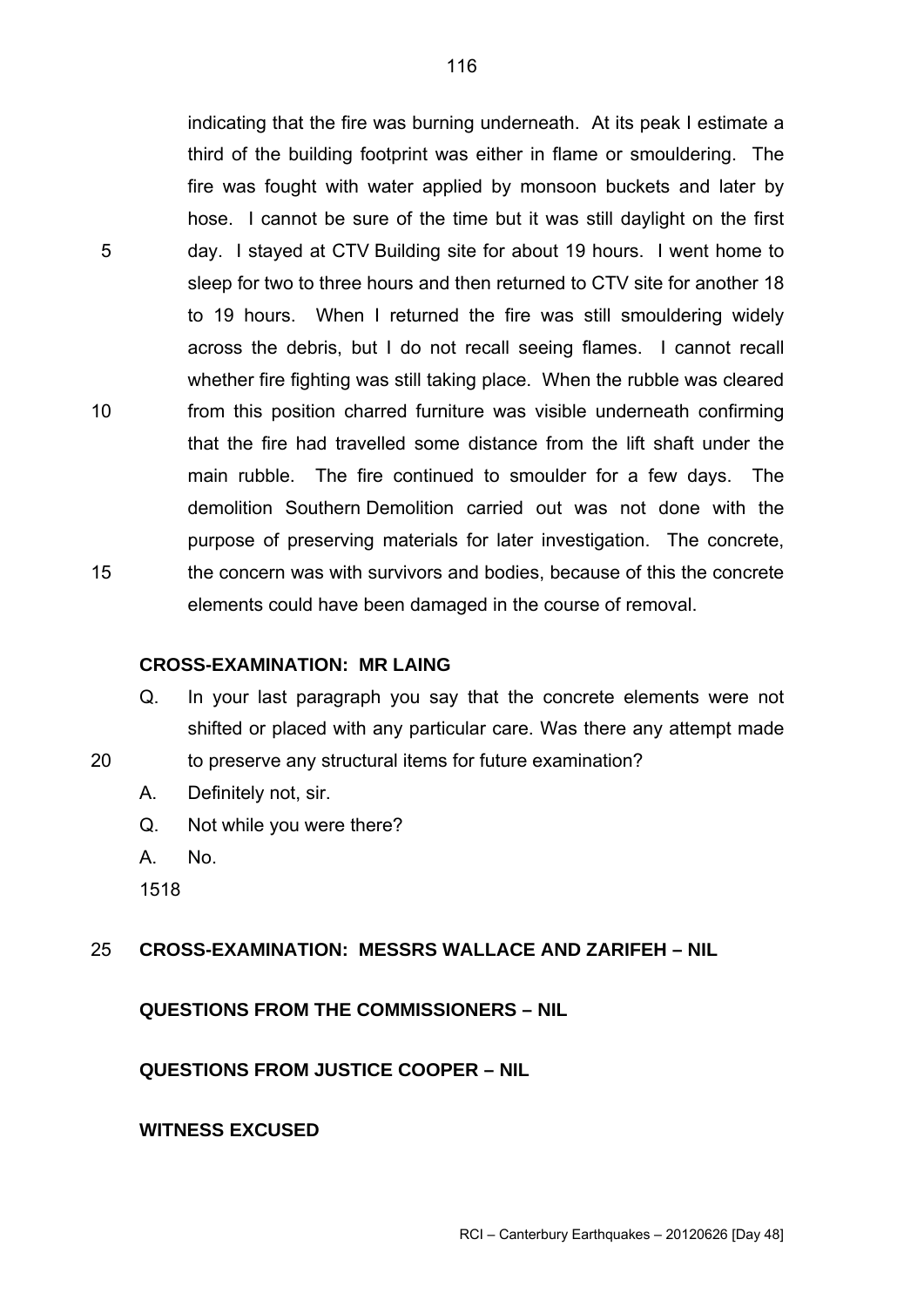indicating that the fire was burning underneath. At its peak I estimate a third of the building footprint was either in flame or smouldering. The fire was fought with water applied by monsoon buckets and later by hose. I cannot be sure of the time but it was still daylight on the first day. I stayed at CTV Building site for about 19 hours. I went home to sleep for two to three hours and then returned to CTV site for another 18 to 19 hours. When I returned the fire was still smouldering widely across the debris, but I do not recall seeing flames. I cannot recall whether fire fighting was still taking place. When the rubble was cleared from this position charred furniture was visible underneath confirming that the fire had travelled some distance from the lift shaft under the main rubble. The fire continued to smoulder for a few days. The demolition Southern Demolition carried out was not done with the purpose of preserving materials for later investigation. The concrete, the concern was with survivors and bodies, because of this the concrete elements could have been damaged in the course of removal.

**CROSS-EXAMINATION: MR LAING**

Q. In your last paragraph you say that the concrete elements were not shifted or placed with any particular care. Was there any attempt made to preserve any structural items for future examination?

A. Definitely not, sir.

Q. Not while you were there?

A. No.

1518

**CROSS-EXAMINATION: MESSRS WALLACE AND ZARIFEH – NIL**

**QUESTIONS FROM THE COMMISSIONERS – NIL**

**QUESTIONS FROM JUSTICE COOPER – NIL**

**WITNESS EXCUSED**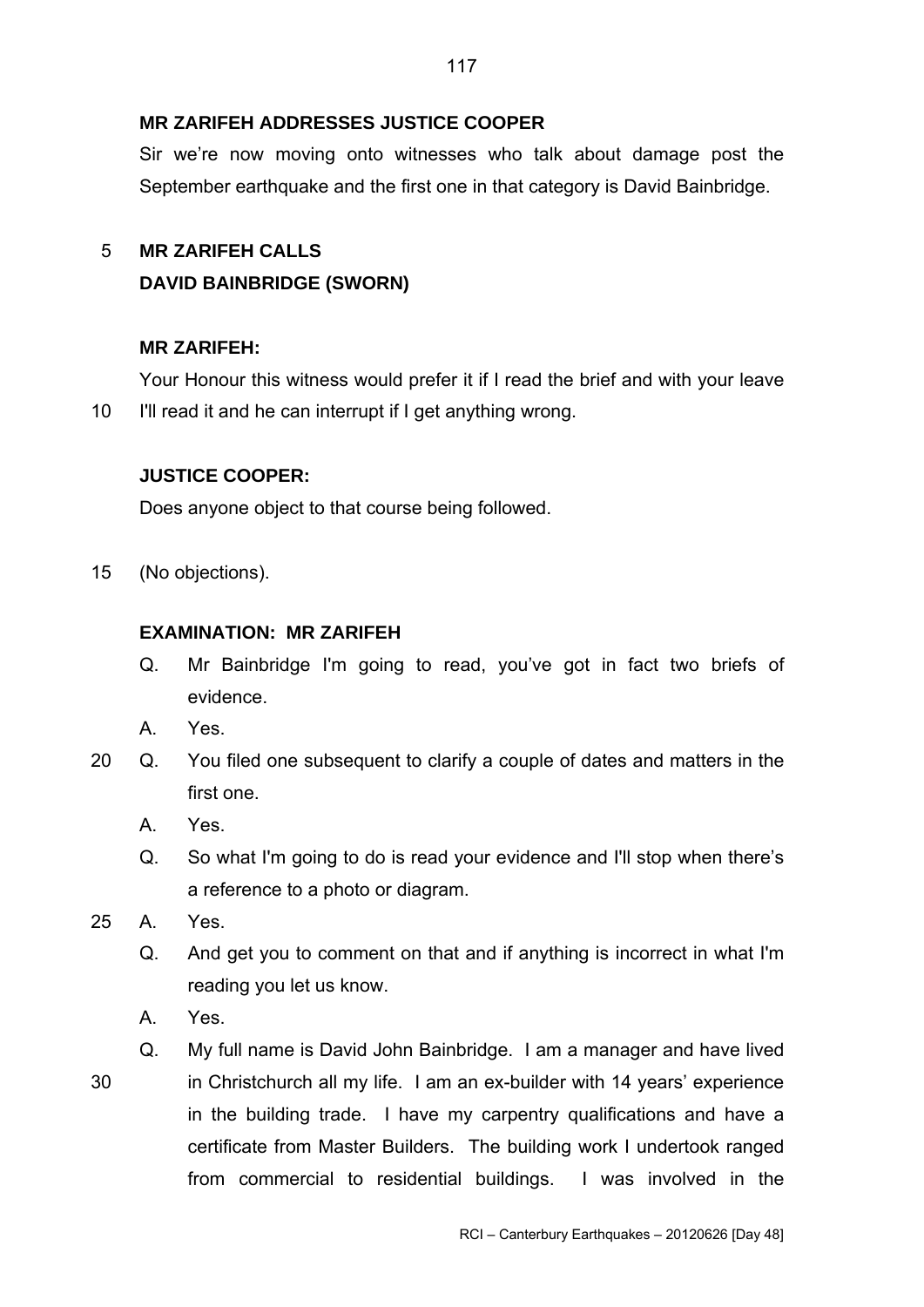**MR ZARIFEH ADDRESSES JUSTICE COOPER**

Sir we're now moving onto witnesses who talk about damage post the September earthquake and the first one in that category is David Bainbridge.

**MR ZARIFEH CALLS**
**DAVID BAINBRIDGE (SWORN)**

**MR ZARIFEH:**

Your Honour this witness would prefer it if I read the brief and with your leave I'll read it and he can interrupt if I get anything wrong.

**JUSTICE COOPER:**

Does anyone object to that course being followed.

(No objections).

**EXAMINATION: MR ZARIFEH**

Q. Mr Bainbridge I'm going to read, you've got in fact two briefs of evidence.

A. Yes.

Q. You filed one subsequent to clarify a couple of dates and matters in the first one.

A. Yes.

Q. So what I'm going to do is read your evidence and I'll stop when there's a reference to a photo or diagram.

A. Yes.

Q. And get you to comment on that and if anything is incorrect in what I'm reading you let us know.

A. Yes.

Q. My full name is David John Bainbridge. I am a manager and have lived in Christchurch all my life. I am an ex-builder with 14 years' experience in the building trade. I have my carpentry qualifications and have a certificate from Master Builders. The building work I undertook ranged from commercial to residential buildings. I was involved in the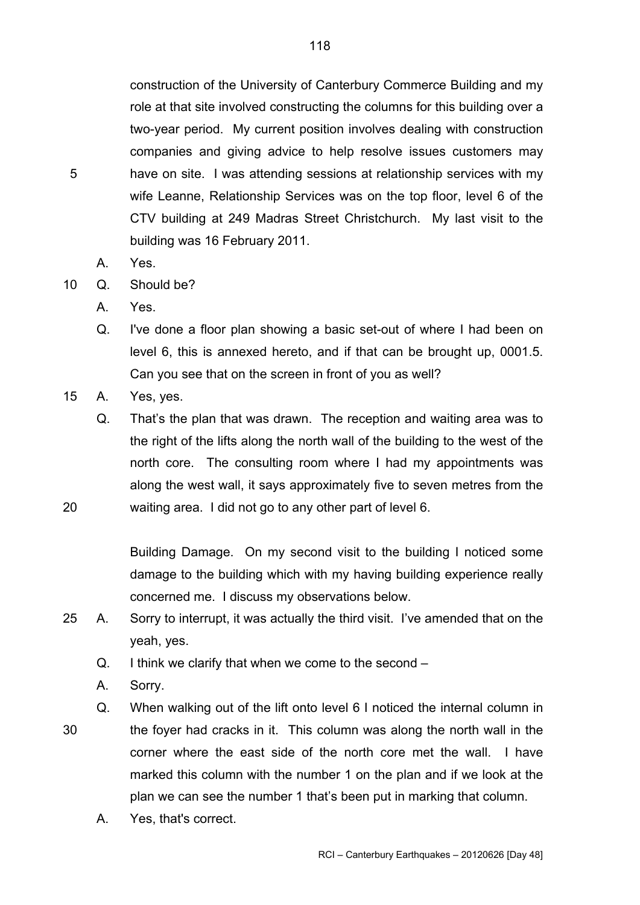construction of the University of Canterbury Commerce Building and my role at that site involved constructing the columns for this building over a two-year period. My current position involves dealing with construction companies and giving advice to help resolve issues customers may have on site. I was attending sessions at relationship services with my wife Leanne, Relationship Services was on the top floor, level 6 of the CTV building at 249 Madras Street Christchurch. My last visit to the building was 16 February 2011.

A. Yes.

Q. Should be?

A. Yes.

Q. I've done a floor plan showing a basic set-out of where I had been on level 6, this is annexed hereto, and if that can be brought up, 0001.5. Can you see that on the screen in front of you as well?

A. Yes, yes.

Q. That's the plan that was drawn. The reception and waiting area was to the right of the lifts along the north wall of the building to the west of the north core. The consulting room where I had my appointments was along the west wall, it says approximately five to seven metres from the waiting area. I did not go to any other part of level 6.

Building Damage. On my second visit to the building I noticed some damage to the building which with my having building experience really concerned me. I discuss my observations below.

A. Sorry to interrupt, it was actually the third visit. I've amended that on the yeah, yes.

Q. I think we clarify that when we come to the second –

A. Sorry.

Q. When walking out of the lift onto level 6 I noticed the internal column in the foyer had cracks in it. This column was along the north wall in the corner where the east side of the north core met the wall. I have marked this column with the number 1 on the plan and if we look at the plan we can see the number 1 that's been put in marking that column.

A. Yes, that's correct.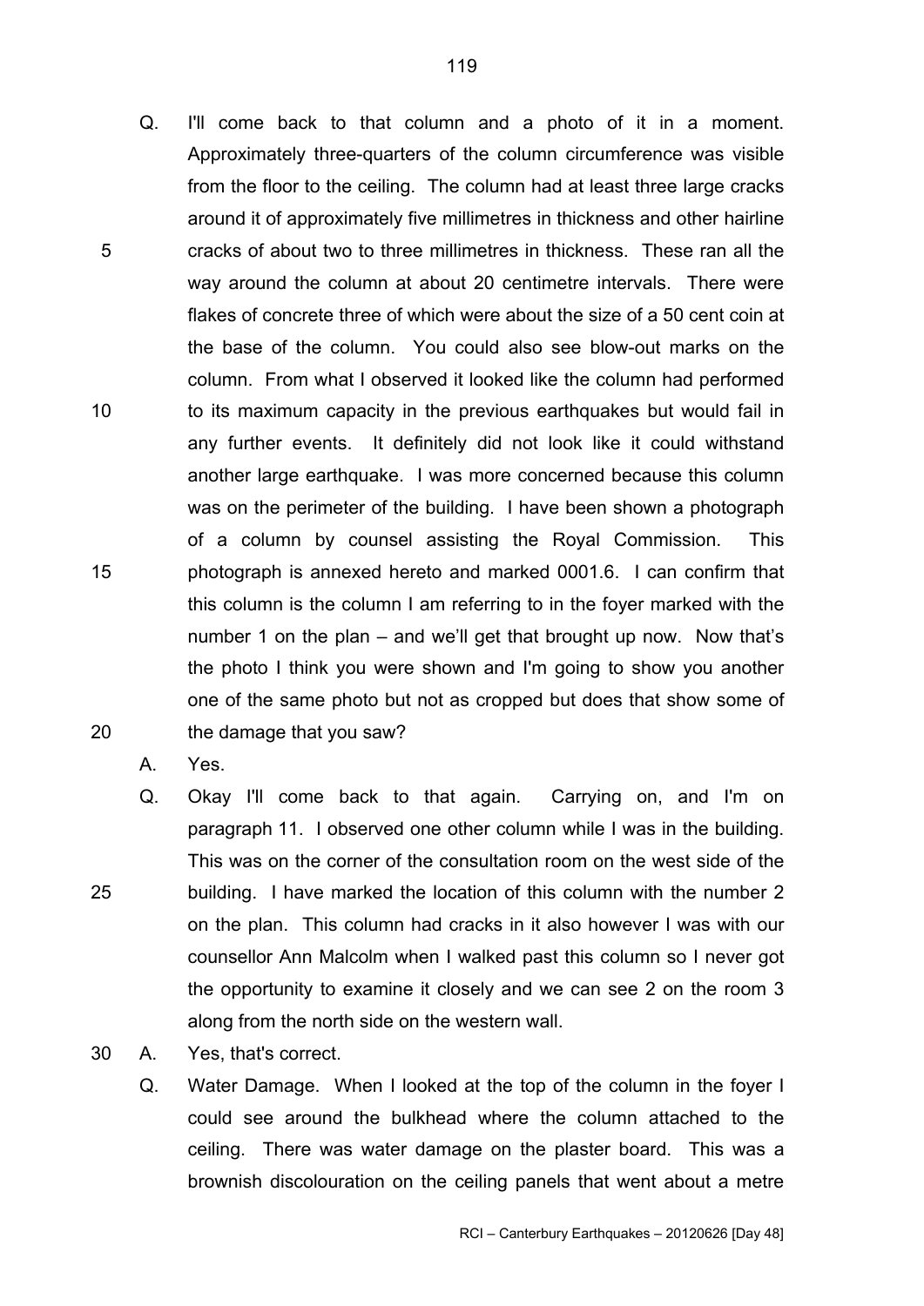Q. I'll come back to that column and a photo of it in a moment. Approximately three-quarters of the column circumference was visible from the floor to the ceiling. The column had at least three large cracks around it of approximately five millimetres in thickness and other hairline cracks of about two to three millimetres in thickness. These ran all the way around the column at about 20 centimetre intervals. There were flakes of concrete three of which were about the size of a 50 cent coin at the base of the column. You could also see blow-out marks on the column. From what I observed it looked like the column had performed to its maximum capacity in the previous earthquakes but would fail in any further events. It definitely did not look like it could withstand another large earthquake. I was more concerned because this column was on the perimeter of the building. I have been shown a photograph of a column by counsel assisting the Royal Commission. This photograph is annexed hereto and marked 0001.6. I can confirm that this column is the column I am referring to in the foyer marked with the number 1 on the plan – and we'll get that brought up now. Now that's the photo I think you were shown and I'm going to show you another one of the same photo but not as cropped but does that show some of the damage that you saw?

A. Yes.

Q. Okay I'll come back to that again. Carrying on, and I'm on paragraph 11. I observed one other column while I was in the building. This was on the corner of the consultation room on the west side of the building. I have marked the location of this column with the number 2 on the plan. This column had cracks in it also however I was with our counsellor Ann Malcolm when I walked past this column so I never got the opportunity to examine it closely and we can see 2 on the room 3 along from the north side on the western wall.

A. Yes, that's correct.

Q. Water Damage. When I looked at the top of the column in the foyer I could see around the bulkhead where the column attached to the ceiling. There was water damage on the plaster board. This was a brownish discolouration on the ceiling panels that went about a metre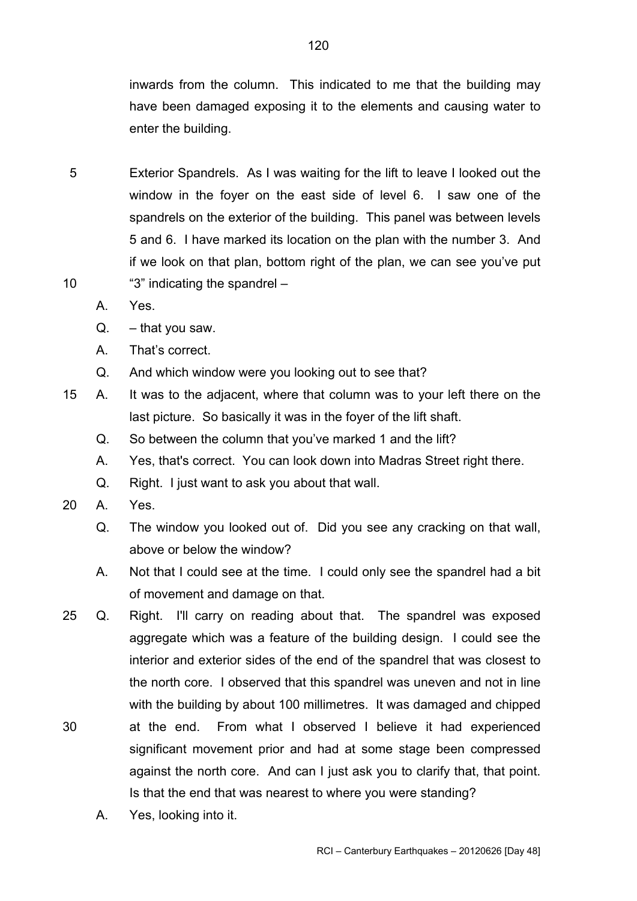inwards from the column. This indicated to me that the building may have been damaged exposing it to the elements and causing water to enter the building.

Exterior Spandrels. As I was waiting for the lift to leave I looked out the window in the foyer on the east side of level 6. I saw one of the spandrels on the exterior of the building. This panel was between levels 5 and 6. I have marked its location on the plan with the number 3. And if we look on that plan, bottom right of the plan, we can see you've put "3" indicating the spandrel –

A. Yes.

Q. – that you saw.

A. That's correct.

Q. And which window were you looking out to see that?

A. It was to the adjacent, where that column was to your left there on the last picture. So basically it was in the foyer of the lift shaft.

Q. So between the column that you've marked 1 and the lift?

A. Yes, that's correct. You can look down into Madras Street right there.

Q. Right. I just want to ask you about that wall.

A. Yes.

Q. The window you looked out of. Did you see any cracking on that wall, above or below the window?

A. Not that I could see at the time. I could only see the spandrel had a bit of movement and damage on that.

Q. Right. I'll carry on reading about that. The spandrel was exposed aggregate which was a feature of the building design. I could see the interior and exterior sides of the end of the spandrel that was closest to the north core. I observed that this spandrel was uneven and not in line with the building by about 100 millimetres. It was damaged and chipped at the end. From what I observed I believe it had experienced significant movement prior and had at some stage been compressed against the north core. And can I just ask you to clarify that, that point. Is that the end that was nearest to where you were standing?

A. Yes, looking into it.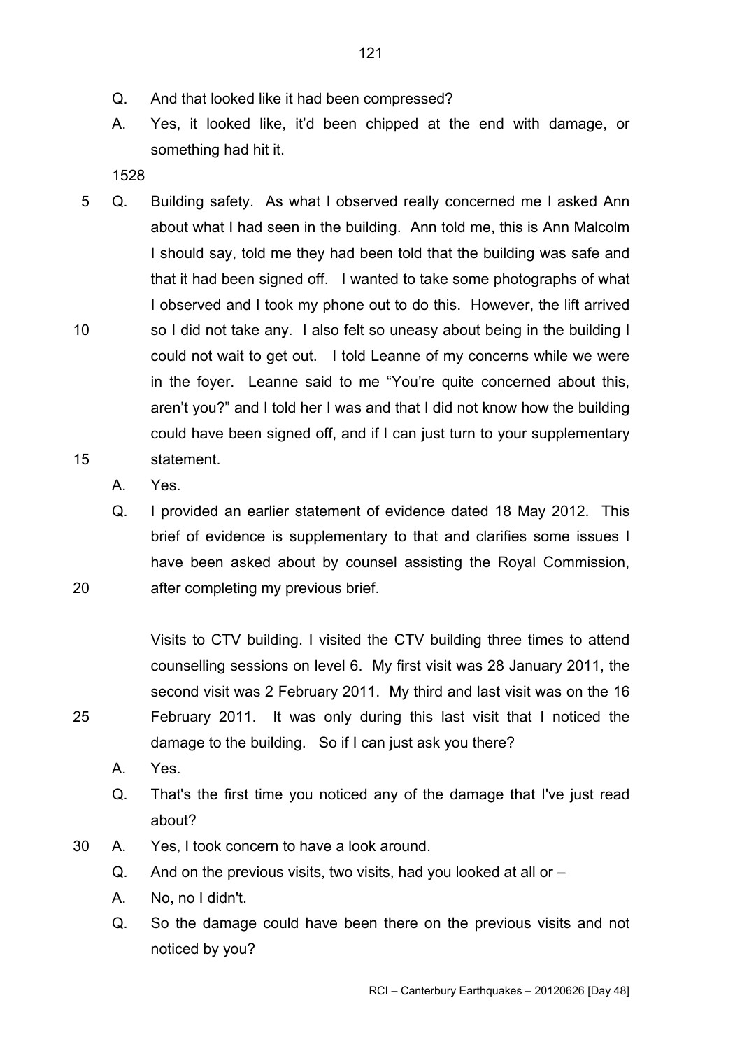Q. And that looked like it had been compressed?

A. Yes, it looked like, it'd been chipped at the end with damage, or something had hit it.

1528

Q. Building safety. As what I observed really concerned me I asked Ann about what I had seen in the building. Ann told me, this is Ann Malcolm I should say, told me they had been told that the building was safe and that it had been signed off. I wanted to take some photographs of what I observed and I took my phone out to do this. However, the lift arrived so I did not take any. I also felt so uneasy about being in the building I could not wait to get out. I told Leanne of my concerns while we were in the foyer. Leanne said to me "You're quite concerned about this, aren't you?" and I told her I was and that I did not know how the building could have been signed off, and if I can just turn to your supplementary statement.

A. Yes.

Q. I provided an earlier statement of evidence dated 18 May 2012. This brief of evidence is supplementary to that and clarifies some issues I have been asked about by counsel assisting the Royal Commission, after completing my previous brief.

Visits to CTV building. I visited the CTV building three times to attend counselling sessions on level 6. My first visit was 28 January 2011, the second visit was 2 February 2011. My third and last visit was on the 16 February 2011. It was only during this last visit that I noticed the damage to the building. So if I can just ask you there?

A. Yes.

Q. That's the first time you noticed any of the damage that I've just read about?

A. Yes, I took concern to have a look around.

Q. And on the previous visits, two visits, had you looked at all or –

A. No, no I didn't.

Q. So the damage could have been there on the previous visits and not noticed by you?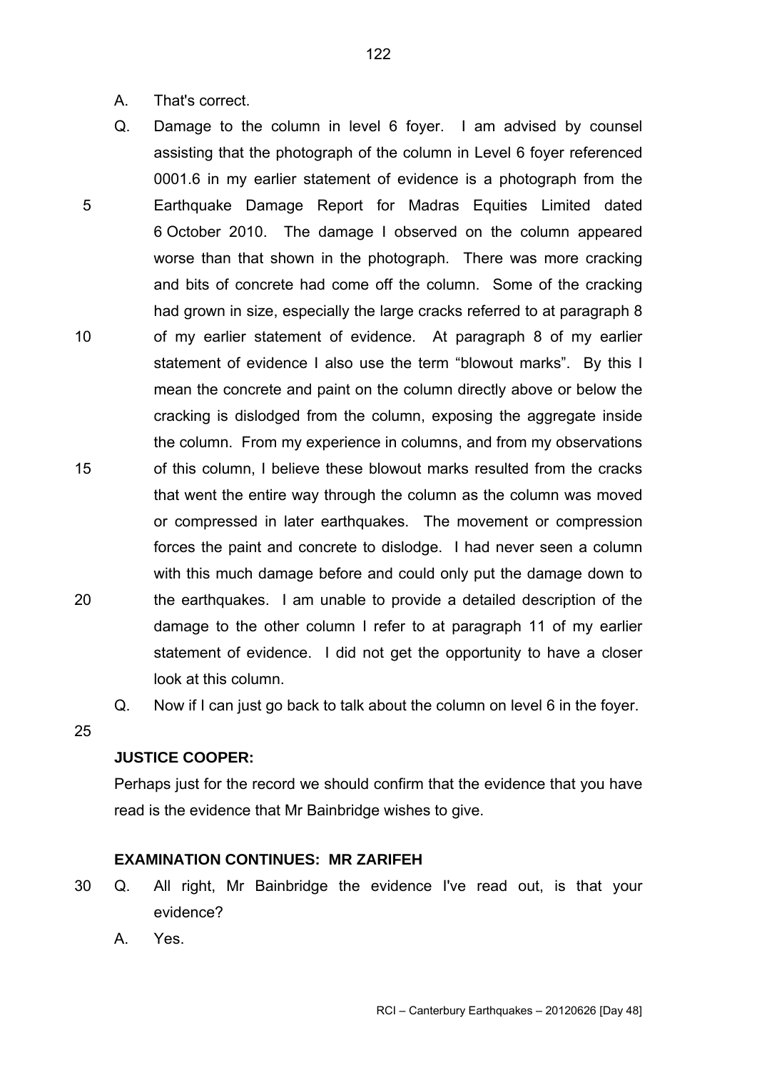A. That's correct.

Q. Damage to the column in level 6 foyer. I am advised by counsel assisting that the photograph of the column in Level 6 foyer referenced 0001.6 in my earlier statement of evidence is a photograph from the Earthquake Damage Report for Madras Equities Limited dated 6 October 2010. The damage I observed on the column appeared worse than that shown in the photograph. There was more cracking and bits of concrete had come off the column. Some of the cracking had grown in size, especially the large cracks referred to at paragraph 8 of my earlier statement of evidence. At paragraph 8 of my earlier statement of evidence I also use the term "blowout marks". By this I mean the concrete and paint on the column directly above or below the cracking is dislodged from the column, exposing the aggregate inside the column. From my experience in columns, and from my observations of this column, I believe these blowout marks resulted from the cracks that went the entire way through the column as the column was moved or compressed in later earthquakes. The movement or compression forces the paint and concrete to dislodge. I had never seen a column with this much damage before and could only put the damage down to the earthquakes. I am unable to provide a detailed description of the damage to the other column I refer to at paragraph 11 of my earlier statement of evidence. I did not get the opportunity to have a closer look at this column.

Q. Now if I can just go back to talk about the column on level 6 in the foyer.

**JUSTICE COOPER:**

Perhaps just for the record we should confirm that the evidence that you have read is the evidence that Mr Bainbridge wishes to give.

**EXAMINATION CONTINUES: MR ZARIFEH**

Q. All right, Mr Bainbridge the evidence I've read out, is that your evidence?

A. Yes.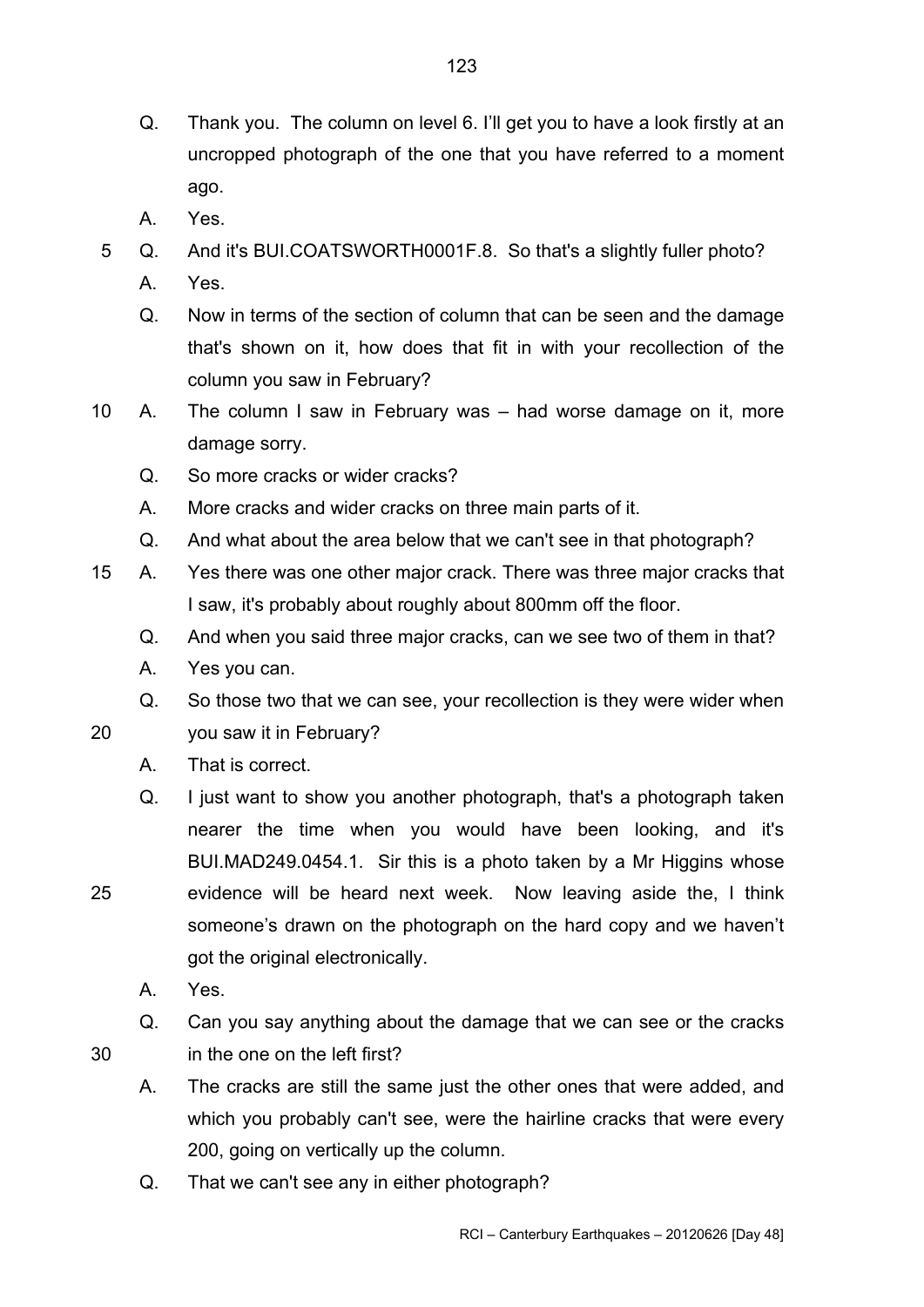Q. Thank you. The column on level 6. I'll get you to have a look firstly at an uncropped photograph of the one that you have referred to a moment ago.

A. Yes.

Q. And it's BUI.COATSWORTH0001F.8. So that's a slightly fuller photo?

A. Yes.

Q. Now in terms of the section of column that can be seen and the damage that's shown on it, how does that fit in with your recollection of the column you saw in February?

A. The column I saw in February was – had worse damage on it, more damage sorry.

Q. So more cracks or wider cracks?

A. More cracks and wider cracks on three main parts of it.

Q. And what about the area below that we can't see in that photograph?

A. Yes there was one other major crack. There was three major cracks that I saw, it's probably about roughly about 800mm off the floor.

Q. And when you said three major cracks, can we see two of them in that?

A. Yes you can.

Q. So those two that we can see, your recollection is they were wider when you saw it in February?

A. That is correct.

Q. I just want to show you another photograph, that's a photograph taken nearer the time when you would have been looking, and it's BUI.MAD249.0454.1. Sir this is a photo taken by a Mr Higgins whose evidence will be heard next week. Now leaving aside the, I think someone's drawn on the photograph on the hard copy and we haven't got the original electronically.

A. Yes.

Q. Can you say anything about the damage that we can see or the cracks in the one on the left first?

A. The cracks are still the same just the other ones that were added, and which you probably can't see, were the hairline cracks that were every 200, going on vertically up the column.

Q. That we can't see any in either photograph?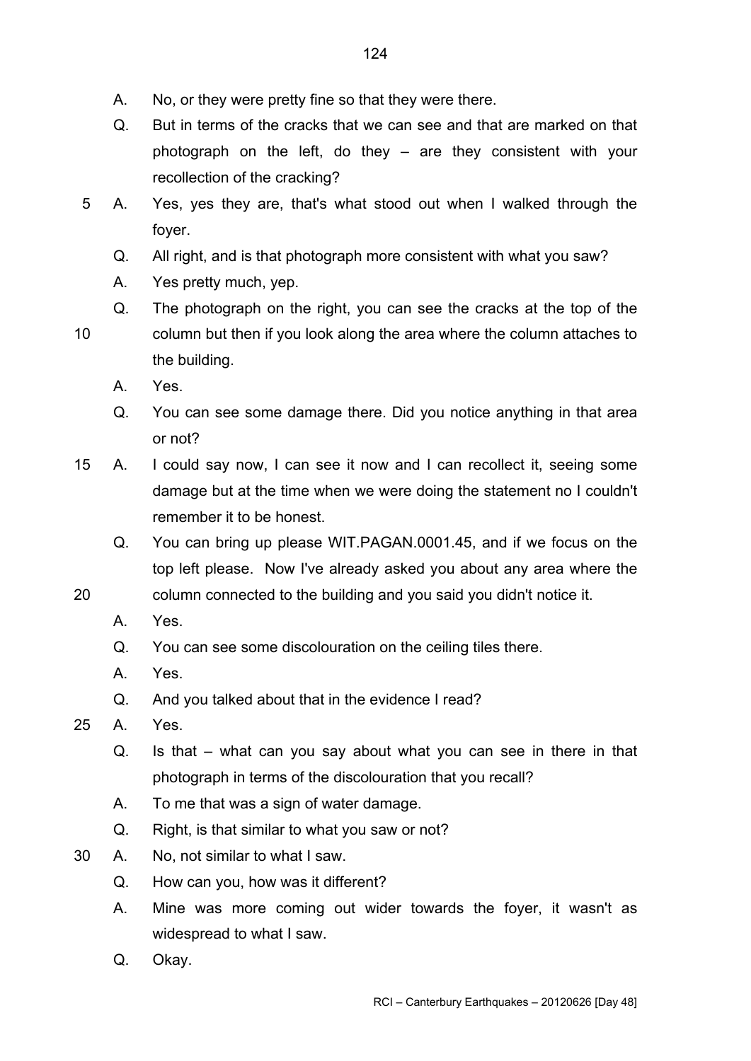A. No, or they were pretty fine so that they were there.

Q. But in terms of the cracks that we can see and that are marked on that photograph on the left, do they – are they consistent with your recollection of the cracking?

A. Yes, yes they are, that's what stood out when I walked through the foyer.

Q. All right, and is that photograph more consistent with what you saw?

A. Yes pretty much, yep.

Q. The photograph on the right, you can see the cracks at the top of the column but then if you look along the area where the column attaches to the building.

A. Yes.

Q. You can see some damage there. Did you notice anything in that area or not?

A. I could say now, I can see it now and I can recollect it, seeing some damage but at the time when we were doing the statement no I couldn't remember it to be honest.

Q. You can bring up please WIT.PAGAN.0001.45, and if we focus on the top left please. Now I've already asked you about any area where the column connected to the building and you said you didn't notice it.

A. Yes.

Q. You can see some discolouration on the ceiling tiles there.

A. Yes.

Q. And you talked about that in the evidence I read?

A. Yes.

Q. Is that – what can you say about what you can see in there in that photograph in terms of the discolouration that you recall?

A. To me that was a sign of water damage.

Q. Right, is that similar to what you saw or not?

A. No, not similar to what I saw.

Q. How can you, how was it different?

A. Mine was more coming out wider towards the foyer, it wasn't as widespread to what I saw.

Q. Okay.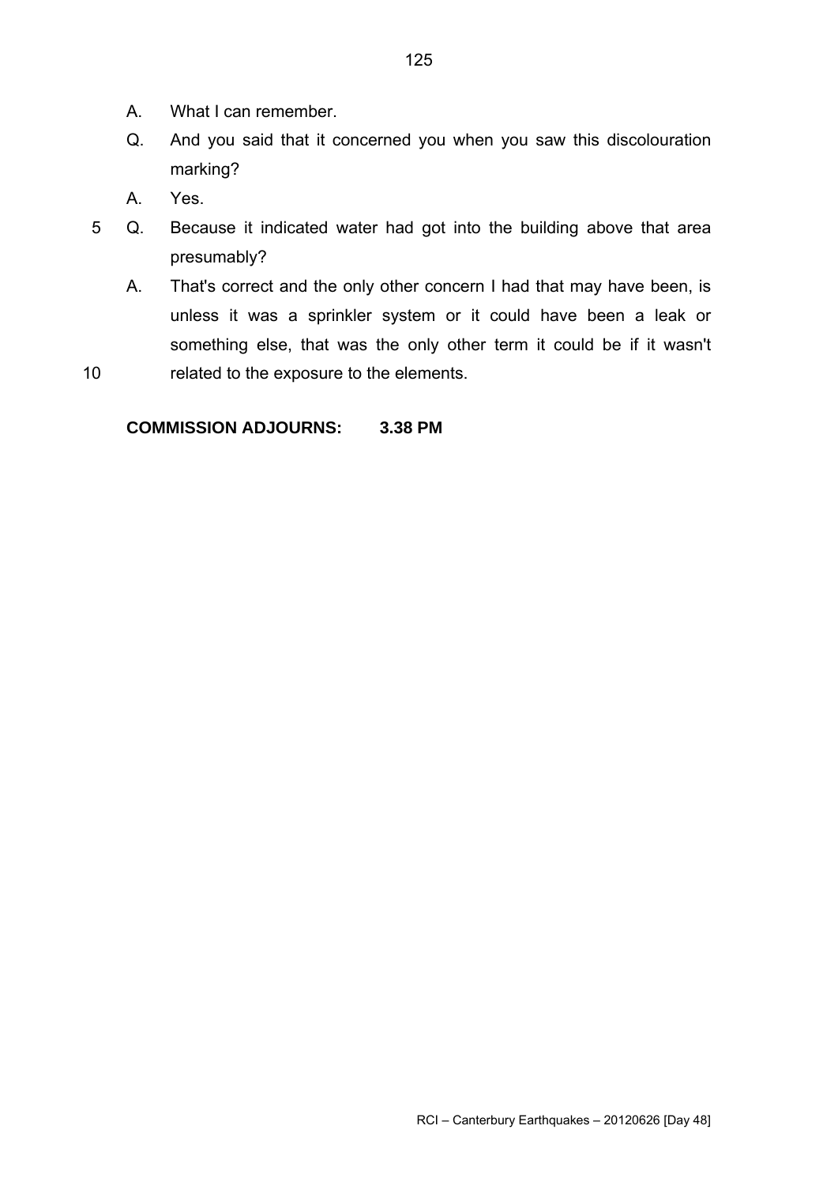A. What I can remember.

Q. And you said that it concerned you when you saw this discolouration marking?

A. Yes.

Q. Because it indicated water had got into the building above that area presumably?

A. That's correct and the only other concern I had that may have been, is unless it was a sprinkler system or it could have been a leak or something else, that was the only other term it could be if it wasn't related to the exposure to the elements.

**COMMISSION ADJOURNS: 3.38 PM**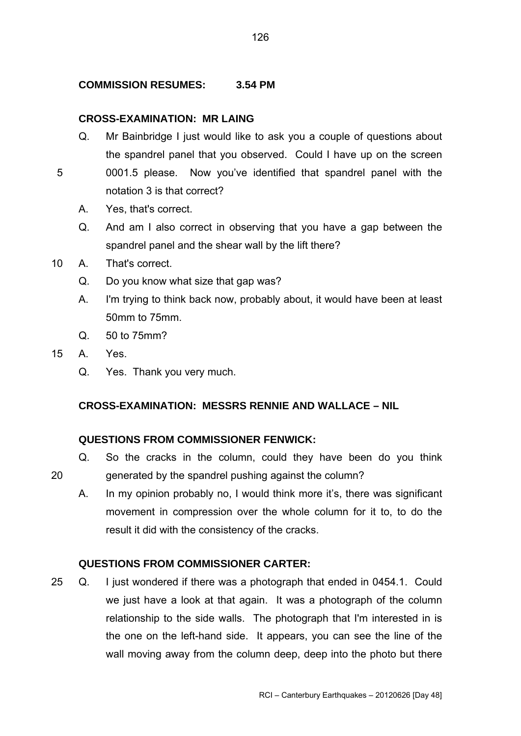**COMMISSION RESUMES: 3.54 PM**

**CROSS-EXAMINATION: MR LAING**

Q. Mr Bainbridge I just would like to ask you a couple of questions about the spandrel panel that you observed. Could I have up on the screen 0001.5 please. Now you've identified that spandrel panel with the notation 3 is that correct?

A. Yes, that's correct.

Q. And am I also correct in observing that you have a gap between the spandrel panel and the shear wall by the lift there?

A. That's correct.

Q. Do you know what size that gap was?

A. I'm trying to think back now, probably about, it would have been at least 50mm to 75mm.

Q. 50 to 75mm?

A. Yes.

Q. Yes. Thank you very much.

**CROSS-EXAMINATION: MESSRS RENNIE AND WALLACE – NIL**

**QUESTIONS FROM COMMISSIONER FENWICK:**

Q. So the cracks in the column, could they have been do you think generated by the spandrel pushing against the column?

A. In my opinion probably no, I would think more it's, there was significant movement in compression over the whole column for it to, to do the result it did with the consistency of the cracks.

**QUESTIONS FROM COMMISSIONER CARTER:**

Q. I just wondered if there was a photograph that ended in 0454.1. Could we just have a look at that again. It was a photograph of the column relationship to the side walls. The photograph that I'm interested in is the one on the left-hand side. It appears, you can see the line of the wall moving away from the column deep, deep into the photo but there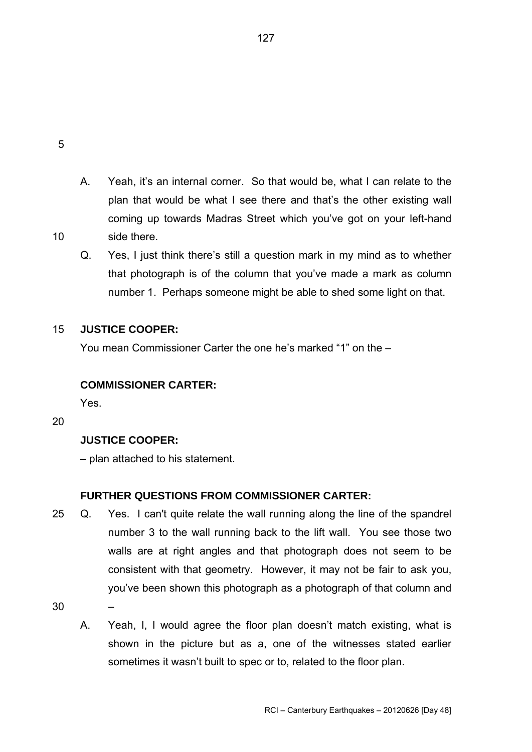A. Yeah, it's an internal corner. So that would be, what I can relate to the plan that would be what I see there and that's the other existing wall coming up towards Madras Street which you've got on your left-hand side there.

Q. Yes, I just think there's still a question mark in my mind as to whether that photograph is of the column that you've made a mark as column number 1. Perhaps someone might be able to shed some light on that.

**JUSTICE COOPER:**

You mean Commissioner Carter the one he's marked "1" on the –

**COMMISSIONER CARTER:**

Yes.

**JUSTICE COOPER:**

– plan attached to his statement.

**FURTHER QUESTIONS FROM COMMISSIONER CARTER:**

Q. Yes. I can't quite relate the wall running along the line of the spandrel number 3 to the wall running back to the lift wall. You see those two walls are at right angles and that photograph does not seem to be consistent with that geometry. However, it may not be fair to ask you, you've been shown this photograph as a photograph of that column and –

A. Yeah, I, I would agree the floor plan doesn't match existing, what is shown in the picture but as a, one of the witnesses stated earlier sometimes it wasn't built to spec or to, related to the floor plan.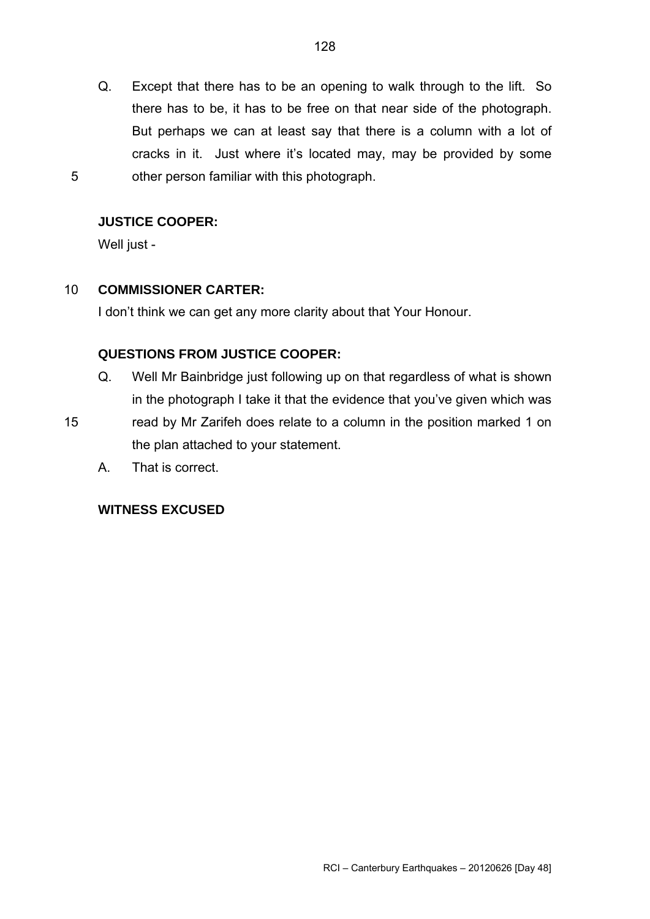Q. Except that there has to be an opening to walk through to the lift. So there has to be, it has to be free on that near side of the photograph. But perhaps we can at least say that there is a column with a lot of cracks in it. Just where it's located may, may be provided by some other person familiar with this photograph.

**JUSTICE COOPER:**

Well just -

**COMMISSIONER CARTER:**

I don't think we can get any more clarity about that Your Honour.

**QUESTIONS FROM JUSTICE COOPER:**

Q. Well Mr Bainbridge just following up on that regardless of what is shown in the photograph I take it that the evidence that you've given which was read by Mr Zarifeh does relate to a column in the position marked 1 on the plan attached to your statement.

A. That is correct.

**WITNESS EXCUSED**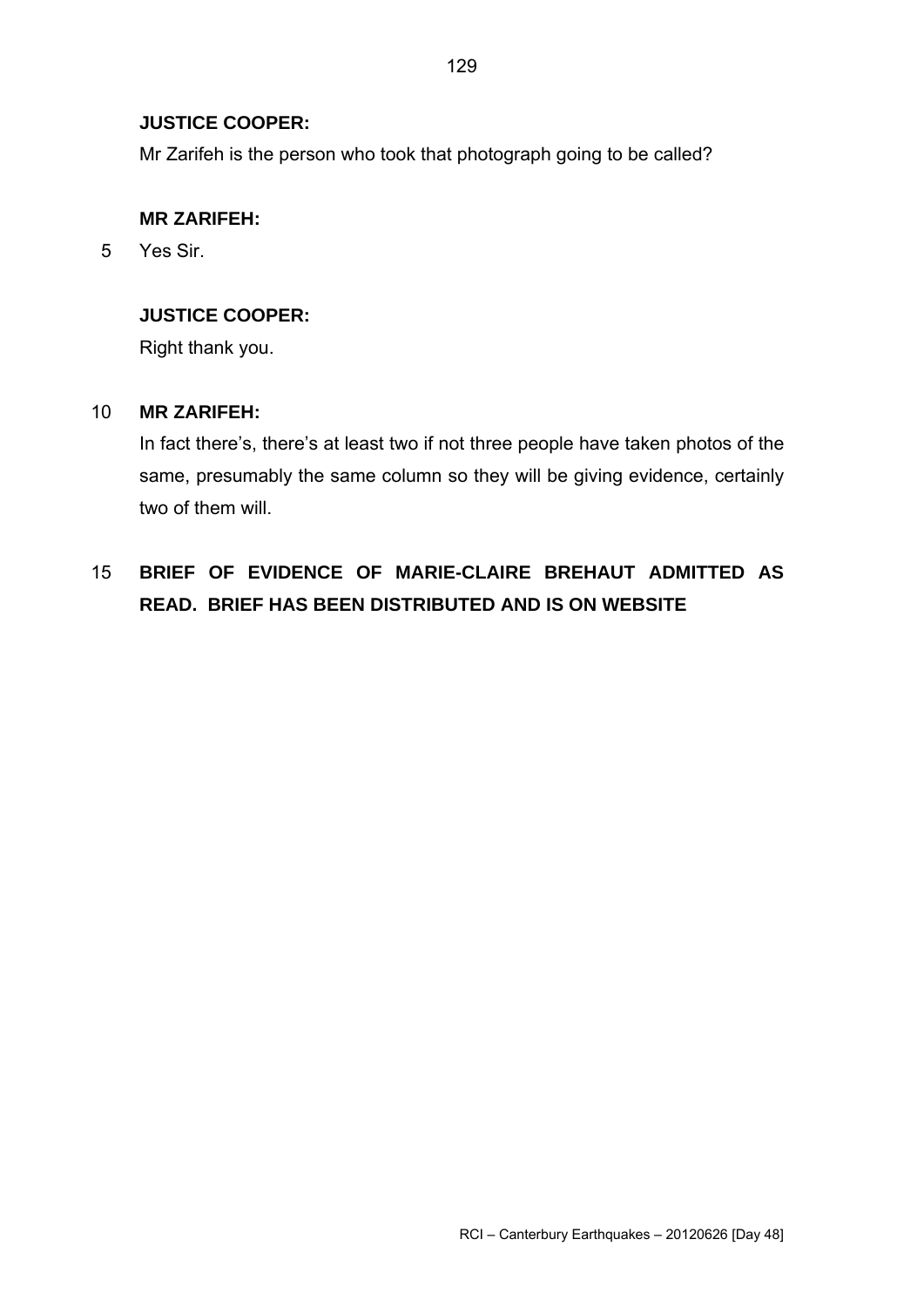**JUSTICE COOPER:**

Mr Zarifeh is the person who took that photograph going to be called?

**MR ZARIFEH:**

Yes Sir.

**JUSTICE COOPER:**

Right thank you.

**MR ZARIFEH:**

In fact there's, there's at least two if not three people have taken photos of the same, presumably the same column so they will be giving evidence, certainly two of them will.

**BRIEF OF EVIDENCE OF MARIE-CLAIRE BREHAUT ADMITTED AS READ. BRIEF HAS BEEN DISTRIBUTED AND IS ON WEBSITE**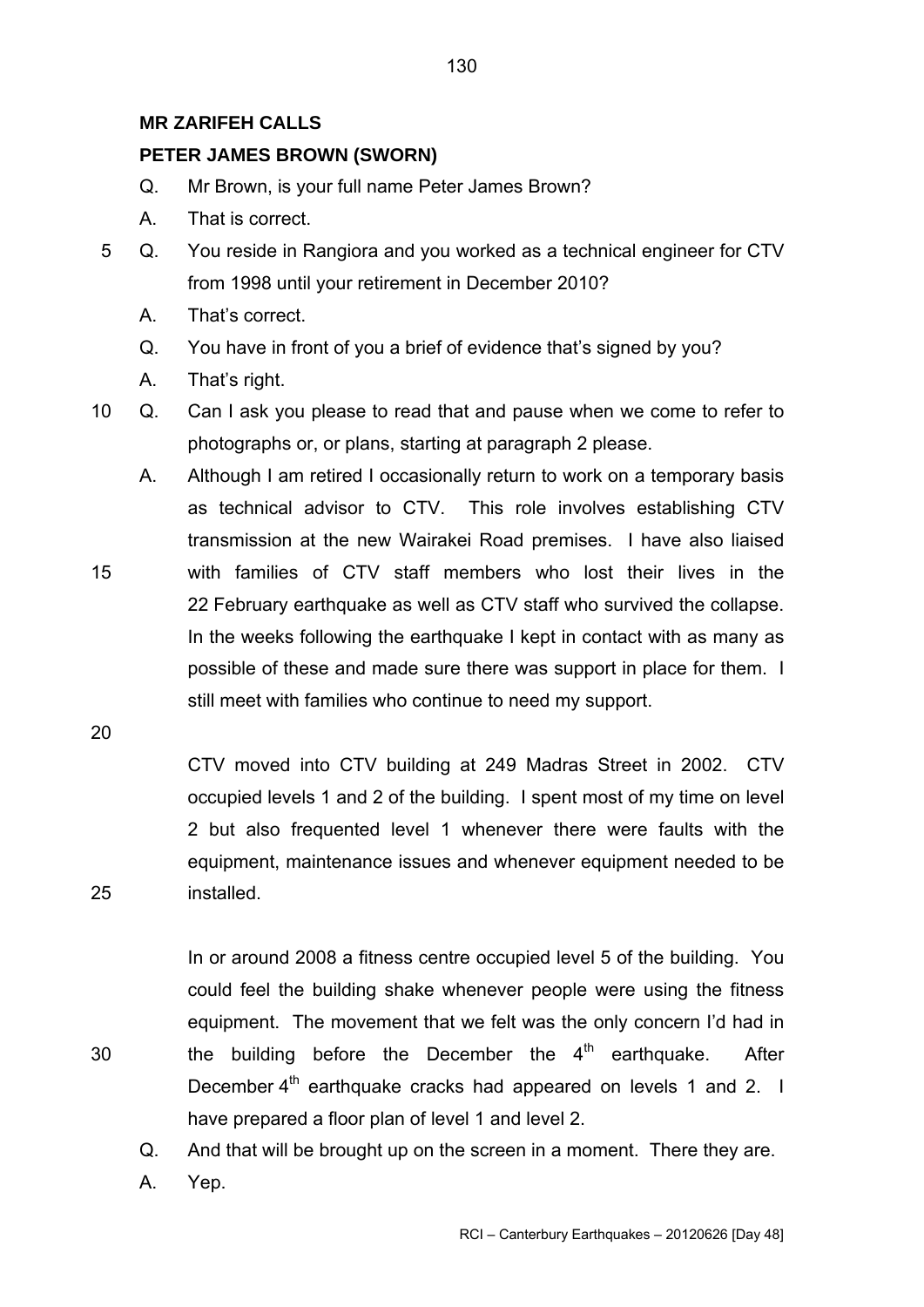**MR ZARIFEH CALLS**

**PETER JAMES BROWN (SWORN)**

Q. Mr Brown, is your full name Peter James Brown?

A. That is correct.

Q. You reside in Rangiora and you worked as a technical engineer for CTV from 1998 until your retirement in December 2010?

A. That's correct.

Q. You have in front of you a brief of evidence that's signed by you?

A. That's right.

Q. Can I ask you please to read that and pause when we come to refer to photographs or, or plans, starting at paragraph 2 please.

A. Although I am retired I occasionally return to work on a temporary basis as technical advisor to CTV. This role involves establishing CTV transmission at the new Wairakei Road premises. I have also liaised with families of CTV staff members who lost their lives in the 22 February earthquake as well as CTV staff who survived the collapse. In the weeks following the earthquake I kept in contact with as many as possible of these and made sure there was support in place for them. I still meet with families who continue to need my support.

CTV moved into CTV building at 249 Madras Street in 2002. CTV occupied levels 1 and 2 of the building. I spent most of my time on level 2 but also frequented level 1 whenever there were faults with the equipment, maintenance issues and whenever equipment needed to be installed.

In or around 2008 a fitness centre occupied level 5 of the building. You could feel the building shake whenever people were using the fitness equipment. The movement that we felt was the only concern I'd had in the building before the December the 4th earthquake. After December 4th earthquake cracks had appeared on levels 1 and 2. I have prepared a floor plan of level 1 and level 2.

Q. And that will be brought up on the screen in a moment. There they are.

A. Yep.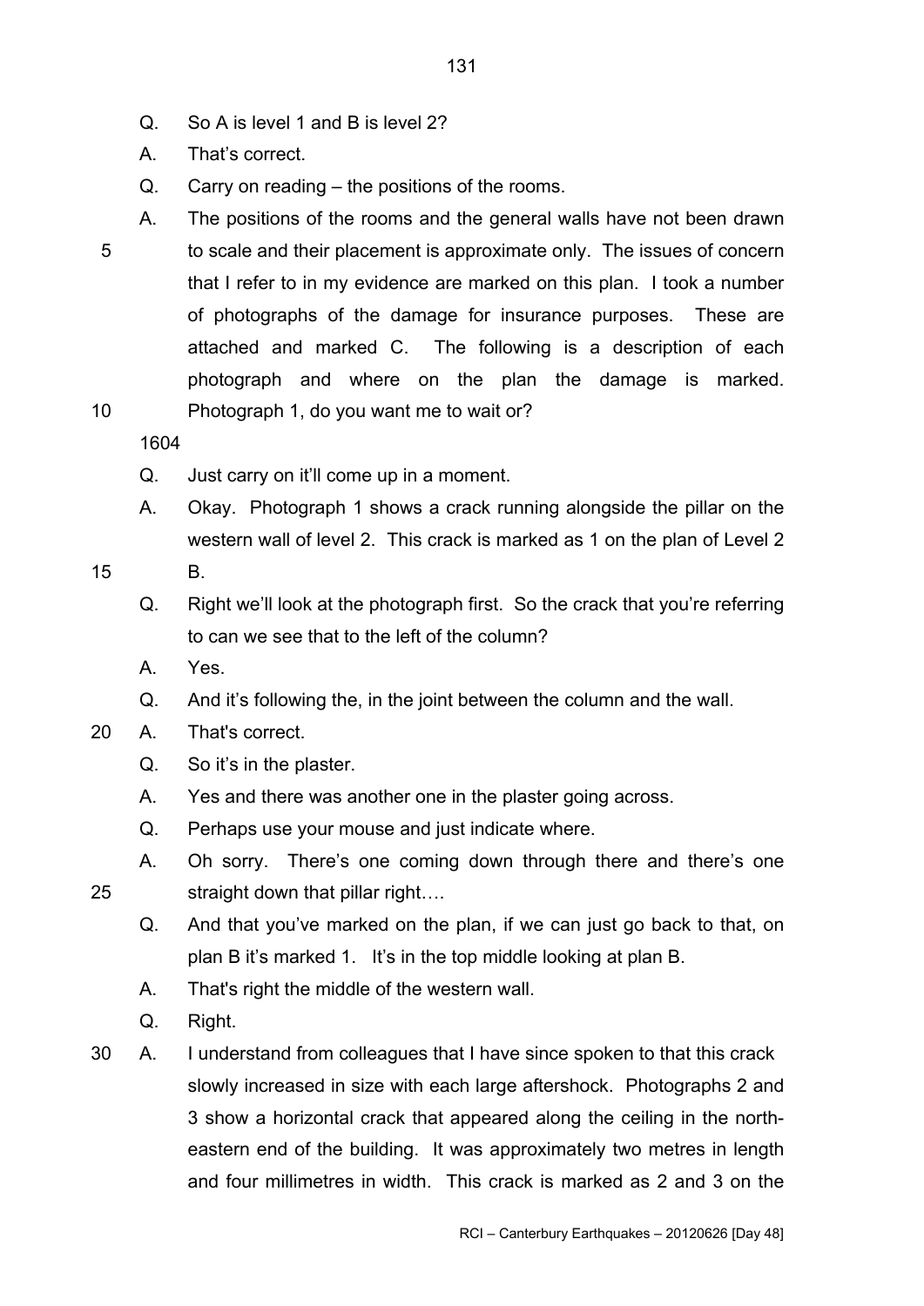Q. So A is level 1 and B is level 2?

A. That's correct.

Q. Carry on reading – the positions of the rooms.

A. The positions of the rooms and the general walls have not been drawn to scale and their placement is approximate only. The issues of concern that I refer to in my evidence are marked on this plan. I took a number of photographs of the damage for insurance purposes. These are attached and marked C. The following is a description of each photograph and where on the plan the damage is marked. Photograph 1, do you want me to wait or?

1604

Q. Just carry on it'll come up in a moment.

A. Okay. Photograph 1 shows a crack running alongside the pillar on the western wall of level 2. This crack is marked as 1 on the plan of Level 2 B.

Q. Right we'll look at the photograph first. So the crack that you're referring to can we see that to the left of the column?

A. Yes.

Q. And it's following the, in the joint between the column and the wall.

A. That's correct.

Q. So it's in the plaster.

A. Yes and there was another one in the plaster going across.

Q. Perhaps use your mouse and just indicate where.

A. Oh sorry. There's one coming down through there and there's one straight down that pillar right….

Q. And that you've marked on the plan, if we can just go back to that, on plan B it's marked 1. It's in the top middle looking at plan B.

A. That's right the middle of the western wall.

Q. Right.

A. I understand from colleagues that I have since spoken to that this crack slowly increased in size with each large aftershock. Photographs 2 and 3 show a horizontal crack that appeared along the ceiling in the north-eastern end of the building. It was approximately two metres in length and four millimetres in width. This crack is marked as 2 and 3 on the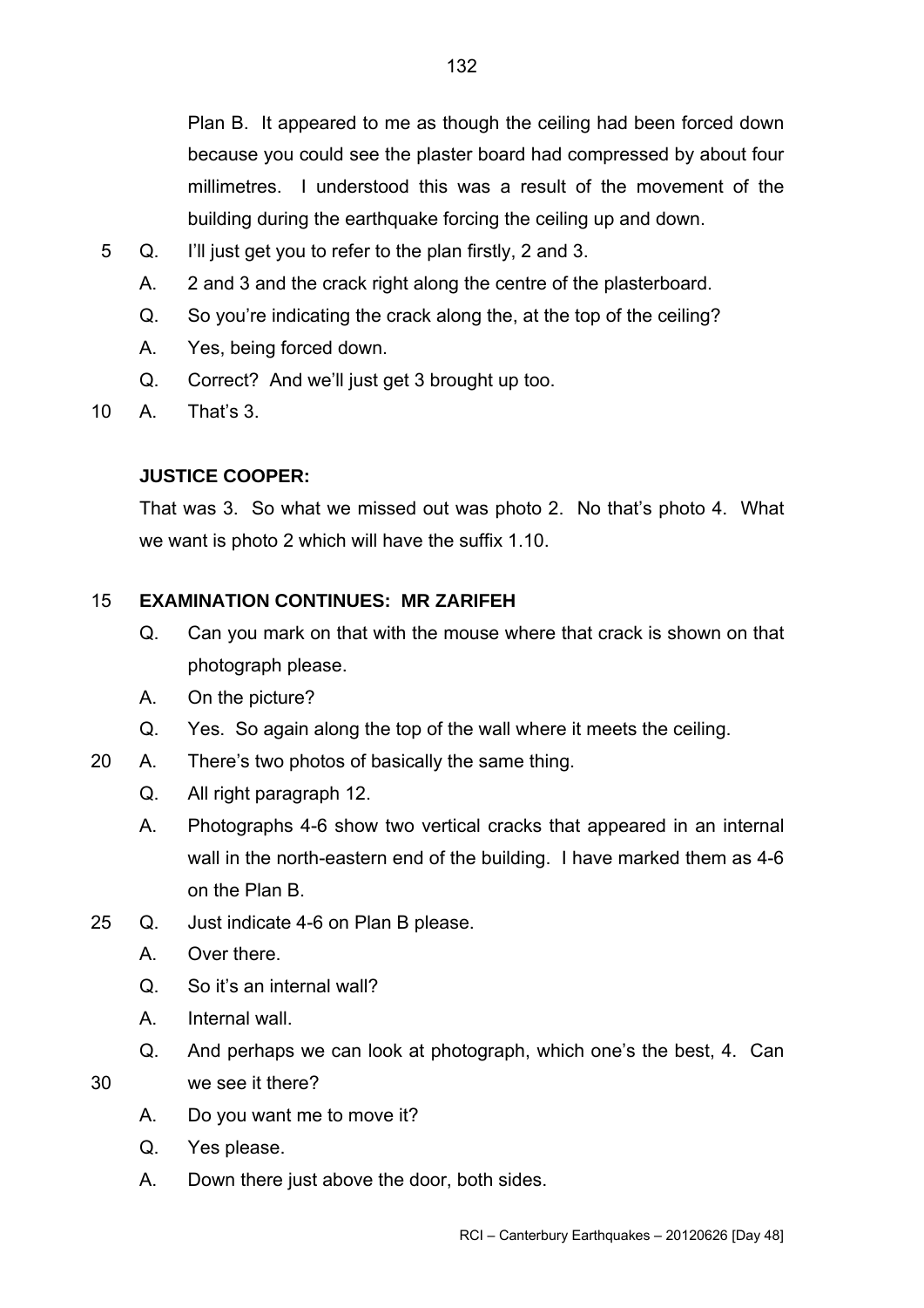Plan B. It appeared to me as though the ceiling had been forced down because you could see the plaster board had compressed by about four millimetres. I understood this was a result of the movement of the building during the earthquake forcing the ceiling up and down.

Q. I'll just get you to refer to the plan firstly, 2 and 3.

A. 2 and 3 and the crack right along the centre of the plasterboard.

Q. So you're indicating the crack along the, at the top of the ceiling?

A. Yes, being forced down.

Q. Correct? And we'll just get 3 brought up too.

A. That's 3.

**JUSTICE COOPER:**

That was 3. So what we missed out was photo 2. No that's photo 4. What we want is photo 2 which will have the suffix 1.10.

**EXAMINATION CONTINUES: MR ZARIFEH**

Q. Can you mark on that with the mouse where that crack is shown on that photograph please.

A. On the picture?

Q. Yes. So again along the top of the wall where it meets the ceiling.

A. There's two photos of basically the same thing.

Q. All right paragraph 12.

A. Photographs 4-6 show two vertical cracks that appeared in an internal wall in the north-eastern end of the building. I have marked them as 4-6 on the Plan B.

Q. Just indicate 4-6 on Plan B please.

A. Over there.

Q. So it's an internal wall?

A. Internal wall.

Q. And perhaps we can look at photograph, which one's the best, 4. Can we see it there?

A. Do you want me to move it?

Q. Yes please.

A. Down there just above the door, both sides.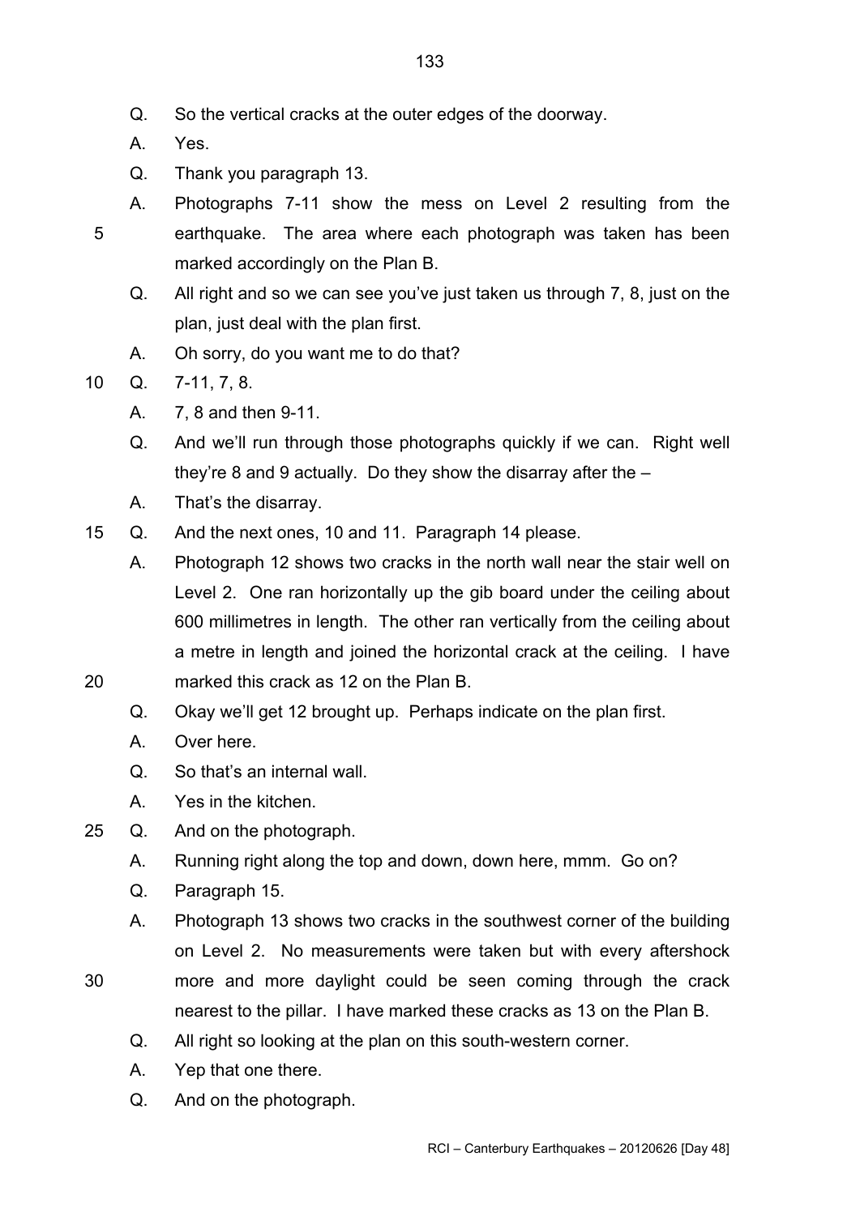Q. So the vertical cracks at the outer edges of the doorway.

A. Yes.

Q. Thank you paragraph 13.

A. Photographs 7-11 show the mess on Level 2 resulting from the earthquake. The area where each photograph was taken has been marked accordingly on the Plan B.

Q. All right and so we can see you've just taken us through 7, 8, just on the plan, just deal with the plan first.

A. Oh sorry, do you want me to do that?

Q. 7-11, 7, 8.

A. 7, 8 and then 9-11.

Q. And we'll run through those photographs quickly if we can. Right well they're 8 and 9 actually. Do they show the disarray after the –

A. That's the disarray.

Q. And the next ones, 10 and 11. Paragraph 14 please.

A. Photograph 12 shows two cracks in the north wall near the stair well on Level 2. One ran horizontally up the gib board under the ceiling about 600 millimetres in length. The other ran vertically from the ceiling about a metre in length and joined the horizontal crack at the ceiling. I have marked this crack as 12 on the Plan B.

Q. Okay we'll get 12 brought up. Perhaps indicate on the plan first.

A. Over here.

Q. So that's an internal wall.

A. Yes in the kitchen.

Q. And on the photograph.

A. Running right along the top and down, down here, mmm. Go on?

Q. Paragraph 15.

A. Photograph 13 shows two cracks in the southwest corner of the building on Level 2. No measurements were taken but with every aftershock more and more daylight could be seen coming through the crack nearest to the pillar. I have marked these cracks as 13 on the Plan B.

Q. All right so looking at the plan on this south-western corner.

A. Yep that one there.

Q. And on the photograph.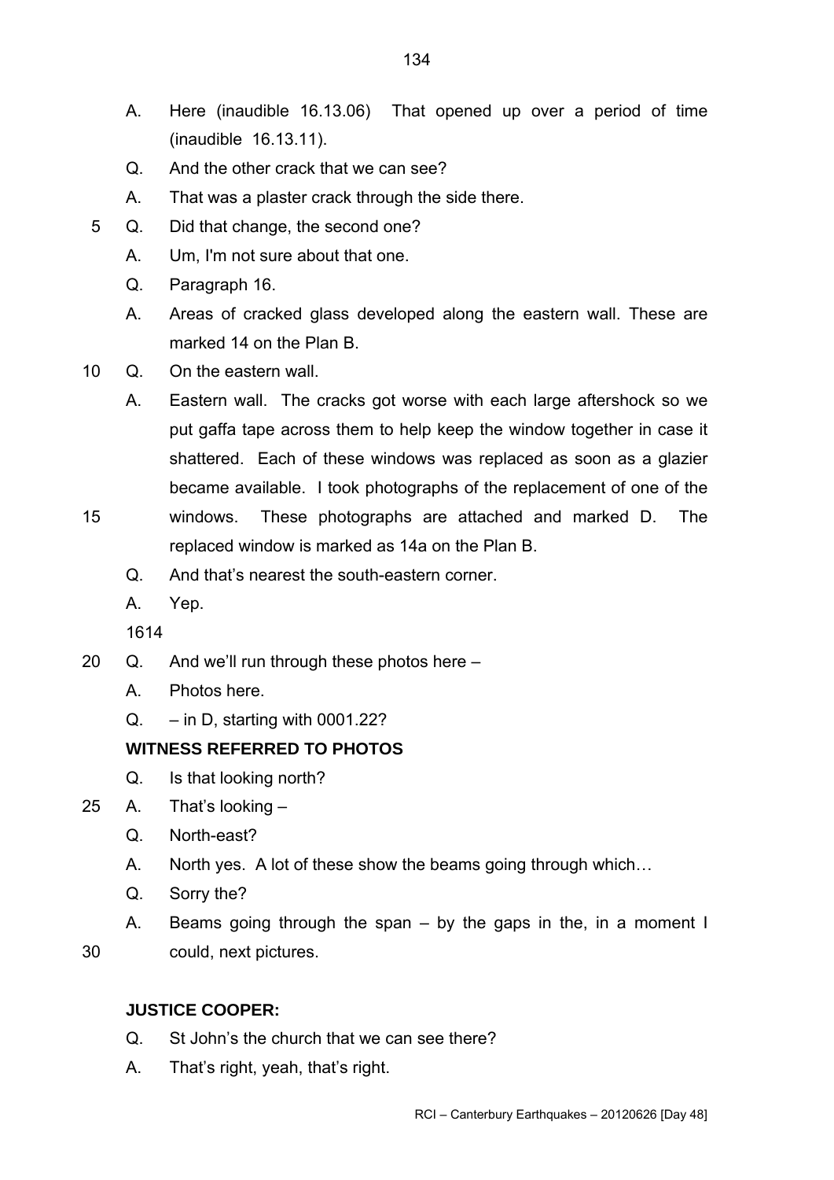A. Here (inaudible 16.13.06) That opened up over a period of time (inaudible 16.13.11).

Q. And the other crack that we can see?

A. That was a plaster crack through the side there.

Q. Did that change, the second one?

A. Um, I'm not sure about that one.

Q. Paragraph 16.

A. Areas of cracked glass developed along the eastern wall. These are marked 14 on the Plan B.

Q. On the eastern wall.

A. Eastern wall. The cracks got worse with each large aftershock so we put gaffa tape across them to help keep the window together in case it shattered. Each of these windows was replaced as soon as a glazier became available. I took photographs of the replacement of one of the windows. These photographs are attached and marked D. The replaced window is marked as 14a on the Plan B.

Q. And that's nearest the south-eastern corner.

A. Yep.

1614

Q. And we'll run through these photos here –

A. Photos here.

Q. – in D, starting with 0001.22?

**WITNESS REFERRED TO PHOTOS**

Q. Is that looking north?

A. That's looking –

Q. North-east?

A. North yes. A lot of these show the beams going through which…

Q. Sorry the?

A. Beams going through the span – by the gaps in the, in a moment I could, next pictures.

**JUSTICE COOPER:**

Q. St John's the church that we can see there?

A. That's right, yeah, that's right.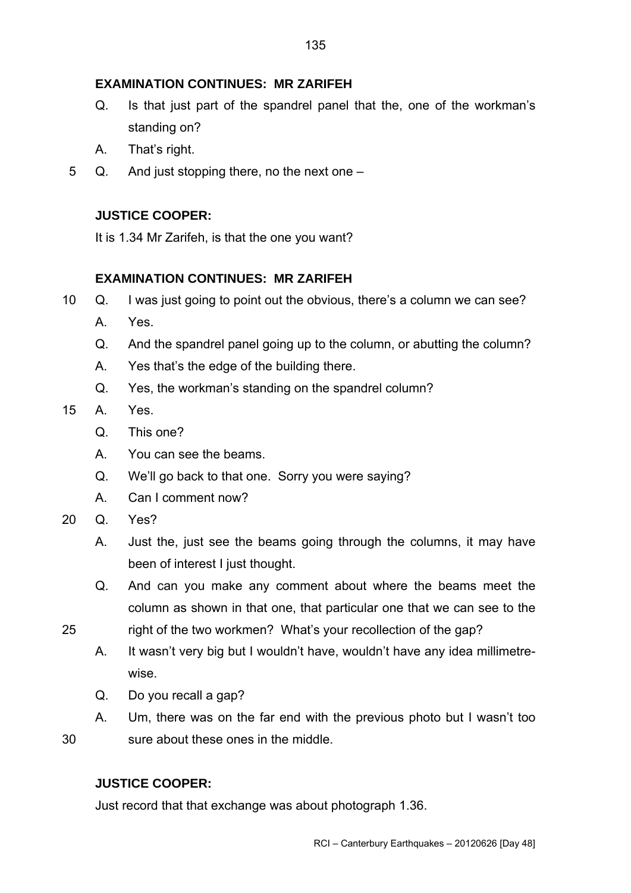**EXAMINATION CONTINUES: MR ZARIFEH**

Q. Is that just part of the spandrel panel that the, one of the workman's standing on?

A. That's right.

Q. And just stopping there, no the next one –

**JUSTICE COOPER:**

It is 1.34 Mr Zarifeh, is that the one you want?

**EXAMINATION CONTINUES: MR ZARIFEH**

Q. I was just going to point out the obvious, there's a column we can see?

A. Yes.

Q. And the spandrel panel going up to the column, or abutting the column?

A. Yes that's the edge of the building there.

Q. Yes, the workman's standing on the spandrel column?

A. Yes.

Q. This one?

A. You can see the beams.

Q. We'll go back to that one. Sorry you were saying?

A. Can I comment now?

Q. Yes?

A. Just the, just see the beams going through the columns, it may have been of interest I just thought.

Q. And can you make any comment about where the beams meet the column as shown in that one, that particular one that we can see to the right of the two workmen? What's your recollection of the gap?

A. It wasn't very big but I wouldn't have, wouldn't have any idea millimetre-wise.

Q. Do you recall a gap?

A. Um, there was on the far end with the previous photo but I wasn't too sure about these ones in the middle.

**JUSTICE COOPER:**

Just record that that exchange was about photograph 1.36.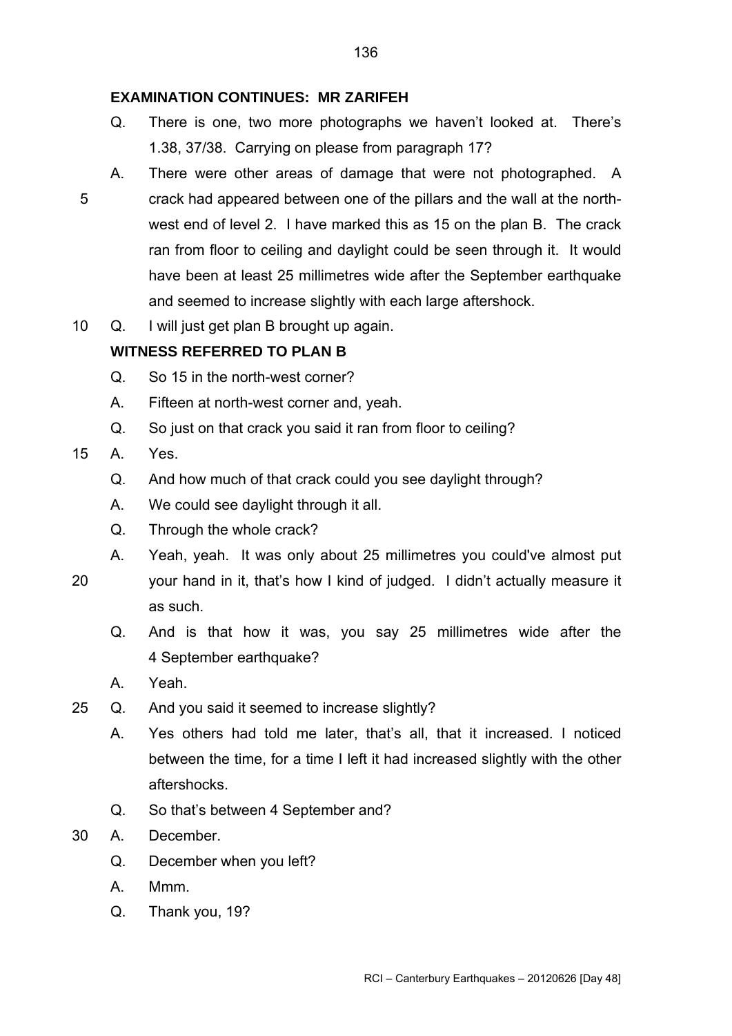**EXAMINATION CONTINUES: MR ZARIFEH**

Q. There is one, two more photographs we haven't looked at. There's 1.38, 37/38. Carrying on please from paragraph 17?

A. There were other areas of damage that were not photographed. A crack had appeared between one of the pillars and the wall at the north-west end of level 2. I have marked this as 15 on the plan B. The crack ran from floor to ceiling and daylight could be seen through it. It would have been at least 25 millimetres wide after the September earthquake and seemed to increase slightly with each large aftershock.

Q. I will just get plan B brought up again.

**WITNESS REFERRED TO PLAN B**

Q. So 15 in the north-west corner?

A. Fifteen at north-west corner and, yeah.

Q. So just on that crack you said it ran from floor to ceiling?

A. Yes.

Q. And how much of that crack could you see daylight through?

A. We could see daylight through it all.

Q. Through the whole crack?

A. Yeah, yeah. It was only about 25 millimetres you could've almost put your hand in it, that's how I kind of judged. I didn't actually measure it as such.

Q. And is that how it was, you say 25 millimetres wide after the 4 September earthquake?

A. Yeah.

Q. And you said it seemed to increase slightly?

A. Yes others had told me later, that's all, that it increased. I noticed between the time, for a time I left it had increased slightly with the other aftershocks.

Q. So that's between 4 September and?

A. December.

Q. December when you left?

A. Mmm.

Q. Thank you, 19?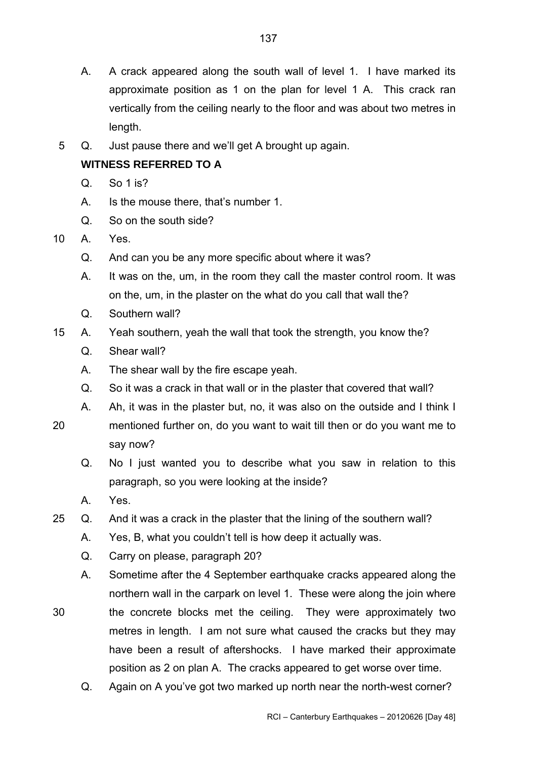A. A crack appeared along the south wall of level 1. I have marked its approximate position as 1 on the plan for level 1 A. This crack ran vertically from the ceiling nearly to the floor and was about two metres in length.

Q. Just pause there and we'll get A brought up again.

**WITNESS REFERRED TO A**

Q. So 1 is?

A. Is the mouse there, that's number 1.

Q. So on the south side?

A. Yes.

Q. And can you be any more specific about where it was?

A. It was on the, um, in the room they call the master control room. It was on the, um, in the plaster on the what do you call that wall the?

Q. Southern wall?

A. Yeah southern, yeah the wall that took the strength, you know the?

Q. Shear wall?

A. The shear wall by the fire escape yeah.

Q. So it was a crack in that wall or in the plaster that covered that wall?

A. Ah, it was in the plaster but, no, it was also on the outside and I think I mentioned further on, do you want to wait till then or do you want me to say now?

Q. No I just wanted you to describe what you saw in relation to this paragraph, so you were looking at the inside?

A. Yes.

Q. And it was a crack in the plaster that the lining of the southern wall?

A. Yes, B, what you couldn't tell is how deep it actually was.

Q. Carry on please, paragraph 20?

A. Sometime after the 4 September earthquake cracks appeared along the northern wall in the carpark on level 1. These were along the join where the concrete blocks met the ceiling. They were approximately two metres in length. I am not sure what caused the cracks but they may have been a result of aftershocks. I have marked their approximate position as 2 on plan A. The cracks appeared to get worse over time.

Q. Again on A you've got two marked up north near the north-west corner?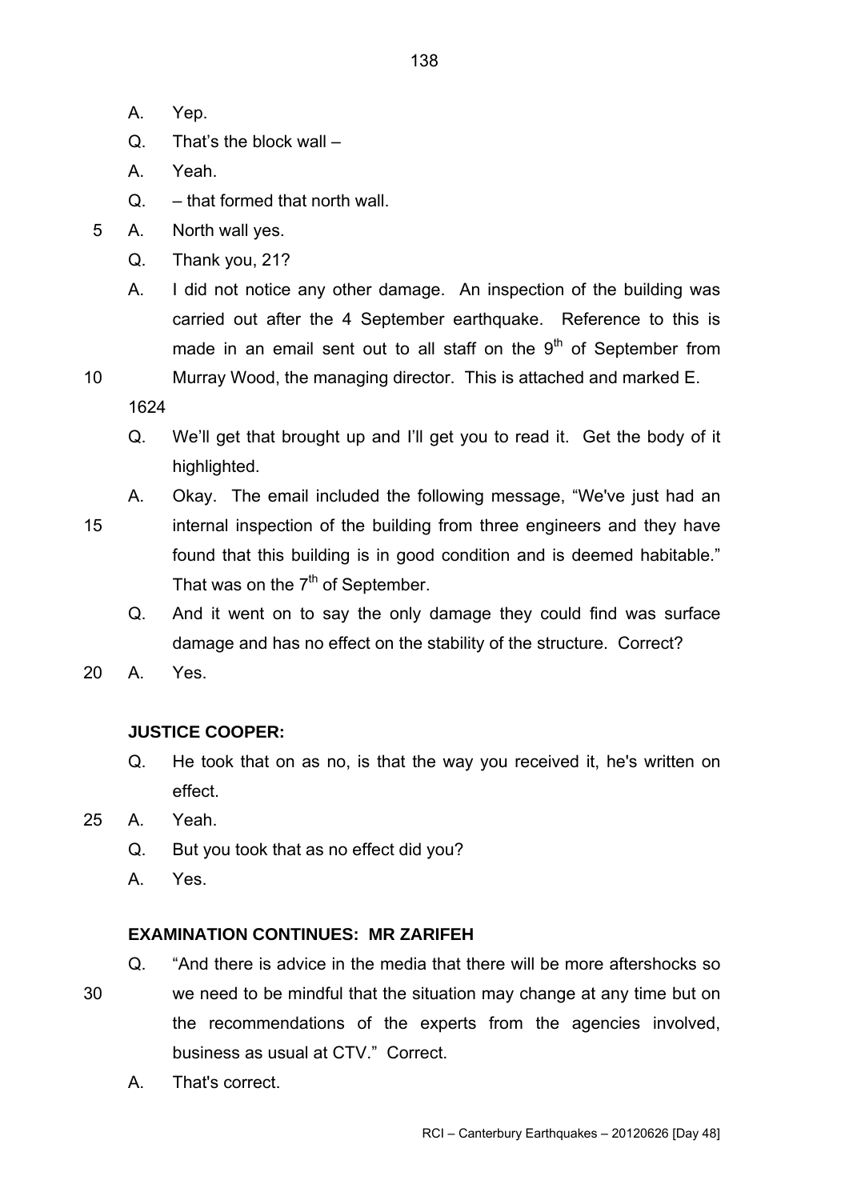A. Yep.

Q. That's the block wall –

A. Yeah.

Q. – that formed that north wall.

A. North wall yes.

Q. Thank you, 21?

A. I did not notice any other damage. An inspection of the building was carried out after the 4 September earthquake. Reference to this is made in an email sent out to all staff on the 9th of September from Murray Wood, the managing director. This is attached and marked E.

1624

Q. We'll get that brought up and I'll get you to read it. Get the body of it highlighted.

A. Okay. The email included the following message, "We've just had an internal inspection of the building from three engineers and they have found that this building is in good condition and is deemed habitable." That was on the 7th of September.

Q. And it went on to say the only damage they could find was surface damage and has no effect on the stability of the structure. Correct?

A. Yes.

**JUSTICE COOPER:**

Q. He took that on as no, is that the way you received it, he's written on effect.

A. Yeah.

Q. But you took that as no effect did you?

A. Yes.

**EXAMINATION CONTINUES: MR ZARIFEH**

Q. "And there is advice in the media that there will be more aftershocks so we need to be mindful that the situation may change at any time but on the recommendations of the experts from the agencies involved, business as usual at CTV." Correct.

A. That's correct.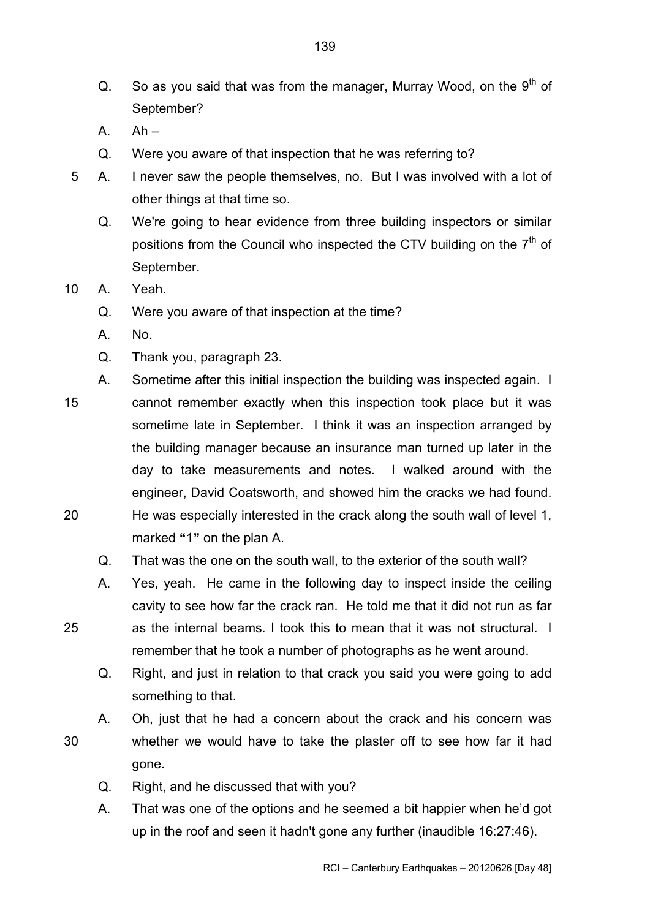Q. So as you said that was from the manager, Murray Wood, on the 9th of September?

A. Ah –

Q. Were you aware of that inspection that he was referring to?

A. I never saw the people themselves, no. But I was involved with a lot of other things at that time so.

Q. We're going to hear evidence from three building inspectors or similar positions from the Council who inspected the CTV building on the 7th of September.

A. Yeah.

Q. Were you aware of that inspection at the time?

A. No.

Q. Thank you, paragraph 23.

A. Sometime after this initial inspection the building was inspected again. I cannot remember exactly when this inspection took place but it was sometime late in September. I think it was an inspection arranged by the building manager because an insurance man turned up later in the day to take measurements and notes. I walked around with the engineer, David Coatsworth, and showed him the cracks we had found. He was especially interested in the crack along the south wall of level 1, marked **"1"** on the plan A.

Q. That was the one on the south wall, to the exterior of the south wall?

A. Yes, yeah. He came in the following day to inspect inside the ceiling cavity to see how far the crack ran. He told me that it did not run as far as the internal beams. I took this to mean that it was not structural. I remember that he took a number of photographs as he went around.

Q. Right, and just in relation to that crack you said you were going to add something to that.

A. Oh, just that he had a concern about the crack and his concern was whether we would have to take the plaster off to see how far it had gone.

Q. Right, and he discussed that with you?

A. That was one of the options and he seemed a bit happier when he'd got up in the roof and seen it hadn't gone any further (inaudible 16:27:46).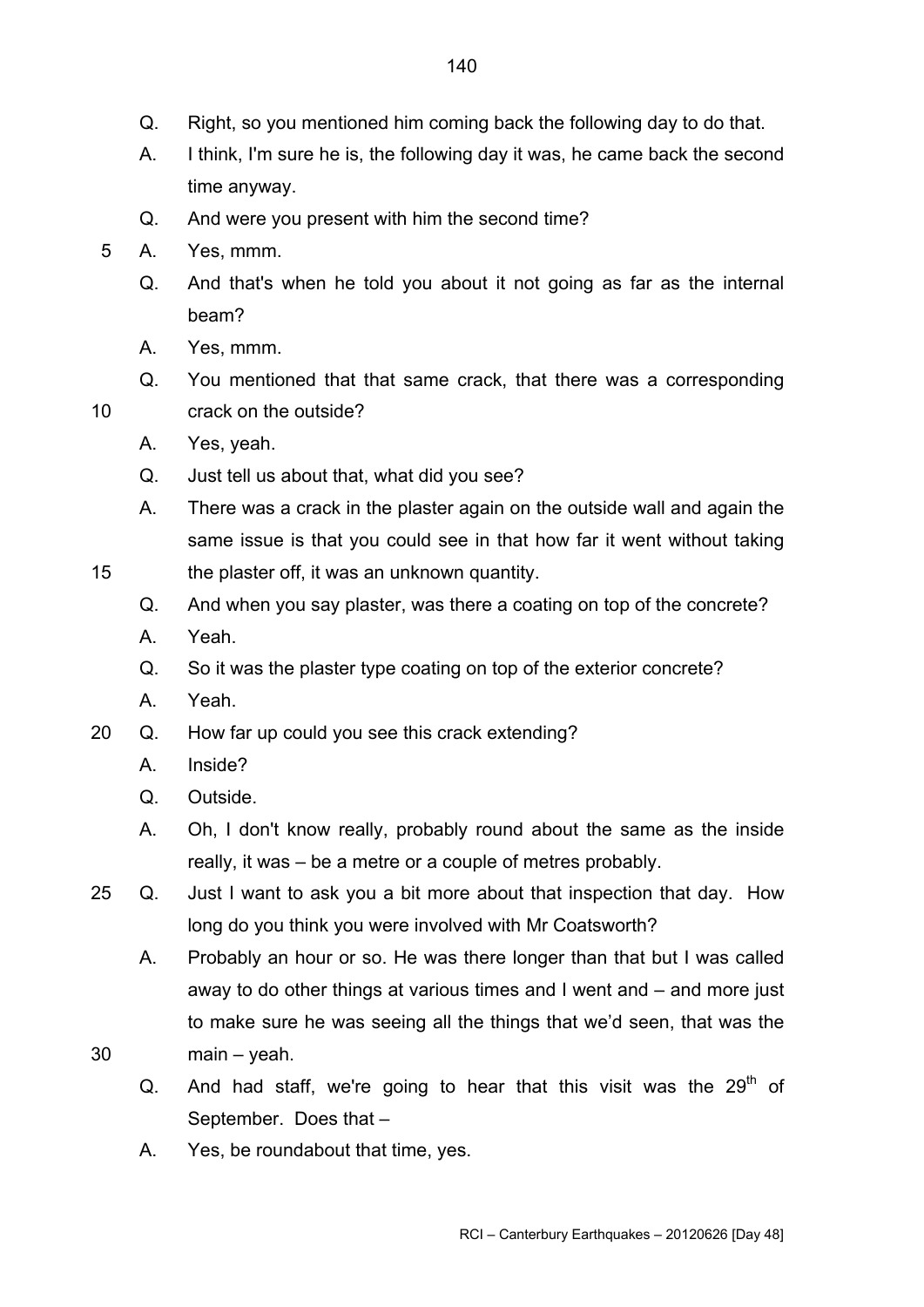Q. Right, so you mentioned him coming back the following day to do that.

A. I think, I'm sure he is, the following day it was, he came back the second time anyway.

Q. And were you present with him the second time?

A. Yes, mmm.

Q. And that's when he told you about it not going as far as the internal beam?

A. Yes, mmm.

Q. You mentioned that that same crack, that there was a corresponding crack on the outside?

A. Yes, yeah.

Q. Just tell us about that, what did you see?

A. There was a crack in the plaster again on the outside wall and again the same issue is that you could see in that how far it went without taking the plaster off, it was an unknown quantity.

Q. And when you say plaster, was there a coating on top of the concrete?

A. Yeah.

Q. So it was the plaster type coating on top of the exterior concrete?

A. Yeah.

Q. How far up could you see this crack extending?

A. Inside?

Q. Outside.

A. Oh, I don't know really, probably round about the same as the inside really, it was – be a metre or a couple of metres probably.

Q. Just I want to ask you a bit more about that inspection that day. How long do you think you were involved with Mr Coatsworth?

A. Probably an hour or so. He was there longer than that but I was called away to do other things at various times and I went and – and more just to make sure he was seeing all the things that we'd seen, that was the main – yeah.

Q. And had staff, we're going to hear that this visit was the 29th of September. Does that –

A. Yes, be roundabout that time, yes.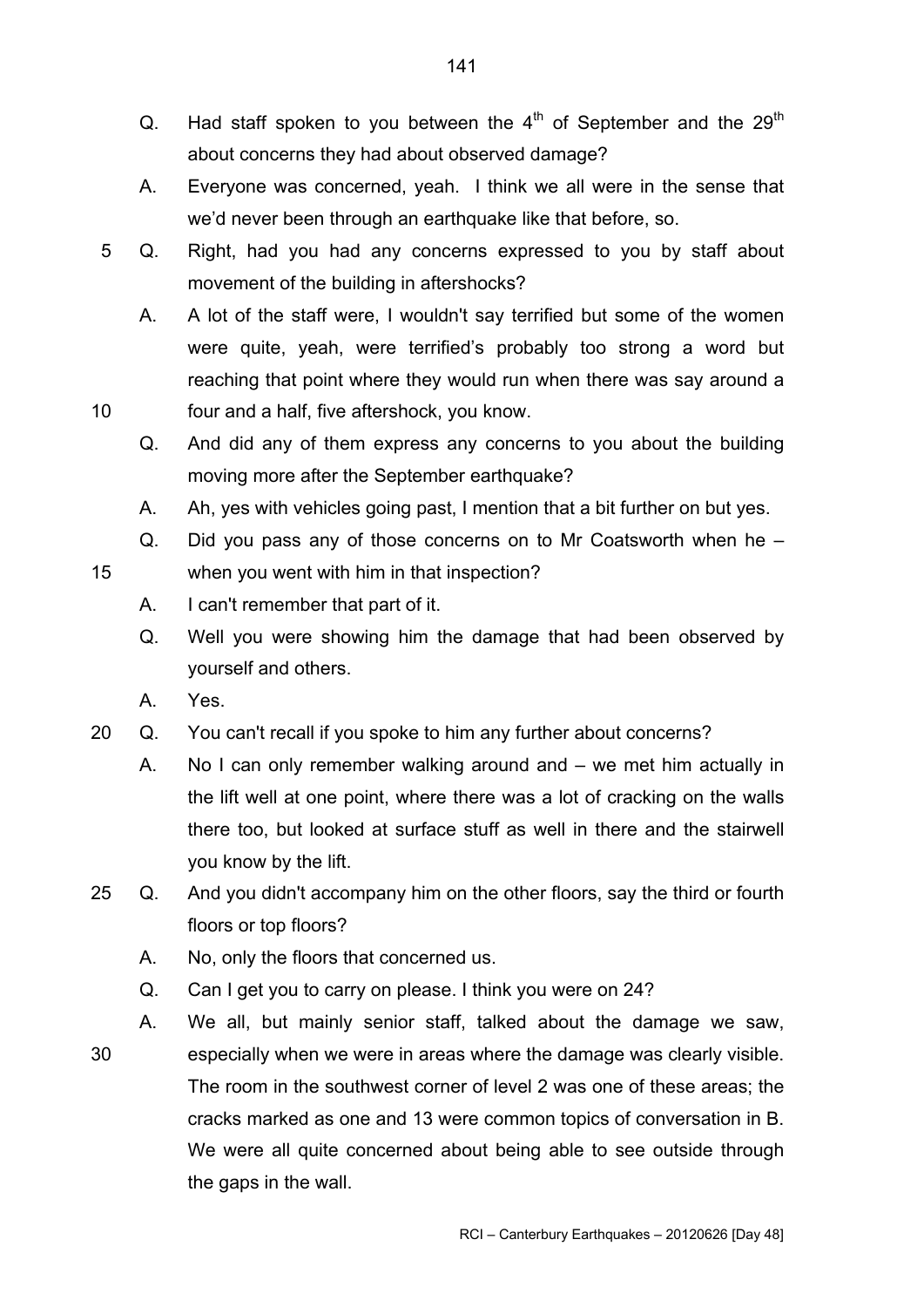Q. Had staff spoken to you between the 4th of September and the 29th about concerns they had about observed damage?

A. Everyone was concerned, yeah. I think we all were in the sense that we'd never been through an earthquake like that before, so.

Q. Right, had you had any concerns expressed to you by staff about movement of the building in aftershocks?

A. A lot of the staff were, I wouldn't say terrified but some of the women were quite, yeah, were terrified's probably too strong a word but reaching that point where they would run when there was say around a four and a half, five aftershock, you know.

Q. And did any of them express any concerns to you about the building moving more after the September earthquake?

A. Ah, yes with vehicles going past, I mention that a bit further on but yes.

Q. Did you pass any of those concerns on to Mr Coatsworth when he – when you went with him in that inspection?

A. I can't remember that part of it.

Q. Well you were showing him the damage that had been observed by yourself and others.

A. Yes.

Q. You can't recall if you spoke to him any further about concerns?

A. No I can only remember walking around and – we met him actually in the lift well at one point, where there was a lot of cracking on the walls there too, but looked at surface stuff as well in there and the stairwell you know by the lift.

Q. And you didn't accompany him on the other floors, say the third or fourth floors or top floors?

A. No, only the floors that concerned us.

Q. Can I get you to carry on please. I think you were on 24?

A. We all, but mainly senior staff, talked about the damage we saw, especially when we were in areas where the damage was clearly visible. The room in the southwest corner of level 2 was one of these areas; the cracks marked as one and 13 were common topics of conversation in B. We were all quite concerned about being able to see outside through the gaps in the wall.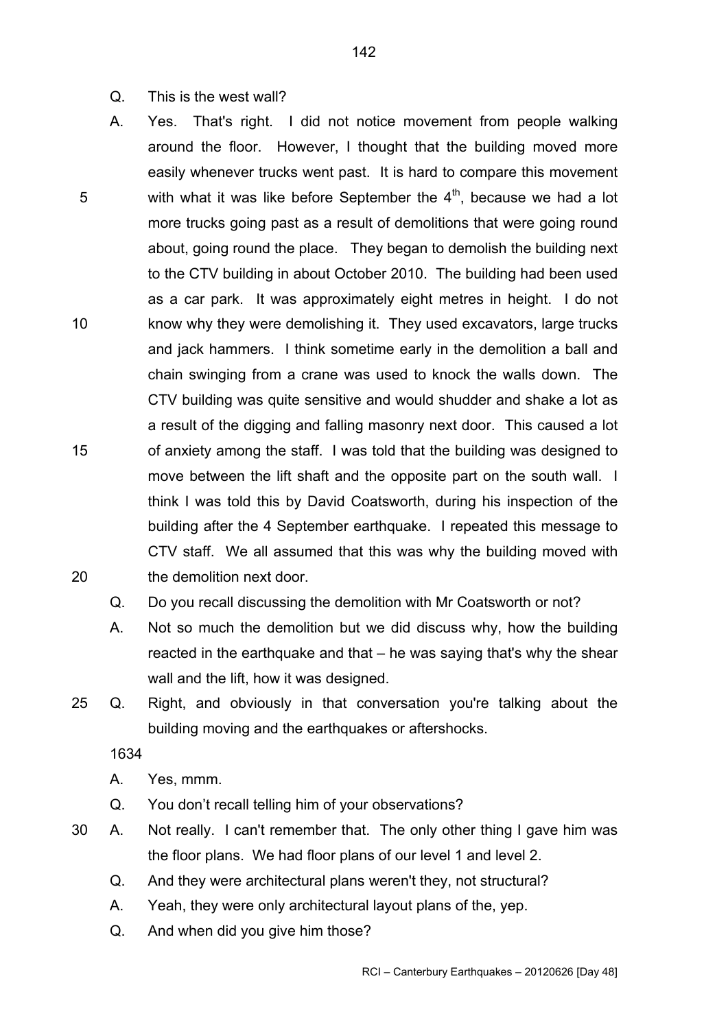Q. This is the west wall?

A. Yes. That's right. I did not notice movement from people walking around the floor. However, I thought that the building moved more easily whenever trucks went past. It is hard to compare this movement with what it was like before September the 4th, because we had a lot more trucks going past as a result of demolitions that were going round about, going round the place. They began to demolish the building next to the CTV building in about October 2010. The building had been used as a car park. It was approximately eight metres in height. I do not know why they were demolishing it. They used excavators, large trucks and jack hammers. I think sometime early in the demolition a ball and chain swinging from a crane was used to knock the walls down. The CTV building was quite sensitive and would shudder and shake a lot as a result of the digging and falling masonry next door. This caused a lot of anxiety among the staff. I was told that the building was designed to move between the lift shaft and the opposite part on the south wall. I think I was told this by David Coatsworth, during his inspection of the building after the 4 September earthquake. I repeated this message to CTV staff. We all assumed that this was why the building moved with the demolition next door.

Q. Do you recall discussing the demolition with Mr Coatsworth or not?

A. Not so much the demolition but we did discuss why, how the building reacted in the earthquake and that – he was saying that's why the shear wall and the lift, how it was designed.

Q. Right, and obviously in that conversation you're talking about the building moving and the earthquakes or aftershocks.

1634

A. Yes, mmm.

Q. You don't recall telling him of your observations?

A. Not really. I can't remember that. The only other thing I gave him was the floor plans. We had floor plans of our level 1 and level 2.

Q. And they were architectural plans weren't they, not structural?

A. Yeah, they were only architectural layout plans of the, yep.

Q. And when did you give him those?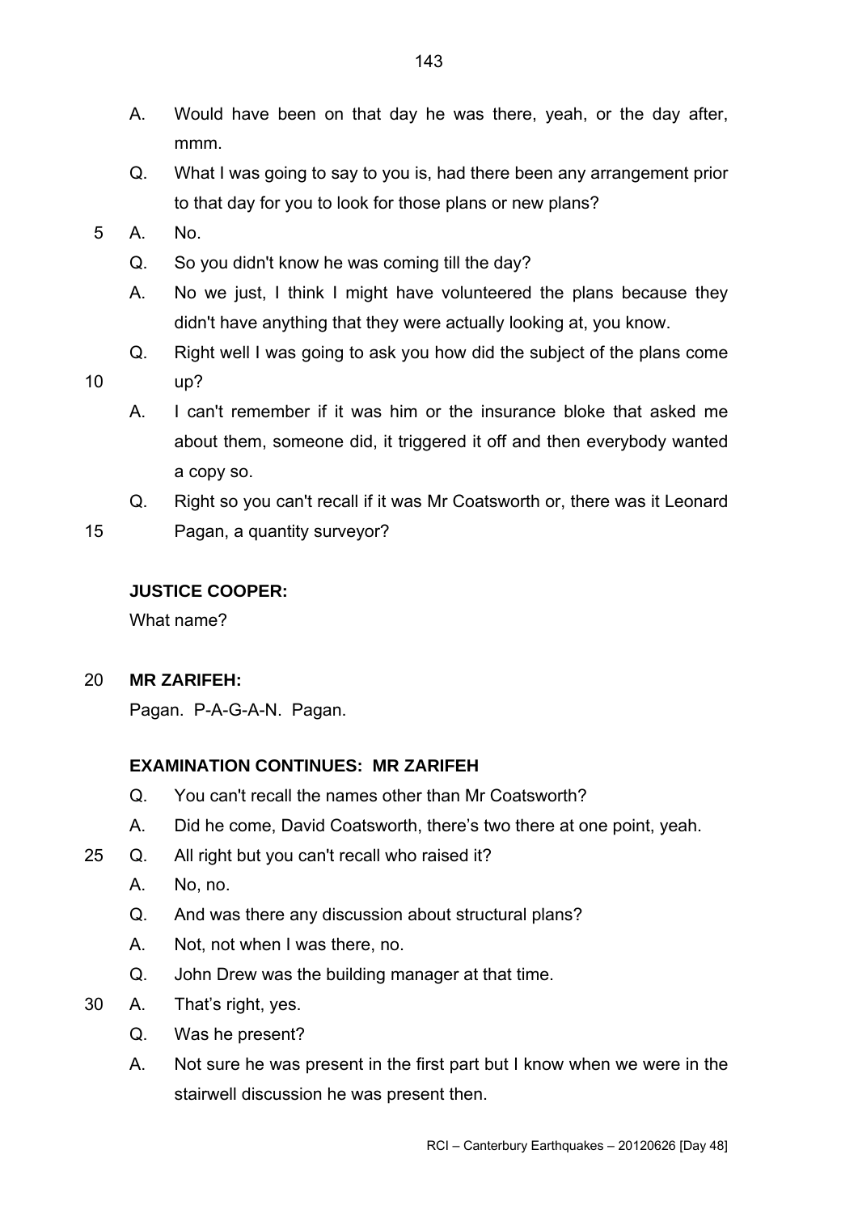A. Would have been on that day he was there, yeah, or the day after, mmm.

Q. What I was going to say to you is, had there been any arrangement prior to that day for you to look for those plans or new plans?

A. No.

Q. So you didn't know he was coming till the day?

A. No we just, I think I might have volunteered the plans because they didn't have anything that they were actually looking at, you know.

Q. Right well I was going to ask you how did the subject of the plans come up?

A. I can't remember if it was him or the insurance bloke that asked me about them, someone did, it triggered it off and then everybody wanted a copy so.

Q. Right so you can't recall if it was Mr Coatsworth or, there was it Leonard Pagan, a quantity surveyor?

**JUSTICE COOPER:**

What name?

**MR ZARIFEH:**

Pagan. P-A-G-A-N. Pagan.

**EXAMINATION CONTINUES: MR ZARIFEH**

Q. You can't recall the names other than Mr Coatsworth?

A. Did he come, David Coatsworth, there's two there at one point, yeah.

Q. All right but you can't recall who raised it?

A. No, no.

Q. And was there any discussion about structural plans?

A. Not, not when I was there, no.

Q. John Drew was the building manager at that time.

A. That's right, yes.

Q. Was he present?

A. Not sure he was present in the first part but I know when we were in the stairwell discussion he was present then.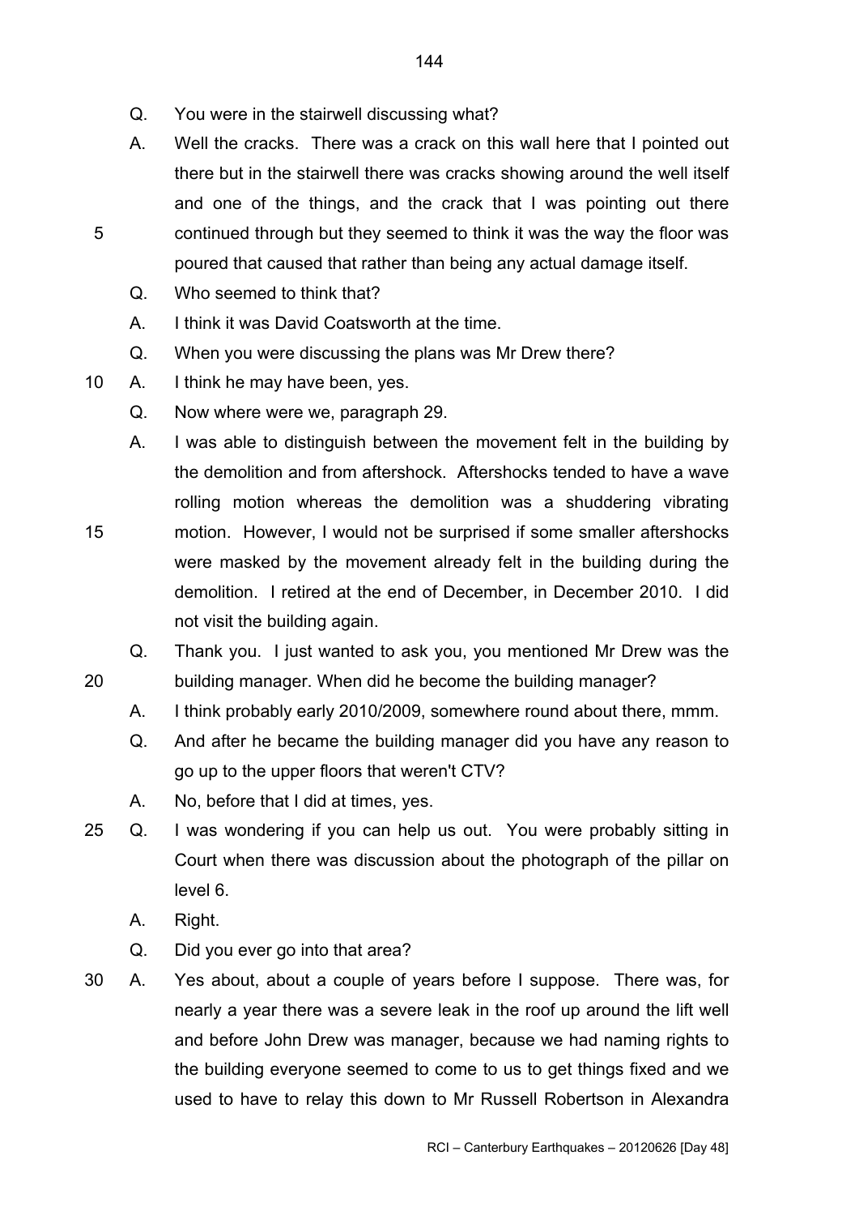Q. You were in the stairwell discussing what?

A. Well the cracks. There was a crack on this wall here that I pointed out there but in the stairwell there was cracks showing around the well itself and one of the things, and the crack that I was pointing out there continued through but they seemed to think it was the way the floor was poured that caused that rather than being any actual damage itself.

Q. Who seemed to think that?

A. I think it was David Coatsworth at the time.

Q. When you were discussing the plans was Mr Drew there?

A. I think he may have been, yes.

Q. Now where were we, paragraph 29.

A. I was able to distinguish between the movement felt in the building by the demolition and from aftershock. Aftershocks tended to have a wave rolling motion whereas the demolition was a shuddering vibrating motion. However, I would not be surprised if some smaller aftershocks were masked by the movement already felt in the building during the demolition. I retired at the end of December, in December 2010. I did not visit the building again.

Q. Thank you. I just wanted to ask you, you mentioned Mr Drew was the building manager. When did he become the building manager?

A. I think probably early 2010/2009, somewhere round about there, mmm.

Q. And after he became the building manager did you have any reason to go up to the upper floors that weren't CTV?

A. No, before that I did at times, yes.

Q. I was wondering if you can help us out. You were probably sitting in Court when there was discussion about the photograph of the pillar on level 6.

A. Right.

Q. Did you ever go into that area?

A. Yes about, about a couple of years before I suppose. There was, for nearly a year there was a severe leak in the roof up around the lift well and before John Drew was manager, because we had naming rights to the building everyone seemed to come to us to get things fixed and we used to have to relay this down to Mr Russell Robertson in Alexandra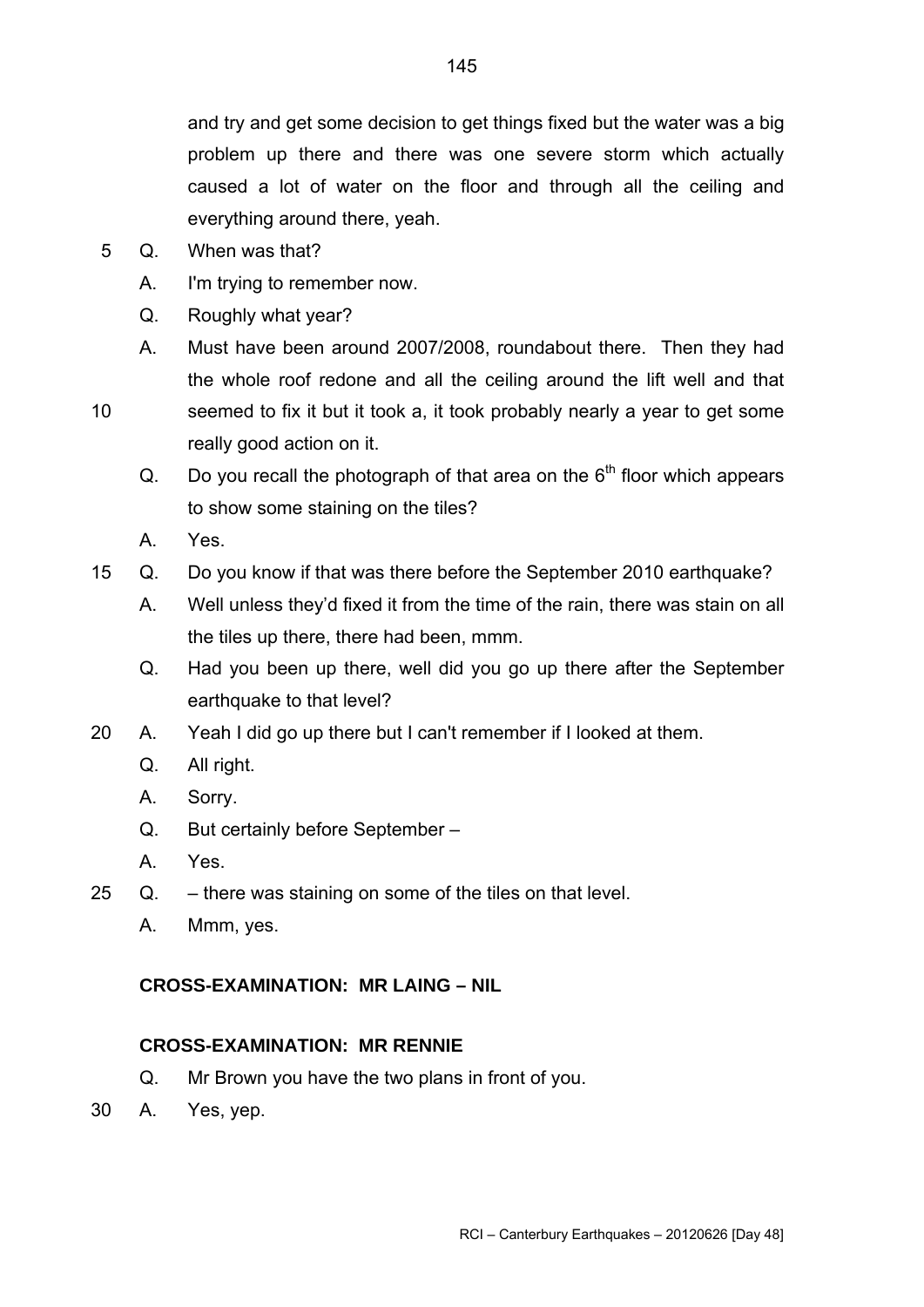and try and get some decision to get things fixed but the water was a big problem up there and there was one severe storm which actually caused a lot of water on the floor and through all the ceiling and everything around there, yeah.

Q. When was that?

A. I'm trying to remember now.

Q. Roughly what year?

A. Must have been around 2007/2008, roundabout there. Then they had the whole roof redone and all the ceiling around the lift well and that seemed to fix it but it took a, it took probably nearly a year to get some really good action on it.

Q. Do you recall the photograph of that area on the 6th floor which appears to show some staining on the tiles?

A. Yes.

Q. Do you know if that was there before the September 2010 earthquake?

A. Well unless they'd fixed it from the time of the rain, there was stain on all the tiles up there, there had been, mmm.

Q. Had you been up there, well did you go up there after the September earthquake to that level?

A. Yeah I did go up there but I can't remember if I looked at them.

Q. All right.

A. Sorry.

Q. But certainly before September –

A. Yes.

Q. – there was staining on some of the tiles on that level.

A. Mmm, yes.

**CROSS-EXAMINATION: MR LAING – NIL**

**CROSS-EXAMINATION: MR RENNIE**

Q. Mr Brown you have the two plans in front of you.

A. Yes, yep.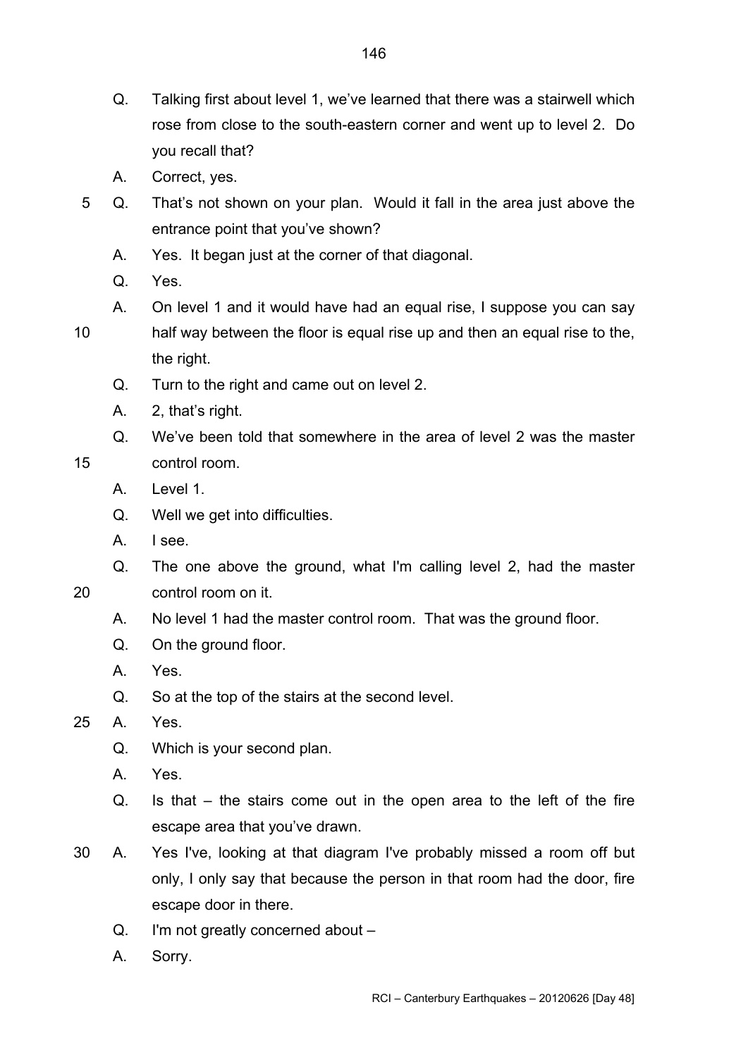Q. Talking first about level 1, we've learned that there was a stairwell which rose from close to the south-eastern corner and went up to level 2. Do you recall that?

A. Correct, yes.

Q. That's not shown on your plan. Would it fall in the area just above the entrance point that you've shown?

A. Yes. It began just at the corner of that diagonal.

Q. Yes.

A. On level 1 and it would have had an equal rise, I suppose you can say half way between the floor is equal rise up and then an equal rise to the, the right.

Q. Turn to the right and came out on level 2.

A. 2, that's right.

Q. We've been told that somewhere in the area of level 2 was the master control room.

A. Level 1.

Q. Well we get into difficulties.

A. I see.

Q. The one above the ground, what I'm calling level 2, had the master control room on it.

A. No level 1 had the master control room. That was the ground floor.

Q. On the ground floor.

A. Yes.

Q. So at the top of the stairs at the second level.

A. Yes.

Q. Which is your second plan.

A. Yes.

Q. Is that – the stairs come out in the open area to the left of the fire escape area that you've drawn.

A. Yes I've, looking at that diagram I've probably missed a room off but only, I only say that because the person in that room had the door, fire escape door in there.

Q. I'm not greatly concerned about –

A. Sorry.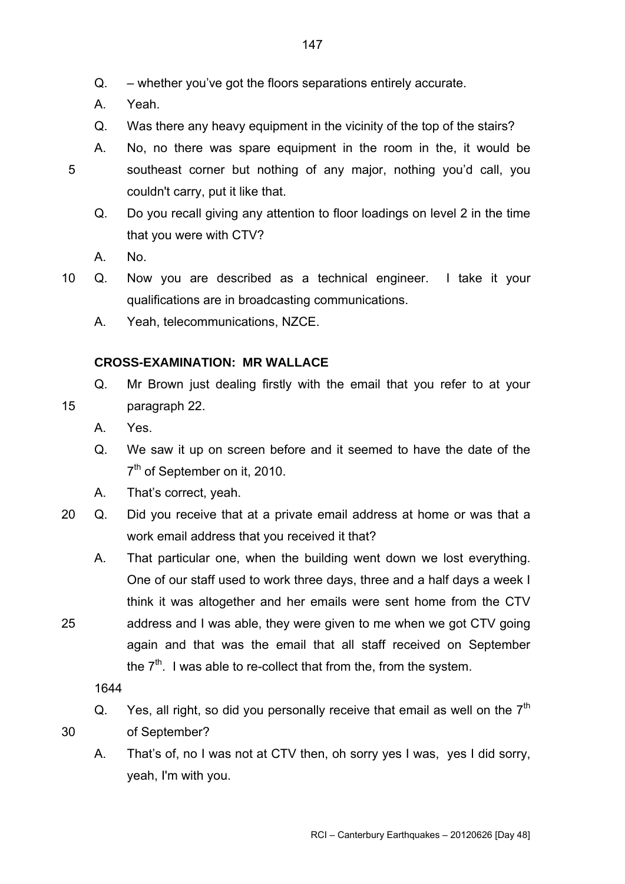Q. – whether you've got the floors separations entirely accurate.

A. Yeah.

Q. Was there any heavy equipment in the vicinity of the top of the stairs?

A. No, no there was spare equipment in the room in the, it would be southeast corner but nothing of any major, nothing you'd call, you couldn't carry, put it like that.

Q. Do you recall giving any attention to floor loadings on level 2 in the time that you were with CTV?

A. No.

Q. Now you are described as a technical engineer. I take it your qualifications are in broadcasting communications.

A. Yeah, telecommunications, NZCE.

**CROSS-EXAMINATION: MR WALLACE**

Q. Mr Brown just dealing firstly with the email that you refer to at your paragraph 22.

A. Yes.

Q. We saw it up on screen before and it seemed to have the date of the 7th of September on it, 2010.

A. That's correct, yeah.

Q. Did you receive that at a private email address at home or was that a work email address that you received it that?

A. That particular one, when the building went down we lost everything. One of our staff used to work three days, three and a half days a week I think it was altogether and her emails were sent home from the CTV address and I was able, they were given to me when we got CTV going again and that was the email that all staff received on September the 7th. I was able to re-collect that from the, from the system.

1644

Q. Yes, all right, so did you personally receive that email as well on the 7th of September?

A. That's of, no I was not at CTV then, oh sorry yes I was, yes I did sorry, yeah, I'm with you.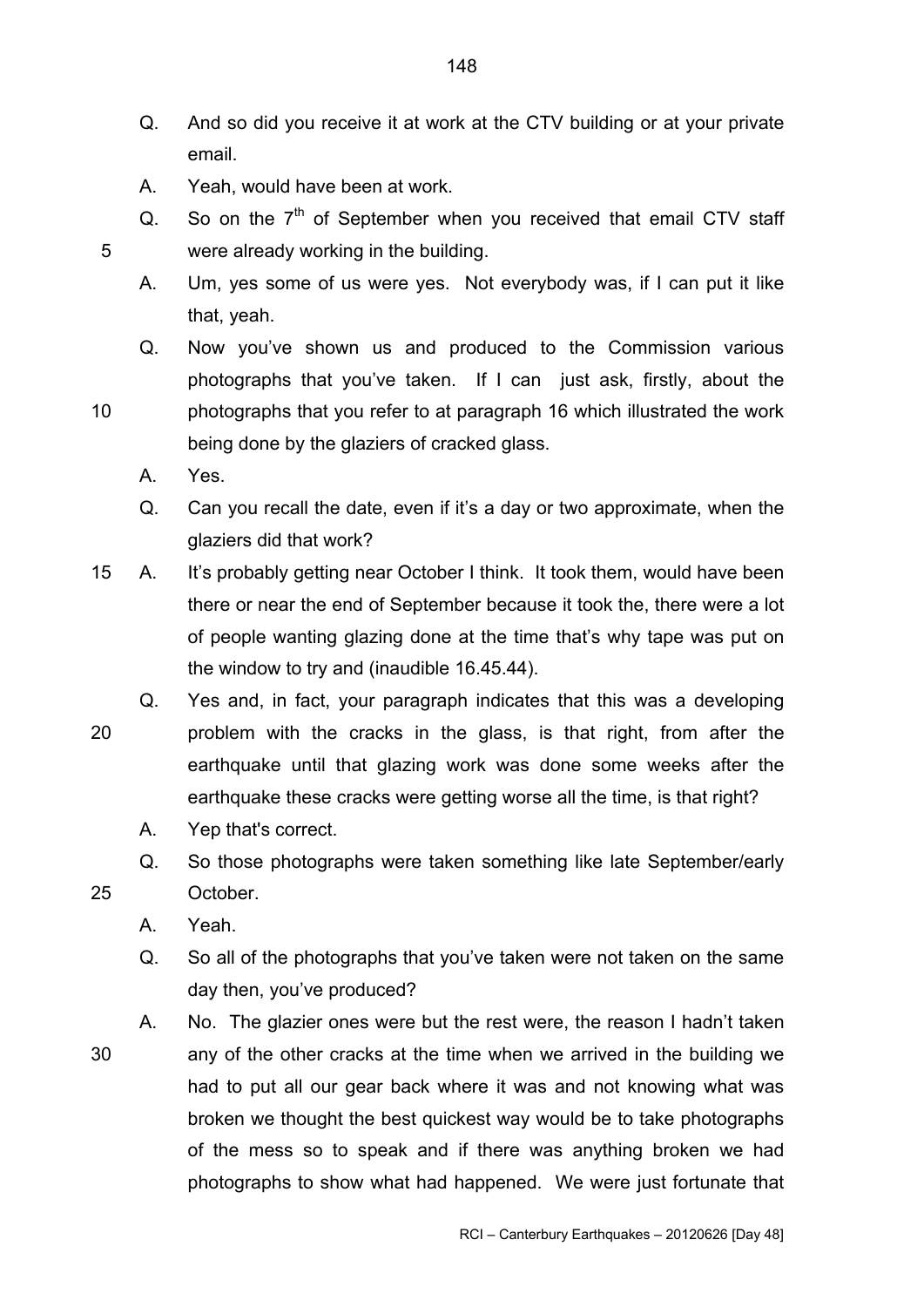Q. And so did you receive it at work at the CTV building or at your private email.

A. Yeah, would have been at work.

Q. So on the 7th of September when you received that email CTV staff were already working in the building.

A. Um, yes some of us were yes. Not everybody was, if I can put it like that, yeah.

Q. Now you've shown us and produced to the Commission various photographs that you've taken. If I can just ask, firstly, about the photographs that you refer to at paragraph 16 which illustrated the work being done by the glaziers of cracked glass.

A. Yes.

Q. Can you recall the date, even if it's a day or two approximate, when the glaziers did that work?

A. It's probably getting near October I think. It took them, would have been there or near the end of September because it took the, there were a lot of people wanting glazing done at the time that's why tape was put on the window to try and (inaudible 16.45.44).

Q. Yes and, in fact, your paragraph indicates that this was a developing problem with the cracks in the glass, is that right, from after the earthquake until that glazing work was done some weeks after the earthquake these cracks were getting worse all the time, is that right?

A. Yep that's correct.

Q. So those photographs were taken something like late September/early October.

A. Yeah.

Q. So all of the photographs that you've taken were not taken on the same day then, you've produced?

A. No. The glazier ones were but the rest were, the reason I hadn't taken any of the other cracks at the time when we arrived in the building we had to put all our gear back where it was and not knowing what was broken we thought the best quickest way would be to take photographs of the mess so to speak and if there was anything broken we had photographs to show what had happened. We were just fortunate that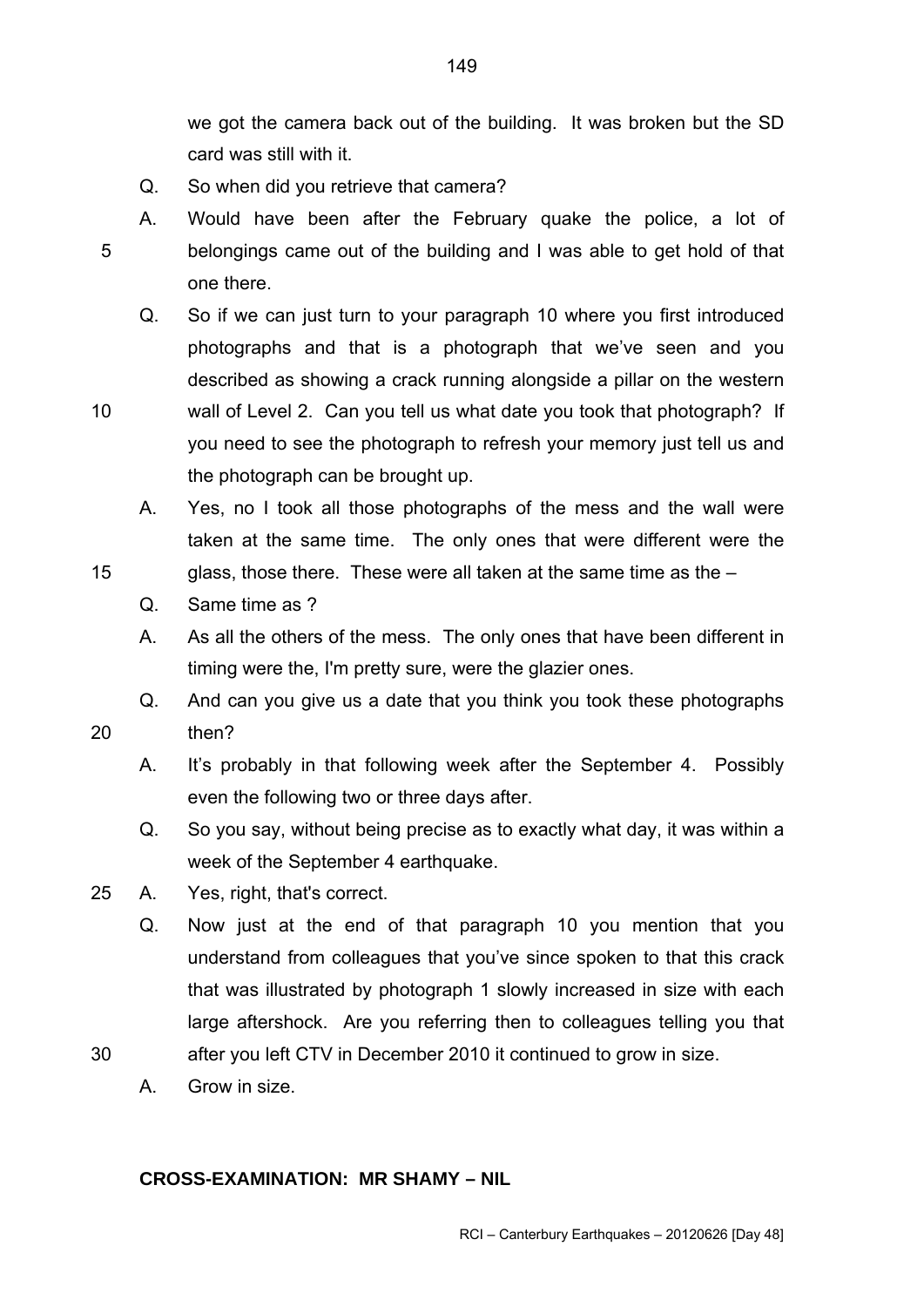we got the camera back out of the building. It was broken but the SD card was still with it.

Q. So when did you retrieve that camera?

A. Would have been after the February quake the police, a lot of belongings came out of the building and I was able to get hold of that one there.

Q. So if we can just turn to your paragraph 10 where you first introduced photographs and that is a photograph that we've seen and you described as showing a crack running alongside a pillar on the western wall of Level 2. Can you tell us what date you took that photograph? If you need to see the photograph to refresh your memory just tell us and the photograph can be brought up.

A. Yes, no I took all those photographs of the mess and the wall were taken at the same time. The only ones that were different were the glass, those there. These were all taken at the same time as the –

Q. Same time as ?

A. As all the others of the mess. The only ones that have been different in timing were the, I'm pretty sure, were the glazier ones.

Q. And can you give us a date that you think you took these photographs then?

A. It's probably in that following week after the September 4. Possibly even the following two or three days after.

Q. So you say, without being precise as to exactly what day, it was within a week of the September 4 earthquake.

A. Yes, right, that's correct.

Q. Now just at the end of that paragraph 10 you mention that you understand from colleagues that you've since spoken to that this crack that was illustrated by photograph 1 slowly increased in size with each large aftershock. Are you referring then to colleagues telling you that after you left CTV in December 2010 it continued to grow in size.

A. Grow in size.

**CROSS-EXAMINATION: MR SHAMY – NIL**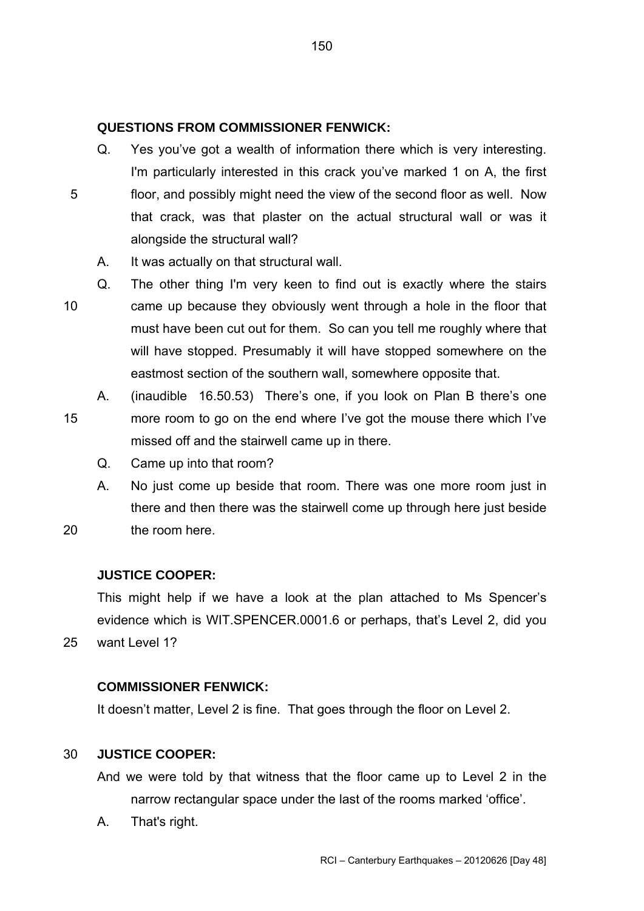**QUESTIONS FROM COMMISSIONER FENWICK:**

Q. Yes you've got a wealth of information there which is very interesting. I'm particularly interested in this crack you've marked 1 on A, the first floor, and possibly might need the view of the second floor as well. Now that crack, was that plaster on the actual structural wall or was it alongside the structural wall?

A. It was actually on that structural wall.

Q. The other thing I'm very keen to find out is exactly where the stairs came up because they obviously went through a hole in the floor that must have been cut out for them. So can you tell me roughly where that will have stopped. Presumably it will have stopped somewhere on the eastmost section of the southern wall, somewhere opposite that.

A. (inaudible 16.50.53) There's one, if you look on Plan B there's one more room to go on the end where I've got the mouse there which I've missed off and the stairwell came up in there.

Q. Came up into that room?

A. No just come up beside that room. There was one more room just in there and then there was the stairwell come up through here just beside the room here.

**JUSTICE COOPER:**

This might help if we have a look at the plan attached to Ms Spencer's evidence which is WIT.SPENCER.0001.6 or perhaps, that's Level 2, did you want Level 1?

**COMMISSIONER FENWICK:**

It doesn't matter, Level 2 is fine. That goes through the floor on Level 2.

**JUSTICE COOPER:**

And we were told by that witness that the floor came up to Level 2 in the narrow rectangular space under the last of the rooms marked 'office'.

A. That's right.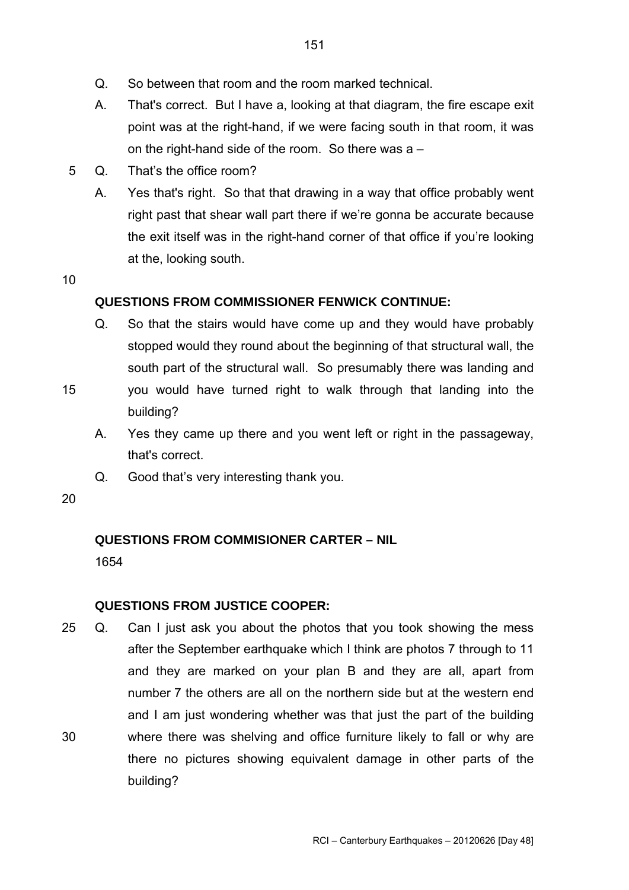Q. So between that room and the room marked technical.

A. That's correct. But I have a, looking at that diagram, the fire escape exit point was at the right-hand, if we were facing south in that room, it was on the right-hand side of the room. So there was a –

Q. That's the office room?

A. Yes that's right. So that that drawing in a way that office probably went right past that shear wall part there if we're gonna be accurate because the exit itself was in the right-hand corner of that office if you're looking at the, looking south.

**QUESTIONS FROM COMMISSIONER FENWICK CONTINUE:**

Q. So that the stairs would have come up and they would have probably stopped would they round about the beginning of that structural wall, the south part of the structural wall. So presumably there was landing and you would have turned right to walk through that landing into the building?

A. Yes they came up there and you went left or right in the passageway, that's correct.

Q. Good that's very interesting thank you.

**QUESTIONS FROM COMMISIONER CARTER – NIL**

1654

**QUESTIONS FROM JUSTICE COOPER:**

Q. Can I just ask you about the photos that you took showing the mess after the September earthquake which I think are photos 7 through to 11 and they are marked on your plan B and they are all, apart from number 7 the others are all on the northern side but at the western end and I am just wondering whether was that just the part of the building where there was shelving and office furniture likely to fall or why are there no pictures showing equivalent damage in other parts of the building?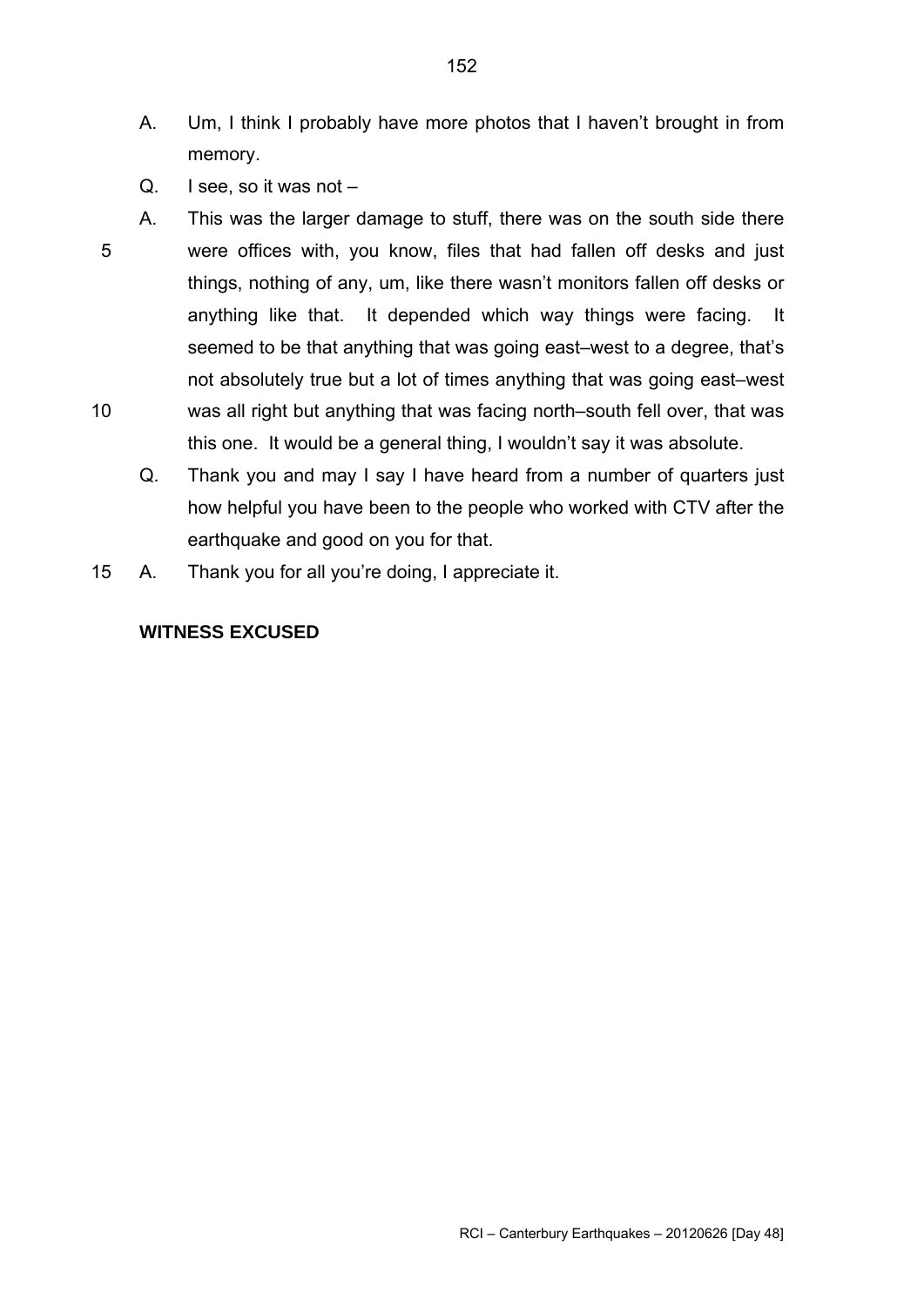A. Um, I think I probably have more photos that I haven't brought in from memory.

Q. I see, so it was not –

A. This was the larger damage to stuff, there was on the south side there were offices with, you know, files that had fallen off desks and just things, nothing of any, um, like there wasn't monitors fallen off desks or anything like that. It depended which way things were facing. It seemed to be that anything that was going east–west to a degree, that's not absolutely true but a lot of times anything that was going east–west was all right but anything that was facing north–south fell over, that was this one. It would be a general thing, I wouldn't say it was absolute.

Q. Thank you and may I say I have heard from a number of quarters just how helpful you have been to the people who worked with CTV after the earthquake and good on you for that.

A. Thank you for all you're doing, I appreciate it.

**WITNESS EXCUSED**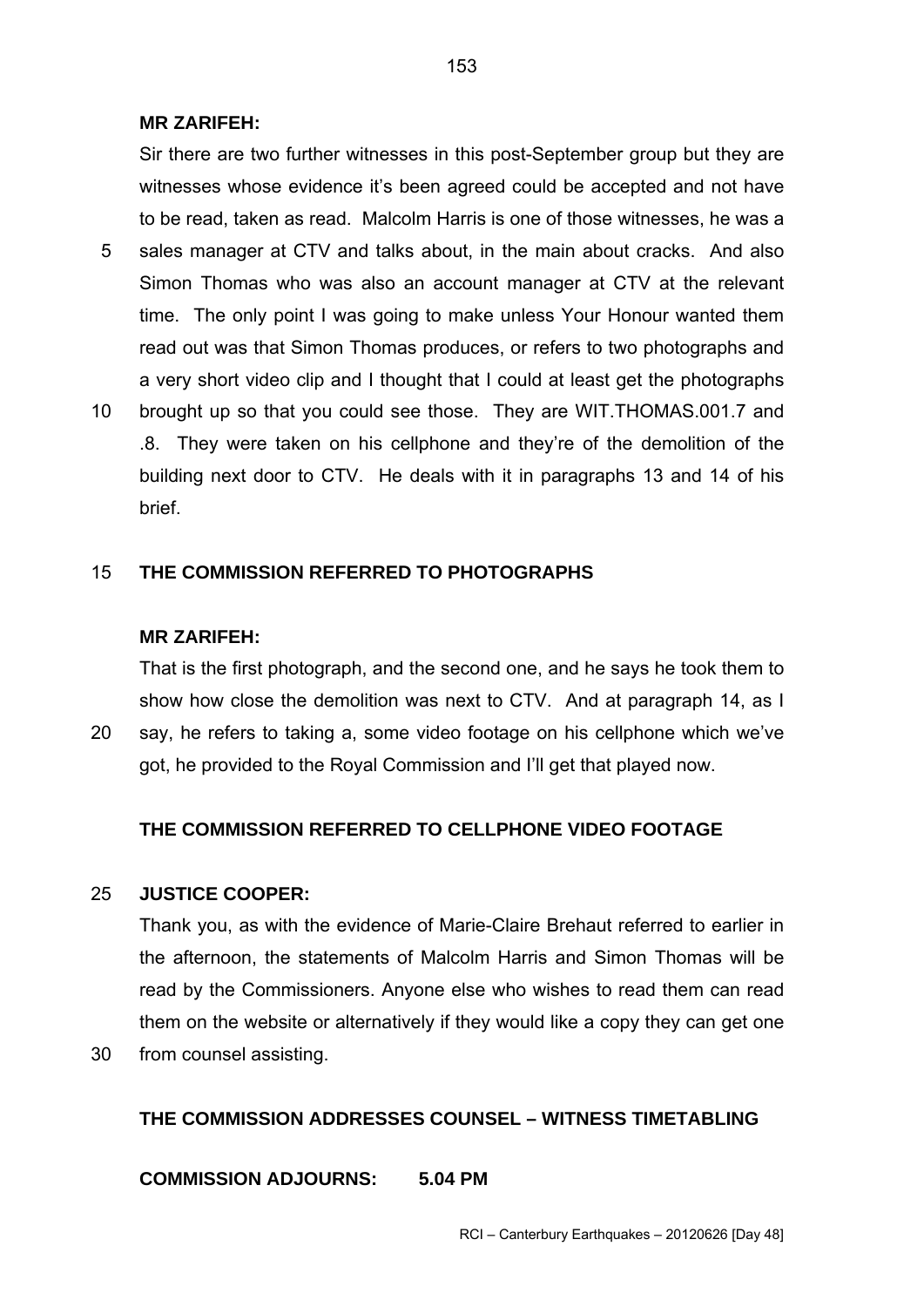**MR ZARIFEH:**

Sir there are two further witnesses in this post-September group but they are witnesses whose evidence it's been agreed could be accepted and not have to be read, taken as read. Malcolm Harris is one of those witnesses, he was a sales manager at CTV and talks about, in the main about cracks. And also Simon Thomas who was also an account manager at CTV at the relevant time. The only point I was going to make unless Your Honour wanted them read out was that Simon Thomas produces, or refers to two photographs and a very short video clip and I thought that I could at least get the photographs brought up so that you could see those. They are WIT.THOMAS.001.7 and .8. They were taken on his cellphone and they're of the demolition of the building next door to CTV. He deals with it in paragraphs 13 and 14 of his brief.

**THE COMMISSION REFERRED TO PHOTOGRAPHS**

**MR ZARIFEH:**

That is the first photograph, and the second one, and he says he took them to show how close the demolition was next to CTV. And at paragraph 14, as I say, he refers to taking a, some video footage on his cellphone which we've got, he provided to the Royal Commission and I'll get that played now.

**THE COMMISSION REFERRED TO CELLPHONE VIDEO FOOTAGE**

**JUSTICE COOPER:**

Thank you, as with the evidence of Marie-Claire Brehaut referred to earlier in the afternoon, the statements of Malcolm Harris and Simon Thomas will be read by the Commissioners. Anyone else who wishes to read them can read them on the website or alternatively if they would like a copy they can get one from counsel assisting.

**THE COMMISSION ADDRESSES COUNSEL – WITNESS TIMETABLING**

**COMMISSION ADJOURNS: 5.04 PM**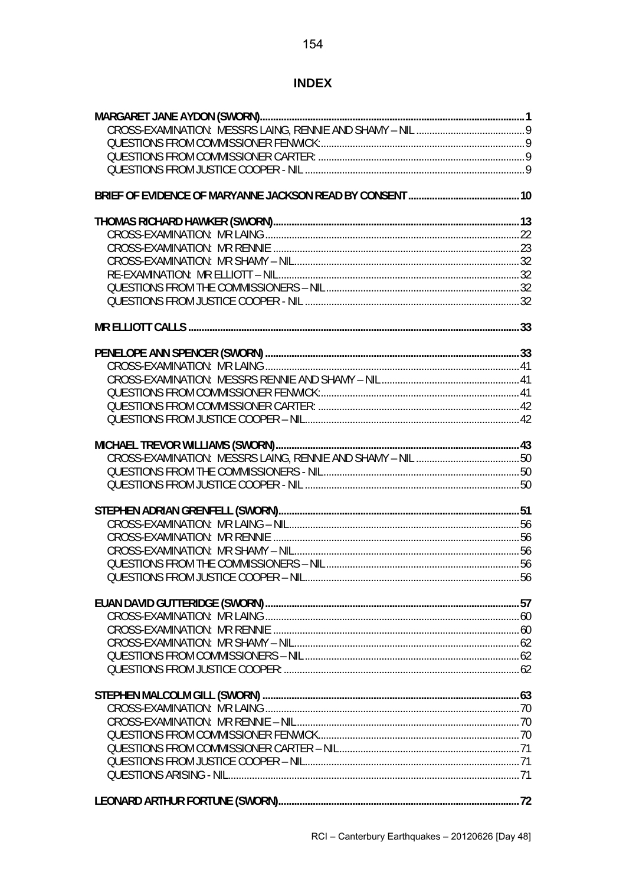# INDEX

**MARGARET JANE AYDON (SWORN)...................................................................................................1**
CROSS-EXAMINATION: MESSRS LAING, RENNIE AND SHAMY – NIL ........................................9
QUESTIONS FROM COMMISSIONER FENWICK:............................................................................9
QUESTIONS FROM COMMISSIONER CARTER: .............................................................................9
QUESTIONS FROM JUSTICE COOPER - NIL ..................................................................................9

**BRIEF OF EVIDENCE OF MARYANNE JACKSON READ BY CONSENT ..........................................10**

**THOMAS RICHARD HAWKER (SWORN).........................................................................................13**
CROSS-EXAMINATION: MR LAING...............................................................................................22
CROSS-EXAMINATION: MR RENNIE ............................................................................................23
CROSS-EXAMINATION: MR SHAMY – NIL....................................................................................32
RE-EXAMINATION: MR ELLIOTT – NIL..........................................................................................32
QUESTIONS FROM THE COMMISSIONERS – NIL........................................................................32
QUESTIONS FROM JUSTICE COOPER - NIL ................................................................................32

**MR ELLIOTT CALLS ...........................................................................................................................33**

**PENELOPE ANN SPENCER (SWORN) ...............................................................................................33**
CROSS-EXAMINATION: MR LAING...............................................................................................41
CROSS-EXAMINATION: MESSRS RENNIE AND SHAMY – NIL....................................................41
QUESTIONS FROM COMMISSIONER FENWICK:...........................................................................41
QUESTIONS FROM COMMISSIONER CARTER: ............................................................................42
QUESTIONS FROM JUSTICE COOPER – NIL.................................................................................42

**MICHAEL TREVOR WILLIAMS (SWORN)...........................................................................................43**
CROSS-EXAMINATION: MESSRS LAING, RENNIE AND SHAMY – NIL .......................................50
QUESTIONS FROM THE COMMISSIONERS - NIL.........................................................................50
QUESTIONS FROM JUSTICE COOPER - NIL ................................................................................50

**STEPHEN ADRIAN GRENFELL (SWORN)..........................................................................................51**
CROSS-EXAMINATION: MR LAING – NIL......................................................................................56
CROSS-EXAMINATION: MR RENNIE ............................................................................................56
CROSS-EXAMINATION: MR SHAMY – NIL....................................................................................56
QUESTIONS FROM THE COMMISSIONERS – NIL.........................................................................56
QUESTIONS FROM JUSTICE COOPER – NIL.................................................................................56

**EUAN DAVID GUTTERIDGE (SWORN)...............................................................................................57**
CROSS-EXAMINATION: MR LAING...............................................................................................60
CROSS-EXAMINATION: MR RENNIE ............................................................................................60
CROSS-EXAMINATION: MR SHAMY – NIL....................................................................................62
QUESTIONS FROM COMMISSIONERS – NIL.................................................................................62
QUESTIONS FROM JUSTICE COOPER: ........................................................................................62

**STEPHEN MALCOLM GILL (SWORN) ................................................................................................63**
CROSS-EXAMINATION: MR LAING...............................................................................................70
CROSS-EXAMINATION: MR RENNIE – NIL....................................................................................70
QUESTIONS FROM COMMISSIONER FENWICK............................................................................70
QUESTIONS FROM COMMISSIONER CARTER – NIL....................................................................71
QUESTIONS FROM JUSTICE COOPER – NIL.................................................................................71
QUESTIONS ARISING - NIL.............................................................................................................71

**LEONARD ARTHUR FORTUNE (SWORN)..........................................................................................72**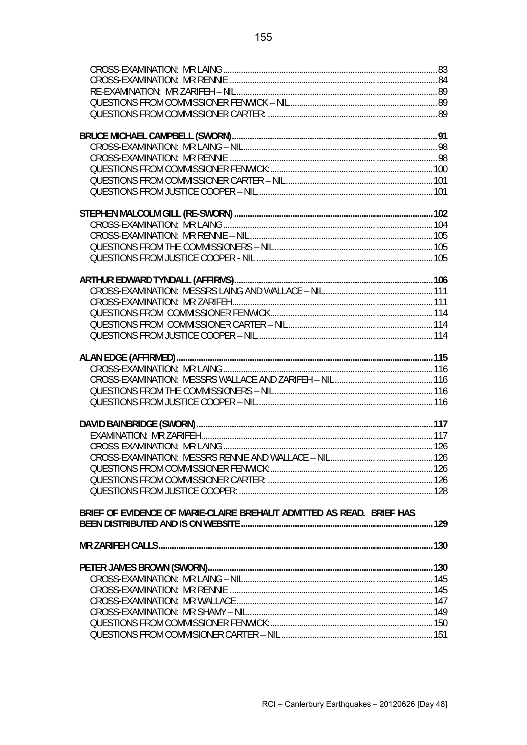CROSS-EXAMINATION: MR LAING ........................................................ 83
CROSS-EXAMINATION: MR RENNIE ...................................................... 84
RE-EXAMINATION: MR ZARIFEH – NIL ................................................... 89
QUESTIONS FROM COMMISSIONER FENWICK – NIL ................................... 89
QUESTIONS FROM COMMISSIONER CARTER: ............................................ 89

**BRUCE MICHAEL CAMPBELL (SWORN) ................................................. 91**
CROSS-EXAMINATION: MR LAING – NIL ................................................ 98
CROSS-EXAMINATION: MR RENNIE ...................................................... 98
QUESTIONS FROM COMMISSIONER FENWICK: ......................................... 100
QUESTIONS FROM COMMISSIONER CARTER – NIL .................................. 101
QUESTIONS FROM JUSTICE COOPER – NIL ............................................. 101

**STEPHEN MALCOLM GILL (RE-SWORN) ................................................ 102**
CROSS-EXAMINATION: MR LAING ...................................................... 104
CROSS-EXAMINATION: MR RENNIE – NIL ............................................. 105
QUESTIONS FROM THE COMMISSIONERS – NIL ....................................... 105
QUESTIONS FROM JUSTICE COOPER - NIL ............................................. 105

**ARTHUR EDWARD TYNDALL (AFFIRMS) ................................................ 106**
CROSS-EXAMINATION: MESSRS LAING AND WALLACE – NIL ...................... 111
CROSS-EXAMINATION: MR ZARIFEH .................................................... 111
QUESTIONS FROM COMMISSIONER FENWICK ......................................... 114
QUESTIONS FROM COMMISSIONER CARTER – NIL .................................. 114
QUESTIONS FROM JUSTICE COOPER – NIL ............................................. 114

**ALAN EDGE (AFFIRMED) ...................................................................... 115**
CROSS-EXAMINATION: MR LAING ...................................................... 116
CROSS-EXAMINATION: MESSRS WALLACE AND ZARIFEH – NIL .................. 116
QUESTIONS FROM THE COMMISSIONERS – NIL ....................................... 116
QUESTIONS FROM JUSTICE COOPER – NIL ............................................. 116

**DAVID BAINBRIDGE (SWORN) ............................................................. 117**
EXAMINATION: MR ZARIFEH ................................................................ 117
CROSS-EXAMINATION: MR LAING ...................................................... 126
CROSS-EXAMINATION: MESSRS RENNIE AND WALLACE – NIL .................... 126
QUESTIONS FROM COMMISSIONER FENWICK: ......................................... 126
QUESTIONS FROM COMMISSIONER CARTER: .......................................... 126
QUESTIONS FROM JUSTICE COOPER: ................................................... 128

**BRIEF OF EVIDENCE OF MARIE-CLAIRE BREHAUT ADMITTED AS READ. BRIEF HAS BEEN DISTRIBUTED AND IS ON WEBSITE ................................................ 129**

**MR ZARIFEH CALLS ............................................................................ 130**

**PETER JAMES BROWN (SWORN) ........................................................... 130**
CROSS-EXAMINATION: MR LAING – NIL .............................................. 145
CROSS-EXAMINATION: MR RENNIE ..................................................... 145
CROSS-EXAMINATION: MR WALLACE .................................................. 147
CROSS-EXAMINATION: MR SHAMY – NIL ............................................... 149
QUESTIONS FROM COMMISSIONER FENWICK: ......................................... 150
QUESTIONS FROM COMMISIONER CARTER – NIL ................................... 151